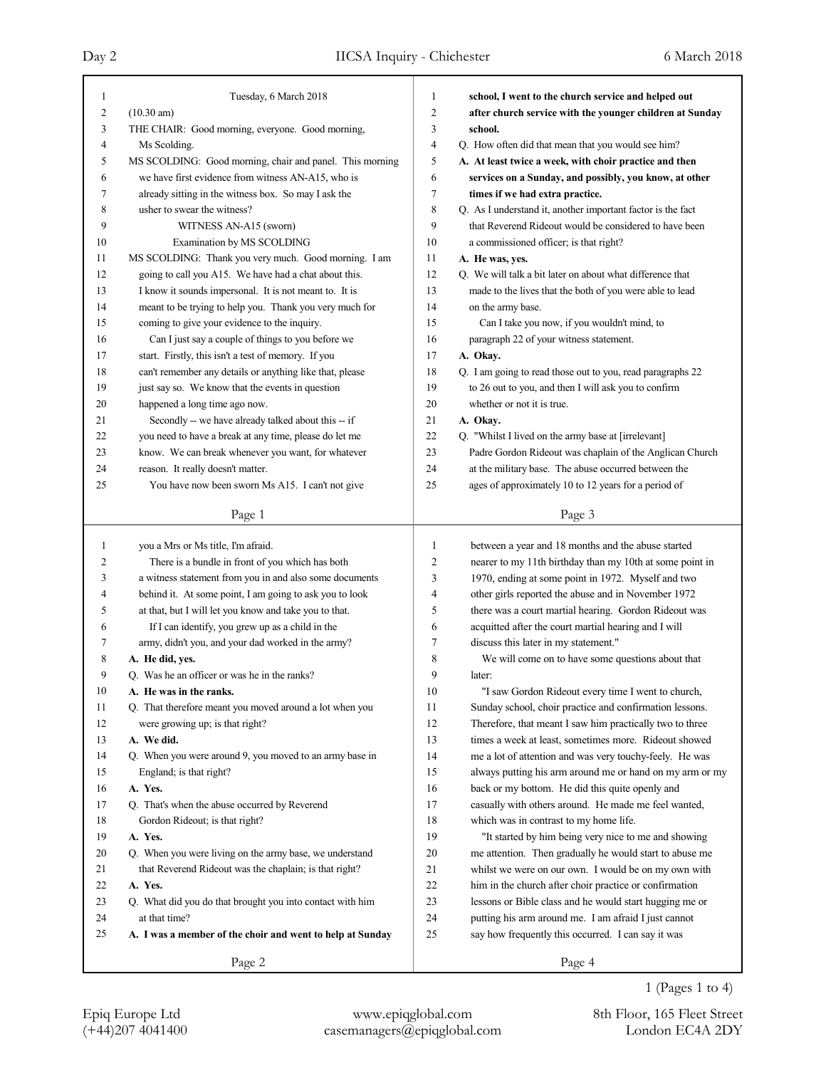Tuesday, 6 March 2018

(10.30 am)

THE CHAIR: Good morning, everyone. Good morning, Ms Scolding.

MS SCOLDING: Good morning, chair and panel. This morning we have first evidence from witness AN-A15, who is already sitting in the witness box. So may I ask the usher to swear the witness?

WITNESS AN-A15 (sworn)

Examination by MS SCOLDING

MS SCOLDING: Thank you very much. Good morning. I am going to call you A15. We have had a chat about this. I know it sounds impersonal. It is not meant to. It is meant to be trying to help you. Thank you very much for coming to give your evidence to the inquiry.

Can I just say a couple of things to you before we start. Firstly, this isn't a test of memory. If you can't remember any details or anything like that, please just say so. We know that the events in question happened a long time ago now.

Secondly -- we have already talked about this -- if you need to have a break at any time, please do let me know. We can break whenever you want, for whatever reason. It really doesn't matter.

You have now been sworn Ms A15. I can't not give you a Mrs or Ms title, I'm afraid.

There is a bundle in front of you which has both a witness statement from you in and also some documents behind it. At some point, I am going to ask you to look at that, but I will let you know and take you to that.

If I can identify, you grew up as a child in the army, didn't you, and your dad worked in the army?

**A. He did, yes.**

Q. Was he an officer or was he in the ranks?

**A. He was in the ranks.**

Q. That therefore meant you moved around a lot when you were growing up; is that right?

**A. We did.**

Q. When you were around 9, you moved to an army base in England; is that right?

**A. Yes.**

Q. That's when the abuse occurred by Reverend Gordon Rideout; is that right?

**A. Yes.**

Q. When you were living on the army base, we understand that Reverend Rideout was the chaplain; is that right?

**A. Yes.**

Q. What did you do that brought you into contact with him at that time?

**A. I was a member of the choir and went to help at Sunday school, I went to the church service and helped out after church service with the younger children at Sunday school.**

Q. How often did that mean that you would see him?

**A. At least twice a week, with choir practice and then services on a Sunday, and possibly, you know, at other times if we had extra practice.**

Q. As I understand it, another important factor is the fact that Reverend Rideout would be considered to have been a commissioned officer; is that right?

**A. He was, yes.**

Q. We will talk a bit later on about what difference that made to the lives that the both of you were able to lead on the army base.

Can I take you now, if you wouldn't mind, to paragraph 22 of your witness statement.

**A. Okay.**

Q. I am going to read those out to you, read paragraphs 22 to 26 out to you, and then I will ask you to confirm whether or not it is true.

**A. Okay.**

Q. "Whilst I lived on the army base at [irrelevant] Padre Gordon Rideout was chaplain of the Anglican Church at the military base. The abuse occurred between the ages of approximately 10 to 12 years for a period of between a year and 18 months and the abuse started nearer to my 11th birthday than my 10th at some point in 1970, ending at some point in 1972. Myself and two other girls reported the abuse and in November 1972 there was a court martial hearing. Gordon Rideout was acquitted after the court martial hearing and I will discuss this later in my statement."

We will come on to have some questions about that later:

"I saw Gordon Rideout every time I went to church, Sunday school, choir practice and confirmation lessons. Therefore, that meant I saw him practically two to three times a week at least, sometimes more. Rideout showed me a lot of attention and was very touchy-feely. He was always putting his arm around me or hand on my arm or my back or my bottom. He did this quite openly and casually with others around. He made me feel wanted, which was in contrast to my home life.

"It started by him being very nice to me and showing me attention. Then gradually he would start to abuse me whilst we were on our own. I would be on my own with him in the church after choir practice or confirmation lessons or Bible class and he would start hugging me or putting his arm around me. I am afraid I just cannot say how frequently this occurred. I can say it was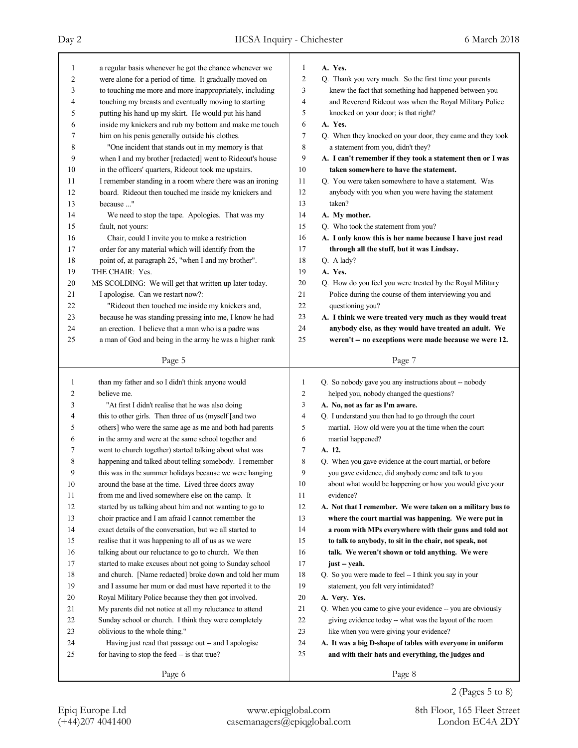a regular basis whenever he got the chance whenever we were alone for a period of time. It gradually moved on to touching me more and more inappropriately, including touching my breasts and eventually moving to starting putting his hand up my skirt. He would put his hand inside my knickers and rub my bottom and make me touch him on his penis generally outside his clothes.

"One incident that stands out in my memory is that when I and my brother [redacted] went to Rideout's house in the officers' quarters, Rideout took me upstairs. I remember standing in a room where there was an ironing board. Rideout then touched me inside my knickers and because ..."

We need to stop the tape. Apologies. That was my fault, not yours:

Chair, could I invite you to make a restriction order for any material which will identify from the point of, at paragraph 25, "when I and my brother".

THE CHAIR: Yes.

MS SCOLDING: We will get that written up later today. I apologise. Can we restart now?:

"Rideout then touched me inside my knickers and, because he was standing pressing into me, I know he had an erection. I believe that a man who is a padre was a man of God and being in the army he was a higher rank than my father and so I didn't think anyone would believe me.

"At first I didn't realise that he was also doing this to other girls. Then three of us (myself [and two others] who were the same age as me and both had parents in the army and were at the same school together and went to church together) started talking about what was happening and talked about telling somebody. I remember this was in the summer holidays because we were hanging around the base at the time. Lived three doors away from me and lived somewhere else on the camp. It started by us talking about him and not wanting to go to choir practice and I am afraid I cannot remember the exact details of the conversation, but we all started to realise that it was happening to all of us as we were talking about our reluctance to go to church. We then started to make excuses about not going to Sunday school and church. [Name redacted] broke down and told her mum and I assume her mum or dad must have reported it to the Royal Military Police because they then got involved. My parents did not notice at all my reluctance to attend Sunday school or church. I think they were completely oblivious to the whole thing."

Having just read that passage out -- and I apologise for having to stop the feed -- is that true?

**A. Yes.**

Q. Thank you very much. So the first time your parents knew the fact that something had happened between you and Reverend Rideout was when the Royal Military Police knocked on your door; is that right?

**A. Yes.**

Q. When they knocked on your door, they came and they took a statement from you, didn't they?

**A. I can't remember if they took a statement then or I was taken somewhere to have the statement.**

Q. You were taken somewhere to have a statement. Was anybody with you when you were having the statement taken?

**A. My mother.**

Q. Who took the statement from you?

**A. I only know this is her name because I have just read through all the stuff, but it was Lindsay.**

Q. A lady?

**A. Yes.**

Q. How do you feel you were treated by the Royal Military Police during the course of them interviewing you and questioning you?

**A. I think we were treated very much as they would treat anybody else, as they would have treated an adult. We weren't -- no exceptions were made because we were 12.**

Q. So nobody gave you any instructions about -- nobody helped you, nobody changed the questions?

**A. No, not as far as I'm aware.**

Q. I understand you then had to go through the court martial. How old were you at the time when the court martial happened?

**A. 12.**

Q. When you gave evidence at the court martial, or before you gave evidence, did anybody come and talk to you about what would be happening or how you would give your evidence?

**A. Not that I remember. We were taken on a military bus to where the court martial was happening. We were put in a room with MPs everywhere with their guns and told not to talk to anybody, to sit in the chair, not speak, not talk. We weren't shown or told anything. We were just -- yeah.**

Q. So you were made to feel -- I think you say in your statement, you felt very intimidated?

**A. Very. Yes.**

Q. When you came to give your evidence -- you are obviously giving evidence today -- what was the layout of the room like when you were giving your evidence?

**A. It was a big D-shape of tables with everyone in uniform and with their hats and everything, the judges and**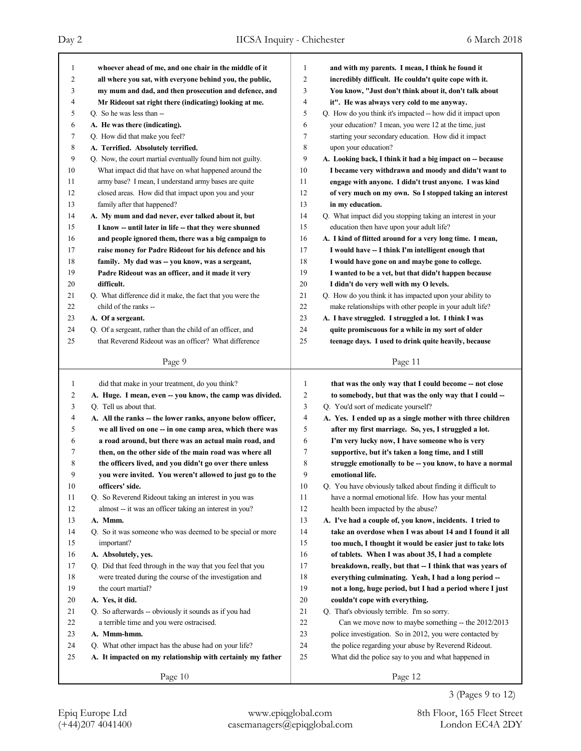**whoever ahead of me, and one chair in the middle of it all where you sat, with everyone behind you, the public, my mum and dad, and then prosecution and defence, and Mr Rideout sat right there (indicating) looking at me.**

Q. So he was less than --

**A. He was there (indicating).**

Q. How did that make you feel?

**A. Terrified. Absolutely terrified.**

Q. Now, the court martial eventually found him not guilty. What impact did that have on what happened around the army base? I mean, I understand army bases are quite closed areas. How did that impact upon you and your family after that happened?

**A. My mum and dad never, ever talked about it, but I know -- until later in life -- that they were shunned and people ignored them, there was a big campaign to raise money for Padre Rideout for his defence and his family. My dad was -- you know, was a sergeant, Padre Rideout was an officer, and it made it very difficult.**

Q. What difference did it make, the fact that you were the child of the ranks --

**A. Of a sergeant.**

Q. Of a sergeant, rather than the child of an officer, and that Reverend Rideout was an officer? What difference did that make in your treatment, do you think?

**A. Huge. I mean, even -- you know, the camp was divided.**

Q. Tell us about that.

**A. All the ranks -- the lower ranks, anyone below officer, we all lived on one -- in one camp area, which there was a road around, but there was an actual main road, and then, on the other side of the main road was where all the officers lived, and you didn't go over there unless you were invited. You weren't allowed to just go to the officers' side.**

Q. So Reverend Rideout taking an interest in you was almost -- it was an officer taking an interest in you?

**A. Mmm.**

Q. So it was someone who was deemed to be special or more important?

**A. Absolutely, yes.**

Q. Did that feed through in the way that you feel that you were treated during the course of the investigation and the court martial?

**A. Yes, it did.**

Q. So afterwards -- obviously it sounds as if you had a terrible time and you were ostracised.

**A. Mmm-hmm.**

Q. What other impact has the abuse had on your life?

**A. It impacted on my relationship with certainly my father and with my parents. I mean, I think he found it incredibly difficult. He couldn't quite cope with it. You know, "Just don't think about it, don't talk about it". He was always very cold to me anyway.**

Q. How do you think it's impacted -- how did it impact upon your education? I mean, you were 12 at the time, just starting your secondary education. How did it impact upon your education?

**A. Looking back, I think it had a big impact on -- because I became very withdrawn and moody and didn't want to engage with anyone. I didn't trust anyone. I was kind of very much on my own. So I stopped taking an interest in my education.**

Q. What impact did you stopping taking an interest in your education then have upon your adult life?

**A. I kind of flitted around for a very long time. I mean, I would have -- I think I'm intelligent enough that I would have gone on and maybe gone to college. I wanted to be a vet, but that didn't happen because I didn't do very well with my O levels.**

Q. How do you think it has impacted upon your ability to make relationships with other people in your adult life?

**A. I have struggled. I struggled a lot. I think I was quite promiscuous for a while in my sort of older teenage days. I used to drink quite heavily, because that was the only way that I could become -- not close to somebody, but that was the only way that I could --**

Q. You'd sort of medicate yourself?

**A. Yes. I ended up as a single mother with three children after my first marriage. So, yes, I struggled a lot. I'm very lucky now, I have someone who is very supportive, but it's taken a long time, and I still struggle emotionally to be -- you know, to have a normal emotional life.**

Q. You have obviously talked about finding it difficult to have a normal emotional life. How has your mental health been impacted by the abuse?

**A. I've had a couple of, you know, incidents. I tried to take an overdose when I was about 14 and I found it all too much, I thought it would be easier just to take lots of tablets. When I was about 35, I had a complete breakdown, really, but that -- I think that was years of everything culminating. Yeah, I had a long period -- not a long, huge period, but I had a period where I just couldn't cope with everything.**

Q. That's obviously terrible. I'm so sorry.

Can we move now to maybe something -- the 2012/2013 police investigation. So in 2012, you were contacted by the police regarding your abuse by Reverend Rideout. What did the police say to you and what happened in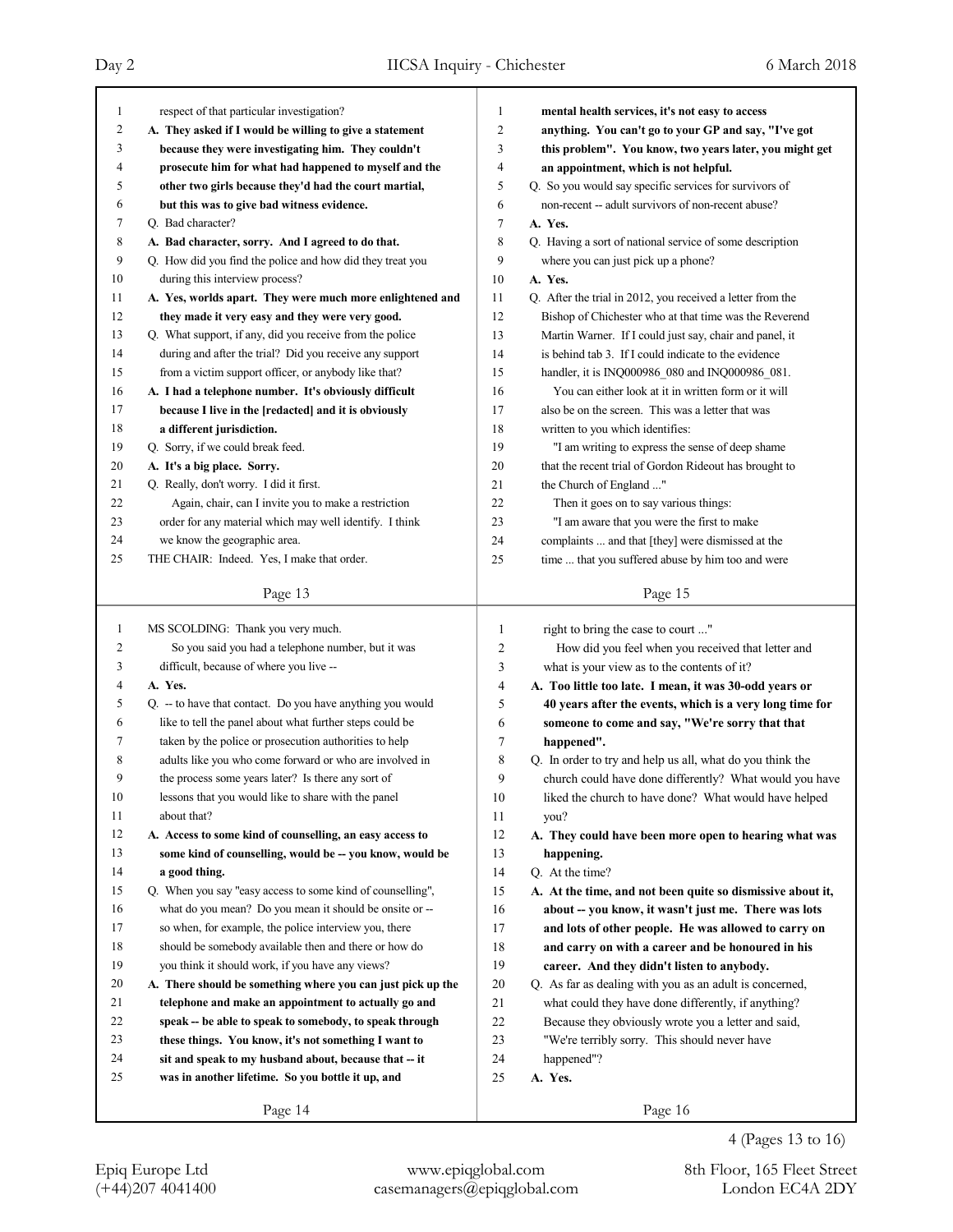respect of that particular investigation?

**A. They asked if I would be willing to give a statement because they were investigating him. They couldn't prosecute him for what had happened to myself and the other two girls because they'd had the court martial, but this was to give bad witness evidence.**

Q. Bad character?

**A. Bad character, sorry. And I agreed to do that.**

Q. How did you find the police and how did they treat you during this interview process?

**A. Yes, worlds apart. They were much more enlightened and they made it very easy and they were very good.**

Q. What support, if any, did you receive from the police during and after the trial? Did you receive any support from a victim support officer, or anybody like that?

**A. I had a telephone number. It's obviously difficult because I live in the [redacted] and it is obviously a different jurisdiction.**

Q. Sorry, if we could break feed.

**A. It's a big place. Sorry.**

Q. Really, don't worry. I did it first.

Again, chair, can I invite you to make a restriction order for any material which may well identify. I think we know the geographic area.

THE CHAIR: Indeed. Yes, I make that order.

MS SCOLDING: Thank you very much.

So you said you had a telephone number, but it was difficult, because of where you live --

**A. Yes.**

Q. -- to have that contact. Do you have anything you would like to tell the panel about what further steps could be taken by the police or prosecution authorities to help adults like you who come forward or who are involved in the process some years later? Is there any sort of lessons that you would like to share with the panel about that?

**A. Access to some kind of counselling, an easy access to some kind of counselling, would be -- you know, would be a good thing.**

Q. When you say "easy access to some kind of counselling", what do you mean? Do you mean it should be onsite or -- so when, for example, the police interview you, there should be somebody available then and there or how do you think it should work, if you have any views?

**A. There should be something where you can just pick up the telephone and make an appointment to actually go and speak -- be able to speak to somebody, to speak through these things. You know, it's not something I want to sit and speak to my husband about, because that -- it was in another lifetime. So you bottle it up, and mental health services, it's not easy to access anything. You can't go to your GP and say, "I've got this problem". You know, two years later, you might get an appointment, which is not helpful.**

Q. So you would say specific services for survivors of non-recent -- adult survivors of non-recent abuse?

**A. Yes.**

Q. Having a sort of national service of some description where you can just pick up a phone?

**A. Yes.**

Q. After the trial in 2012, you received a letter from the Bishop of Chichester who at that time was the Reverend Martin Warner. If I could just say, chair and panel, it is behind tab 3. If I could indicate to the evidence handler, it is INQ000986_080 and INQ000986_081.

You can either look at it in written form or it will also be on the screen. This was a letter that was written to you which identifies:

"I am writing to express the sense of deep shame that the recent trial of Gordon Rideout has brought to the Church of England ..."

Then it goes on to say various things:

"I am aware that you were the first to make complaints ... and that [they] were dismissed at the time ... that you suffered abuse by him too and were right to bring the case to court ..."

How did you feel when you received that letter and what is your view as to the contents of it?

**A. Too little too late. I mean, it was 30-odd years or 40 years after the events, which is a very long time for someone to come and say, "We're sorry that that happened".**

Q. In order to try and help us all, what do you think the church could have done differently? What would you have liked the church to have done? What would have helped you?

**A. They could have been more open to hearing what was happening.**

Q. At the time?

**A. At the time, and not been quite so dismissive about it, about -- you know, it wasn't just me. There was lots and lots of other people. He was allowed to carry on and carry on with a career and be honoured in his career. And they didn't listen to anybody.**

Q. As far as dealing with you as an adult is concerned, what could they have done differently, if anything? Because they obviously wrote you a letter and said, "We're terribly sorry. This should never have happened"?

**A. Yes.**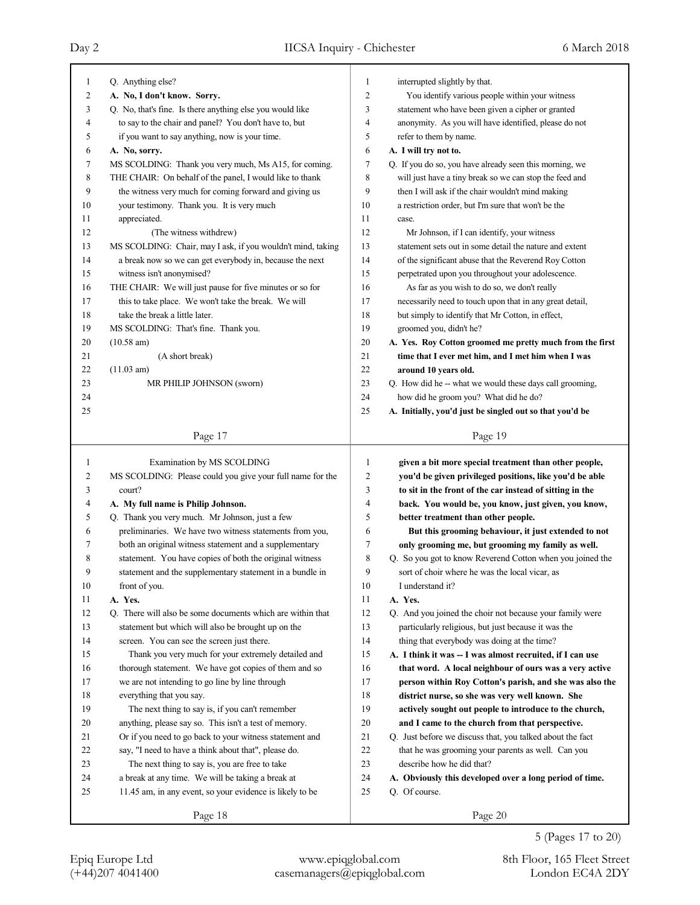Q. Anything else?

**A. No, I don't know. Sorry.**

Q. No, that's fine. Is there anything else you would like to say to the chair and panel? You don't have to, but if you want to say anything, now is your time.

**A. No, sorry.**

MS SCOLDING: Thank you very much, Ms A15, for coming.

THE CHAIR: On behalf of the panel, I would like to thank the witness very much for coming forward and giving us your testimony. Thank you. It is very much appreciated.

(The witness withdrew)

MS SCOLDING: Chair, may I ask, if you wouldn't mind, taking a break now so we can get everybody in, because the next witness isn't anonymised?

THE CHAIR: We will just pause for five minutes or so for this to take place. We won't take the break. We will take the break a little later.

MS SCOLDING: That's fine. Thank you.

(10.58 am)

(A short break)

(11.03 am)

MR PHILIP JOHNSON (sworn)

Examination by MS SCOLDING

MS SCOLDING: Please could you give your full name for the court?

**A. My full name is Philip Johnson.**

Q. Thank you very much. Mr Johnson, just a few preliminaries. We have two witness statements from you, both an original witness statement and a supplementary statement. You have copies of both the original witness statement and the supplementary statement in a bundle in front of you.

**A. Yes.**

Q. There will also be some documents which are within that statement but which will also be brought up on the screen. You can see the screen just there.

Thank you very much for your extremely detailed and thorough statement. We have got copies of them and so we are not intending to go line by line through everything that you say.

The next thing to say is, if you can't remember anything, please say so. This isn't a test of memory. Or if you need to go back to your witness statement and say, "I need to have a think about that", please do.

The next thing to say is, you are free to take a break at any time. We will be taking a break at 11.45 am, in any event, so your evidence is likely to be interrupted slightly by that.

You identify various people within your witness statement who have been given a cipher or granted anonymity. As you will have identified, please do not refer to them by name.

**A. I will try not to.**

Q. If you do so, you have already seen this morning, we will just have a tiny break so we can stop the feed and then I will ask if the chair wouldn't mind making a restriction order, but I'm sure that won't be the case.

Mr Johnson, if I can identify, your witness statement sets out in some detail the nature and extent of the significant abuse that the Reverend Roy Cotton perpetrated upon you throughout your adolescence.

As far as you wish to do so, we don't really necessarily need to touch upon that in any great detail, but simply to identify that Mr Cotton, in effect, groomed you, didn't he?

**A. Yes. Roy Cotton groomed me pretty much from the first time that I ever met him, and I met him when I was around 10 years old.**

Q. How did he -- what we would these days call grooming, how did he groom you? What did he do?

**A. Initially, you'd just be singled out so that you'd be given a bit more special treatment than other people, you'd be given privileged positions, like you'd be able to sit in the front of the car instead of sitting in the back. You would be, you know, just given, you know, better treatment than other people.**

**But this grooming behaviour, it just extended to not only grooming me, but grooming my family as well.**

Q. So you got to know Reverend Cotton when you joined the sort of choir where he was the local vicar, as I understand it?

**A. Yes.**

Q. And you joined the choir not because your family were particularly religious, but just because it was the thing that everybody was doing at the time?

**A. I think it was -- I was almost recruited, if I can use that word. A local neighbour of ours was a very active person within Roy Cotton's parish, and she was also the district nurse, so she was very well known. She actively sought out people to introduce to the church, and I came to the church from that perspective.**

Q. Just before we discuss that, you talked about the fact that he was grooming your parents as well. Can you describe how he did that?

**A. Obviously this developed over a long period of time.**

Q. Of course.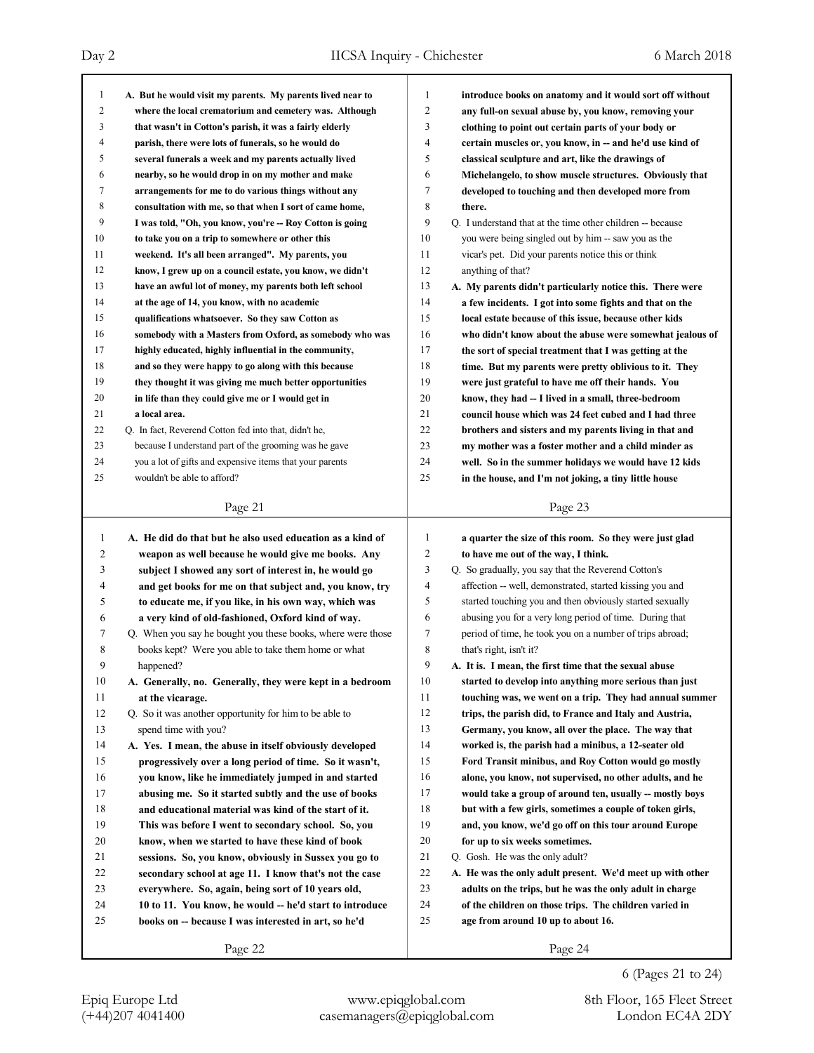A. But he would visit my parents. My parents lived near to where the local crematorium and cemetery was. Although that wasn't in Cotton's parish, it was a fairly elderly parish, there were lots of funerals, so he would do several funerals a week and my parents actually lived nearby, so he would drop in on my mother and make arrangements for me to do various things without any consultation with me, so that when I sort of came home, I was told, "Oh, you know, you're -- Roy Cotton is going to take you on a trip to somewhere or other this weekend. It's all been arranged". My parents, you know, I grew up on a council estate, you know, we didn't have an awful lot of money, my parents both left school at the age of 14, you know, with no academic qualifications whatsoever. So they saw Cotton as somebody with a Masters from Oxford, as somebody who was highly educated, highly influential in the community, and so they were happy to go along with this because they thought it was giving me much better opportunities in life than they could give me or I would get in a local area.

Q. In fact, Reverend Cotton fed into that, didn't he, because I understand part of the grooming was he gave you a lot of gifts and expensive items that your parents wouldn't be able to afford?

A. He did do that but he also used education as a kind of weapon as well because he would give me books. Any subject I showed any sort of interest in, he would go and get books for me on that subject and, you know, try to educate me, if you like, in his own way, which was a very kind of old-fashioned, Oxford kind of way.

Q. When you say he bought you these books, where were those books kept? Were you able to take them home or what happened?

A. Generally, no. Generally, they were kept in a bedroom at the vicarage.

Q. So it was another opportunity for him to be able to spend time with you?

A. Yes. I mean, the abuse in itself obviously developed progressively over a long period of time. So it wasn't, you know, like he immediately jumped in and started abusing me. So it started subtly and the use of books and educational material was kind of the start of it. This was before I went to secondary school. So, you know, when we started to have these kind of book sessions. So, you know, obviously in Sussex you go to secondary school at age 11. I know that's not the case everywhere. So, again, being sort of 10 years old, 10 to 11. You know, he would -- he'd start to introduce books on -- because I was interested in art, so he'd introduce books on anatomy and it would sort off without any full-on sexual abuse by, you know, removing your clothing to point out certain parts of your body or certain muscles or, you know, in -- and he'd use kind of classical sculpture and art, like the drawings of Michelangelo, to show muscle structures. Obviously that developed to touching and then developed more from there.

Q. I understand that at the time other children -- because you were being singled out by him -- saw you as the vicar's pet. Did your parents notice this or think anything of that?

A. My parents didn't particularly notice this. There were a few incidents. I got into some fights and that on the local estate because of this issue, because other kids who didn't know about the abuse were somewhat jealous of the sort of special treatment that I was getting at the time. But my parents were pretty oblivious to it. They were just grateful to have me off their hands. You know, they had -- I lived in a small, three-bedroom council house which was 24 feet cubed and I had three brothers and sisters and my parents living in that and my mother was a foster mother and a child minder as well. So in the summer holidays we would have 12 kids in the house, and I'm not joking, a tiny little house a quarter the size of this room. So they were just glad to have me out of the way, I think.

Q. So gradually, you say that the Reverend Cotton's affection -- well, demonstrated, started kissing you and started touching you and then obviously started sexually abusing you for a very long period of time. During that period of time, he took you on a number of trips abroad; that's right, isn't it?

A. It is. I mean, the first time that the sexual abuse started to develop into anything more serious than just touching was, we went on a trip. They had annual summer trips, the parish did, to France and Italy and Austria, Germany, you know, all over the place. The way that worked is, the parish had a minibus, a 12-seater old Ford Transit minibus, and Roy Cotton would go mostly alone, you know, not supervised, no other adults, and he would take a group of around ten, usually -- mostly boys but with a few girls, sometimes a couple of token girls, and, you know, we'd go off on this tour around Europe for up to six weeks sometimes.

Q. Gosh. He was the only adult?

A. He was the only adult present. We'd meet up with other adults on the trips, but he was the only adult in charge of the children on those trips. The children varied in age from around 10 up to about 16.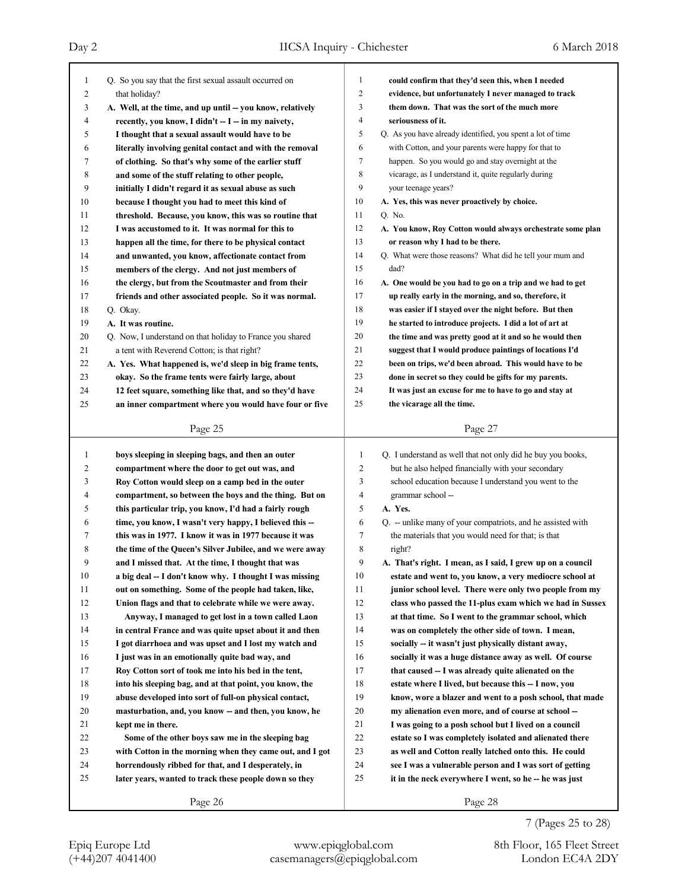Q. So you say that the first sexual assault occurred on that holiday?

**A. Well, at the time, and up until -- you know, relatively recently, you know, I didn't -- I -- in my naivety, I thought that a sexual assault would have to be literally involving genital contact and with the removal of clothing. So that's why some of the earlier stuff and some of the stuff relating to other people, initially I didn't regard it as sexual abuse as such because I thought you had to meet this kind of threshold. Because, you know, this was so routine that I was accustomed to it. It was normal for this to happen all the time, for there to be physical contact and unwanted, you know, affectionate contact from members of the clergy. And not just members of the clergy, but from the Scoutmaster and from their friends and other associated people. So it was normal.**

Q. Okay.

**A. It was routine.**

Q. Now, I understand on that holiday to France you shared a tent with Reverend Cotton; is that right?

**A. Yes. What happened is, we'd sleep in big frame tents, okay. So the frame tents were fairly large, about 12 feet square, something like that, and so they'd have an inner compartment where you would have four or five boys sleeping in sleeping bags, and then an outer compartment where the door to get out was, and Roy Cotton would sleep on a camp bed in the outer compartment, so between the boys and the thing. But on this particular trip, you know, I'd had a fairly rough time, you know, I wasn't very happy, I believed this -- this was in 1977. I know it was in 1977 because it was the time of the Queen's Silver Jubilee, and we were away and I missed that. At the time, I thought that was a big deal -- I don't know why. I thought I was missing out on something. Some of the people had taken, like, Union flags and that to celebrate while we were away.**

**Anyway, I managed to get lost in a town called Laon in central France and was quite upset about it and then I got diarrhoea and was upset and I lost my watch and I just was in an emotionally quite bad way, and Roy Cotton sort of took me into his bed in the tent, into his sleeping bag, and at that point, you know, the abuse developed into sort of full-on physical contact, masturbation, and, you know -- and then, you know, he kept me in there.**

**Some of the other boys saw me in the sleeping bag with Cotton in the morning when they came out, and I got horrendously ribbed for that, and I desperately, in later years, wanted to track these people down so they could confirm that they'd seen this, when I needed evidence, but unfortunately I never managed to track them down. That was the sort of the much more seriousness of it.**

Q. As you have already identified, you spent a lot of time with Cotton, and your parents were happy for that to happen. So you would go and stay overnight at the vicarage, as I understand it, quite regularly during your teenage years?

**A. Yes, this was never proactively by choice.**

Q. No.

**A. You know, Roy Cotton would always orchestrate some plan or reason why I had to be there.**

Q. What were those reasons? What did he tell your mum and dad?

**A. One would be you had to go on a trip and we had to get up really early in the morning, and so, therefore, it was easier if I stayed over the night before. But then he started to introduce projects. I did a lot of art at the time and was pretty good at it and so he would then suggest that I would produce paintings of locations I'd been on trips, we'd been abroad. This would have to be done in secret so they could be gifts for my parents. It was just an excuse for me to have to go and stay at the vicarage all the time.**

Q. I understand as well that not only did he buy you books, but he also helped financially with your secondary school education because I understand you went to the grammar school --

**A. Yes.**

Q. -- unlike many of your compatriots, and he assisted with the materials that you would need for that; is that right?

**A. That's right. I mean, as I said, I grew up on a council estate and went to, you know, a very mediocre school at junior school level. There were only two people from my class who passed the 11-plus exam which we had in Sussex at that time. So I went to the grammar school, which was on completely the other side of town. I mean, socially -- it wasn't just physically distant away, socially it was a huge distance away as well. Of course that caused -- I was already quite alienated on the estate where I lived, but because this -- I now, you know, wore a blazer and went to a posh school, that made my alienation even more, and of course at school -- I was going to a posh school but I lived on a council estate so I was completely isolated and alienated there as well and Cotton really latched onto this. He could see I was a vulnerable person and I was sort of getting it in the neck everywhere I went, so he -- he was just**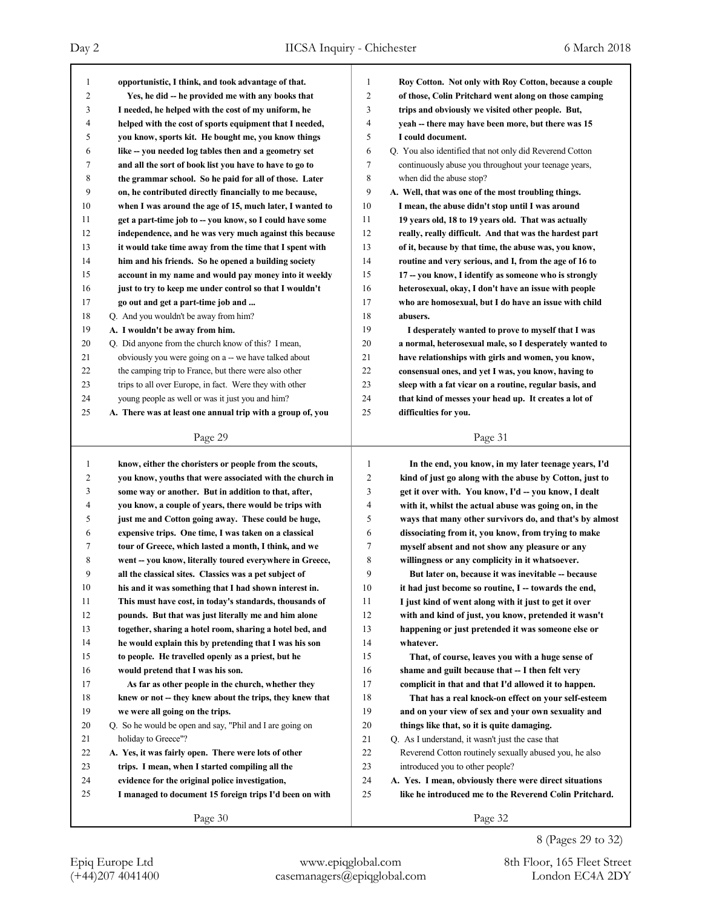opportunistic, I think, and took advantage of that.

Yes, he did -- he provided me with any books that I needed, he helped with the cost of my uniform, he helped with the cost of sports equipment that I needed, you know, sports kit. He bought me, you know things like -- you needed log tables then and a geometry set and all the sort of book list you have to have to go to the grammar school. So he paid for all of those. Later on, he contributed directly financially to me because, when I was around the age of 15, much later, I wanted to get a part-time job to -- you know, so I could have some independence, and he was very much against this because it would take time away from the time that I spent with him and his friends. So he opened a building society account in my name and would pay money into it weekly just to try to keep me under control so that I wouldn't go out and get a part-time job and ...

Q. And you wouldn't be away from him?

A. I wouldn't be away from him.

Q. Did anyone from the church know of this? I mean, obviously you were going on a -- we have talked about the camping trip to France, but there were also other trips to all over Europe, in fact. Were they with other young people as well or was it just you and him?

A. There was at least one annual trip with a group of, you know, either the choristers or people from the scouts, you know, youths that were associated with the church in some way or another. But in addition to that, after, you know, a couple of years, there would be trips with just me and Cotton going away. These could be huge, expensive trips. One time, I was taken on a classical tour of Greece, which lasted a month, I think, and we went -- you know, literally toured everywhere in Greece, all the classical sites. Classics was a pet subject of his and it was something that I had shown interest in. This must have cost, in today's standards, thousands of pounds. But that was just literally me and him alone together, sharing a hotel room, sharing a hotel bed, and he would explain this by pretending that I was his son to people. He travelled openly as a priest, but he would pretend that I was his son.

As far as other people in the church, whether they knew or not -- they knew about the trips, they knew that we were all going on the trips.

Q. So he would be open and say, "Phil and I are going on holiday to Greece"?

A. Yes, it was fairly open. There were lots of other trips. I mean, when I started compiling all the evidence for the original police investigation, I managed to document 15 foreign trips I'd been on with Roy Cotton. Not only with Roy Cotton, because a couple of those, Colin Pritchard went along on those camping trips and obviously we visited other people. But, yeah -- there may have been more, but there was 15 I could document.

Q. You also identified that not only did Reverend Cotton continuously abuse you throughout your teenage years, when did the abuse stop?

A. Well, that was one of the most troubling things. I mean, the abuse didn't stop until I was around 19 years old, 18 to 19 years old. That was actually really, really difficult. And that was the hardest part of it, because by that time, the abuse was, you know, routine and very serious, and I, from the age of 16 to 17 -- you know, I identify as someone who is strongly heterosexual, okay, I don't have an issue with people who are homosexual, but I do have an issue with child abusers.

I desperately wanted to prove to myself that I was a normal, heterosexual male, so I desperately wanted to have relationships with girls and women, you know, consensual ones, and yet I was, you know, having to sleep with a fat vicar on a routine, regular basis, and that kind of messes your head up. It creates a lot of difficulties for you.

In the end, you know, in my later teenage years, I'd kind of just go along with the abuse by Cotton, just to get it over with. You know, I'd -- you know, I dealt with it, whilst the actual abuse was going on, in the ways that many other survivors do, and that's by almost dissociating from it, you know, from trying to make myself absent and not show any pleasure or any willingness or any complicity in it whatsoever.

But later on, because it was inevitable -- because it had just become so routine, I -- towards the end, I just kind of went along with it just to get it over with and kind of just, you know, pretended it wasn't happening or just pretended it was someone else or whatever.

That, of course, leaves you with a huge sense of shame and guilt because that -- I then felt very complicit in that and that I'd allowed it to happen.

That has a real knock-on effect on your self-esteem and on your view of sex and your own sexuality and things like that, so it is quite damaging.

Q. As I understand, it wasn't just the case that Reverend Cotton routinely sexually abused you, he also introduced you to other people?

A. Yes. I mean, obviously there were direct situations like he introduced me to the Reverend Colin Pritchard.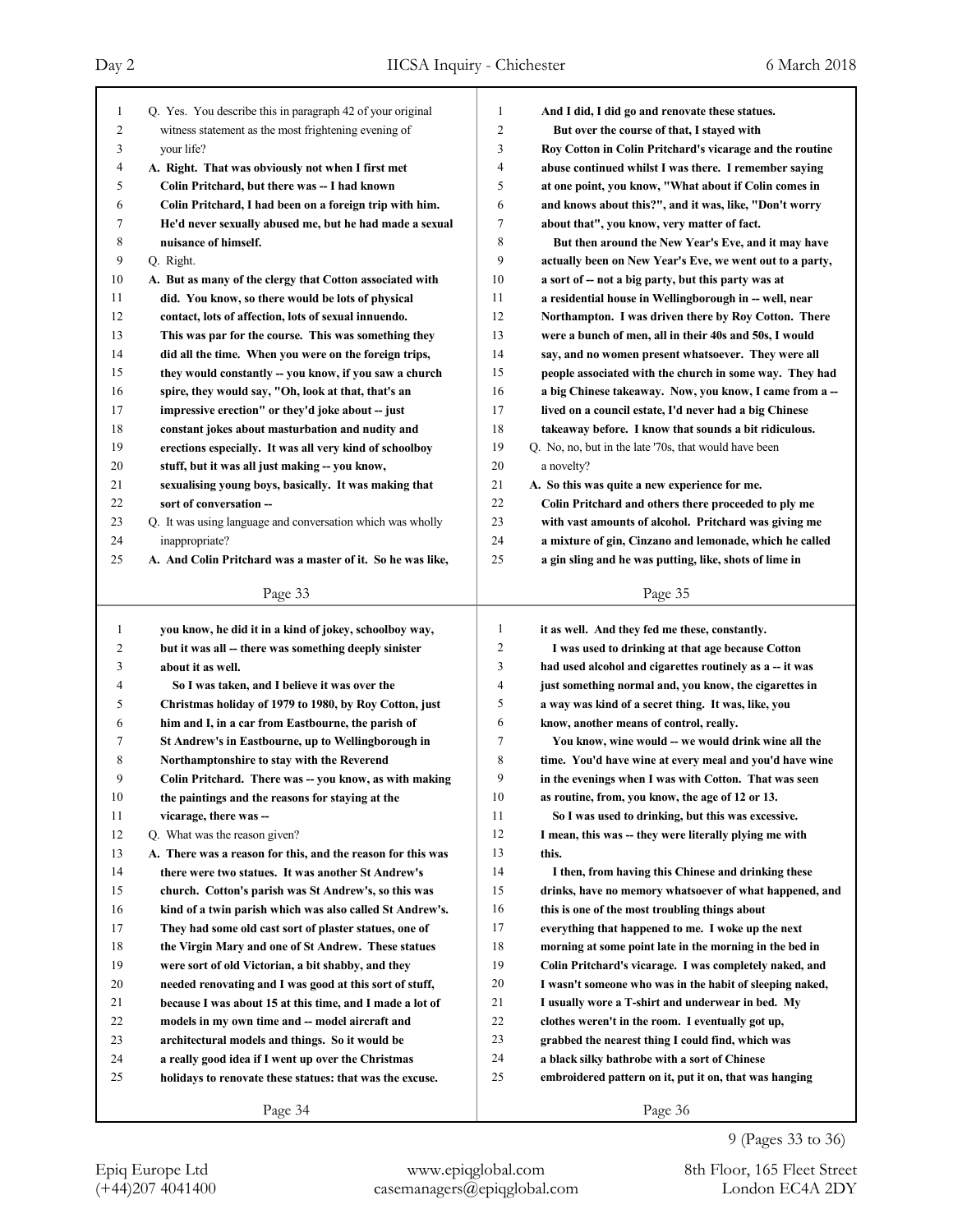Q. Yes. You describe this in paragraph 42 of your original witness statement as the most frightening evening of your life?

**A. Right. That was obviously not when I first met Colin Pritchard, but there was -- I had known Colin Pritchard, I had been on a foreign trip with him. He'd never sexually abused me, but he had made a sexual nuisance of himself.**

Q. Right.

**A. But as many of the clergy that Cotton associated with did. You know, so there would be lots of physical contact, lots of affection, lots of sexual innuendo. This was par for the course. This was something they did all the time. When you were on the foreign trips, they would constantly -- you know, if you saw a church spire, they would say, "Oh, look at that, that's an impressive erection" or they'd joke about -- just constant jokes about masturbation and nudity and erections especially. It was all very kind of schoolboy stuff, but it was all just making -- you know, sexualising young boys, basically. It was making that sort of conversation --**

Q. It was using language and conversation which was wholly inappropriate?

**A. And Colin Pritchard was a master of it. So he was like, you know, he did it in a kind of jokey, schoolboy way, but it was all -- there was something deeply sinister about it as well.**

**So I was taken, and I believe it was over the Christmas holiday of 1979 to 1980, by Roy Cotton, just him and I, in a car from Eastbourne, the parish of St Andrew's in Eastbourne, up to Wellingborough in Northamptonshire to stay with the Reverend Colin Pritchard. There was -- you know, as with making the paintings and the reasons for staying at the vicarage, there was --**

Q. What was the reason given?

**A. There was a reason for this, and the reason for this was there were two statues. It was another St Andrew's church. Cotton's parish was St Andrew's, so this was kind of a twin parish which was also called St Andrew's. They had some old cast sort of plaster statues, one of the Virgin Mary and one of St Andrew. These statues were sort of old Victorian, a bit shabby, and they needed renovating and I was good at this sort of stuff, because I was about 15 at this time, and I made a lot of models in my own time and -- model aircraft and architectural models and things. So it would be a really good idea if I went up over the Christmas holidays to renovate these statues: that was the excuse.**

**And I did, I did go and renovate these statues.**

**But over the course of that, I stayed with Roy Cotton in Colin Pritchard's vicarage and the routine abuse continued whilst I was there. I remember saying at one point, you know, "What about if Colin comes in and knows about this?", and it was, like, "Don't worry about that", you know, very matter of fact.**

**But then around the New Year's Eve, and it may have actually been on New Year's Eve, we went out to a party, a sort of -- not a big party, but this party was at a residential house in Wellingborough in -- well, near Northampton. I was driven there by Roy Cotton. There were a bunch of men, all in their 40s and 50s, I would say, and no women present whatsoever. They were all people associated with the church in some way. They had a big Chinese takeaway. Now, you know, I came from a -- lived on a council estate, I'd never had a big Chinese takeaway before. I know that sounds a bit ridiculous.**

Q. No, no, but in the late '70s, that would have been a novelty?

**A. So this was quite a new experience for me.**

**Colin Pritchard and others there proceeded to ply me with vast amounts of alcohol. Pritchard was giving me a mixture of gin, Cinzano and lemonade, which he called a gin sling and he was putting, like, shots of lime in it as well. And they fed me these, constantly.**

**I was used to drinking at that age because Cotton had used alcohol and cigarettes routinely as a -- it was just something normal and, you know, the cigarettes in a way was kind of a secret thing. It was, like, you know, another means of control, really.**

**You know, wine would -- we would drink wine all the time. You'd have wine at every meal and you'd have wine in the evenings when I was with Cotton. That was seen as routine, from, you know, the age of 12 or 13.**

**So I was used to drinking, but this was excessive. I mean, this was -- they were literally plying me with this.**

**I then, from having this Chinese and drinking these drinks, have no memory whatsoever of what happened, and this is one of the most troubling things about everything that happened to me. I woke up the next morning at some point late in the morning in the bed in Colin Pritchard's vicarage. I was completely naked, and I wasn't someone who was in the habit of sleeping naked, I usually wore a T-shirt and underwear in bed. My clothes weren't in the room. I eventually got up, grabbed the nearest thing I could find, which was a black silky bathrobe with a sort of Chinese embroidered pattern on it, put it on, that was hanging**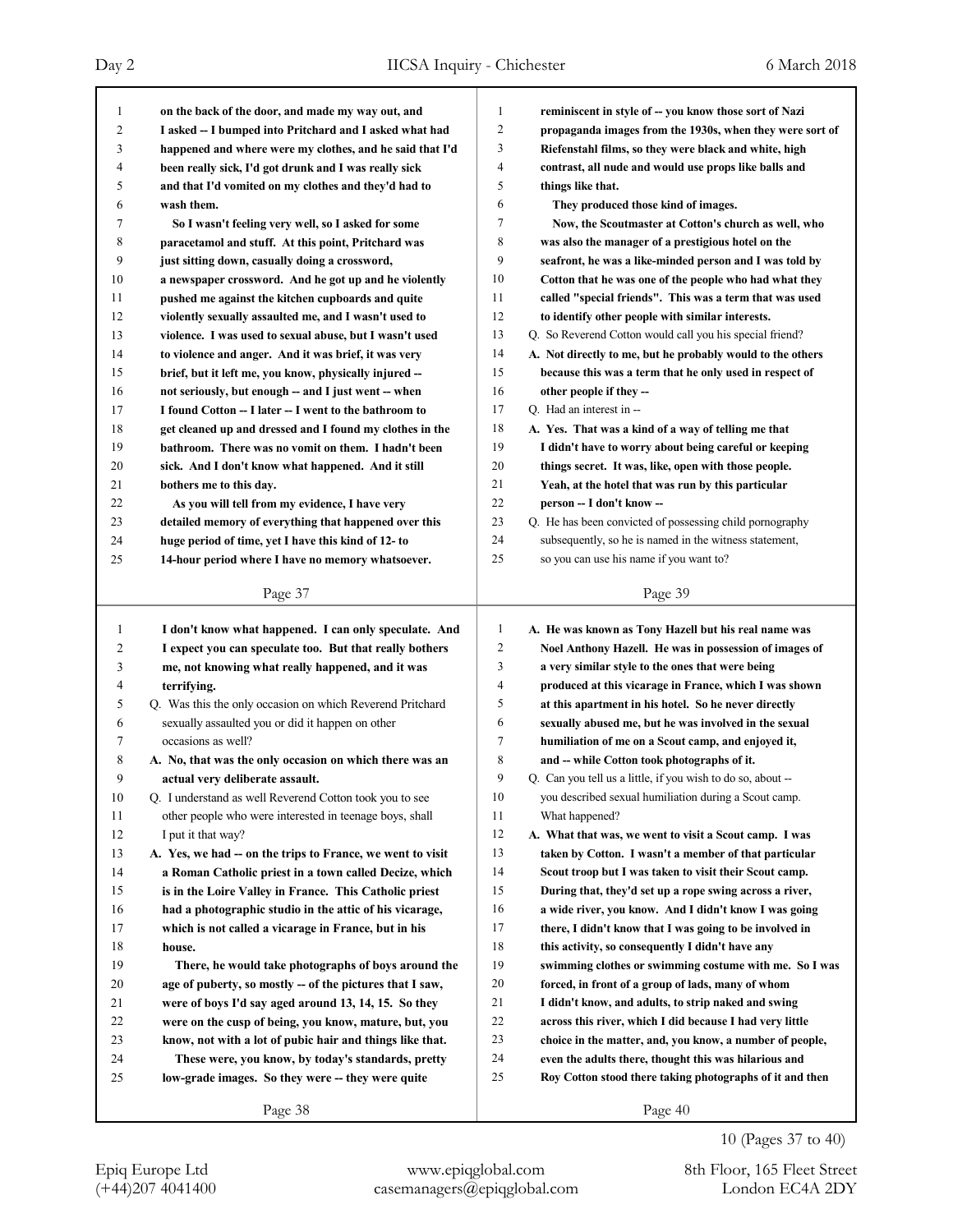on the back of the door, and made my way out, and I asked -- I bumped into Pritchard and I asked what had happened and where were my clothes, and he said that I'd been really sick, I'd got drunk and I was really sick and that I'd vomited on my clothes and they'd had to wash them.

So I wasn't feeling very well, so I asked for some paracetamol and stuff. At this point, Pritchard was just sitting down, casually doing a crossword, a newspaper crossword. And he got up and he violently pushed me against the kitchen cupboards and quite violently sexually assaulted me, and I wasn't used to violence. I was used to sexual abuse, but I wasn't used to violence and anger. And it was brief, it was very brief, but it left me, you know, physically injured -- not seriously, but enough -- and I just went -- when I found Cotton -- I later -- I went to the bathroom to get cleaned up and dressed and I found my clothes in the bathroom. There was no vomit on them. I hadn't been sick. And I don't know what happened. And it still bothers me to this day.

As you will tell from my evidence, I have very detailed memory of everything that happened over this huge period of time, yet I have this kind of 12- to 14-hour period where I have no memory whatsoever. I don't know what happened. I can only speculate. And I expect you can speculate too. But that really bothers me, not knowing what really happened, and it was terrifying.

Q. Was this the only occasion on which Reverend Pritchard sexually assaulted you or did it happen on other occasions as well?

A. No, that was the only occasion on which there was an actual very deliberate assault.

Q. I understand as well Reverend Cotton took you to see other people who were interested in teenage boys, shall I put it that way?

A. Yes, we had -- on the trips to France, we went to visit a Roman Catholic priest in a town called Decize, which is in the Loire Valley in France. This Catholic priest had a photographic studio in the attic of his vicarage, which is not called a vicarage in France, but in his house.

There, he would take photographs of boys around the age of puberty, so mostly -- of the pictures that I saw, were of boys I'd say aged around 13, 14, 15. So they were on the cusp of being, you know, mature, but, you know, not with a lot of pubic hair and things like that.

These were, you know, by today's standards, pretty low-grade images. So they were -- they were quite reminiscent in style of -- you know those sort of Nazi propaganda images from the 1930s, when they were sort of Riefenstahl films, so they were black and white, high contrast, all nude and would use props like balls and things like that.

They produced those kind of images.

Now, the Scoutmaster at Cotton's church as well, who was also the manager of a prestigious hotel on the seafront, he was a like-minded person and I was told by Cotton that he was one of the people who had what they called "special friends". This was a term that was used to identify other people with similar interests.

Q. So Reverend Cotton would call you his special friend?

A. Not directly to me, but he probably would to the others because this was a term that he only used in respect of other people if they --

Q. Had an interest in --

A. Yes. That was a kind of a way of telling me that I didn't have to worry about being careful or keeping things secret. It was, like, open with those people. Yeah, at the hotel that was run by this particular person -- I don't know --

Q. He has been convicted of possessing child pornography subsequently, so he is named in the witness statement, so you can use his name if you want to?

A. He was known as Tony Hazell but his real name was Noel Anthony Hazell. He was in possession of images of a very similar style to the ones that were being produced at this vicarage in France, which I was shown at this apartment in his hotel. So he never directly sexually abused me, but he was involved in the sexual humiliation of me on a Scout camp, and enjoyed it, and -- while Cotton took photographs of it.

Q. Can you tell us a little, if you wish to do so, about -- you described sexual humiliation during a Scout camp. What happened?

A. What that was, we went to visit a Scout camp. I was taken by Cotton. I wasn't a member of that particular Scout troop but I was taken to visit their Scout camp. During that, they'd set up a rope swing across a river, a wide river, you know. And I didn't know I was going there, I didn't know that I was going to be involved in this activity, so consequently I didn't have any swimming clothes or swimming costume with me. So I was forced, in front of a group of lads, many of whom I didn't know, and adults, to strip naked and swing across this river, which I did because I had very little choice in the matter, and, you know, a number of people, even the adults there, thought this was hilarious and Roy Cotton stood there taking photographs of it and then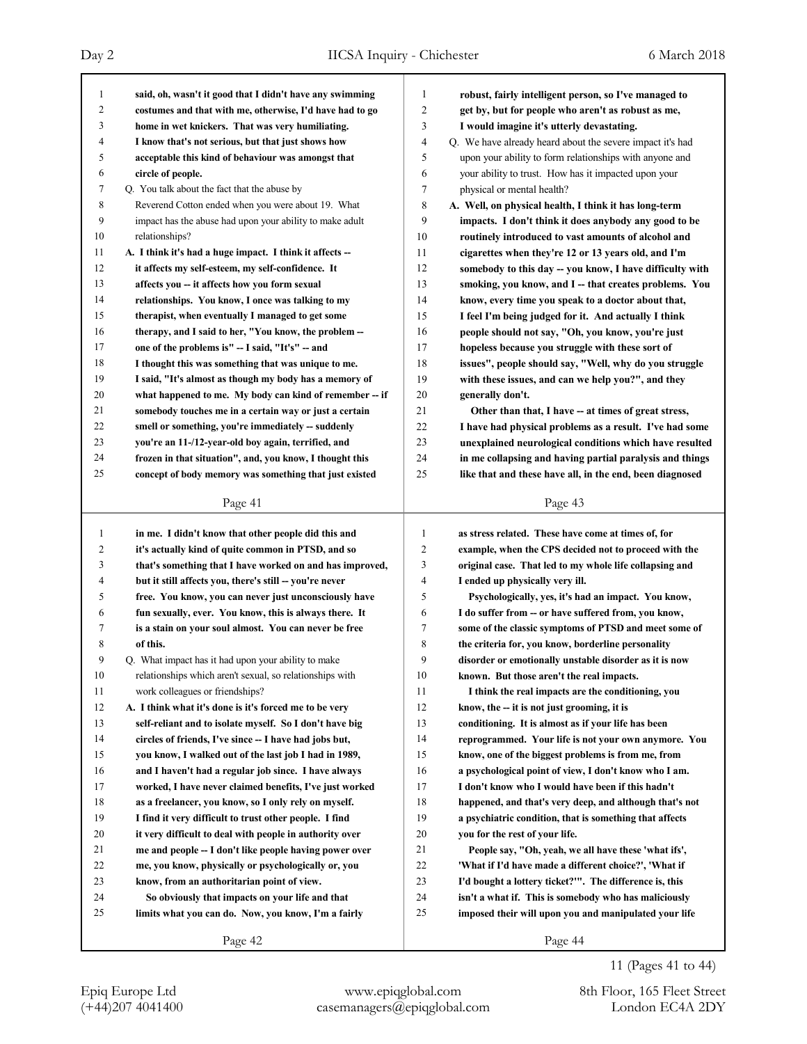said, oh, wasn't it good that I didn't have any swimming costumes and that with me, otherwise, I'd have had to go home in wet knickers. That was very humiliating. I know that's not serious, but that just shows how acceptable this kind of behaviour was amongst that circle of people.

Q. You talk about the fact that the abuse by Reverend Cotton ended when you were about 19. What impact has the abuse had upon your ability to make adult relationships?

A. I think it's had a huge impact. I think it affects -- it affects my self-esteem, my self-confidence. It affects you -- it affects how you form sexual relationships. You know, I once was talking to my therapist, when eventually I managed to get some therapy, and I said to her, "You know, the problem -- one of the problems is" -- I said, "It's" -- and I thought this was something that was unique to me. I said, "It's almost as though my body has a memory of what happened to me. My body can kind of remember -- if somebody touches me in a certain way or just a certain smell or something, you're immediately -- suddenly you're an 11-/12-year-old boy again, terrified, and frozen in that situation", and, you know, I thought this concept of body memory was something that just existed in me. I didn't know that other people did this and it's actually kind of quite common in PTSD, and so that's something that I have worked on and has improved, but it still affects you, there's still -- you're never free. You know, you can never just unconsciously have fun sexually, ever. You know, this is always there. It is a stain on your soul almost. You can never be free of this.

Q. What impact has it had upon your ability to make relationships which aren't sexual, so relationships with work colleagues or friendships?

A. I think what it's done is it's forced me to be very self-reliant and to isolate myself. So I don't have big circles of friends, I've since -- I have had jobs but, you know, I walked out of the last job I had in 1989, and I haven't had a regular job since. I have always worked, I have never claimed benefits, I've just worked as a freelancer, you know, so I only rely on myself. I find it very difficult to trust other people. I find it very difficult to deal with people in authority over me and people -- I don't like people having power over me, you know, physically or psychologically or, you know, from an authoritarian point of view.

So obviously that impacts on your life and that limits what you can do. Now, you know, I'm a fairly robust, fairly intelligent person, so I've managed to get by, but for people who aren't as robust as me, I would imagine it's utterly devastating.

Q. We have already heard about the severe impact it's had upon your ability to form relationships with anyone and your ability to trust. How has it impacted upon your physical or mental health?

A. Well, on physical health, I think it has long-term impacts. I don't think it does anybody any good to be routinely introduced to vast amounts of alcohol and cigarettes when they're 12 or 13 years old, and I'm somebody to this day -- you know, I have difficulty with smoking, you know, and I -- that creates problems. You know, every time you speak to a doctor about that, I feel I'm being judged for it. And actually I think people should not say, "Oh, you know, you're just hopeless because you struggle with these sort of issues", people should say, "Well, why do you struggle with these issues, and can we help you?", and they generally don't.

Other than that, I have -- at times of great stress, I have had physical problems as a result. I've had some unexplained neurological conditions which have resulted in me collapsing and having partial paralysis and things like that and these have all, in the end, been diagnosed as stress related. These have come at times of, for example, when the CPS decided not to proceed with the original case. That led to my whole life collapsing and I ended up physically very ill.

Psychologically, yes, it's had an impact. You know, I do suffer from -- or have suffered from, you know, some of the classic symptoms of PTSD and meet some of the criteria for, you know, borderline personality disorder or emotionally unstable disorder as it is now known. But those aren't the real impacts.

I think the real impacts are the conditioning, you know, the -- it is not just grooming, it is conditioning. It is almost as if your life has been reprogrammed. Your life is not your own anymore. You know, one of the biggest problems is from me, from a psychological point of view, I don't know who I am. I don't know who I would have been if this hadn't happened, and that's very deep, and although that's not a psychiatric condition, that is something that affects you for the rest of your life.

People say, "Oh, yeah, we all have these 'what ifs', 'What if I'd have made a different choice?', 'What if I'd bought a lottery ticket?'". The difference is, this isn't a what if. This is somebody who has maliciously imposed their will upon you and manipulated your life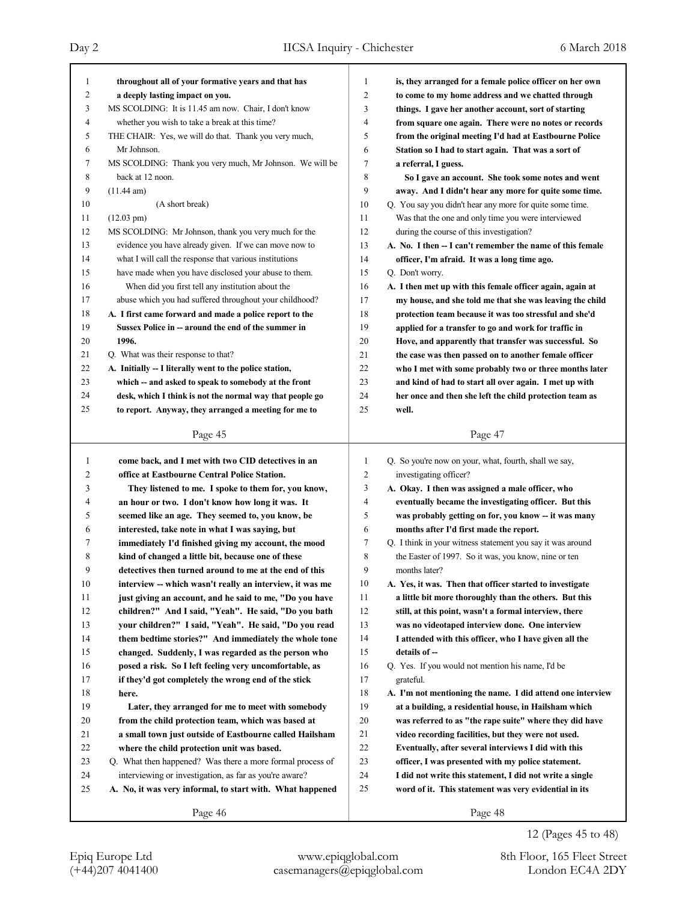throughout all of your formative years and that has a deeply lasting impact on you.

MS SCOLDING: It is 11.45 am now. Chair, I don't know whether you wish to take a break at this time?

THE CHAIR: Yes, we will do that. Thank you very much, Mr Johnson.

MS SCOLDING: Thank you very much, Mr Johnson. We will be back at 12 noon.

(11.44 am)

(A short break)

(12.03 pm)

MS SCOLDING: Mr Johnson, thank you very much for the evidence you have already given. If we can move now to what I will call the response that various institutions have made when you have disclosed your abuse to them.

When did you first tell any institution about the abuse which you had suffered throughout your childhood?

**A. I first came forward and made a police report to the Sussex Police in -- around the end of the summer in 1996.**

Q. What was their response to that?

**A. Initially -- I literally went to the police station, which -- and asked to speak to somebody at the front desk, which I think is not the normal way that people go to report. Anyway, they arranged a meeting for me to come back, and I met with two CID detectives in an office at Eastbourne Central Police Station.**

**They listened to me. I spoke to them for, you know, an hour or two. I don't know how long it was. It seemed like an age. They seemed to, you know, be interested, take note in what I was saying, but immediately I'd finished giving my account, the mood kind of changed a little bit, because one of these detectives then turned around to me at the end of this interview -- which wasn't really an interview, it was me just giving an account, and he said to me, "Do you have children?" And I said, "Yeah". He said, "Do you bath your children?" I said, "Yeah". He said, "Do you read them bedtime stories?" And immediately the whole tone changed. Suddenly, I was regarded as the person who posed a risk. So I left feeling very uncomfortable, as if they'd got completely the wrong end of the stick here.**

**Later, they arranged for me to meet with somebody from the child protection team, which was based at a small town just outside of Eastbourne called Hailsham where the child protection unit was based.**

Q. What then happened? Was there a more formal process of interviewing or investigation, as far as you're aware?

**A. No, it was very informal, to start with. What happened is, they arranged for a female police officer on her own to come to my home address and we chatted through things. I gave her another account, sort of starting from square one again. There were no notes or records from the original meeting I'd had at Eastbourne Police Station so I had to start again. That was a sort of a referral, I guess.**

**So I gave an account. She took some notes and went away. And I didn't hear any more for quite some time.**

Q. You say you didn't hear any more for quite some time. Was that the one and only time you were interviewed during the course of this investigation?

**A. No. I then -- I can't remember the name of this female officer, I'm afraid. It was a long time ago.**

Q. Don't worry.

**A. I then met up with this female officer again, again at my house, and she told me that she was leaving the child protection team because it was too stressful and she'd applied for a transfer to go and work for traffic in Hove, and apparently that transfer was successful. So the case was then passed on to another female officer who I met with some probably two or three months later and kind of had to start all over again. I met up with her once and then she left the child protection team as well.**

Q. So you're now on your, what, fourth, shall we say, investigating officer?

**A. Okay. I then was assigned a male officer, who eventually became the investigating officer. But this was probably getting on for, you know -- it was many months after I'd first made the report.**

Q. I think in your witness statement you say it was around the Easter of 1997. So it was, you know, nine or ten months later?

**A. Yes, it was. Then that officer started to investigate a little bit more thoroughly than the others. But this still, at this point, wasn't a formal interview, there was no videotaped interview done. One interview I attended with this officer, who I have given all the details of --**

Q. Yes. If you would not mention his name, I'd be grateful.

**A. I'm not mentioning the name. I did attend one interview at a building, a residential house, in Hailsham which was referred to as "the rape suite" where they did have video recording facilities, but they were not used. Eventually, after several interviews I did with this officer, I was presented with my police statement. I did not write this statement, I did not write a single word of it. This statement was very evidential in its**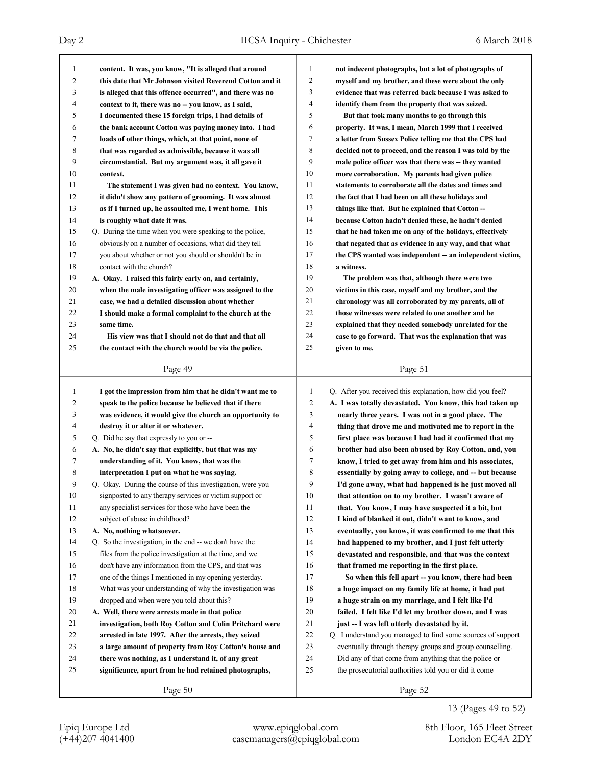content. It was, you know, "It is alleged that around this date that Mr Johnson visited Reverend Cotton and it is alleged that this offence occurred", and there was no context to it, there was no -- you know, as I said, I documented these 15 foreign trips, I had details of the bank account Cotton was paying money into. I had loads of other things, which, at that point, none of that was regarded as admissible, because it was all circumstantial. But my argument was, it all gave it context.

The statement I was given had no context. You know, it didn't show any pattern of grooming. It was almost as if I turned up, he assaulted me, I went home. This is roughly what date it was.

Q. During the time when you were speaking to the police, obviously on a number of occasions, what did they tell you about whether or not you should or shouldn't be in contact with the church?

**A. Okay. I raised this fairly early on, and certainly, when the male investigating officer was assigned to the case, we had a detailed discussion about whether I should make a formal complaint to the church at the same time.**

**His view was that I should not do that and that all the contact with the church would be via the police.**

**I got the impression from him that he didn't want me to speak to the police because he believed that if there was evidence, it would give the church an opportunity to destroy it or alter it or whatever.**

Q. Did he say that expressly to you or --

**A. No, he didn't say that explicitly, but that was my understanding of it. You know, that was the interpretation I put on what he was saying.**

Q. Okay. During the course of this investigation, were you signposted to any therapy services or victim support or any specialist services for those who have been the subject of abuse in childhood?

**A. No, nothing whatsoever.**

Q. So the investigation, in the end -- we don't have the files from the police investigation at the time, and we don't have any information from the CPS, and that was one of the things I mentioned in my opening yesterday. What was your understanding of why the investigation was dropped and when were you told about this?

**A. Well, there were arrests made in that police investigation, both Roy Cotton and Colin Pritchard were arrested in late 1997. After the arrests, they seized a large amount of property from Roy Cotton's house and there was nothing, as I understand it, of any great significance, apart from he had retained photographs, not indecent photographs, but a lot of photographs of myself and my brother, and these were about the only evidence that was referred back because I was asked to identify them from the property that was seized.**

**But that took many months to go through this property. It was, I mean, March 1999 that I received a letter from Sussex Police telling me that the CPS had decided not to proceed, and the reason I was told by the male police officer was that there was -- they wanted more corroboration. My parents had given police statements to corroborate all the dates and times and the fact that I had been on all these holidays and things like that. But he explained that Cotton -- because Cotton hadn't denied these, he hadn't denied that he had taken me on any of the holidays, effectively that negated that as evidence in any way, and that what the CPS wanted was independent -- an independent victim, a witness.**

**The problem was that, although there were two victims in this case, myself and my brother, and the chronology was all corroborated by my parents, all of those witnesses were related to one another and he explained that they needed somebody unrelated for the case to go forward. That was the explanation that was given to me.**

Q. After you received this explanation, how did you feel?

**A. I was totally devastated. You know, this had taken up nearly three years. I was not in a good place. The thing that drove me and motivated me to report in the first place was because I had had it confirmed that my brother had also been abused by Roy Cotton, and, you know, I tried to get away from him and his associates, essentially by going away to college, and -- but because I'd gone away, what had happened is he just moved all that attention on to my brother. I wasn't aware of that. You know, I may have suspected it a bit, but I kind of blanked it out, didn't want to know, and eventually, you know, it was confirmed to me that this had happened to my brother, and I just felt utterly devastated and responsible, and that was the context that framed me reporting in the first place.**

**So when this fell apart -- you know, there had been a huge impact on my family life at home, it had put a huge strain on my marriage, and I felt like I'd failed. I felt like I'd let my brother down, and I was just -- I was left utterly devastated by it.**

Q. I understand you managed to find some sources of support eventually through therapy groups and group counselling. Did any of that come from anything that the police or the prosecutorial authorities told you or did it come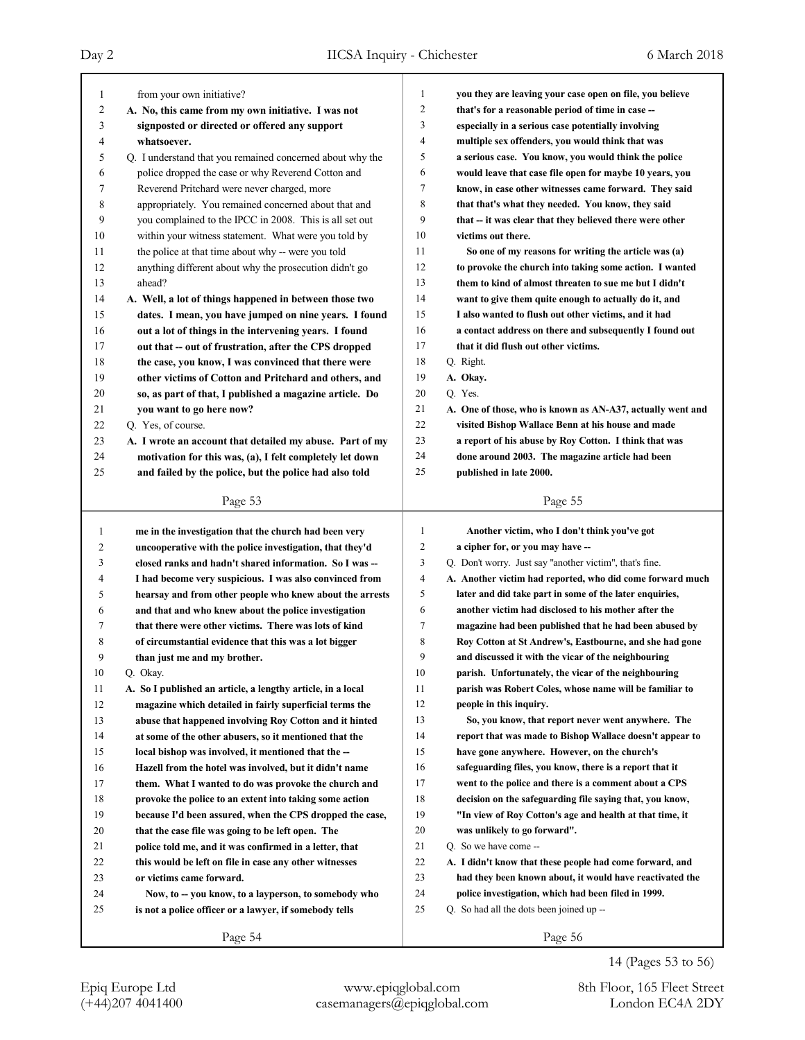from your own initiative?

**A. No, this came from my own initiative. I was not signposted or directed or offered any support whatsoever.**

Q. I understand that you remained concerned about why the police dropped the case or why Reverend Cotton and Reverend Pritchard were never charged, more appropriately. You remained concerned about that and you complained to the IPCC in 2008. This is all set out within your witness statement. What were you told by the police at that time about why -- were you told anything different about why the prosecution didn't go ahead?

**A. Well, a lot of things happened in between those two dates. I mean, you have jumped on nine years. I found out a lot of things in the intervening years. I found out that -- out of frustration, after the CPS dropped the case, you know, I was convinced that there were other victims of Cotton and Pritchard and others, and so, as part of that, I published a magazine article. Do you want to go here now?**

Q. Yes, of course.

**A. I wrote an account that detailed my abuse. Part of my motivation for this was, (a), I felt completely let down and failed by the police, but the police had also told me in the investigation that the church had been very uncooperative with the police investigation, that they'd closed ranks and hadn't shared information. So I was -- I had become very suspicious. I was also convinced from hearsay and from other people who knew about the arrests and that and who knew about the police investigation that there were other victims. There was lots of kind of circumstantial evidence that this was a lot bigger than just me and my brother.**

Q. Okay.

**A. So I published an article, a lengthy article, in a local magazine which detailed in fairly superficial terms the abuse that happened involving Roy Cotton and it hinted at some of the other abusers, so it mentioned that the local bishop was involved, it mentioned that the -- Hazell from the hotel was involved, but it didn't name them. What I wanted to do was provoke the church and provoke the police to an extent into taking some action because I'd been assured, when the CPS dropped the case, that the case file was going to be left open. The police told me, and it was confirmed in a letter, that this would be left on file in case any other witnesses or victims came forward.**

**Now, to -- you know, to a layperson, to somebody who is not a police officer or a lawyer, if somebody tells you they are leaving your case open on file, you believe that's for a reasonable period of time in case -- especially in a serious case potentially involving multiple sex offenders, you would think that was a serious case. You know, you would think the police would leave that case file open for maybe 10 years, you know, in case other witnesses came forward. They said that that's what they needed. You know, they said that -- it was clear that they believed there were other victims out there.**

**So one of my reasons for writing the article was (a) to provoke the church into taking some action. I wanted them to kind of almost threaten to sue me but I didn't want to give them quite enough to actually do it, and I also wanted to flush out other victims, and it had a contact address on there and subsequently I found out that it did flush out other victims.**

Q. Right.

**A. Okay.**

Q. Yes.

**A. One of those, who is known as AN-A37, actually went and visited Bishop Wallace Benn at his house and made a report of his abuse by Roy Cotton. I think that was done around 2003. The magazine article had been published in late 2000.**

**Another victim, who I don't think you've got a cipher for, or you may have --**

Q. Don't worry. Just say "another victim", that's fine.

**A. Another victim had reported, who did come forward much later and did take part in some of the later enquiries, another victim had disclosed to his mother after the magazine had been published that he had been abused by Roy Cotton at St Andrew's, Eastbourne, and she had gone and discussed it with the vicar of the neighbouring parish. Unfortunately, the vicar of the neighbouring parish was Robert Coles, whose name will be familiar to people in this inquiry.**

**So, you know, that report never went anywhere. The report that was made to Bishop Wallace doesn't appear to have gone anywhere. However, on the church's safeguarding files, you know, there is a report that it went to the police and there is a comment about a CPS decision on the safeguarding file saying that, you know, "In view of Roy Cotton's age and health at that time, it was unlikely to go forward".**

Q. So we have come --

**A. I didn't know that these people had come forward, and had they been known about, it would have reactivated the police investigation, which had been filed in 1999.**

Q. So had all the dots been joined up --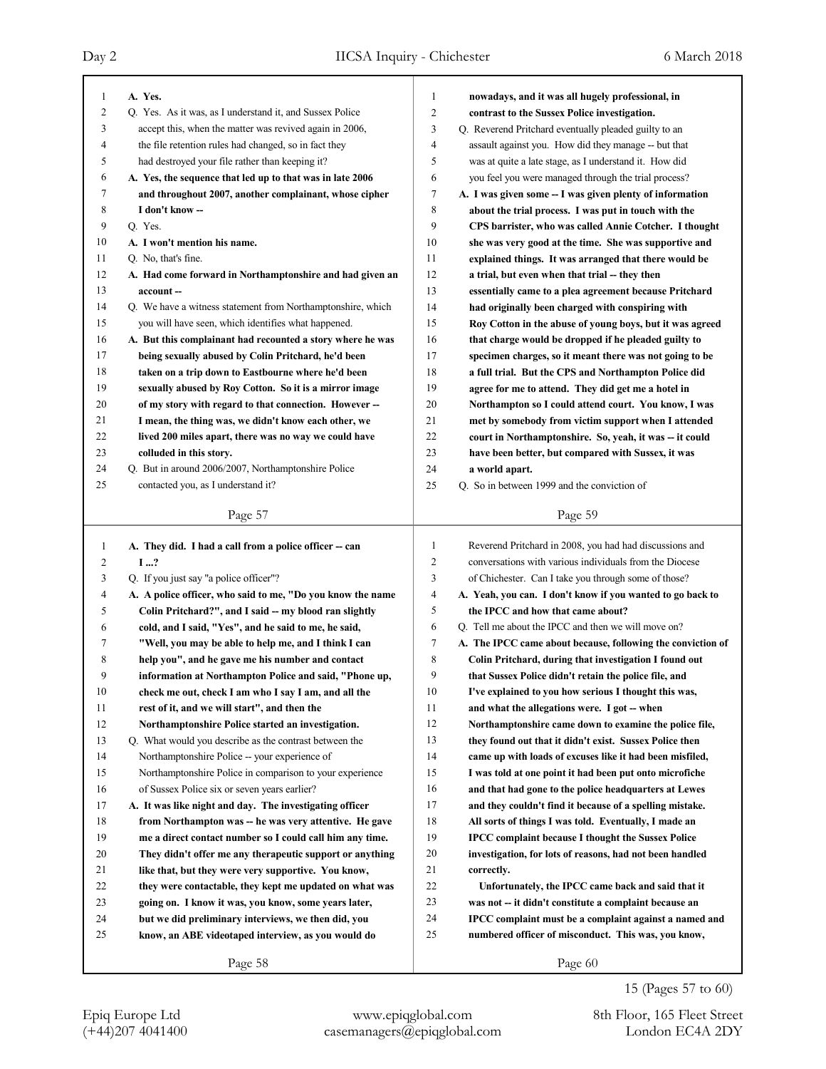A. Yes.

Q. Yes. As it was, as I understand it, and Sussex Police accept this, when the matter was revived again in 2006, the file retention rules had changed, so in fact they had destroyed your file rather than keeping it?

A. Yes, the sequence that led up to that was in late 2006 and throughout 2007, another complainant, whose cipher I don't know --

Q. Yes.

A. I won't mention his name.

Q. No, that's fine.

A. Had come forward in Northamptonshire and had given an account --

Q. We have a witness statement from Northamptonshire, which you will have seen, which identifies what happened.

A. But this complainant had recounted a story where he was being sexually abused by Colin Pritchard, he'd been taken on a trip down to Eastbourne where he'd been sexually abused by Roy Cotton. So it is a mirror image of my story with regard to that connection. However -- I mean, the thing was, we didn't know each other, we lived 200 miles apart, there was no way we could have colluded in this story.

Q. But in around 2006/2007, Northamptonshire Police contacted you, as I understand it?

A. They did. I had a call from a police officer -- can I ...?

Q. If you just say "a police officer"?

A. A police officer, who said to me, "Do you know the name Colin Pritchard?", and I said -- my blood ran slightly cold, and I said, "Yes", and he said to me, he said, "Well, you may be able to help me, and I think I can help you", and he gave me his number and contact information at Northampton Police and said, "Phone up, check me out, check I am who I say I am, and all the rest of it, and we will start", and then the Northamptonshire Police started an investigation.

Q. What would you describe as the contrast between the Northamptonshire Police -- your experience of Northamptonshire Police in comparison to your experience of Sussex Police six or seven years earlier?

A. It was like night and day. The investigating officer from Northampton was -- he was very attentive. He gave me a direct contact number so I could call him any time. They didn't offer me any therapeutic support or anything like that, but they were very supportive. You know, they were contactable, they kept me updated on what was going on. I know it was, you know, some years later, but we did preliminary interviews, we then did, you know, an ABE videotaped interview, as you would do nowadays, and it was all hugely professional, in contrast to the Sussex Police investigation.

Q. Reverend Pritchard eventually pleaded guilty to an assault against you. How did they manage -- but that was at quite a late stage, as I understand it. How did you feel you were managed through the trial process?

A. I was given some -- I was given plenty of information about the trial process. I was put in touch with the CPS barrister, who was called Annie Cotcher. I thought she was very good at the time. She was supportive and explained things. It was arranged that there would be a trial, but even when that trial -- they then essentially came to a plea agreement because Pritchard had originally been charged with conspiring with Roy Cotton in the abuse of young boys, but it was agreed that charge would be dropped if he pleaded guilty to specimen charges, so it meant there was not going to be a full trial. But the CPS and Northampton Police did agree for me to attend. They did get me a hotel in Northampton so I could attend court. You know, I was met by somebody from victim support when I attended court in Northamptonshire. So, yeah, it was -- it could have been better, but compared with Sussex, it was a world apart.

Q. So in between 1999 and the conviction of Reverend Pritchard in 2008, you had had discussions and conversations with various individuals from the Diocese of Chichester. Can I take you through some of those?

A. Yeah, you can. I don't know if you wanted to go back to the IPCC and how that came about?

Q. Tell me about the IPCC and then we will move on?

A. The IPCC came about because, following the conviction of Colin Pritchard, during that investigation I found out that Sussex Police didn't retain the police file, and I've explained to you how serious I thought this was, and what the allegations were. I got -- when Northamptonshire came down to examine the police file, they found out that it didn't exist. Sussex Police then came up with loads of excuses like it had been misfiled, I was told at one point it had been put onto microfiche and that had gone to the police headquarters at Lewes and they couldn't find it because of a spelling mistake. All sorts of things I was told. Eventually, I made an IPCC complaint because I thought the Sussex Police investigation, for lots of reasons, had not been handled correctly.

Unfortunately, the IPCC came back and said that it was not -- it didn't constitute a complaint because an IPCC complaint must be a complaint against a named and numbered officer of misconduct. This was, you know,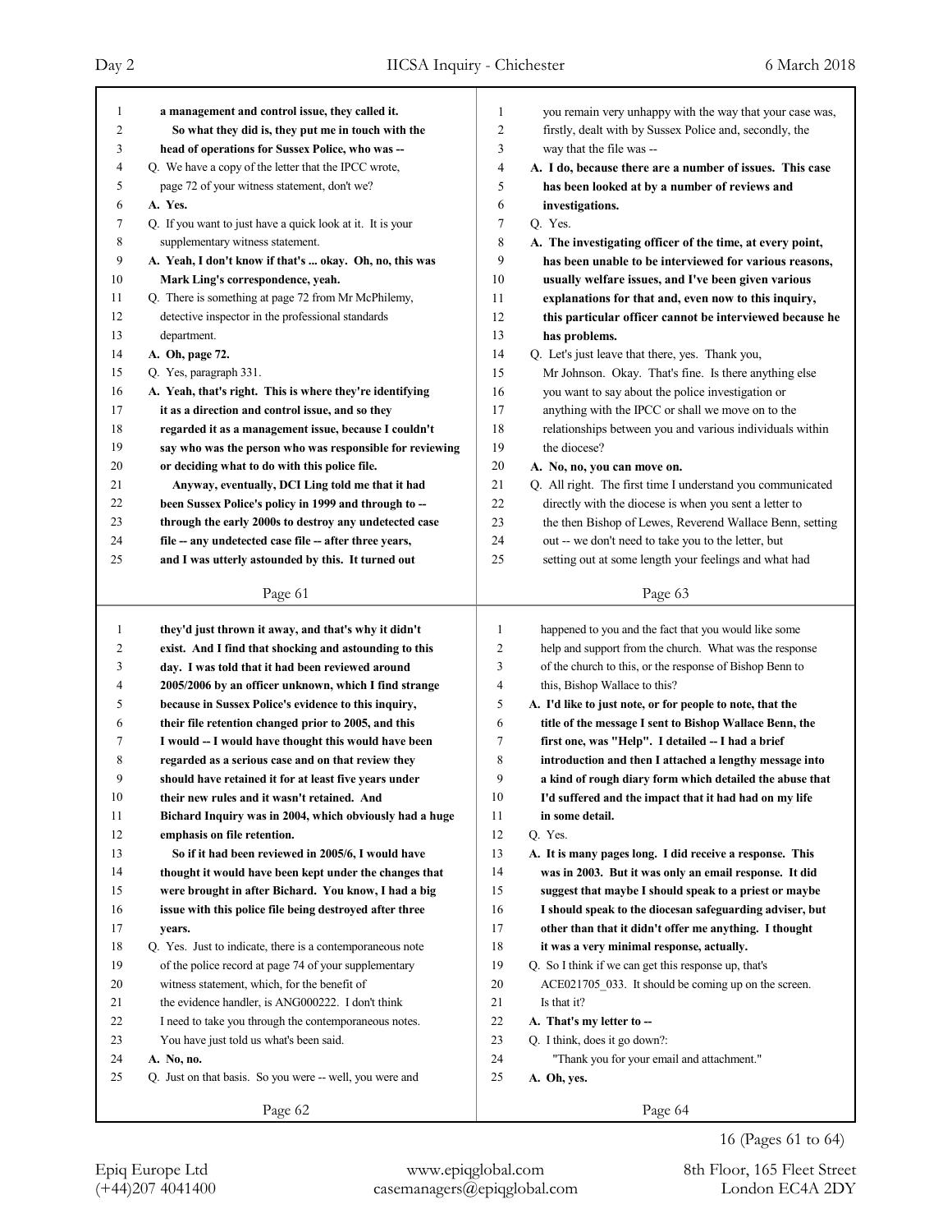**Page 61**

1 **a management and control issue, they called it.**
2 **So what they did is, they put me in touch with the**
3 **head of operations for Sussex Police, who was --**
4 Q. We have a copy of the letter that the IPCC wrote,
5 page 72 of your witness statement, don't we?
6 **A. Yes.**
7 Q. If you want to just have a quick look at it. It is your
8 supplementary witness statement.
9 **A. Yeah, I don't know if that's ... okay. Oh, no, this was**
10 **Mark Ling's correspondence, yeah.**
11 Q. There is something at page 72 from Mr McPhilemy,
12 detective inspector in the professional standards
13 department.
14 **A. Oh, page 72.**
15 Q. Yes, paragraph 331.
16 **A. Yeah, that's right. This is where they're identifying**
17 **it as a direction and control issue, and so they**
18 **regarded it as a management issue, because I couldn't**
19 **say who was the person who was responsible for reviewing**
20 **or deciding what to do with this police file.**
21 **Anyway, eventually, DCI Ling told me that it had**
22 **been Sussex Police's policy in 1999 and through to --**
23 **through the early 2000s to destroy any undetected case**
24 **file -- any undetected case file -- after three years,**
25 **and I was utterly astounded by this. It turned out**

**Page 62**

1 **they'd just thrown it away, and that's why it didn't**
2 **exist. And I find that shocking and astounding to this**
3 **day. I was told that it had been reviewed around**
4 **2005/2006 by an officer unknown, which I find strange**
5 **because in Sussex Police's evidence to this inquiry,**
6 **their file retention changed prior to 2005, and this**
7 **I would -- I would have thought this would have been**
8 **regarded as a serious case and on that review they**
9 **should have retained it for at least five years under**
10 **their new rules and it wasn't retained. And**
11 **Bichard Inquiry was in 2004, which obviously had a huge**
12 **emphasis on file retention.**
13 **So if it had been reviewed in 2005/6, I would have**
14 **thought it would have been kept under the changes that**
15 **were brought in after Bichard. You know, I had a big**
16 **issue with this police file being destroyed after three**
17 **years.**
18 Q. Yes. Just to indicate, there is a contemporaneous note
19 of the police record at page 74 of your supplementary
20 witness statement, which, for the benefit of
21 the evidence handler, is ANG000222. I don't think
22 I need to take you through the contemporaneous notes.
23 You have just told us what's been said.
24 **A. No, no.**
25 Q. Just on that basis. So you were -- well, you were and

**Page 63**

1 you remain very unhappy with the way that your case was,
2 firstly, dealt with by Sussex Police and, secondly, the
3 way that the file was --
4 **A. I do, because there are a number of issues. This case**
5 **has been looked at by a number of reviews and**
6 **investigations.**
7 Q. Yes.
8 **A. The investigating officer of the time, at every point,**
9 **has been unable to be interviewed for various reasons,**
10 **usually welfare issues, and I've been given various**
11 **explanations for that and, even now to this inquiry,**
12 **this particular officer cannot be interviewed because he**
13 **has problems.**
14 Q. Let's just leave that there, yes. Thank you,
15 Mr Johnson. Okay. That's fine. Is there anything else
16 you want to say about the police investigation or
17 anything with the IPCC or shall we move on to the
18 relationships between you and various individuals within
19 the diocese?
20 **A. No, no, you can move on.**
21 Q. All right. The first time I understand you communicated
22 directly with the diocese is when you sent a letter to
23 the then Bishop of Lewes, Reverend Wallace Benn, setting
24 out -- we don't need to take you to the letter, but
25 setting out at some length your feelings and what had

**Page 64**

1 happened to you and the fact that you would like some
2 help and support from the church. What was the response
3 of the church to this, or the response of Bishop Benn to
4 this, Bishop Wallace to this?
5 **A. I'd like to just note, or for people to note, that the**
6 **title of the message I sent to Bishop Wallace Benn, the**
7 **first one, was "Help". I detailed -- I had a brief**
8 **introduction and then I attached a lengthy message into**
9 **a kind of rough diary form which detailed the abuse that**
10 **I'd suffered and the impact that it had had on my life**
11 **in some detail.**
12 Q. Yes.
13 **A. It is many pages long. I did receive a response. This**
14 **was in 2003. But it was only an email response. It did**
15 **suggest that maybe I should speak to a priest or maybe**
16 **I should speak to the diocesan safeguarding adviser, but**
17 **other than that it didn't offer me anything. I thought**
18 **it was a very minimal response, actually.**
19 Q. So I think if we can get this response up, that's
20 ACE021705_033. It should be coming up on the screen.
21 Is that it?
22 **A. That's my letter to --**
23 Q. I think, does it go down?:
24 "Thank you for your email and attachment."
25 **A. Oh, yes.**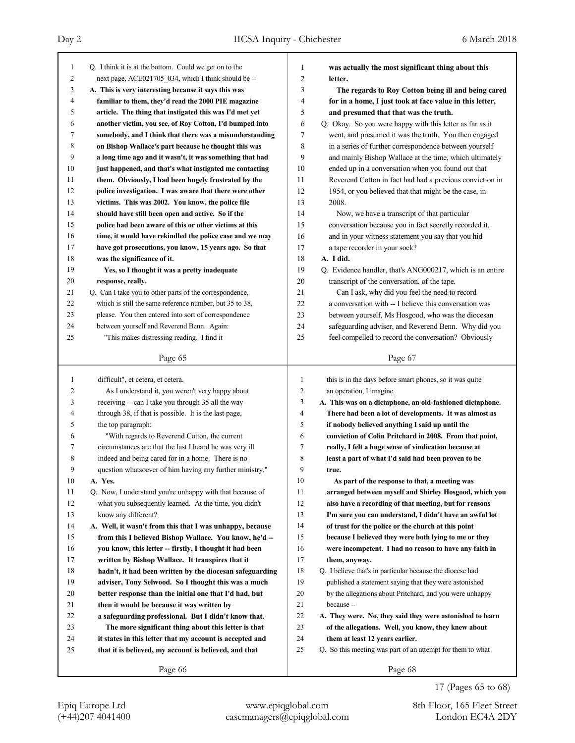Q. I think it is at the bottom. Could we get on to the next page, ACE021705_034, which I think should be --

**A. This is very interesting because it says this was familiar to them, they'd read the 2000 PIE magazine article. The thing that instigated this was I'd met yet another victim, you see, of Roy Cotton, I'd bumped into somebody, and I think that there was a misunderstanding on Bishop Wallace's part because he thought this was a long time ago and it wasn't, it was something that had just happened, and that's what instigated me contacting them. Obviously, I had been hugely frustrated by the police investigation. I was aware that there were other victims. This was 2002. You know, the police file should have still been open and active. So if the police had been aware of this or other victims at this time, it would have rekindled the police case and we may have got prosecutions, you know, 15 years ago. So that was the significance of it.**

**Yes, so I thought it was a pretty inadequate response, really.**

Q. Can I take you to other parts of the correspondence, which is still the same reference number, but 35 to 38, please. You then entered into sort of correspondence between yourself and Reverend Benn. Again:

"This makes distressing reading. I find it difficult", et cetera, et cetera.

As I understand it, you weren't very happy about receiving -- can I take you through 35 all the way through 38, if that is possible. It is the last page, the top paragraph:

"With regards to Reverend Cotton, the current circumstances are that the last I heard he was very ill indeed and being cared for in a home. There is no question whatsoever of him having any further ministry."

**A. Yes.**

Q. Now, I understand you're unhappy with that because of what you subsequently learned. At the time, you didn't know any different?

**A. Well, it wasn't from this that I was unhappy, because from this I believed Bishop Wallace. You know, he'd -- you know, this letter -- firstly, I thought it had been written by Bishop Wallace. It transpires that it hadn't, it had been written by the diocesan safeguarding adviser, Tony Selwood. So I thought this was a much better response than the initial one that I'd had, but then it would be because it was written by a safeguarding professional. But I didn't know that.**

**The more significant thing about this letter is that it states in this letter that my account is accepted and that it is believed, my account is believed, and that was actually the most significant thing about this letter.**

**The regards to Roy Cotton being ill and being cared for in a home, I just took at face value in this letter, and presumed that that was the truth.**

Q. Okay. So you were happy with this letter as far as it went, and presumed it was the truth. You then engaged in a series of further correspondence between yourself and mainly Bishop Wallace at the time, which ultimately ended up in a conversation when you found out that Reverend Cotton in fact had had a previous conviction in 1954, or you believed that that might be the case, in 2008.

Now, we have a transcript of that particular conversation because you in fact secretly recorded it, and in your witness statement you say that you hid a tape recorder in your sock?

**A. I did.**

Q. Evidence handler, that's ANG000217, which is an entire transcript of the conversation, of the tape.

Can I ask, why did you feel the need to record a conversation with -- I believe this conversation was between yourself, Ms Hosgood, who was the diocesan safeguarding adviser, and Reverend Benn. Why did you feel compelled to record the conversation? Obviously this is in the days before smart phones, so it was quite an operation, I imagine.

**A. This was on a dictaphone, an old-fashioned dictaphone. There had been a lot of developments. It was almost as if nobody believed anything I said up until the conviction of Colin Pritchard in 2008. From that point, really, I felt a huge sense of vindication because at least a part of what I'd said had been proven to be true.**

**As part of the response to that, a meeting was arranged between myself and Shirley Hosgood, which you also have a recording of that meeting, but for reasons I'm sure you can understand, I didn't have an awful lot of trust for the police or the church at this point because I believed they were both lying to me or they were incompetent. I had no reason to have any faith in them, anyway.**

Q. I believe that's in particular because the diocese had published a statement saying that they were astonished by the allegations about Pritchard, and you were unhappy because --

**A. They were. No, they said they were astonished to learn of the allegations. Well, you know, they knew about them at least 12 years earlier.**

Q. So this meeting was part of an attempt for them to what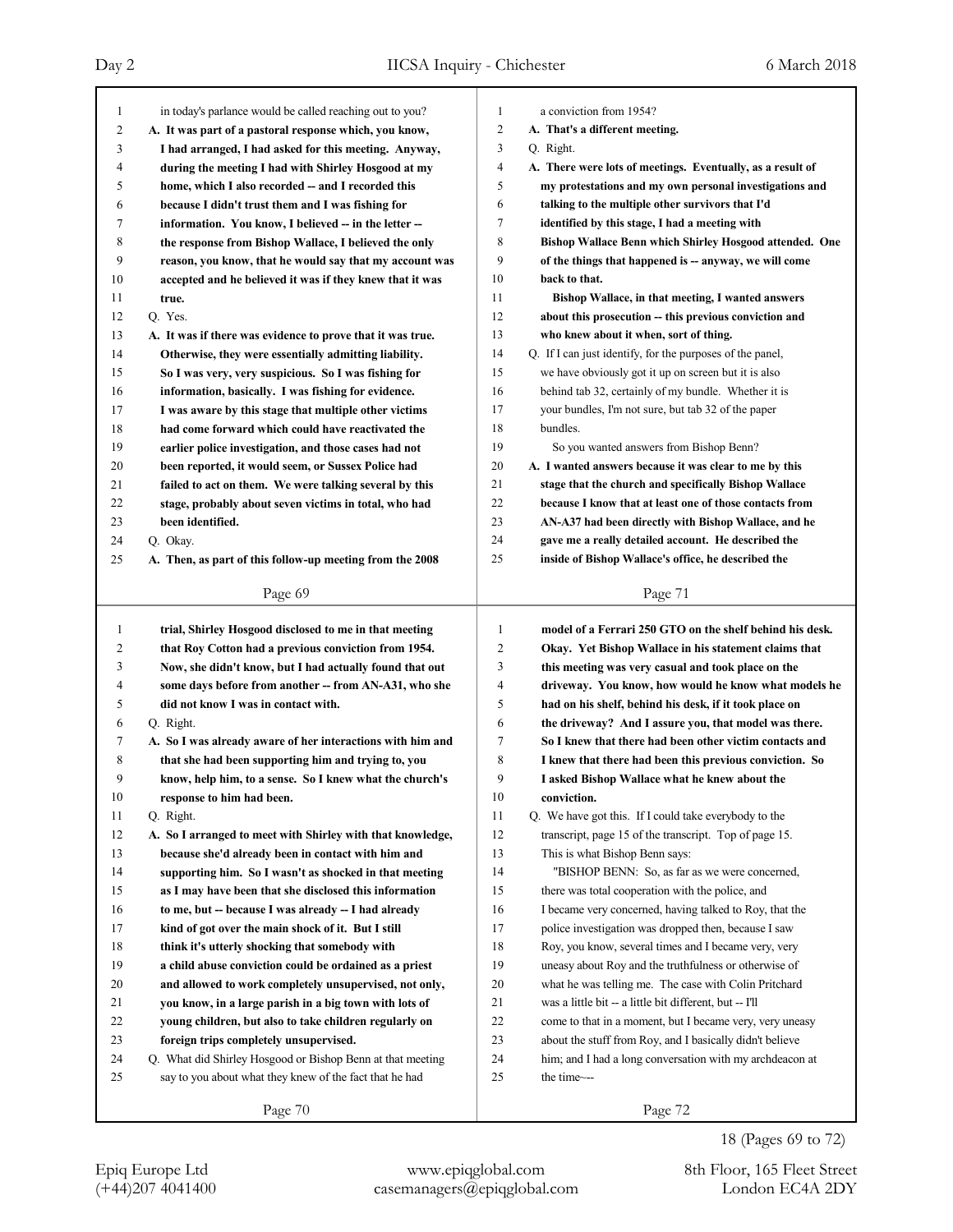in today's parlance would be called reaching out to you?

**A. It was part of a pastoral response which, you know, I had arranged, I had asked for this meeting. Anyway, during the meeting I had with Shirley Hosgood at my home, which I also recorded -- and I recorded this because I didn't trust them and I was fishing for information. You know, I believed -- in the letter -- the response from Bishop Wallace, I believed the only reason, you know, that he would say that my account was accepted and he believed it was if they knew that it was true.**

Q. Yes.

**A. It was if there was evidence to prove that it was true. Otherwise, they were essentially admitting liability. So I was very, very suspicious. So I was fishing for information, basically. I was fishing for evidence. I was aware by this stage that multiple other victims had come forward which could have reactivated the earlier police investigation, and those cases had not been reported, it would seem, or Sussex Police had failed to act on them. We were talking several by this stage, probably about seven victims in total, who had been identified.**

Q. Okay.

**A. Then, as part of this follow-up meeting from the 2008 trial, Shirley Hosgood disclosed to me in that meeting that Roy Cotton had a previous conviction from 1954. Now, she didn't know, but I had actually found that out some days before from another -- from AN-A31, who she did not know I was in contact with.**

Q. Right.

**A. So I was already aware of her interactions with him and that she had been supporting him and trying to, you know, help him, to a sense. So I knew what the church's response to him had been.**

Q. Right.

**A. So I arranged to meet with Shirley with that knowledge, because she'd already been in contact with him and supporting him. So I wasn't as shocked in that meeting as I may have been that she disclosed this information to me, but -- because I was already -- I had already kind of got over the main shock of it. But I still think it's utterly shocking that somebody with a child abuse conviction could be ordained as a priest and allowed to work completely unsupervised, not only, you know, in a large parish in a big town with lots of young children, but also to take children regularly on foreign trips completely unsupervised.**

Q. What did Shirley Hosgood or Bishop Benn at that meeting say to you about what they knew of the fact that he had a conviction from 1954?

**A. That's a different meeting.**

Q. Right.

**A. There were lots of meetings. Eventually, as a result of my protestations and my own personal investigations and talking to the multiple other survivors that I'd identified by this stage, I had a meeting with Bishop Wallace Benn which Shirley Hosgood attended. One of the things that happened is -- anyway, we will come back to that.**

**Bishop Wallace, in that meeting, I wanted answers about this prosecution -- this previous conviction and who knew about it when, sort of thing.**

Q. If I can just identify, for the purposes of the panel, we have obviously got it up on screen but it is also behind tab 32, certainly of my bundle. Whether it is your bundles, I'm not sure, but tab 32 of the paper bundles.

So you wanted answers from Bishop Benn?

**A. I wanted answers because it was clear to me by this stage that the church and specifically Bishop Wallace because I know that at least one of those contacts from AN-A37 had been directly with Bishop Wallace, and he gave me a really detailed account. He described the inside of Bishop Wallace's office, he described the model of a Ferrari 250 GTO on the shelf behind his desk. Okay. Yet Bishop Wallace in his statement claims that this meeting was very casual and took place on the driveway. You know, how would he know what models he had on his shelf, behind his desk, if it took place on the driveway? And I assure you, that model was there. So I knew that there had been other victim contacts and I knew that there had been this previous conviction. So I asked Bishop Wallace what he knew about the conviction.**

Q. We have got this. If I could take everybody to the transcript, page 15 of the transcript. Top of page 15. This is what Bishop Benn says:

"BISHOP BENN: So, as far as we were concerned, there was total cooperation with the police, and I became very concerned, having talked to Roy, that the police investigation was dropped then, because I saw Roy, you know, several times and I became very, very uneasy about Roy and the truthfulness or otherwise of what he was telling me. The case with Colin Pritchard was a little bit -- a little bit different, but -- I'll come to that in a moment, but I became very, very uneasy about the stuff from Roy, and I basically didn't believe him; and I had a long conversation with my archdeacon at the time~--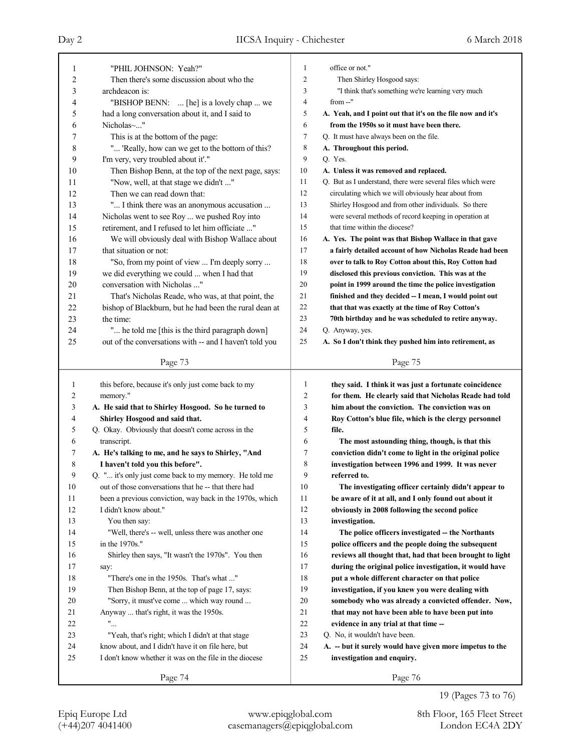"PHIL JOHNSON: Yeah?"

Then there's some discussion about who the archdeacon is:

"BISHOP BENN: ... [he] is a lovely chap ... we had a long conversation about it, and I said to Nicholas~..."

This is at the bottom of the page:

"... 'Really, how can we get to the bottom of this? I'm very, very troubled about it'."

Then Bishop Benn, at the top of the next page, says:

"Now, well, at that stage we didn't ..."

Then we can read down that:

"... I think there was an anonymous accusation ... Nicholas went to see Roy ... we pushed Roy into retirement, and I refused to let him officiate ..."

We will obviously deal with Bishop Wallace about that situation or not:

"So, from my point of view ... I'm deeply sorry ... we did everything we could ... when I had that conversation with Nicholas ..."

That's Nicholas Reade, who was, at that point, the bishop of Blackburn, but he had been the rural dean at the time:

"... he told me [this is the third paragraph down] out of the conversations with -- and I haven't told you this before, because it's only just come back to my memory."

**A. He said that to Shirley Hosgood. So he turned to Shirley Hosgood and said that.**

Q. Okay. Obviously that doesn't come across in the transcript.

**A. He's talking to me, and he says to Shirley, "And I haven't told you this before".**

Q. "... it's only just come back to my memory. He told me out of those conversations that he -- that there had been a previous conviction, way back in the 1970s, which I didn't know about."

You then say:

"Well, there's -- well, unless there was another one in the 1970s."

Shirley then says, "It wasn't the 1970s". You then say:

"There's one in the 1950s. That's what ..."

Then Bishop Benn, at the top of page 17, says:

"Sorry, it must've come ... which way round ... Anyway ... that's right, it was the 1950s.

"...

"Yeah, that's right; which I didn't at that stage know about, and I didn't have it on file here, but I don't know whether it was on the file in the diocese office or not."

Then Shirley Hosgood says:

"I think that's something we're learning very much from --"

**A. Yeah, and I point out that it's on the file now and it's from the 1950s so it must have been there.**

Q. It must have always been on the file.

**A. Throughout this period.**

Q. Yes.

**A. Unless it was removed and replaced.**

Q. But as I understand, there were several files which were circulating which we will obviously hear about from Shirley Hosgood and from other individuals. So there were several methods of record keeping in operation at that time within the diocese?

**A. Yes. The point was that Bishop Wallace in that gave a fairly detailed account of how Nicholas Reade had been over to talk to Roy Cotton about this, Roy Cotton had disclosed this previous conviction. This was at the point in 1999 around the time the police investigation finished and they decided -- I mean, I would point out that that was exactly at the time of Roy Cotton's 70th birthday and he was scheduled to retire anyway.**

Q. Anyway, yes.

**A. So I don't think they pushed him into retirement, as they said. I think it was just a fortunate coincidence for them. He clearly said that Nicholas Reade had told him about the conviction. The conviction was on Roy Cotton's blue file, which is the clergy personnel file.**

**The most astounding thing, though, is that this conviction didn't come to light in the original police investigation between 1996 and 1999. It was never referred to.**

**The investigating officer certainly didn't appear to be aware of it at all, and I only found out about it obviously in 2008 following the second police investigation.**

**The police officers investigated -- the Northants police officers and the people doing the subsequent reviews all thought that, had that been brought to light during the original police investigation, it would have put a whole different character on that police investigation, if you knew you were dealing with somebody who was already a convicted offender. Now, that may not have been able to have been put into evidence in any trial at that time --**

Q. No, it wouldn't have been.

**A. -- but it surely would have given more impetus to the investigation and enquiry.**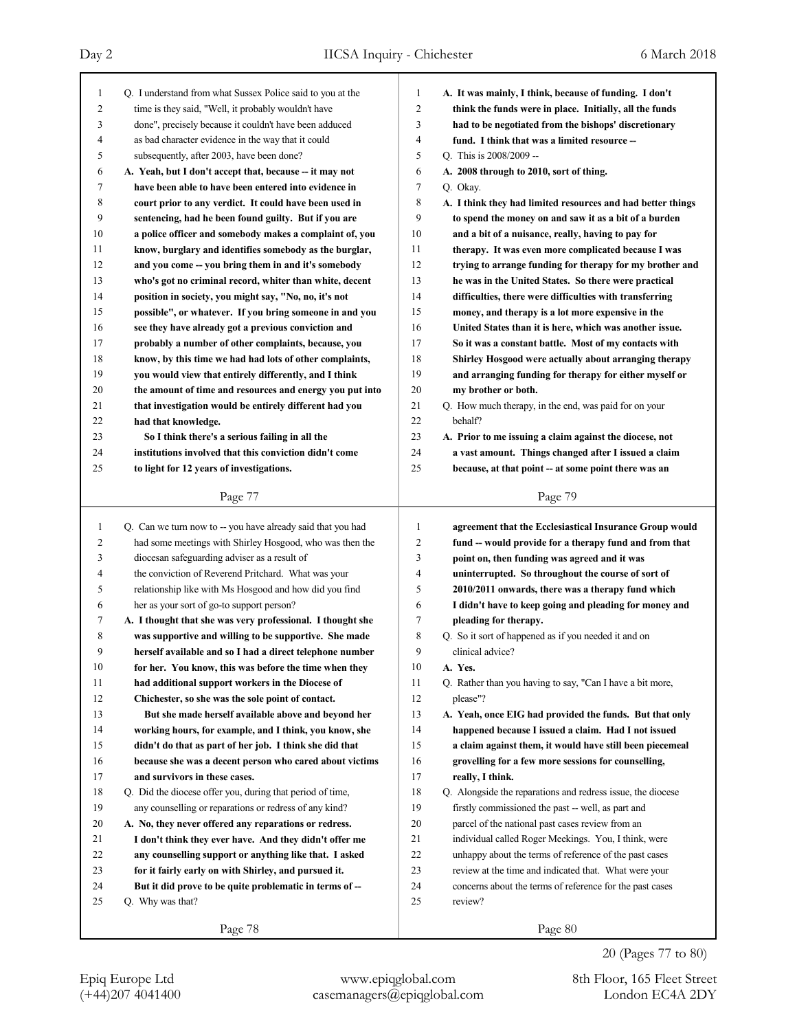Q. I understand from what Sussex Police said to you at the time is they said, "Well, it probably wouldn't have done", precisely because it couldn't have been adduced as bad character evidence in the way that it could subsequently, after 2003, have been done?

**A. Yeah, but I don't accept that, because -- it may not have been able to have been entered into evidence in court prior to any verdict. It could have been used in sentencing, had he been found guilty. But if you are a police officer and somebody makes a complaint of, you know, burglary and identifies somebody as the burglar, and you come -- you bring them in and it's somebody who's got no criminal record, whiter than white, decent position in society, you might say, "No, no, it's not possible", or whatever. If you bring someone in and you see they have already got a previous conviction and probably a number of other complaints, because, you know, by this time we had had lots of other complaints, you would view that entirely differently, and I think the amount of time and resources and energy you put into that investigation would be entirely different had you had that knowledge.**

**So I think there's a serious failing in all the institutions involved that this conviction didn't come to light for 12 years of investigations.**

Q. Can we turn now to -- you have already said that you had had some meetings with Shirley Hosgood, who was then the diocesan safeguarding adviser as a result of the conviction of Reverend Pritchard. What was your relationship like with Ms Hosgood and how did you find her as your sort of go-to support person?

**A. I thought that she was very professional. I thought she was supportive and willing to be supportive. She made herself available and so I had a direct telephone number for her. You know, this was before the time when they had additional support workers in the Diocese of Chichester, so she was the sole point of contact.**

**But she made herself available above and beyond her working hours, for example, and I think, you know, she didn't do that as part of her job. I think she did that because she was a decent person who cared about victims and survivors in these cases.**

Q. Did the diocese offer you, during that period of time, any counselling or reparations or redress of any kind?

**A. No, they never offered any reparations or redress. I don't think they ever have. And they didn't offer me any counselling support or anything like that. I asked for it fairly early on with Shirley, and pursued it. But it did prove to be quite problematic in terms of --**

Q. Why was that?

**A. It was mainly, I think, because of funding. I don't think the funds were in place. Initially, all the funds had to be negotiated from the bishops' discretionary fund. I think that was a limited resource --**

Q. This is 2008/2009 --

**A. 2008 through to 2010, sort of thing.**

Q. Okay.

**A. I think they had limited resources and had better things to spend the money on and saw it as a bit of a burden and a bit of a nuisance, really, having to pay for therapy. It was even more complicated because I was trying to arrange funding for therapy for my brother and he was in the United States. So there were practical difficulties, there were difficulties with transferring money, and therapy is a lot more expensive in the United States than it is here, which was another issue. So it was a constant battle. Most of my contacts with Shirley Hosgood were actually about arranging therapy and arranging funding for therapy for either myself or my brother or both.**

Q. How much therapy, in the end, was paid for on your behalf?

**A. Prior to me issuing a claim against the diocese, not a vast amount. Things changed after I issued a claim because, at that point -- at some point there was an agreement that the Ecclesiastical Insurance Group would fund -- would provide for a therapy fund and from that point on, then funding was agreed and it was uninterrupted. So throughout the course of sort of 2010/2011 onwards, there was a therapy fund which I didn't have to keep going and pleading for money and pleading for therapy.**

Q. So it sort of happened as if you needed it and on clinical advice?

**A. Yes.**

Q. Rather than you having to say, "Can I have a bit more, please"?

**A. Yeah, once EIG had provided the funds. But that only happened because I issued a claim. Had I not issued a claim against them, it would have still been piecemeal grovelling for a few more sessions for counselling, really, I think.**

Q. Alongside the reparations and redress issue, the diocese firstly commissioned the past -- well, as part and parcel of the national past cases review from an individual called Roger Meekings. You, I think, were unhappy about the terms of reference of the past cases review at the time and indicated that. What were your concerns about the terms of reference for the past cases review?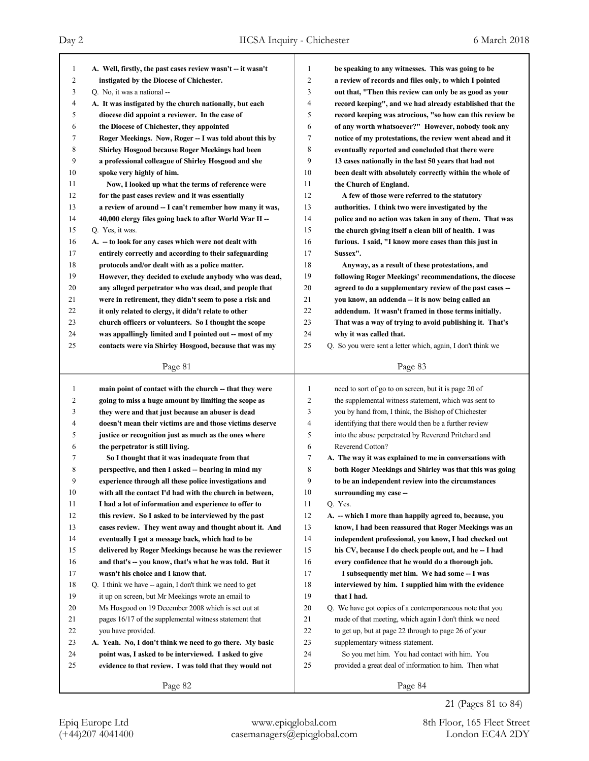A. Well, firstly, the past cases review wasn't -- it wasn't instigated by the Diocese of Chichester.

Q. No, it was a national --

A. It was instigated by the church nationally, but each diocese did appoint a reviewer. In the case of the Diocese of Chichester, they appointed Roger Meekings. Now, Roger -- I was told about this by Shirley Hosgood because Roger Meekings had been a professional colleague of Shirley Hosgood and she spoke very highly of him.

Now, I looked up what the terms of reference were for the past cases review and it was essentially a review of around -- I can't remember how many it was, 40,000 clergy files going back to after World War II --

Q. Yes, it was.

A. -- to look for any cases which were not dealt with entirely correctly and according to their safeguarding protocols and/or dealt with as a police matter. However, they decided to exclude anybody who was dead, any alleged perpetrator who was dead, and people that were in retirement, they didn't seem to pose a risk and it only related to clergy, it didn't relate to other church officers or volunteers. So I thought the scope was appallingly limited and I pointed out -- most of my contacts were via Shirley Hosgood, because that was my main point of contact with the church -- that they were going to miss a huge amount by limiting the scope as they were and that just because an abuser is dead doesn't mean their victims are and those victims deserve justice or recognition just as much as the ones where the perpetrator is still living.

So I thought that it was inadequate from that perspective, and then I asked -- bearing in mind my experience through all these police investigations and with all the contact I'd had with the church in between, I had a lot of information and experience to offer to this review. So I asked to be interviewed by the past cases review. They went away and thought about it. And eventually I got a message back, which had to be delivered by Roger Meekings because he was the reviewer and that's -- you know, that's what he was told. But it wasn't his choice and I know that.

Q. I think we have -- again, I don't think we need to get it up on screen, but Mr Meekings wrote an email to Ms Hosgood on 19 December 2008 which is set out at pages 16/17 of the supplemental witness statement that you have provided.

A. Yeah. No, I don't think we need to go there. My basic point was, I asked to be interviewed. I asked to give evidence to that review. I was told that they would not be speaking to any witnesses. This was going to be a review of records and files only, to which I pointed out that, "Then this review can only be as good as your record keeping", and we had already established that the record keeping was atrocious, "so how can this review be of any worth whatsoever?" However, nobody took any notice of my protestations, the review went ahead and it eventually reported and concluded that there were 13 cases nationally in the last 50 years that had not been dealt with absolutely correctly within the whole of the Church of England.

A few of those were referred to the statutory authorities. I think two were investigated by the police and no action was taken in any of them. That was the church giving itself a clean bill of health. I was furious. I said, "I know more cases than this just in Sussex".

Anyway, as a result of these protestations, and following Roger Meekings' recommendations, the diocese agreed to do a supplementary review of the past cases -- you know, an addenda -- it is now being called an addendum. It wasn't framed in those terms initially. That was a way of trying to avoid publishing it. That's why it was called that.

Q. So you were sent a letter which, again, I don't think we need to sort of go to on screen, but it is page 20 of the supplemental witness statement, which was sent to you by hand from, I think, the Bishop of Chichester identifying that there would then be a further review into the abuse perpetrated by Reverend Pritchard and Reverend Cotton?

A. The way it was explained to me in conversations with both Roger Meekings and Shirley was that this was going to be an independent review into the circumstances surrounding my case --

Q. Yes.

A. -- which I more than happily agreed to, because, you know, I had been reassured that Roger Meekings was an independent professional, you know, I had checked out his CV, because I do check people out, and he -- I had every confidence that he would do a thorough job.

I subsequently met him. We had some -- I was interviewed by him. I supplied him with the evidence that I had.

Q. We have got copies of a contemporaneous note that you made of that meeting, which again I don't think we need to get up, but at page 22 through to page 26 of your supplementary witness statement.

So you met him. You had contact with him. You provided a great deal of information to him. Then what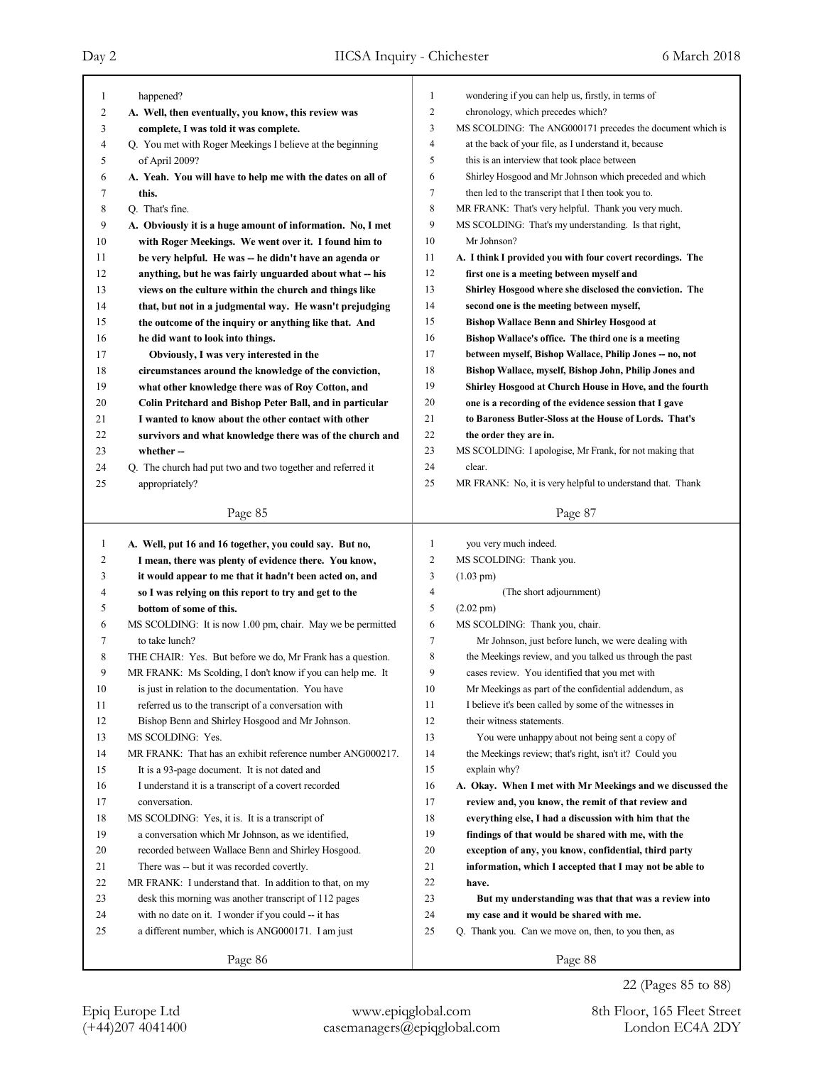happened?

**A. Well, then eventually, you know, this review was complete, I was told it was complete.**

Q. You met with Roger Meekings I believe at the beginning of April 2009?

**A. Yeah. You will have to help me with the dates on all of this.**

Q. That's fine.

**A. Obviously it is a huge amount of information. No, I met with Roger Meekings. We went over it. I found him to be very helpful. He was -- he didn't have an agenda or anything, but he was fairly unguarded about what -- his views on the culture within the church and things like that, but not in a judgmental way. He wasn't prejudging the outcome of the inquiry or anything like that. And he did want to look into things.**

**Obviously, I was very interested in the circumstances around the knowledge of the conviction, what other knowledge there was of Roy Cotton, and Colin Pritchard and Bishop Peter Ball, and in particular I wanted to know about the other contact with other survivors and what knowledge there was of the church and whether --**

Q. The church had put two and two together and referred it appropriately?

**A. Well, put 16 and 16 together, you could say. But no, I mean, there was plenty of evidence there. You know, it would appear to me that it hadn't been acted on, and so I was relying on this report to try and get to the bottom of some of this.**

MS SCOLDING: It is now 1.00 pm, chair. May we be permitted to take lunch?

THE CHAIR: Yes. But before we do, Mr Frank has a question.

MR FRANK: Ms Scolding, I don't know if you can help me. It is just in relation to the documentation. You have referred us to the transcript of a conversation with Bishop Benn and Shirley Hosgood and Mr Johnson.

MS SCOLDING: Yes.

MR FRANK: That has an exhibit reference number ANG000217. It is a 93-page document. It is not dated and I understand it is a transcript of a covert recorded conversation.

MS SCOLDING: Yes, it is. It is a transcript of a conversation which Mr Johnson, as we identified, recorded between Wallace Benn and Shirley Hosgood. There was -- but it was recorded covertly.

MR FRANK: I understand that. In addition to that, on my desk this morning was another transcript of 112 pages with no date on it. I wonder if you could -- it has a different number, which is ANG000171. I am just wondering if you can help us, firstly, in terms of chronology, which precedes which?

MS SCOLDING: The ANG000171 precedes the document which is at the back of your file, as I understand it, because this is an interview that took place between Shirley Hosgood and Mr Johnson which preceded and which then led to the transcript that I then took you to.

MR FRANK: That's very helpful. Thank you very much.

MS SCOLDING: That's my understanding. Is that right, Mr Johnson?

**A. I think I provided you with four covert recordings. The first one is a meeting between myself and Shirley Hosgood where she disclosed the conviction. The second one is the meeting between myself, Bishop Wallace Benn and Shirley Hosgood at Bishop Wallace's office. The third one is a meeting between myself, Bishop Wallace, Philip Jones -- no, not Bishop Wallace, myself, Bishop John, Philip Jones and Shirley Hosgood at Church House in Hove, and the fourth one is a recording of the evidence session that I gave to Baroness Butler-Sloss at the House of Lords. That's the order they are in.**

MS SCOLDING: I apologise, Mr Frank, for not making that clear.

MR FRANK: No, it is very helpful to understand that. Thank you very much indeed.

MS SCOLDING: Thank you.

(1.03 pm)

(The short adjournment)

(2.02 pm)

MS SCOLDING: Thank you, chair.

Mr Johnson, just before lunch, we were dealing with the Meekings review, and you talked us through the past cases review. You identified that you met with Mr Meekings as part of the confidential addendum, as I believe it's been called by some of the witnesses in their witness statements.

You were unhappy about not being sent a copy of the Meekings review; that's right, isn't it? Could you explain why?

**A. Okay. When I met with Mr Meekings and we discussed the review and, you know, the remit of that review and everything else, I had a discussion with him that the findings of that would be shared with me, with the exception of any, you know, confidential, third party information, which I accepted that I may not be able to have.**

**But my understanding was that that was a review into my case and it would be shared with me.**

Q. Thank you. Can we move on, then, to you then, as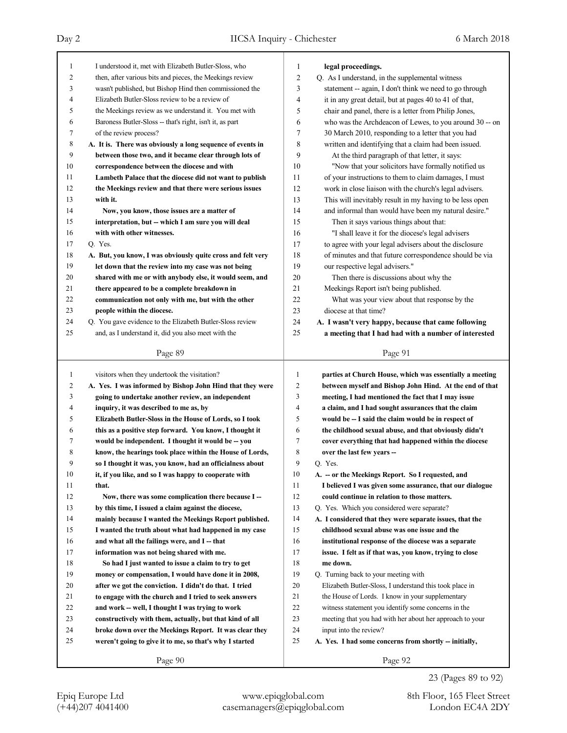I understood it, met with Elizabeth Butler-Sloss, who then, after various bits and pieces, the Meekings review wasn't published, but Bishop Hind then commissioned the Elizabeth Butler-Sloss review to be a review of the Meekings review as we understand it. You met with Baroness Butler-Sloss -- that's right, isn't it, as part of the review process?

**A. It is. There was obviously a long sequence of events in between those two, and it became clear through lots of correspondence between the diocese and with Lambeth Palace that the diocese did not want to publish the Meekings review and that there were serious issues with it.**

**Now, you know, those issues are a matter of interpretation, but -- which I am sure you will deal with with other witnesses.**

Q. Yes.

**A. But, you know, I was obviously quite cross and felt very let down that the review into my case was not being shared with me or with anybody else, it would seem, and there appeared to be a complete breakdown in communication not only with me, but with the other people within the diocese.**

Q. You gave evidence to the Elizabeth Butler-Sloss review and, as I understand it, did you also meet with the visitors when they undertook the visitation?

**A. Yes. I was informed by Bishop John Hind that they were going to undertake another review, an independent inquiry, it was described to me as, by Elizabeth Butler-Sloss in the House of Lords, so I took this as a positive step forward. You know, I thought it would be independent. I thought it would be -- you know, the hearings took place within the House of Lords, so I thought it was, you know, had an officialness about it, if you like, and so I was happy to cooperate with that.**

**Now, there was some complication there because I -- by this time, I issued a claim against the diocese, mainly because I wanted the Meekings Report published. I wanted the truth about what had happened in my case and what all the failings were, and I -- that information was not being shared with me.**

**So had I just wanted to issue a claim to try to get money or compensation, I would have done it in 2008, after we got the conviction. I didn't do that. I tried to engage with the church and I tried to seek answers and work -- well, I thought I was trying to work constructively with them, actually, but that kind of all broke down over the Meekings Report. It was clear they weren't going to give it to me, so that's why I started legal proceedings.**

Q. As I understand, in the supplemental witness statement -- again, I don't think we need to go through it in any great detail, but at pages 40 to 41 of that, chair and panel, there is a letter from Philip Jones, who was the Archdeacon of Lewes, to you around 30 -- on 30 March 2010, responding to a letter that you had written and identifying that a claim had been issued.

At the third paragraph of that letter, it says:

"Now that your solicitors have formally notified us of your instructions to them to claim damages, I must work in close liaison with the church's legal advisers. This will inevitably result in my having to be less open and informal than would have been my natural desire."

Then it says various things about that:

"I shall leave it for the diocese's legal advisers to agree with your legal advisers about the disclosure of minutes and that future correspondence should be via our respective legal advisers."

Then there is discussions about why the Meekings Report isn't being published.

What was your view about that response by the diocese at that time?

**A. I wasn't very happy, because that came following a meeting that I had had with a number of interested parties at Church House, which was essentially a meeting between myself and Bishop John Hind. At the end of that meeting, I had mentioned the fact that I may issue a claim, and I had sought assurances that the claim would be -- I said the claim would be in respect of the childhood sexual abuse, and that obviously didn't cover everything that had happened within the diocese over the last few years --**

Q. Yes.

**A. -- or the Meekings Report. So I requested, and I believed I was given some assurance, that our dialogue could continue in relation to those matters.**

Q. Yes. Which you considered were separate?

**A. I considered that they were separate issues, that the childhood sexual abuse was one issue and the institutional response of the diocese was a separate issue. I felt as if that was, you know, trying to close me down.**

Q. Turning back to your meeting with Elizabeth Butler-Sloss, I understand this took place in the House of Lords. I know in your supplementary witness statement you identify some concerns in the meeting that you had with her about her approach to your input into the review?

**A. Yes. I had some concerns from shortly -- initially,**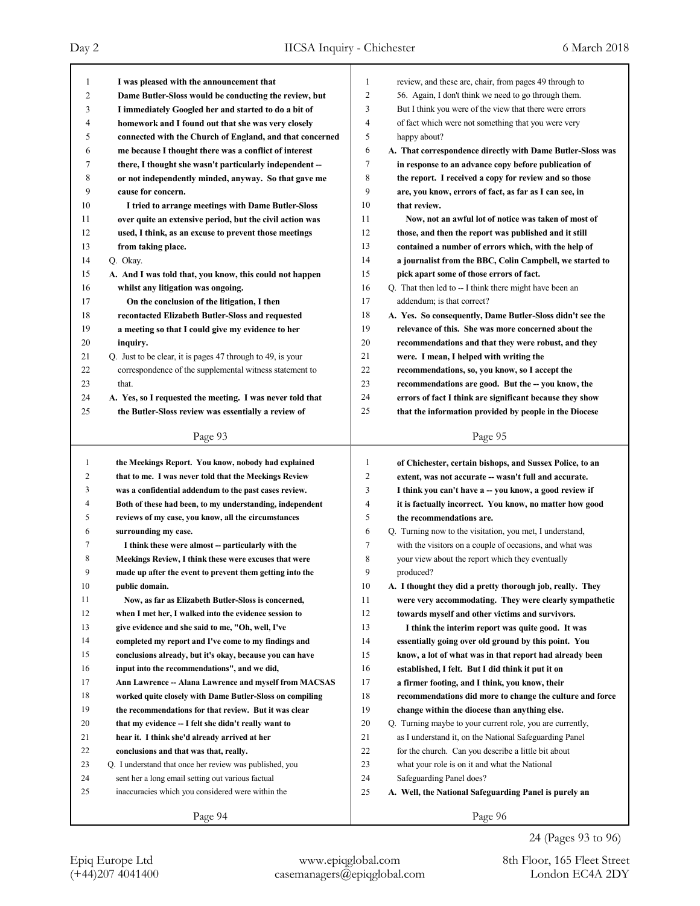I was pleased with the announcement that Dame Butler-Sloss would be conducting the review, but I immediately Googled her and started to do a bit of homework and I found out that she was very closely connected with the Church of England, and that concerned me because I thought there was a conflict of interest there, I thought she wasn't particularly independent -- or not independently minded, anyway. So that gave me cause for concern.

I tried to arrange meetings with Dame Butler-Sloss over quite an extensive period, but the civil action was used, I think, as an excuse to prevent those meetings from taking place.

Q. Okay.

A. And I was told that, you know, this could not happen whilst any litigation was ongoing.

On the conclusion of the litigation, I then recontacted Elizabeth Butler-Sloss and requested a meeting so that I could give my evidence to her inquiry.

Q. Just to be clear, it is pages 47 through to 49, is your correspondence of the supplemental witness statement to that.

A. Yes, so I requested the meeting. I was never told that the Butler-Sloss review was essentially a review of the Meekings Report. You know, nobody had explained that to me. I was never told that the Meekings Review was a confidential addendum to the past cases review. Both of these had been, to my understanding, independent reviews of my case, you know, all the circumstances surrounding my case.

I think these were almost -- particularly with the Meekings Review, I think these were excuses that were made up after the event to prevent them getting into the public domain.

Now, as far as Elizabeth Butler-Sloss is concerned, when I met her, I walked into the evidence session to give evidence and she said to me, "Oh, well, I've completed my report and I've come to my findings and conclusions already, but it's okay, because you can have input into the recommendations", and we did, Ann Lawrence -- Alana Lawrence and myself from MACSAS worked quite closely with Dame Butler-Sloss on compiling the recommendations for that review. But it was clear that my evidence -- I felt she didn't really want to hear it. I think she'd already arrived at her conclusions and that was that, really.

Q. I understand that once her review was published, you sent her a long email setting out various factual inaccuracies which you considered were within the review, and these are, chair, from pages 49 through to 56. Again, I don't think we need to go through them. But I think you were of the view that there were errors of fact which were not something that you were very happy about?

A. That correspondence directly with Dame Butler-Sloss was in response to an advance copy before publication of the report. I received a copy for review and so those are, you know, errors of fact, as far as I can see, in that review.

Now, not an awful lot of notice was taken of most of those, and then the report was published and it still contained a number of errors which, with the help of a journalist from the BBC, Colin Campbell, we started to pick apart some of those errors of fact.

Q. That then led to -- I think there might have been an addendum; is that correct?

A. Yes. So consequently, Dame Butler-Sloss didn't see the relevance of this. She was more concerned about the recommendations and that they were robust, and they were. I mean, I helped with writing the recommendations, so, you know, so I accept the recommendations are good. But the -- you know, the errors of fact I think are significant because they show that the information provided by people in the Diocese of Chichester, certain bishops, and Sussex Police, to an extent, was not accurate -- wasn't full and accurate. I think you can't have a -- you know, a good review if it is factually incorrect. You know, no matter how good the recommendations are.

Q. Turning now to the visitation, you met, I understand, with the visitors on a couple of occasions, and what was your view about the report which they eventually produced?

A. I thought they did a pretty thorough job, really. They were very accommodating. They were clearly sympathetic towards myself and other victims and survivors.

I think the interim report was quite good. It was essentially going over old ground by this point. You know, a lot of what was in that report had already been established, I felt. But I did think it put it on a firmer footing, and I think, you know, their recommendations did more to change the culture and force change within the diocese than anything else.

Q. Turning maybe to your current role, you are currently, as I understand it, on the National Safeguarding Panel for the church. Can you describe a little bit about what your role is on it and what the National Safeguarding Panel does?

A. Well, the National Safeguarding Panel is purely an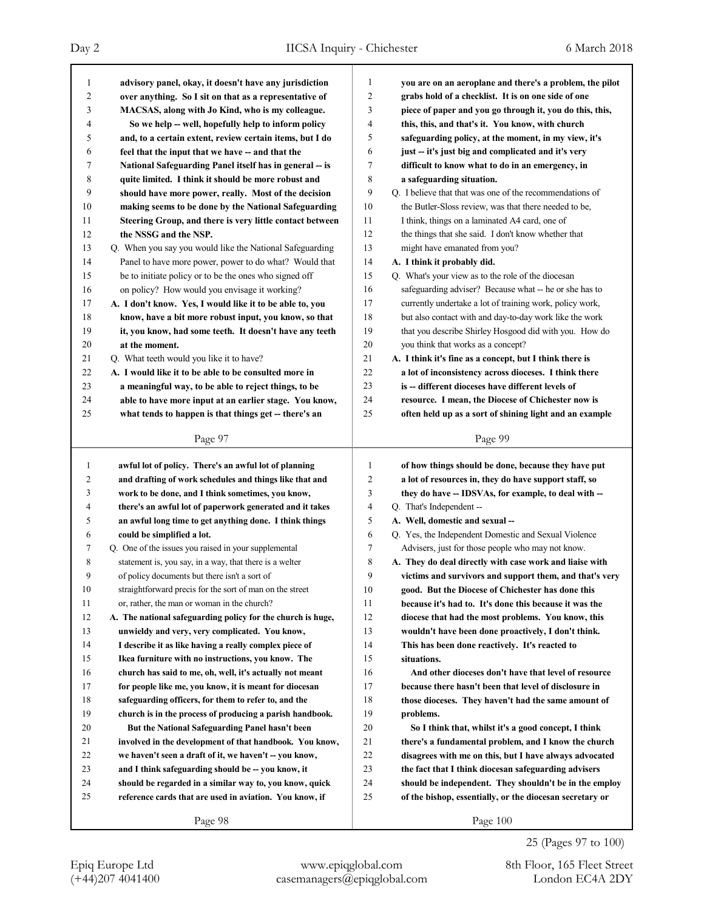advisory panel, okay, it doesn't have any jurisdiction over anything. So I sit on that as a representative of MACSAS, along with Jo Kind, who is my colleague.

So we help -- well, hopefully help to inform policy and, to a certain extent, review certain items, but I do feel that the input that we have -- and that the National Safeguarding Panel itself has in general -- is quite limited. I think it should be more robust and should have more power, really. Most of the decision making seems to be done by the National Safeguarding Steering Group, and there is very little contact between the NSSG and the NSP.

Q. When you say you would like the National Safeguarding Panel to have more power, power to do what? Would that be to initiate policy or to be the ones who signed off on policy? How would you envisage it working?

**A. I don't know. Yes, I would like it to be able to, you know, have a bit more robust input, you know, so that it, you know, had some teeth. It doesn't have any teeth at the moment.**

Q. What teeth would you like it to have?

**A. I would like it to be able to be consulted more in a meaningful way, to be able to reject things, to be able to have more input at an earlier stage. You know, what tends to happen is that things get -- there's an awful lot of policy. There's an awful lot of planning and drafting of work schedules and things like that and work to be done, and I think sometimes, you know, there's an awful lot of paperwork generated and it takes an awful long time to get anything done. I think things could be simplified a lot.**

Q. One of the issues you raised in your supplemental statement is, you say, in a way, that there is a welter of policy documents but there isn't a sort of straightforward precis for the sort of man on the street or, rather, the man or woman in the church?

**A. The national safeguarding policy for the church is huge, unwieldy and very, very complicated. You know, I describe it as like having a really complex piece of Ikea furniture with no instructions, you know. The church has said to me, oh, well, it's actually not meant for people like me, you know, it is meant for diocesan safeguarding officers, for them to refer to, and the church is in the process of producing a parish handbook.**

**But the National Safeguarding Panel hasn't been involved in the development of that handbook. You know, we haven't seen a draft of it, we haven't -- you know, and I think safeguarding should be -- you know, it should be regarded in a similar way to, you know, quick reference cards that are used in aviation. You know, if you are on an aeroplane and there's a problem, the pilot grabs hold of a checklist. It is on one side of one piece of paper and you go through it, you do this, this, this, this, and that's it. You know, with church safeguarding policy, at the moment, in my view, it's just -- it's just big and complicated and it's very difficult to know what to do in an emergency, in a safeguarding situation.**

Q. I believe that that was one of the recommendations of the Butler-Sloss review, was that there needed to be, I think, things on a laminated A4 card, one of the things that she said. I don't know whether that might have emanated from you?

**A. I think it probably did.**

Q. What's your view as to the role of the diocesan safeguarding adviser? Because what -- he or she has to currently undertake a lot of training work, policy work, but also contact with and day-to-day work like the work that you describe Shirley Hosgood did with you. How do you think that works as a concept?

**A. I think it's fine as a concept, but I think there is a lot of inconsistency across dioceses. I think there is -- different dioceses have different levels of resource. I mean, the Diocese of Chichester now is often held up as a sort of shining light and an example of how things should be done, because they have put a lot of resources in, they do have support staff, so they do have -- IDSVAs, for example, to deal with --**

Q. That's Independent --

**A. Well, domestic and sexual --**

Q. Yes, the Independent Domestic and Sexual Violence Advisers, just for those people who may not know.

**A. They do deal directly with case work and liaise with victims and survivors and support them, and that's very good. But the Diocese of Chichester has done this because it's had to. It's done this because it was the diocese that had the most problems. You know, this wouldn't have been done proactively, I don't think. This has been done reactively. It's reacted to situations.**

**And other dioceses don't have that level of resource because there hasn't been that level of disclosure in those dioceses. They haven't had the same amount of problems.**

**So I think that, whilst it's a good concept, I think there's a fundamental problem, and I know the church disagrees with me on this, but I have always advocated the fact that I think diocesan safeguarding advisers should be independent. They shouldn't be in the employ of the bishop, essentially, or the diocesan secretary or**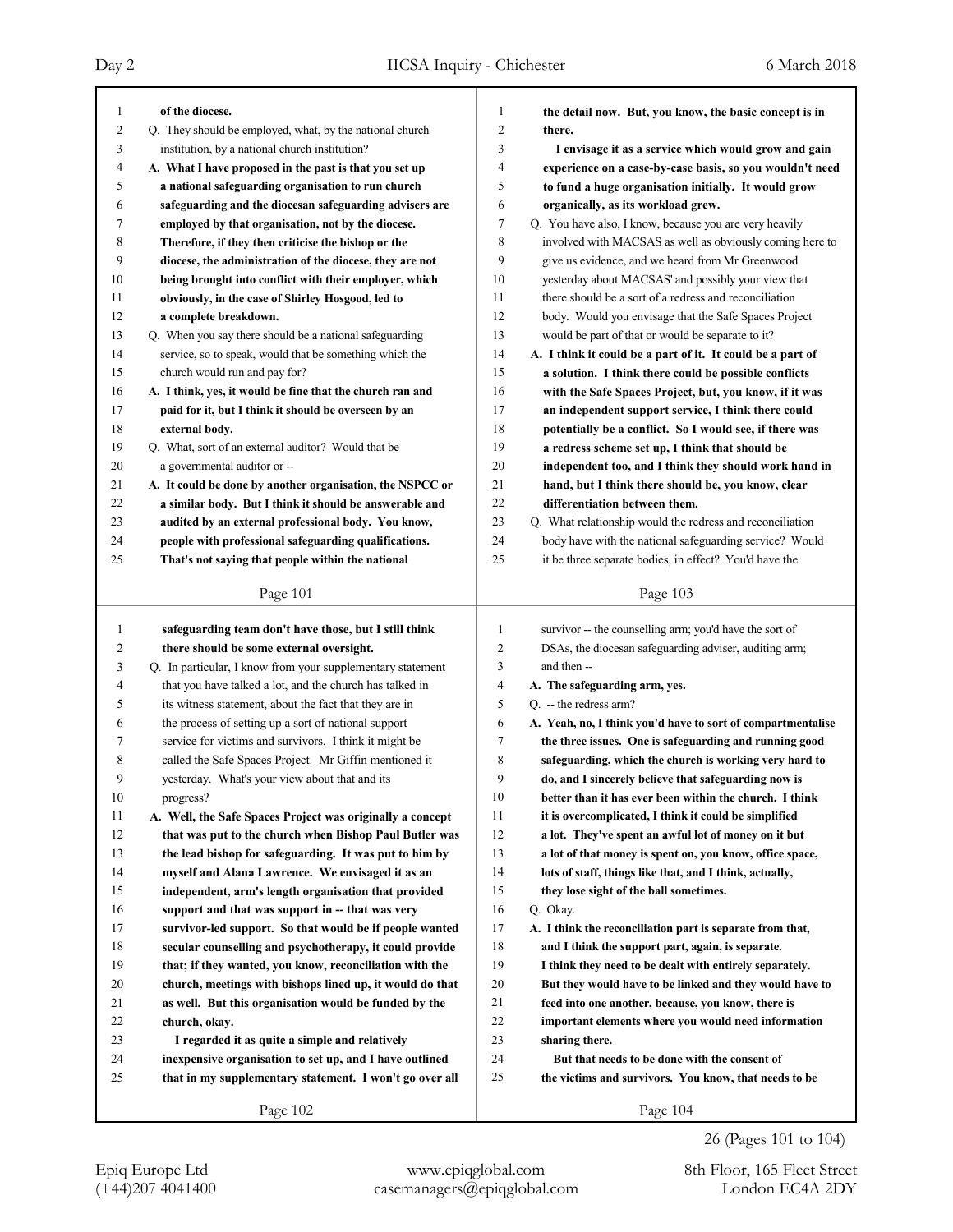**of the diocese.**

Q. They should be employed, what, by the national church institution, by a national church institution?

**A. What I have proposed in the past is that you set up a national safeguarding organisation to run church safeguarding and the diocesan safeguarding advisers are employed by that organisation, not by the diocese. Therefore, if they then criticise the bishop or the diocese, the administration of the diocese, they are not being brought into conflict with their employer, which obviously, in the case of Shirley Hosgood, led to a complete breakdown.**

Q. When you say there should be a national safeguarding service, so to speak, would that be something which the church would run and pay for?

**A. I think, yes, it would be fine that the church ran and paid for it, but I think it should be overseen by an external body.**

Q. What, sort of an external auditor? Would that be a governmental auditor or --

**A. It could be done by another organisation, the NSPCC or a similar body. But I think it should be answerable and audited by an external professional body. You know, people with professional safeguarding qualifications. That's not saying that people within the national safeguarding team don't have those, but I still think there should be some external oversight.**

Q. In particular, I know from your supplementary statement that you have talked a lot, and the church has talked in its witness statement, about the fact that they are in the process of setting up a sort of national support service for victims and survivors. I think it might be called the Safe Spaces Project. Mr Giffin mentioned it yesterday. What's your view about that and its progress?

**A. Well, the Safe Spaces Project was originally a concept that was put to the church when Bishop Paul Butler was the lead bishop for safeguarding. It was put to him by myself and Alana Lawrence. We envisaged it as an independent, arm's length organisation that provided support and that was support in -- that was very survivor-led support. So that would be if people wanted secular counselling and psychotherapy, it could provide that; if they wanted, you know, reconciliation with the church, meetings with bishops lined up, it would do that as well. But this organisation would be funded by the church, okay.**

**I regarded it as quite a simple and relatively inexpensive organisation to set up, and I have outlined that in my supplementary statement. I won't go over all the detail now. But, you know, the basic concept is in there.**

**I envisage it as a service which would grow and gain experience on a case-by-case basis, so you wouldn't need to fund a huge organisation initially. It would grow organically, as its workload grew.**

Q. You have also, I know, because you are very heavily involved with MACSAS as well as obviously coming here to give us evidence, and we heard from Mr Greenwood yesterday about MACSAS' and possibly your view that there should be a sort of redress and reconciliation body. Would you envisage that the Safe Spaces Project would be part of that or would be separate to it?

**A. I think it could be a part of it. It could be a part of a solution. I think there could be possible conflicts with the Safe Spaces Project, but, you know, if it was an independent support service, I think there could potentially be a conflict. So I would see, if there was a redress scheme set up, I think that should be independent too, and I think they should work hand in hand, but I think there should be, you know, clear differentiation between them.**

Q. What relationship would the redress and reconciliation body have with the national safeguarding service? Would it be three separate bodies, in effect? You'd have the survivor -- the counselling arm; you'd have the sort of DSAs, the diocesan safeguarding adviser, auditing arm; and then --

**A. The safeguarding arm, yes.**

Q. -- the redress arm?

**A. Yeah, no, I think you'd have to sort of compartmentalise the three issues. One is safeguarding and running good safeguarding, which the church is working very hard to do, and I sincerely believe that safeguarding now is better than it has ever been within the church. I think it is overcomplicated, I think it could be simplified a lot. They've spent an awful lot of money on it but a lot of that money is spent on, you know, office space, lots of staff, things like that, and I think, actually, they lose sight of the ball sometimes.**

Q. Okay.

**A. I think the reconciliation part is separate from that, and I think the support part, again, is separate. I think they need to be dealt with entirely separately. But they would have to be linked and they would have to feed into one another, because, you know, there is important elements where you would need information sharing there.**

**But that needs to be done with the consent of the victims and survivors. You know, that needs to be**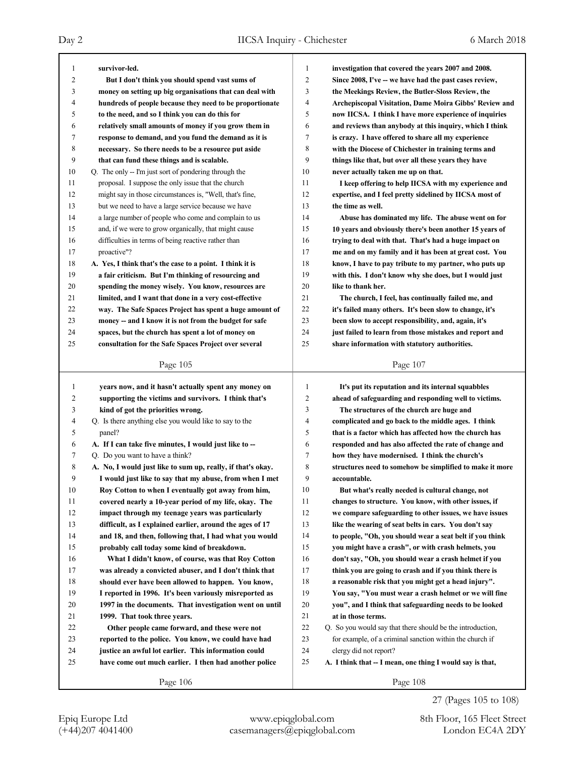survivor-led.

But I don't think you should spend vast sums of money on setting up big organisations that can deal with hundreds of people because they need to be proportionate to the need, and so I think you can do this for relatively small amounts of money if you grow them in response to demand, and you fund the demand as it is necessary. So there needs to be a resource put aside that can fund these things and is scalable.

Q. The only -- I'm just sort of pondering through the proposal. I suppose the only issue that the church might say in those circumstances is, "Well, that's fine, but we need to have a large service because we have a large number of people who come and complain to us and, if we were to grow organically, that might cause difficulties in terms of being reactive rather than proactive"?

A. Yes, I think that's the case to a point. I think it is a fair criticism. But I'm thinking of resourcing and spending the money wisely. You know, resources are limited, and I want that done in a very cost-effective way. The Safe Spaces Project has spent a huge amount of money -- and I know it is not from the budget for safe spaces, but the church has spent a lot of money on consultation for the Safe Spaces Project over several years now, and it hasn't actually spent any money on supporting the victims and survivors. I think that's kind of got the priorities wrong.

Q. Is there anything else you would like to say to the panel?

A. If I can take five minutes, I would just like to --

Q. Do you want to have a think?

A. No, I would just like to sum up, really, if that's okay.

I would just like to say that my abuse, from when I met Roy Cotton to when I eventually got away from him, covered nearly a 10-year period of my life, okay. The impact through my teenage years was particularly difficult, as I explained earlier, around the ages of 17 and 18, and then, following that, I had what you would probably call today some kind of breakdown.

What I didn't know, of course, was that Roy Cotton was already a convicted abuser, and I don't think that should ever have been allowed to happen. You know, I reported in 1996. It's been variously misreported as 1997 in the documents. That investigation went on until 1999. That took three years.

Other people came forward, and these were not reported to the police. You know, we could have had justice an awful lot earlier. This information could have come out much earlier. I then had another police investigation that covered the years 2007 and 2008. Since 2008, I've -- we have had the past cases review, the Meekings Review, the Butler-Sloss Review, the Archepiscopal Visitation, Dame Moira Gibbs' Review and now IICSA. I think I have more experience of inquiries and reviews than anybody at this inquiry, which I think is crazy. I have offered to share all my experience with the Diocese of Chichester in training terms and things like that, but over all these years they have never actually taken me up on that.

I keep offering to help IICSA with my experience and expertise, and I feel pretty sidelined by IICSA most of the time as well.

Abuse has dominated my life. The abuse went on for 10 years and obviously there's been another 15 years of trying to deal with that. That's had a huge impact on me and on my family and it has been at great cost. You know, I have to pay tribute to my partner, who puts up with this. I don't know why she does, but I would just like to thank her.

The church, I feel, has continually failed me, and it's failed many others. It's been slow to change, it's been slow to accept responsibility, and, again, it's just failed to learn from those mistakes and report and share information with statutory authorities.

It's put its reputation and its internal squabbles ahead of safeguarding and responding well to victims.

The structures of the church are huge and complicated and go back to the middle ages. I think that is a factor which has affected how the church has responded and has also affected the rate of change and how they have modernised. I think the church's structures need to somehow be simplified to make it more accountable.

But what's really needed is cultural change, not changes to structure. You know, with other issues, if we compare safeguarding to other issues, we have issues like the wearing of seat belts in cars. You don't say to people, "Oh, you should wear a seat belt if you think you might have a crash", or with crash helmets, you don't say, "Oh, you should wear a crash helmet if you think you are going to crash and if you think there is a reasonable risk that you might get a head injury". You say, "You must wear a crash helmet or we will fine you", and I think that safeguarding needs to be looked at in those terms.

Q. So you would say that there should be the introduction, for example, of a criminal sanction within the church if clergy did not report?

A. I think that -- I mean, one thing I would say is that,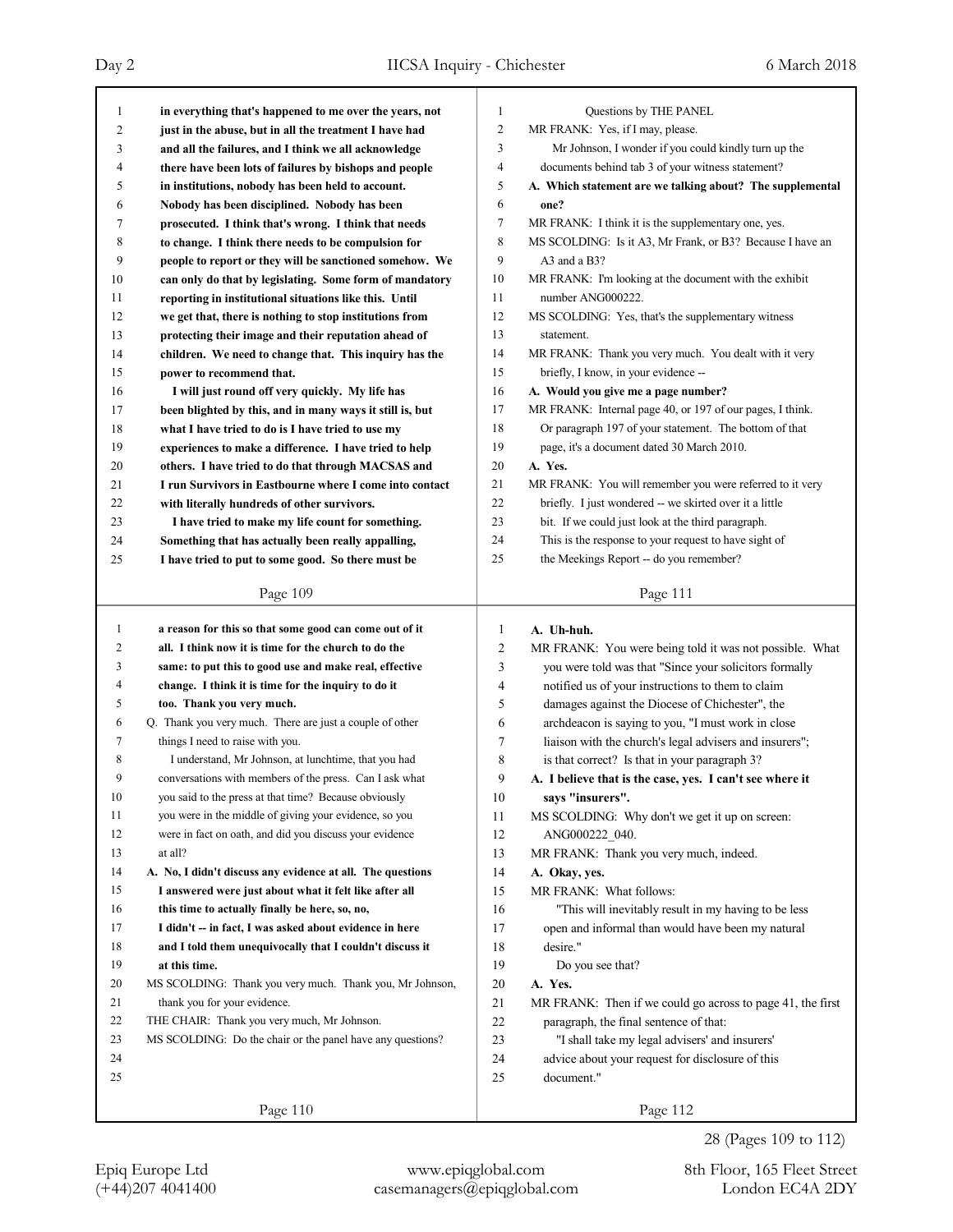**Page 109**

1 in everything that's happened to me over the years, not
2 just in the abuse, but in all the treatment I have had
3 and all the failures, and I think we all acknowledge
4 there have been lots of failures by bishops and people
5 in institutions, nobody has been held to account.
6 Nobody has been disciplined. Nobody has been
7 prosecuted. I think that's wrong. I think that needs
8 to change. I think there needs to be compulsion for
9 people to report or they will be sanctioned somehow. We
10 can only do that by legislating. Some form of mandatory
11 reporting in institutional situations like this. Until
12 we get that, there is nothing to stop institutions from
13 protecting their image and their reputation ahead of
14 children. We need to change that. This inquiry has the
15 power to recommend that.
16 I will just round off very quickly. My life has
17 been blighted by this, and in many ways it still is, but
18 what I have tried to do is I have tried to use my
19 experiences to make a difference. I have tried to help
20 others. I have tried to do that through MACSAS and
21 I run Survivors in Eastbourne where I come into contact
22 with literally hundreds of other survivors.
23 I have tried to make my life count for something.
24 Something that has actually been really appalling,
25 I have tried to put to some good. So there must be

**Page 110**

1 a reason for this so that some good can come out of it
2 all. I think now it is time for the church to do the
3 same: to put this to good use and make real, effective
4 change. I think it is time for the inquiry to do it
5 too. Thank you very much.
6 Q. Thank you very much. There are just a couple of other
7 things I need to raise with you.
8 I understand, Mr Johnson, at lunchtime, that you had
9 conversations with members of the press. Can I ask what
10 you said to the press at that time? Because obviously
11 you were in the middle of giving your evidence, so you
12 were in fact on oath, and did you discuss your evidence
13 at all?
14 A. No, I didn't discuss any evidence at all. The questions
15 I answered were just about what it felt like after all
16 this time to actually finally be here, so, no,
17 I didn't -- in fact, I was asked about evidence in here
18 and I told them unequivocally that I couldn't discuss it
19 at this time.
20 MS SCOLDING: Thank you very much. Thank you, Mr Johnson,
21 thank you for your evidence.
22 THE CHAIR: Thank you very much, Mr Johnson.
23 MS SCOLDING: Do the chair or the panel have any questions?
24
25

**Page 111**

1 Questions by THE PANEL
2 MR FRANK: Yes, if I may, please.
3 Mr Johnson, I wonder if you could kindly turn up the
4 documents behind tab 3 of your witness statement?
5 A. Which statement are we talking about? The supplemental
6 one?
7 MR FRANK: I think it is the supplementary one, yes.
8 MS SCOLDING: Is it A3, Mr Frank, or B3? Because I have an
9 A3 and a B3?
10 MR FRANK: I'm looking at the document with the exhibit
11 number ANG000222.
12 MS SCOLDING: Yes, that's the supplementary witness
13 statement.
14 MR FRANK: Thank you very much. You dealt with it very
15 briefly, I know, in your evidence --
16 A. Would you give me a page number?
17 MR FRANK: Internal page 40, or 197 of our pages, I think.
18 Or paragraph 197 of your statement. The bottom of that
19 page, it's a document dated 30 March 2010.
20 A. Yes.
21 MR FRANK: You will remember you were referred to it very
22 briefly. I just wondered -- we skirted over it a little
23 bit. If we could just look at the third paragraph.
24 This is the response to your request to have sight of
25 the Meekings Report -- do you remember?

**Page 112**

1 A. Uh-huh.
2 MR FRANK: You were being told it was not possible. What
3 you were told was that "Since your solicitors formally
4 notified us of your instructions to them to claim
5 damages against the Diocese of Chichester", the
6 archdeacon is saying to you, "I must work in close
7 liaison with the church's legal advisers and insurers";
8 is that correct? Is that in your paragraph 3?
9 A. I believe that is the case, yes. I can't see where it
10 says "insurers".
11 MS SCOLDING: Why don't we get it up on screen:
12 ANG000222_040.
13 MR FRANK: Thank you very much, indeed.
14 A. Okay, yes.
15 MR FRANK: What follows:
16 "This will inevitably result in my having to be less
17 open and informal than would have been my natural
18 desire."
19 Do you see that?
20 A. Yes.
21 MR FRANK: Then if we could go across to page 41, the first
22 paragraph, the final sentence of that:
23 "I shall take my legal advisers' and insurers'
24 advice about your request for disclosure of this
25 document."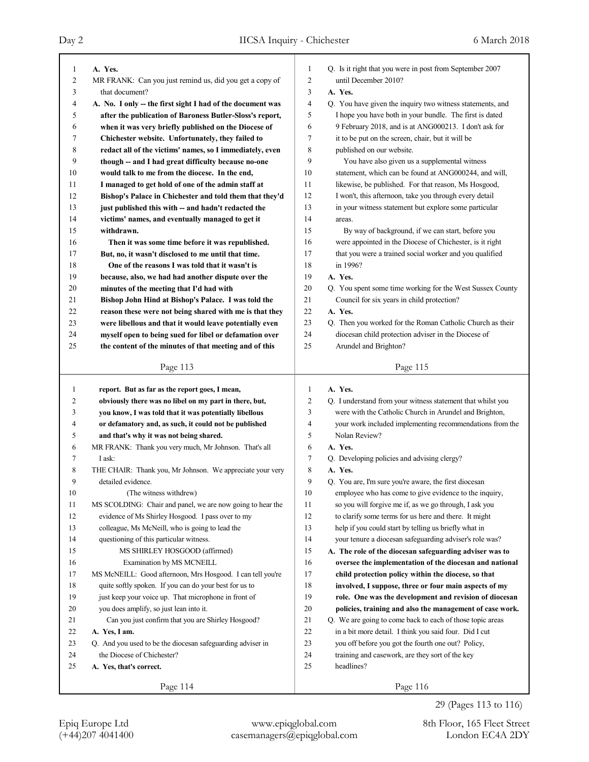A. Yes.

MR FRANK: Can you just remind us, did you get a copy of that document?

**A. No. I only -- the first sight I had of the document was after the publication of Baroness Butler-Sloss's report, when it was very briefly published on the Diocese of Chichester website. Unfortunately, they failed to redact all of the victims' names, so I immediately, even though -- and I had great difficulty because no-one would talk to me from the diocese. In the end, I managed to get hold of one of the admin staff at Bishop's Palace in Chichester and told them that they'd just published this with -- and hadn't redacted the victims' names, and eventually managed to get it withdrawn.**

**Then it was some time before it was republished. But, no, it wasn't disclosed to me until that time.**

**One of the reasons I was told that it wasn't is because, also, we had had another dispute over the minutes of the meeting that I'd had with Bishop John Hind at Bishop's Palace. I was told the reason these were not being shared with me is that they were libellous and that it would leave potentially even myself open to being sued for libel or defamation over the content of the minutes of that meeting and of this report. But as far as the report goes, I mean, obviously there was no libel on my part in there, but, you know, I was told that it was potentially libellous or defamatory and, as such, it could not be published and that's why it was not being shared.**

MR FRANK: Thank you very much, Mr Johnson. That's all I ask:

THE CHAIR: Thank you, Mr Johnson. We appreciate your very detailed evidence.

(The witness withdrew)

MS SCOLDING: Chair and panel, we are now going to hear the evidence of Ms Shirley Hosgood. I pass over to my colleague, Ms McNeill, who is going to lead the questioning of this particular witness.

MS SHIRLEY HOSGOOD (affirmed)

Examination by MS MCNEILL

MS McNEILL: Good afternoon, Mrs Hosgood. I can tell you're quite softly spoken. If you can do your best for us to just keep your voice up. That microphone in front of you does amplify, so just lean into it.

Can you just confirm that you are Shirley Hosgood?

**A. Yes, I am.**

Q. And you used to be the diocesan safeguarding adviser in the Diocese of Chichester?

**A. Yes, that's correct.**

Q. Is it right that you were in post from September 2007 until December 2010?

**A. Yes.**

Q. You have given the inquiry two witness statements, and I hope you have both in your bundle. The first is dated 9 February 2018, and is at ANG000213. I don't ask for it to be put on the screen, chair, but it will be published on our website.

You have also given us a supplemental witness statement, which can be found at ANG000244, and will, likewise, be published. For that reason, Ms Hosgood, I won't, this afternoon, take you through every detail in your witness statement but explore some particular areas.

By way of background, if we can start, before you were appointed in the Diocese of Chichester, is it right that you were a trained social worker and you qualified in 1996?

**A. Yes.**

Q. You spent some time working for the West Sussex County Council for six years in child protection?

**A. Yes.**

Q. Then you worked for the Roman Catholic Church as their diocesan child protection adviser in the Diocese of Arundel and Brighton?

**A. Yes.**

Q. I understand from your witness statement that whilst you were with the Catholic Church in Arundel and Brighton, your work included implementing recommendations from the Nolan Review?

**A. Yes.**

Q. Developing policies and advising clergy?

**A. Yes.**

Q. You are, I'm sure you're aware, the first diocesan employee who has come to give evidence to the inquiry, so you will forgive me if, as we go through, I ask you to clarify some terms for us here and there. It might help if you could start by telling us briefly what in your tenure a diocesan safeguarding adviser's role was?

**A. The role of the diocesan safeguarding adviser was to oversee the implementation of the diocesan and national child protection policy within the diocese, so that involved, I suppose, three or four main aspects of my role. One was the development and revision of diocesan policies, training and also the management of case work.**

Q. We are going to come back to each of those topic areas in a bit more detail. I think you said four. Did I cut you off before you got the fourth one out? Policy, training and casework, are they sort of the key headlines?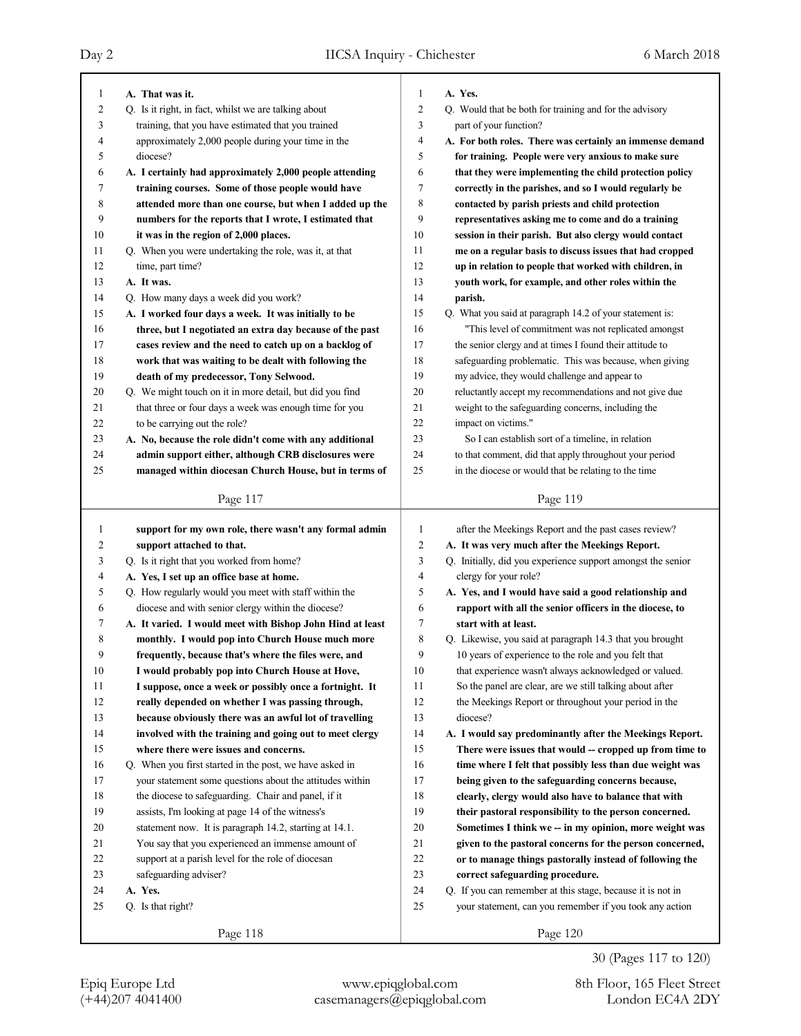A. **That was it.**

Q. Is it right, in fact, whilst we are talking about training, that you have estimated that you trained approximately 2,000 people during your time in the diocese?

A. **I certainly had approximately 2,000 people attending training courses. Some of those people would have attended more than one course, but when I added up the numbers for the reports that I wrote, I estimated that it was in the region of 2,000 places.**

Q. When you were undertaking the role, was it, at that time, part time?

A. **It was.**

Q. How many days a week did you work?

A. **I worked four days a week. It was initially to be three, but I negotiated an extra day because of the past cases review and the need to catch up on a backlog of work that was waiting to be dealt with following the death of my predecessor, Tony Selwood.**

Q. We might touch on it in more detail, but did you find that three or four days a week was enough time for you to be carrying out the role?

A. **No, because the role didn't come with any additional admin support either, although CRB disclosures were managed within diocesan Church House, but in terms of support for my own role, there wasn't any formal admin support attached to that.**

Q. Is it right that you worked from home?

A. **Yes, I set up an office base at home.**

Q. How regularly would you meet with staff within the diocese and with senior clergy within the diocese?

A. **It varied. I would meet with Bishop John Hind at least monthly. I would pop into Church House much more frequently, because that's where the files were, and I would probably pop into Church House at Hove, I suppose, once a week or possibly once a fortnight. It really depended on whether I was passing through, because obviously there was an awful lot of travelling involved with the training and going out to meet clergy where there were issues and concerns.**

Q. When you first started in the post, we have asked in your statement some questions about the attitudes within the diocese to safeguarding. Chair and panel, if it assists, I'm looking at page 14 of the witness's statement now. It is paragraph 14.2, starting at 14.1. You say that you experienced an immense amount of support at a parish level for the role of diocesan safeguarding adviser?

A. **Yes.**

Q. Is that right?

A. **Yes.**

Q. Would that be both for training and for the advisory part of your function?

A. **For both roles. There was certainly an immense demand for training. People were very anxious to make sure that they were implementing the child protection policy correctly in the parishes, and so I would regularly be contacted by parish priests and child protection representatives asking me to come and do a training session in their parish. But also clergy would contact me on a regular basis to discuss issues that had cropped up in relation to people that worked with children, in youth work, for example, and other roles within the parish.**

Q. What you said at paragraph 14.2 of your statement is:

"This level of commitment was not replicated amongst the senior clergy and at times I found their attitude to safeguarding problematic. This was because, when giving my advice, they would challenge and appear to reluctantly accept my recommendations and not give due weight to the safeguarding concerns, including the impact on victims."

So I can establish sort of a timeline, in relation to that comment, did that apply throughout your period in the diocese or would that be relating to the time after the Meekings Report and the past cases review?

A. **It was very much after the Meekings Report.**

Q. Initially, did you experience support amongst the senior clergy for your role?

A. **Yes, and I would have said a good relationship and rapport with all the senior officers in the diocese, to start with at least.**

Q. Likewise, you said at paragraph 14.3 that you brought 10 years of experience to the role and you felt that that experience wasn't always acknowledged or valued. So the panel are clear, are we still talking about after the Meekings Report or throughout your period in the diocese?

A. **I would say predominantly after the Meekings Report. There were issues that would -- cropped up from time to time where I felt that possibly less than due weight was being given to the safeguarding concerns because, clearly, clergy would also have to balance that with their pastoral responsibility to the person concerned. Sometimes I think we -- in my opinion, more weight was given to the pastoral concerns for the person concerned, or to manage things pastorally instead of following the correct safeguarding procedure.**

Q. If you can remember at this stage, because it is not in your statement, can you remember if you took any action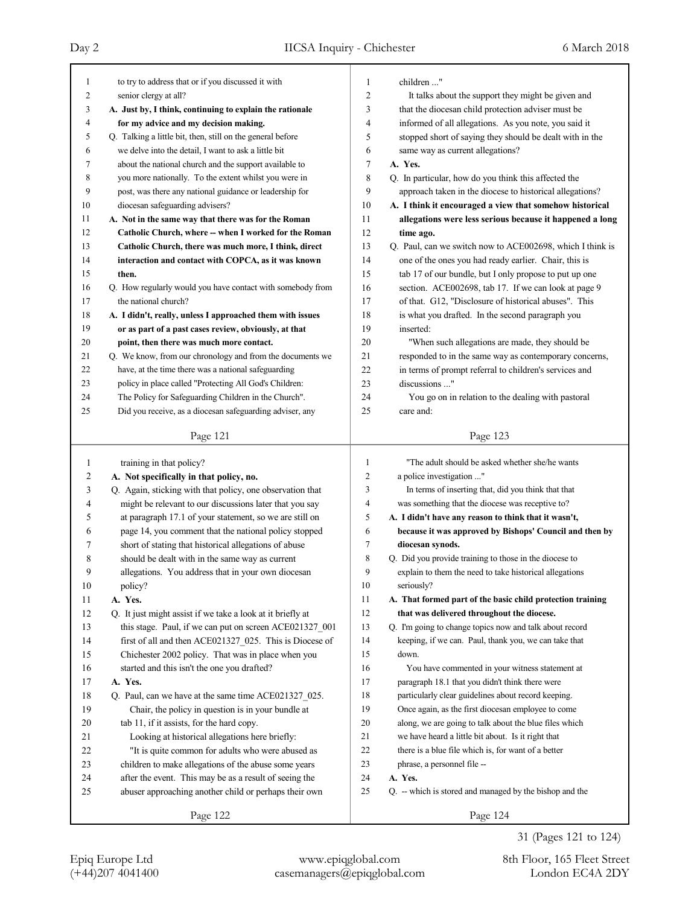Page 121

1 to try to address that or if you discussed it with
2 senior clergy at all?
3 **A. Just by, I think, continuing to explain the rationale**
4 **for my advice and my decision making.**
5 Q. Talking a little bit, then, still on the general before
6 we delve into the detail, I want to ask a little bit
7 about the national church and the support available to
8 you more nationally. To the extent whilst you were in
9 post, was there any national guidance or leadership for
10 diocesan safeguarding advisers?
11 **A. Not in the same way that there was for the Roman**
12 **Catholic Church, where -- when I worked for the Roman**
13 **Catholic Church, there was much more, I think, direct**
14 **interaction and contact with COPCA, as it was known**
15 **then.**
16 Q. How regularly would you have contact with somebody from
17 the national church?
18 **A. I didn't, really, unless I approached them with issues**
19 **or as part of a past cases review, obviously, at that**
20 **point, then there was much more contact.**
21 Q. We know, from our chronology and from the documents we
22 have, at the time there was a national safeguarding
23 policy in place called "Protecting All God's Children:
24 The Policy for Safeguarding Children in the Church".
25 Did you receive, as a diocesan safeguarding adviser, any

Page 122

1 training in that policy?
2 **A. Not specifically in that policy, no.**
3 Q. Again, sticking with that policy, one observation that
4 might be relevant to our discussions later that you say
5 at paragraph 17.1 of your statement, so we are still on
6 page 14, you comment that the national policy stopped
7 short of stating that historical allegations of abuse
8 should be dealt with in the same way as current
9 allegations. You address that in your own diocesan
10 policy?
11 **A. Yes.**
12 Q. It just might assist if we take a look at it briefly at
13 this stage. Paul, if we can put on screen ACE021327_001
14 first of all and then ACE021327_025. This is Diocese of
15 Chichester 2002 policy. That was in place when you
16 started and this isn't the one you drafted?
17 **A. Yes.**
18 Q. Paul, can we have at the same time ACE021327_025.
19 Chair, the policy in question is in your bundle at
20 tab 11, if it assists, for the hard copy.
21 Looking at historical allegations here briefly:
22 "It is quite common for adults who were abused as
23 children to make allegations of the abuse some years
24 after the event. This may be as a result of seeing the
25 abuser approaching another child or perhaps their own

Page 123

1 children ..."
2 It talks about the support they might be given and
3 that the diocesan child protection adviser must be
4 informed of all allegations. As you note, you said it
5 stopped short of saying they should be dealt with in the
6 same way as current allegations?
7 **A. Yes.**
8 Q. In particular, how do you think this affected the
9 approach taken in the diocese to historical allegations?
10 **A. I think it encouraged a view that somehow historical**
11 **allegations were less serious because it happened a long**
12 **time ago.**
13 Q. Paul, can we switch now to ACE002698, which I think is
14 one of the ones you had ready earlier. Chair, this is
15 tab 17 of our bundle, but I only propose to put up one
16 section. ACE002698, tab 17. If we can look at page 9
17 of that. G12, "Disclosure of historical abuses". This
18 is what you drafted. In the second paragraph you
19 inserted:
20 "When such allegations are made, they should be
21 responded to in the same way as contemporary concerns,
22 in terms of prompt referral to children's services and
23 discussions ..."
24 You go on in relation to the dealing with pastoral
25 care and:

Page 124

1 "The adult should be asked whether she/he wants
2 a police investigation ..."
3 In terms of inserting that, did you think that that
4 was something that the diocese was receptive to?
5 **A. I didn't have any reason to think that it wasn't,**
6 **because it was approved by Bishops' Council and then by**
7 **diocesan synods.**
8 Q. Did you provide training to those in the diocese to
9 explain to them the need to take historical allegations
10 seriously?
11 **A. That formed part of the basic child protection training**
12 **that was delivered throughout the diocese.**
13 Q. I'm going to change topics now and talk about record
14 keeping, if we can. Paul, thank you, we can take that
15 down.
16 You have commented in your witness statement at
17 paragraph 18.1 that you didn't think there were
18 particularly clear guidelines about record keeping.
19 Once again, as the first diocesan employee to come
20 along, we are going to talk about the blue files which
21 we have heard a little bit about. Is it right that
22 there is a blue file which is, for want of a better
23 phrase, a personnel file --
24 **A. Yes.**
25 Q. -- which is stored and managed by the bishop and the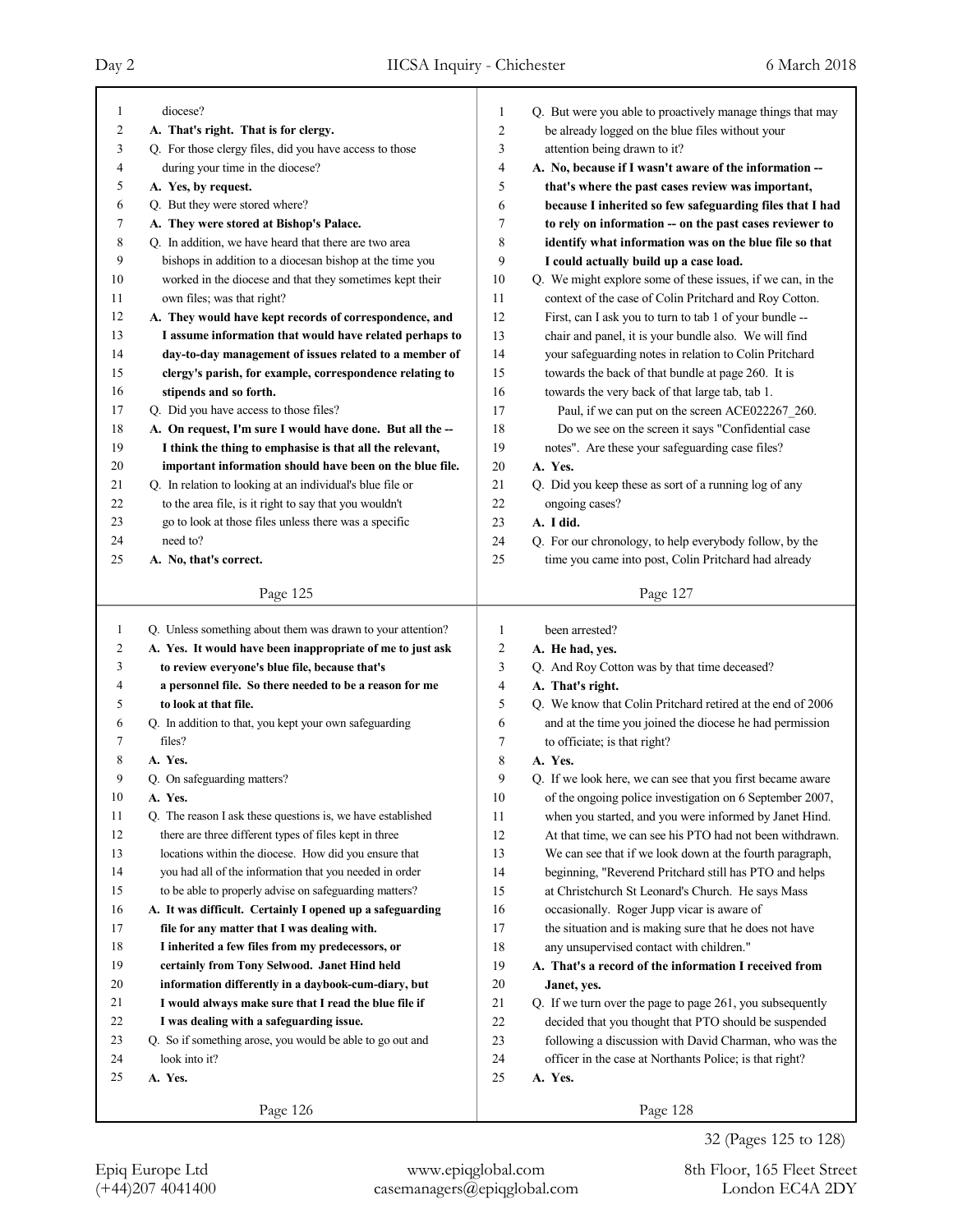diocese?

**A. That's right. That is for clergy.**

Q. For those clergy files, did you have access to those during your time in the diocese?

**A. Yes, by request.**

Q. But they were stored where?

**A. They were stored at Bishop's Palace.**

Q. In addition, we have heard that there are two area bishops in addition to a diocesan bishop at the time you worked in the diocese and that they sometimes kept their own files; was that right?

**A. They would have kept records of correspondence, and I assume information that would have related perhaps to day-to-day management of issues related to a member of clergy's parish, for example, correspondence relating to stipends and so forth.**

Q. Did you have access to those files?

**A. On request, I'm sure I would have done. But all the -- I think the thing to emphasise is that all the relevant, important information should have been on the blue file.**

Q. In relation to looking at an individual's blue file or to the area file, is it right to say that you wouldn't go to look at those files unless there was a specific need to?

**A. No, that's correct.**

Q. Unless something about them was drawn to your attention?

**A. Yes. It would have been inappropriate of me to just ask to review everyone's blue file, because that's a personnel file. So there needed to be a reason for me to look at that file.**

Q. In addition to that, you kept your own safeguarding files?

**A. Yes.**

Q. On safeguarding matters?

**A. Yes.**

Q. The reason I ask these questions is, we have established there are three different types of files kept in three locations within the diocese. How did you ensure that you had all of the information that you needed in order to be able to properly advise on safeguarding matters?

**A. It was difficult. Certainly I opened up a safeguarding file for any matter that I was dealing with. I inherited a few files from my predecessors, or certainly from Tony Selwood. Janet Hind held information differently in a daybook-cum-diary, but I would always make sure that I read the blue file if I was dealing with a safeguarding issue.**

Q. So if something arose, you would be able to go out and look into it?

**A. Yes.**

Q. But were you able to proactively manage things that may be already logged on the blue files without your attention being drawn to it?

**A. No, because if I wasn't aware of the information -- that's where the past cases review was important, because I inherited so few safeguarding files that I had to rely on information -- on the past cases reviewer to identify what information was on the blue file so that I could actually build up a case load.**

Q. We might explore some of these issues, if we can, in the context of the case of Colin Pritchard and Roy Cotton. First, can I ask you to turn to tab 1 of your bundle -- chair and panel, it is your bundle also. We will find your safeguarding notes in relation to Colin Pritchard towards the back of that bundle at page 260. It is towards the very back of that large tab, tab 1.

Paul, if we can put on the screen ACE022267_260.

Do we see on the screen it says "Confidential case notes". Are these your safeguarding case files?

**A. Yes.**

Q. Did you keep these as sort of a running log of any ongoing cases?

**A. I did.**

Q. For our chronology, to help everybody follow, by the time you came into post, Colin Pritchard had already been arrested?

**A. He had, yes.**

Q. And Roy Cotton was by that time deceased?

**A. That's right.**

Q. We know that Colin Pritchard retired at the end of 2006 and at the time you joined the diocese he had permission to officiate; is that right?

**A. Yes.**

Q. If we look here, we can see that you first became aware of the ongoing police investigation on 6 September 2007, when you started, and you were informed by Janet Hind. At that time, we can see his PTO had not been withdrawn. We can see that if we look down at the fourth paragraph, beginning, "Reverend Pritchard still has PTO and helps at Christchurch St Leonard's Church. He says Mass occasionally. Roger Jupp vicar is aware of the situation and is making sure that he does not have any unsupervised contact with children."

**A. That's a record of the information I received from Janet, yes.**

Q. If we turn over the page to page 261, you subsequently decided that you thought that PTO should be suspended following a discussion with David Charman, who was the officer in the case at Northants Police; is that right?

**A. Yes.**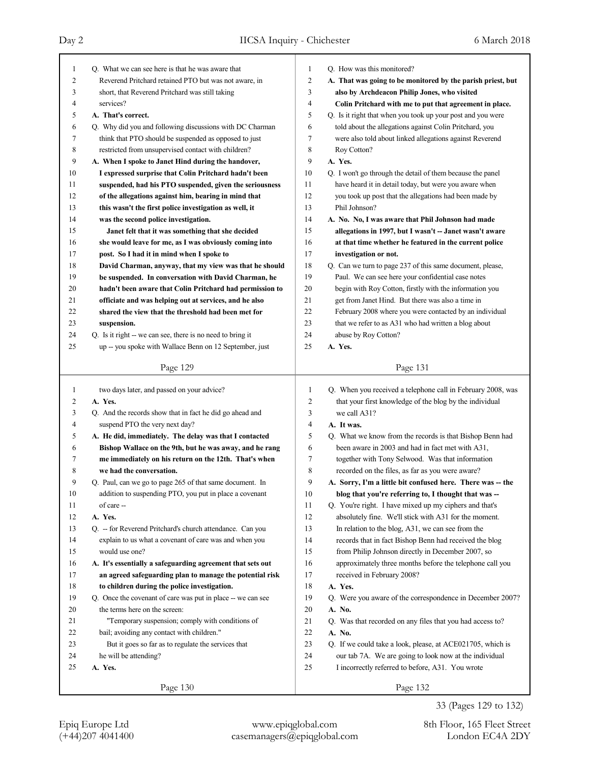Q. What we can see here is that he was aware that Reverend Pritchard retained PTO but was not aware, in short, that Reverend Pritchard was still taking services?

**A. That's correct.**

Q. Why did you and following discussions with DC Charman think that PTO should be suspended as opposed to just restricted from unsupervised contact with children?

**A. When I spoke to Janet Hind during the handover, I expressed surprise that Colin Pritchard hadn't been suspended, had his PTO suspended, given the seriousness of the allegations against him, bearing in mind that this wasn't the first police investigation as well, it was the second police investigation.**

**Janet felt that it was something that she decided she would leave for me, as I was obviously coming into post. So I had it in mind when I spoke to David Charman, anyway, that my view was that he should be suspended. In conversation with David Charman, he hadn't been aware that Colin Pritchard had permission to officiate and was helping out at services, and he also shared the view that the threshold had been met for suspension.**

Q. Is it right -- we can see, there is no need to bring it up -- you spoke with Wallace Benn on 12 September, just two days later, and passed on your advice?

**A. Yes.**

Q. And the records show that in fact he did go ahead and suspend PTO the very next day?

**A. He did, immediately. The delay was that I contacted Bishop Wallace on the 9th, but he was away, and he rang me immediately on his return on the 12th. That's when we had the conversation.**

Q. Paul, can we go to page 265 of that same document. In addition to suspending PTO, you put in place a covenant of care --

**A. Yes.**

Q. -- for Reverend Pritchard's church attendance. Can you explain to us what a covenant of care was and when you would use one?

**A. It's essentially a safeguarding agreement that sets out an agreed safeguarding plan to manage the potential risk to children during the police investigation.**

Q. Once the covenant of care was put in place -- we can see the terms here on the screen:

"Temporary suspension; comply with conditions of bail; avoiding any contact with children."

But it goes so far as to regulate the services that he will be attending?

**A. Yes.**

Q. How was this monitored?

**A. That was going to be monitored by the parish priest, but also by Archdeacon Philip Jones, who visited Colin Pritchard with me to put that agreement in place.**

Q. Is it right that when you took up your post and you were told about the allegations against Colin Pritchard, you were also told about linked allegations against Reverend Roy Cotton?

**A. Yes.**

Q. I won't go through the detail of them because the panel have heard it in detail today, but were you aware when you took up post that the allegations had been made by Phil Johnson?

**A. No. No, I was aware that Phil Johnson had made allegations in 1997, but I wasn't -- Janet wasn't aware at that time whether he featured in the current police investigation or not.**

Q. Can we turn to page 237 of this same document, please, Paul. We can see here your confidential case notes begin with Roy Cotton, firstly with the information you get from Janet Hind. But there was also a time in February 2008 where you were contacted by an individual that we refer to as A31 who had written a blog about abuse by Roy Cotton?

**A. Yes.**

Q. When you received a telephone call in February 2008, was that your first knowledge of the blog by the individual we call A31?

**A. It was.**

Q. What we know from the records is that Bishop Benn had been aware in 2003 and had in fact met with A31, together with Tony Selwood. Was that information recorded on the files, as far as you were aware?

**A. Sorry, I'm a little bit confused here. There was -- the blog that you're referring to, I thought that was --**

Q. You're right. I have mixed up my ciphers and that's absolutely fine. We'll stick with A31 for the moment. In relation to the blog, A31, we can see from the records that in fact Bishop Benn had received the blog from Philip Johnson directly in December 2007, so approximately three months before the telephone call you received in February 2008?

**A. Yes.**

Q. Were you aware of the correspondence in December 2007?

**A. No.**

Q. Was that recorded on any files that you had access to?

**A. No.**

Q. If we could take a look, please, at ACE021705, which is our tab 7A. We are going to look now at the individual I incorrectly referred to before, A31. You wrote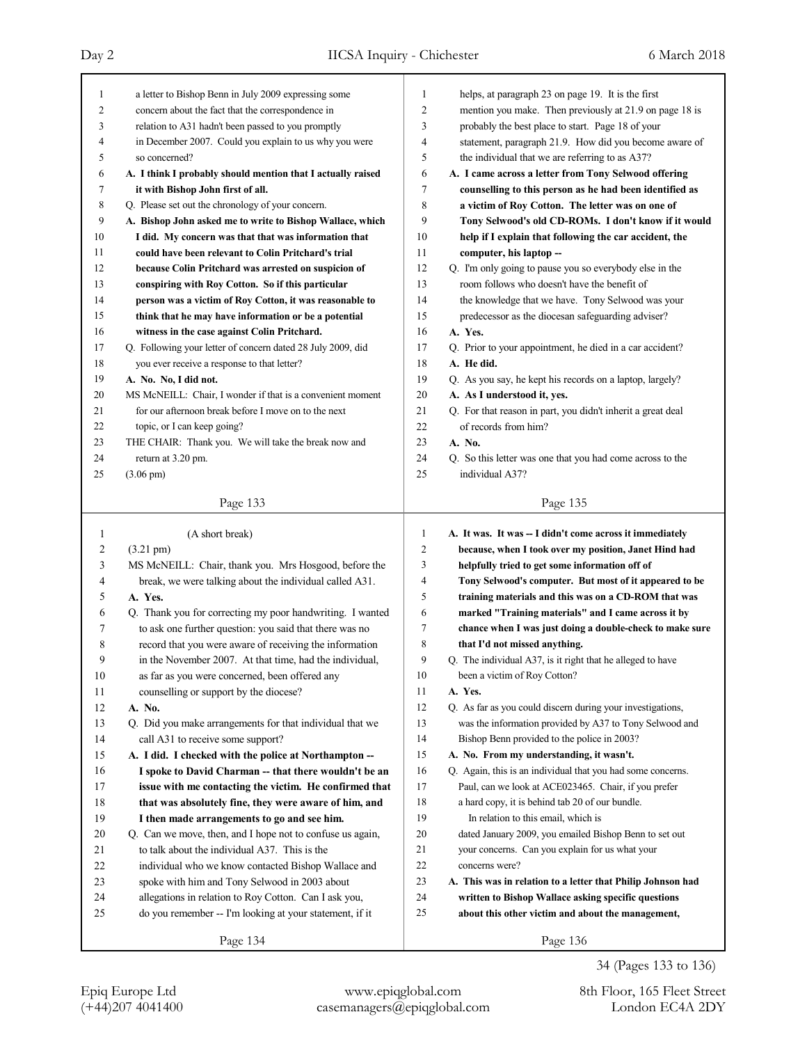**Page 133**

1 a letter to Bishop Benn in July 2009 expressing some
2 concern about the fact that the correspondence in
3 relation to A31 hadn't been passed to you promptly
4 in December 2007. Could you explain to us why you were
5 so concerned?
6 **A. I think I probably should mention that I actually raised**
7 **it with Bishop John first of all.**
8 Q. Please set out the chronology of your concern.
9 **A. Bishop John asked me to write to Bishop Wallace, which**
10 **I did. My concern was that that was information that**
11 **could have been relevant to Colin Pritchard's trial**
12 **because Colin Pritchard was arrested on suspicion of**
13 **conspiring with Roy Cotton. So if this particular**
14 **person was a victim of Roy Cotton, it was reasonable to**
15 **think that he may have information or be a potential**
16 **witness in the case against Colin Pritchard.**
17 Q. Following your letter of concern dated 28 July 2009, did
18 you ever receive a response to that letter?
19 **A. No. No, I did not.**
20 MS McNEILL: Chair, I wonder if that is a convenient moment
21 for our afternoon break before I move on to the next
22 topic, or I can keep going?
23 THE CHAIR: Thank you. We will take the break now and
24 return at 3.20 pm.
25 (3.06 pm)

**Page 134**

1 (A short break)
2 (3.21 pm)
3 MS McNEILL: Chair, thank you. Mrs Hosgood, before the
4 break, we were talking about the individual called A31.
5 **A. Yes.**
6 Q. Thank you for correcting my poor handwriting. I wanted
7 to ask one further question: you said that there was no
8 record that you were aware of receiving the information
9 in the November 2007. At that time, had the individual,
10 as far as you were concerned, been offered any
11 counselling or support by the diocese?
12 **A. No.**
13 Q. Did you make arrangements for that individual that we
14 call A31 to receive some support?
15 **A. I did. I checked with the police at Northampton --**
16 **I spoke to David Charman -- that there wouldn't be an**
17 **issue with me contacting the victim. He confirmed that**
18 **that was absolutely fine, they were aware of him, and**
19 **I then made arrangements to go and see him.**
20 Q. Can we move, then, and I hope not to confuse us again,
21 to talk about the individual A37. This is the
22 individual who we know contacted Bishop Wallace and
23 spoke with him and Tony Selwood in 2003 about
24 allegations in relation to Roy Cotton. Can I ask you,
25 do you remember -- I'm looking at your statement, if it

**Page 135**

1 helps, at paragraph 23 on page 19. It is the first
2 mention you make. Then previously at 21.9 on page 18 is
3 probably the best place to start. Page 18 of your
4 statement, paragraph 21.9. How did you become aware of
5 the individual that we are referring to as A37?
6 **A. I came across a letter from Tony Selwood offering**
7 **counselling to this person as he had been identified as**
8 **a victim of Roy Cotton. The letter was on one of**
9 **Tony Selwood's old CD-ROMs. I don't know if it would**
10 **help if I explain that following the car accident, the**
11 **computer, his laptop --**
12 Q. I'm only going to pause you so everybody else in the
13 room follows who doesn't have the benefit of
14 the knowledge that we have. Tony Selwood was your
15 predecessor as the diocesan safeguarding adviser?
16 **A. Yes.**
17 Q. Prior to your appointment, he died in a car accident?
18 **A. He did.**
19 Q. As you say, he kept his records on a laptop, largely?
20 **A. As I understood it, yes.**
21 Q. For that reason in part, you didn't inherit a great deal
22 of records from him?
23 **A. No.**
24 Q. So this letter was one that you had come across to the
25 individual A37?

**Page 136**

1 **A. It was. It was -- I didn't come across it immediately**
2 **because, when I took over my position, Janet Hind had**
3 **helpfully tried to get some information off of**
4 **Tony Selwood's computer. But most of it appeared to be**
5 **training materials and this was on a CD-ROM that was**
6 **marked "Training materials" and I came across it by**
7 **chance when I was just doing a double-check to make sure**
8 **that I'd not missed anything.**
9 Q. The individual A37, is it right that he alleged to have
10 been a victim of Roy Cotton?
11 **A. Yes.**
12 Q. As far as you could discern during your investigations,
13 was the information provided by A37 to Tony Selwood and
14 Bishop Benn provided to the police in 2003?
15 **A. No. From my understanding, it wasn't.**
16 Q. Again, this is an individual that you had some concerns.
17 Paul, can we look at ACE023465. Chair, if you prefer
18 a hard copy, it is behind tab 20 of our bundle.
19 In relation to this email, which is
20 dated January 2009, you emailed Bishop Benn to set out
21 your concerns. Can you explain for us what your
22 concerns were?
23 **A. This was in relation to a letter that Philip Johnson had**
24 **written to Bishop Wallace asking specific questions**
25 **about this other victim and about the management,**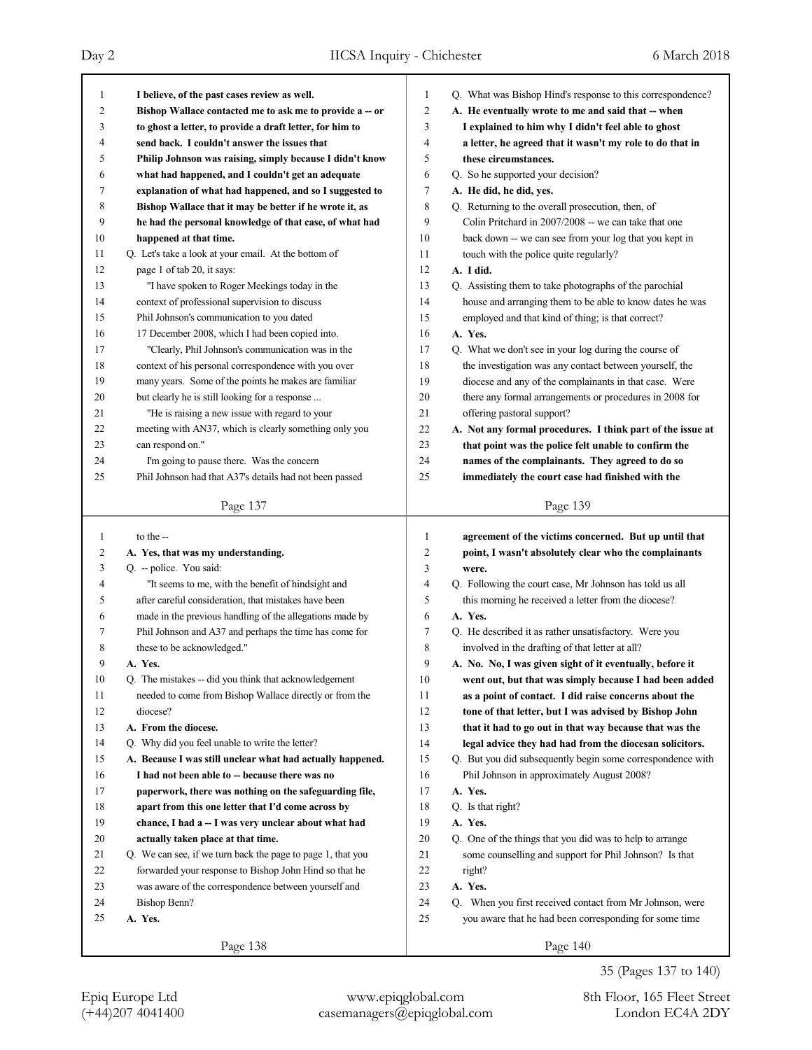I believe, of the past cases review as well.
Bishop Wallace contacted me to ask me to provide a -- or to ghost a letter, to provide a draft letter, for him to send back. I couldn't answer the issues that Philip Johnson was raising, simply because I didn't know what had happened, and I couldn't get an adequate explanation of what had happened, and so I suggested to Bishop Wallace that it may be better if he wrote it, as he had the personal knowledge of that case, of what had happened at that time.

Q. Let's take a look at your email. At the bottom of page 1 of tab 20, it says:

"I have spoken to Roger Meekings today in the context of professional supervision to discuss Phil Johnson's communication to you dated 17 December 2008, which I had been copied into.

"Clearly, Phil Johnson's communication was in the context of his personal correspondence with you over many years. Some of the points he makes are familiar but clearly he is still looking for a response ...

"He is raising a new issue with regard to your meeting with AN37, which is clearly something only you can respond on."

I'm going to pause there. Was the concern Phil Johnson had that A37's details had not been passed to the --

A. Yes, that was my understanding.

Q. -- police. You said:

"It seems to me, with the benefit of hindsight and after careful consideration, that mistakes have been made in the previous handling of the allegations made by Phil Johnson and A37 and perhaps the time has come for these to be acknowledged."

A. Yes.

Q. The mistakes -- did you think that acknowledgement needed to come from Bishop Wallace directly or from the diocese?

A. From the diocese.

Q. Why did you feel unable to write the letter?

A. Because I was still unclear what had actually happened. I had not been able to -- because there was no paperwork, there was nothing on the safeguarding file, apart from this one letter that I'd come across by chance, I had a -- I was very unclear about what had actually taken place at that time.

Q. We can see, if we turn back the page to page 1, that you forwarded your response to Bishop John Hind so that he was aware of the correspondence between yourself and Bishop Benn?

A. Yes.

Q. What was Bishop Hind's response to this correspondence?

A. He eventually wrote to me and said that -- when I explained to him why I didn't feel able to ghost a letter, he agreed that it wasn't my role to do that in these circumstances.

Q. So he supported your decision?

A. He did, he did, yes.

Q. Returning to the overall prosecution, then, of Colin Pritchard in 2007/2008 -- we can take that one back down -- we can see from your log that you kept in touch with the police quite regularly?

A. I did.

Q. Assisting them to take photographs of the parochial house and arranging them to be able to know dates he was employed and that kind of thing; is that correct?

A. Yes.

Q. What we don't see in your log during the course of the investigation was any contact between yourself, the diocese and any of the complainants in that case. Were there any formal arrangements or procedures in 2008 for offering pastoral support?

A. Not any formal procedures. I think part of the issue at that point was the police felt unable to confirm the names of the complainants. They agreed to do so immediately the court case had finished with the agreement of the victims concerned. But up until that point, I wasn't absolutely clear who the complainants were.

Q. Following the court case, Mr Johnson has told us all this morning he received a letter from the diocese?

A. Yes.

Q. He described it as rather unsatisfactory. Were you involved in the drafting of that letter at all?

A. No. No, I was given sight of it eventually, before it went out, but that was simply because I had been added as a point of contact. I did raise concerns about the tone of that letter, but I was advised by Bishop John that it had to go out in that way because that was the legal advice they had had from the diocesan solicitors.

Q. But you did subsequently begin some correspondence with Phil Johnson in approximately August 2008?

A. Yes.

Q. Is that right?

A. Yes.

Q. One of the things that you did was to help to arrange some counselling and support for Phil Johnson? Is that right?

A. Yes.

Q. When you first received contact from Mr Johnson, were you aware that he had been corresponding for some time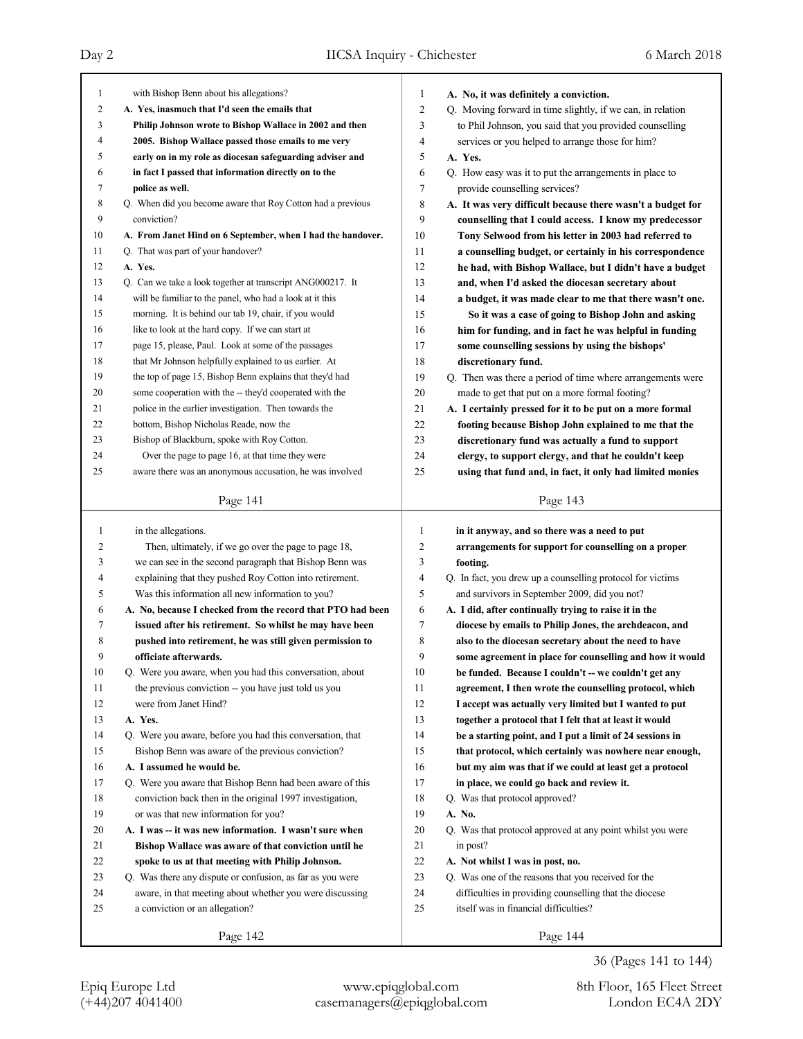with Bishop Benn about his allegations?

**A. Yes, inasmuch that I'd seen the emails that Philip Johnson wrote to Bishop Wallace in 2002 and then 2005. Bishop Wallace passed those emails to me very early on in my role as diocesan safeguarding adviser and in fact I passed that information directly on to the police as well.**

Q. When did you become aware that Roy Cotton had a previous conviction?

**A. From Janet Hind on 6 September, when I had the handover.**

Q. That was part of your handover?

**A. Yes.**

Q. Can we take a look together at transcript ANG000217. It will be familiar to the panel, who had a look at it this morning. It is behind our tab 19, chair, if you would like to look at the hard copy. If we can start at page 15, please, Paul. Look at some of the passages that Mr Johnson helpfully explained to us earlier. At the top of page 15, Bishop Benn explains that they'd had some cooperation with the -- they'd cooperated with the police in the earlier investigation. Then towards the bottom, Bishop Nicholas Reade, now the Bishop of Blackburn, spoke with Roy Cotton.

Over the page to page 16, at that time they were aware there was an anonymous accusation, he was involved in the allegations.

Then, ultimately, if we go over the page to page 18, we can see in the second paragraph that Bishop Benn was explaining that they pushed Roy Cotton into retirement. Was this information all new information to you?

**A. No, because I checked from the record that PTO had been issued after his retirement. So whilst he may have been pushed into retirement, he was still given permission to officiate afterwards.**

Q. Were you aware, when you had this conversation, about the previous conviction -- you have just told us you were from Janet Hind?

**A. Yes.**

Q. Were you aware, before you had this conversation, that Bishop Benn was aware of the previous conviction?

**A. I assumed he would be.**

Q. Were you aware that Bishop Benn had been aware of this conviction back then in the original 1997 investigation, or was that new information for you?

**A. I was -- it was new information. I wasn't sure when Bishop Wallace was aware of that conviction until he spoke to us at that meeting with Philip Johnson.**

Q. Was there any dispute or confusion, as far as you were aware, in that meeting about whether you were discussing a conviction or an allegation?

**A. No, it was definitely a conviction.**

Q. Moving forward in time slightly, if we can, in relation to Phil Johnson, you said that you provided counselling services or you helped to arrange those for him?

**A. Yes.**

Q. How easy was it to put the arrangements in place to provide counselling services?

**A. It was very difficult because there wasn't a budget for counselling that I could access. I know my predecessor Tony Selwood from his letter in 2003 had referred to a counselling budget, or certainly in his correspondence he had, with Bishop Wallace, but I didn't have a budget and, when I'd asked the diocesan secretary about a budget, it was made clear to me that there wasn't one.**

**So it was a case of going to Bishop John and asking him for funding, and in fact he was helpful in funding some counselling sessions by using the bishops' discretionary fund.**

Q. Then was there a period of time where arrangements were made to get that put on a more formal footing?

**A. I certainly pressed for it to be put on a more formal footing because Bishop John explained to me that the discretionary fund was actually a fund to support clergy, to support clergy, and that he couldn't keep using that fund and, in fact, it only had limited monies in it anyway, and so there was a need to put arrangements for support for counselling on a proper footing.**

Q. In fact, you drew up a counselling protocol for victims and survivors in September 2009, did you not?

**A. I did, after continually trying to raise it in the diocese by emails to Philip Jones, the archdeacon, and also to the diocesan secretary about the need to have some agreement in place for counselling and how it would be funded. Because I couldn't -- we couldn't get any agreement, I then wrote the counselling protocol, which I accept was actually very limited but I wanted to put together a protocol that I felt that at least it would be a starting point, and I put a limit of 24 sessions in that protocol, which certainly was nowhere near enough, but my aim was that if we could at least get a protocol in place, we could go back and review it.**

Q. Was that protocol approved?

**A. No.**

Q. Was that protocol approved at any point whilst you were in post?

**A. Not whilst I was in post, no.**

Q. Was one of the reasons that you received for the difficulties in providing counselling that the diocese itself was in financial difficulties?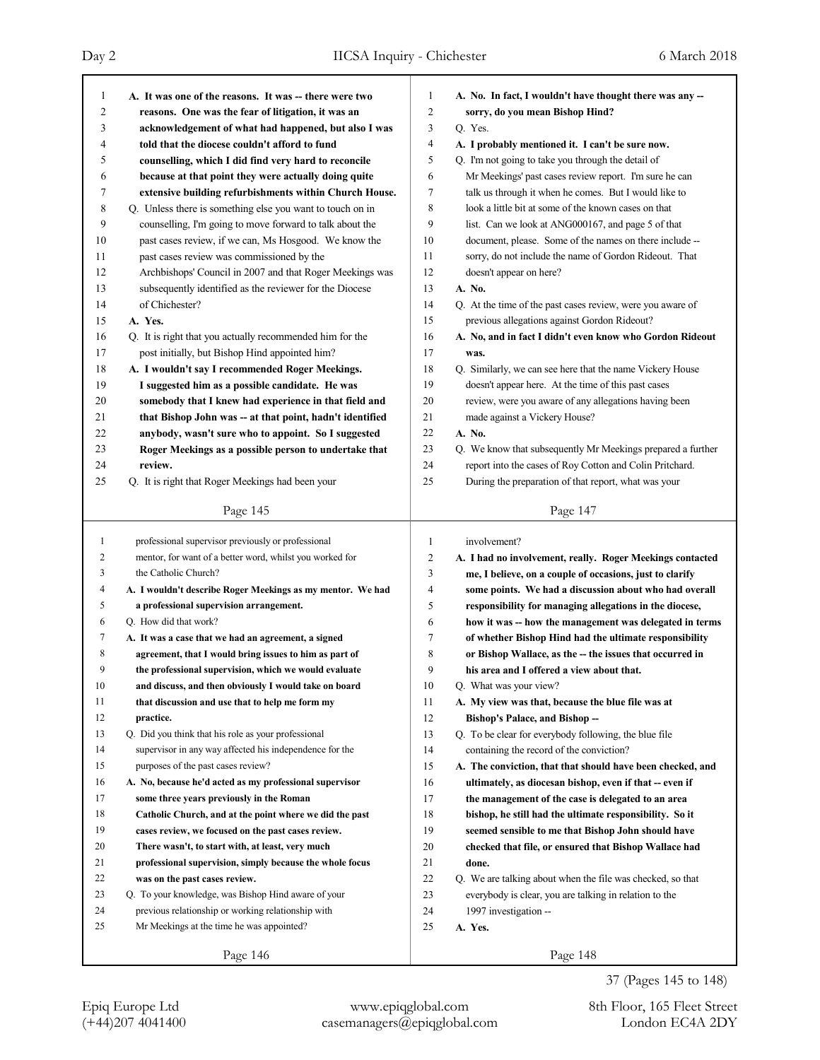**A. It was one of the reasons. It was -- there were two reasons. One was the fear of litigation, it was an acknowledgement of what had happened, but also I was told that the diocese couldn't afford to fund counselling, which I did find very hard to reconcile because at that point they were actually doing quite extensive building refurbishments within Church House.**

Q. Unless there is something else you want to touch on in counselling, I'm going to move forward to talk about the past cases review, if we can, Ms Hosgood. We know the past cases review was commissioned by the Archbishops' Council in 2007 and that Roger Meekings was subsequently identified as the reviewer for the Diocese of Chichester?

**A. Yes.**

Q. It is right that you actually recommended him for the post initially, but Bishop Hind appointed him?

**A. I wouldn't say I recommended Roger Meekings. I suggested him as a possible candidate. He was somebody that I knew had experience in that field and that Bishop John was -- at that point, hadn't identified anybody, wasn't sure who to appoint. So I suggested Roger Meekings as a possible person to undertake that review.**

Q. It is right that Roger Meekings had been your professional supervisor previously or professional mentor, for want of a better word, whilst you worked for the Catholic Church?

**A. I wouldn't describe Roger Meekings as my mentor. We had a professional supervision arrangement.**

Q. How did that work?

**A. It was a case that we had an agreement, a signed agreement, that I would bring issues to him as part of the professional supervision, which we would evaluate and discuss, and then obviously I would take on board that discussion and use that to help me form my practice.**

Q. Did you think that his role as your professional supervisor in any way affected his independence for the purposes of the past cases review?

**A. No, because he'd acted as my professional supervisor some three years previously in the Roman Catholic Church, and at the point where we did the past cases review, we focused on the past cases review. There wasn't, to start with, at least, very much professional supervision, simply because the whole focus was on the past cases review.**

Q. To your knowledge, was Bishop Hind aware of your previous relationship or working relationship with Mr Meekings at the time he was appointed?

**A. No. In fact, I wouldn't have thought there was any -- sorry, do you mean Bishop Hind?**

Q. Yes.

**A. I probably mentioned it. I can't be sure now.**

Q. I'm not going to take you through the detail of Mr Meekings' past cases review report. I'm sure he can talk us through it when he comes. But I would like to look a little bit at some of the known cases on that list. Can we look at ANG000167, and page 5 of that document, please. Some of the names on there include -- sorry, do not include the name of Gordon Rideout. That doesn't appear on here?

**A. No.**

Q. At the time of the past cases review, were you aware of previous allegations against Gordon Rideout?

**A. No, and in fact I didn't even know who Gordon Rideout was.**

Q. Similarly, we can see here that the name Vickery House doesn't appear here. At the time of this past cases review, were you aware of any allegations having been made against a Vickery House?

**A. No.**

Q. We know that subsequently Mr Meekings prepared a further report into the cases of Roy Cotton and Colin Pritchard. During the preparation of that report, what was your involvement?

**A. I had no involvement, really. Roger Meekings contacted me, I believe, on a couple of occasions, just to clarify some points. We had a discussion about who had overall responsibility for managing allegations in the diocese, how it was -- how the management was delegated in terms of whether Bishop Hind had the ultimate responsibility or Bishop Wallace, as the -- the issues that occurred in his area and I offered a view about that.**

Q. What was your view?

**A. My view was that, because the blue file was at Bishop's Palace, and Bishop --**

Q. To be clear for everybody following, the blue file containing the record of the conviction?

**A. The conviction, that that should have been checked, and ultimately, as diocesan bishop, even if that -- even if the management of the case is delegated to an area bishop, he still had the ultimate responsibility. So it seemed sensible to me that Bishop John should have checked that file, or ensured that Bishop Wallace had done.**

Q. We are talking about when the file was checked, so that everybody is clear, you are talking in relation to the 1997 investigation --

**A. Yes.**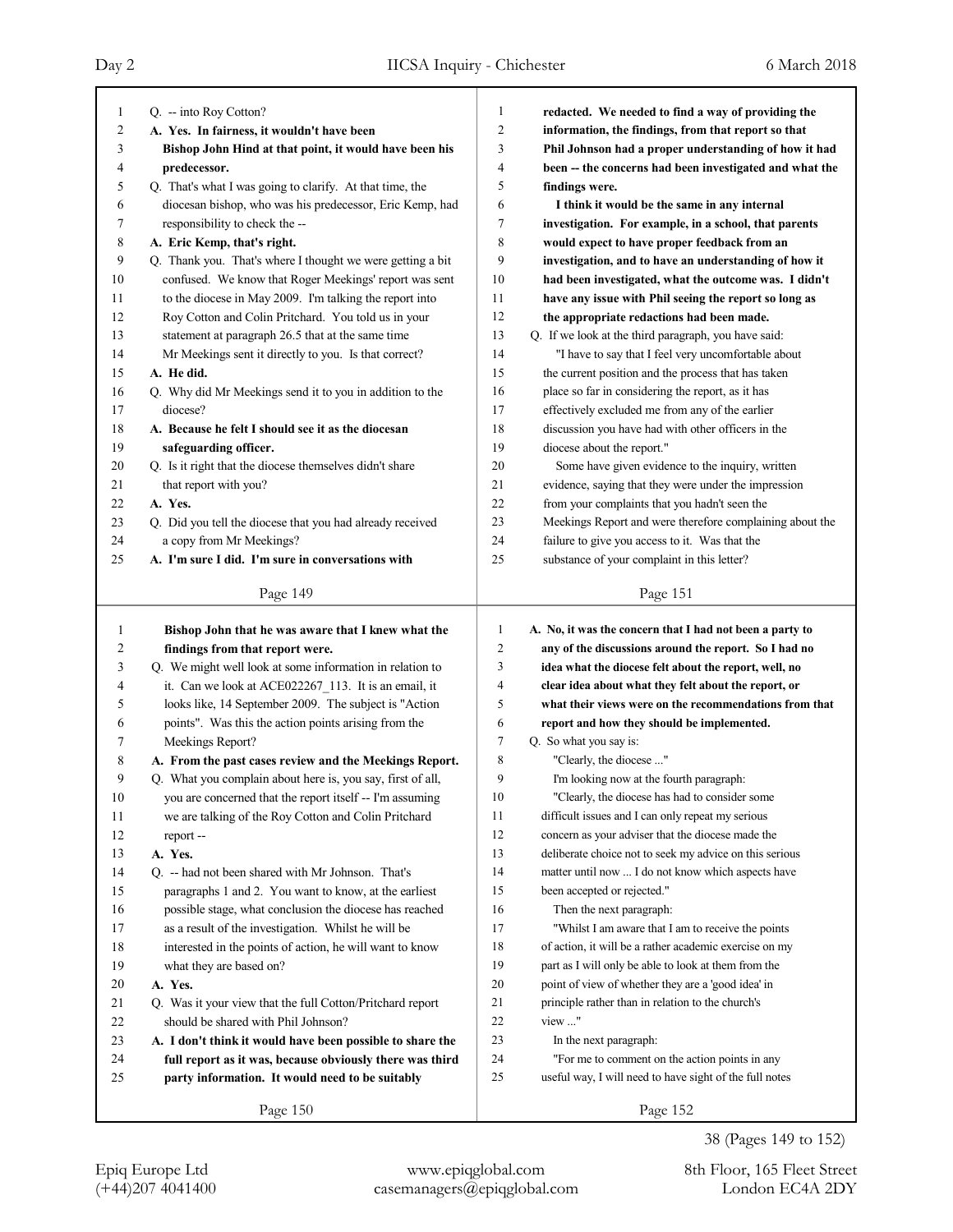Q. -- into Roy Cotton?

**A. Yes. In fairness, it wouldn't have been Bishop John Hind at that point, it would have been his predecessor.**

Q. That's what I was going to clarify. At that time, the diocesan bishop, who was his predecessor, Eric Kemp, had responsibility to check the --

**A. Eric Kemp, that's right.**

Q. Thank you. That's where I thought we were getting a bit confused. We know that Roger Meekings' report was sent to the diocese in May 2009. I'm talking the report into Roy Cotton and Colin Pritchard. You told us in your statement at paragraph 26.5 that at the same time Mr Meekings sent it directly to you. Is that correct?

**A. He did.**

Q. Why did Mr Meekings send it to you in addition to the diocese?

**A. Because he felt I should see it as the diocesan safeguarding officer.**

Q. Is it right that the diocese themselves didn't share that report with you?

**A. Yes.**

Q. Did you tell the diocese that you had already received a copy from Mr Meekings?

**A. I'm sure I did. I'm sure in conversations with Bishop John that he was aware that I knew what the findings from that report were.**

Q. We might well look at some information in relation to it. Can we look at ACE022267_113. It is an email, it looks like, 14 September 2009. The subject is "Action points". Was this the action points arising from the Meekings Report?

**A. From the past cases review and the Meekings Report.**

Q. What you complain about here is, you say, first of all, you are concerned that the report itself -- I'm assuming we are talking of the Roy Cotton and Colin Pritchard report --

**A. Yes.**

Q. -- had not been shared with Mr Johnson. That's paragraphs 1 and 2. You want to know, at the earliest possible stage, what conclusion the diocese has reached as a result of the investigation. Whilst he will be interested in the points of action, he will want to know what they are based on?

**A. Yes.**

Q. Was it your view that the full Cotton/Pritchard report should be shared with Phil Johnson?

**A. I don't think it would have been possible to share the full report as it was, because obviously there was third party information. It would need to be suitably redacted. We needed to find a way of providing the information, the findings, from that report so that Phil Johnson had a proper understanding of how it had been -- the concerns had been investigated and what the findings were.**

**I think it would be the same in any internal investigation. For example, in a school, that parents would expect to have proper feedback from an investigation, and to have an understanding of how it had been investigated, what the outcome was. I didn't have any issue with Phil seeing the report so long as the appropriate redactions had been made.**

Q. If we look at the third paragraph, you have said:

"I have to say that I feel very uncomfortable about the current position and the process that has taken place so far in considering the report, as it has effectively excluded me from any of the earlier discussion you have had with other officers in the diocese about the report."

Some have given evidence to the inquiry, written evidence, saying that they were under the impression from your complaints that you hadn't seen the Meekings Report and were therefore complaining about the failure to give you access to it. Was that the substance of your complaint in this letter?

**A. No, it was the concern that I had not been a party to any of the discussions around the report. So I had no idea what the diocese felt about the report, well, no clear idea about what they felt about the report, or what their views were on the recommendations from that report and how they should be implemented.**

Q. So what you say is:

"Clearly, the diocese ..."

I'm looking now at the fourth paragraph:

"Clearly, the diocese has had to consider some difficult issues and I can only repeat my serious concern as your adviser that the diocese made the deliberate choice not to seek my advice on this serious matter until now ... I do not know which aspects have been accepted or rejected."

Then the next paragraph:

"Whilst I am aware that I am to receive the points of action, it will be a rather academic exercise on my part as I will only be able to look at them from the point of view of whether they are a 'good idea' in principle rather than in relation to the church's view ..."

In the next paragraph:

"For me to comment on the action points in any useful way, I will need to have sight of the full notes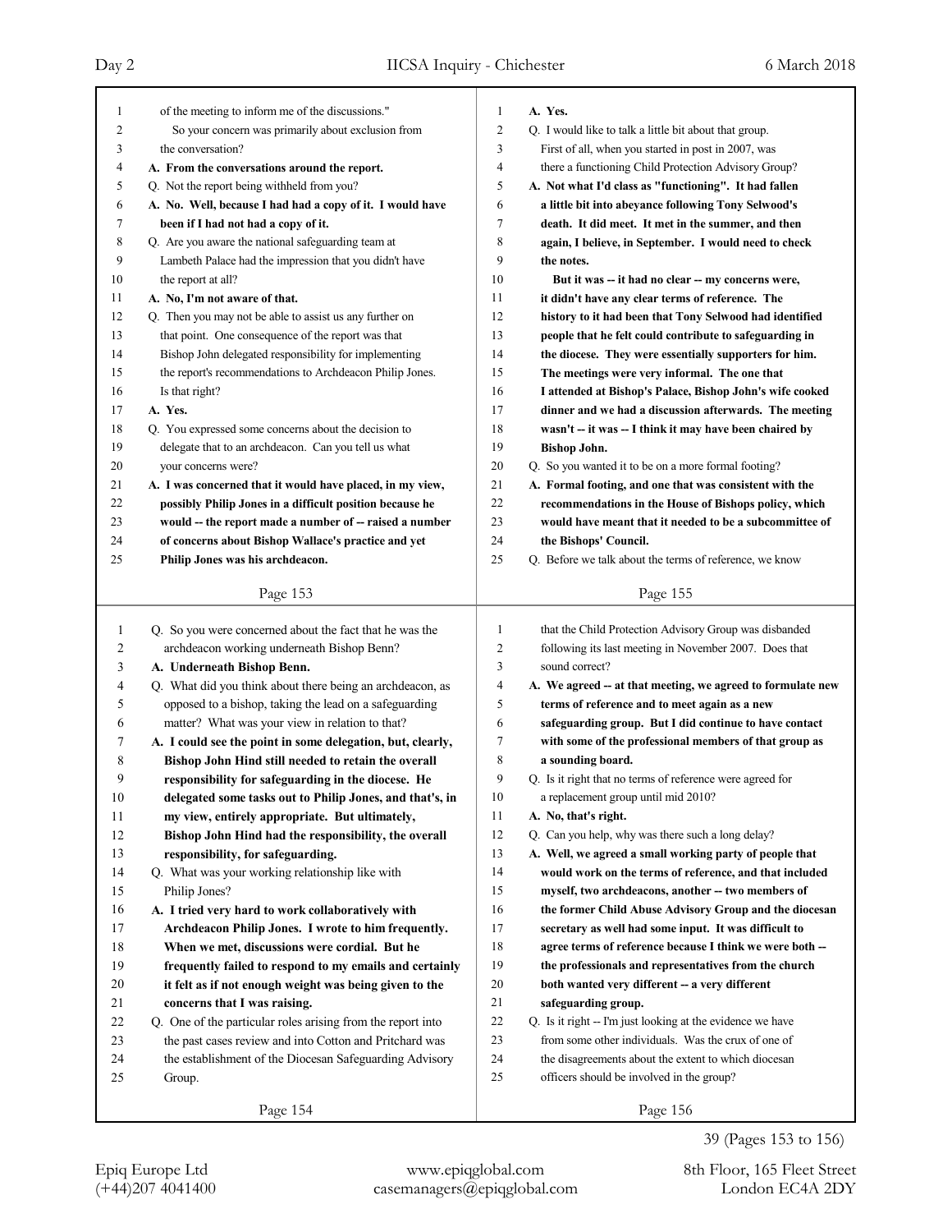of the meeting to inform me of the discussions."

So your concern was primarily about exclusion from the conversation?

**A. From the conversations around the report.**

Q. Not the report being withheld from you?

**A. No. Well, because I had had a copy of it. I would have been if I had not had a copy of it.**

Q. Are you aware the national safeguarding team at Lambeth Palace had the impression that you didn't have the report at all?

**A. No, I'm not aware of that.**

Q. Then you may not be able to assist us any further on that point. One consequence of the report was that Bishop John delegated responsibility for implementing the report's recommendations to Archdeacon Philip Jones. Is that right?

**A. Yes.**

Q. You expressed some concerns about the decision to delegate that to an archdeacon. Can you tell us what your concerns were?

**A. I was concerned that it would have placed, in my view, possibly Philip Jones in a difficult position because he would -- the report made a number of -- raised a number of concerns about Bishop Wallace's practice and yet Philip Jones was his archdeacon.**

Q. So you were concerned about the fact that he was the archdeacon working underneath Bishop Benn?

**A. Underneath Bishop Benn.**

Q. What did you think about there being an archdeacon, as opposed to a bishop, taking the lead on a safeguarding matter? What was your view in relation to that?

**A. I could see the point in some delegation, but, clearly, Bishop John Hind still needed to retain the overall responsibility for safeguarding in the diocese. He delegated some tasks out to Philip Jones, and that's, in my view, entirely appropriate. But ultimately, Bishop John Hind had the responsibility, the overall responsibility, for safeguarding.**

Q. What was your working relationship like with Philip Jones?

**A. I tried very hard to work collaboratively with Archdeacon Philip Jones. I wrote to him frequently. When we met, discussions were cordial. But he frequently failed to respond to my emails and certainly it felt as if not enough weight was being given to the concerns that I was raising.**

Q. One of the particular roles arising from the report into the past cases review and into Cotton and Pritchard was the establishment of the Diocesan Safeguarding Advisory Group.

**A. Yes.**

Q. I would like to talk a little bit about that group. First of all, when you started in post in 2007, was there a functioning Child Protection Advisory Group?

**A. Not what I'd class as "functioning". It had fallen a little bit into abeyance following Tony Selwood's death. It did meet. It met in the summer, and then again, I believe, in September. I would need to check the notes.**

**But it was -- it had no clear -- my concerns were, it didn't have any clear terms of reference. The history to it had been that Tony Selwood had identified people that he felt could contribute to safeguarding in the diocese. They were essentially supporters for him. The meetings were very informal. The one that I attended at Bishop's Palace, Bishop John's wife cooked dinner and we had a discussion afterwards. The meeting wasn't -- it was -- I think it may have been chaired by Bishop John.**

Q. So you wanted it to be on a more formal footing?

**A. Formal footing, and one that was consistent with the recommendations in the House of Bishops policy, which would have meant that it needed to be a subcommittee of the Bishops' Council.**

Q. Before we talk about the terms of reference, we know that the Child Protection Advisory Group was disbanded following its last meeting in November 2007. Does that sound correct?

**A. We agreed -- at that meeting, we agreed to formulate new terms of reference and to meet again as a new safeguarding group. But I did continue to have contact with some of the professional members of that group as a sounding board.**

Q. Is it right that no terms of reference were agreed for a replacement group until mid 2010?

**A. No, that's right.**

Q. Can you help, why was there such a long delay?

**A. Well, we agreed a small working party of people that would work on the terms of reference, and that included myself, two archdeacons, another -- two members of the former Child Abuse Advisory Group and the diocesan secretary as well had some input. It was difficult to agree terms of reference because I think we were both -- the professionals and representatives from the church both wanted very different -- a very different safeguarding group.**

Q. Is it right -- I'm just looking at the evidence we have from some other individuals. Was the crux of one of the disagreements about the extent to which diocesan officers should be involved in the group?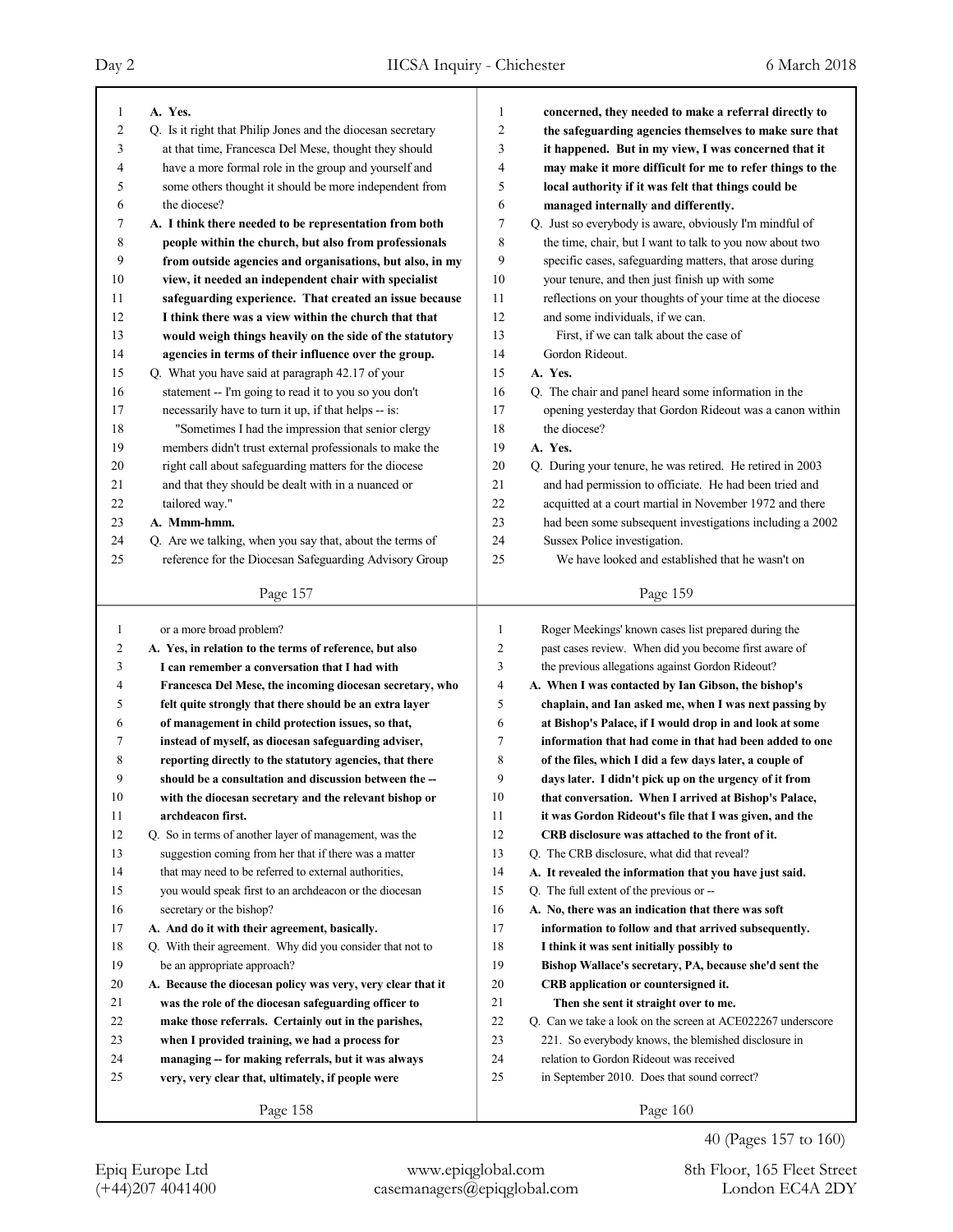**A. Yes.**

Q. Is it right that Philip Jones and the diocesan secretary at that time, Francesca Del Mese, thought they should have a more formal role in the group and yourself and some others thought it should be more independent from the diocese?

**A. I think there needed to be representation from both people within the church, but also from professionals from outside agencies and organisations, but also, in my view, it needed an independent chair with specialist safeguarding experience. That created an issue because I think there was a view within the church that that would weigh things heavily on the side of the statutory agencies in terms of their influence over the group.**

Q. What you have said at paragraph 42.17 of your statement -- I'm going to read it to you so you don't necessarily have to turn it up, if that helps -- is:

"Sometimes I had the impression that senior clergy members didn't trust external professionals to make the right call about safeguarding matters for the diocese and that they should be dealt with in a nuanced or tailored way."

**A. Mmm-hmm.**

Q. Are we talking, when you say that, about the terms of reference for the Diocesan Safeguarding Advisory Group or a more broad problem?

**A. Yes, in relation to the terms of reference, but also I can remember a conversation that I had with Francesca Del Mese, the incoming diocesan secretary, who felt quite strongly that there should be an extra layer of management in child protection issues, so that, instead of myself, as diocesan safeguarding adviser, reporting directly to the statutory agencies, that there should be a consultation and discussion between the -- with the diocesan secretary and the relevant bishop or archdeacon first.**

Q. So in terms of another layer of management, was the suggestion coming from her that if there was a matter that may need to be referred to external authorities, you would speak first to an archdeacon or the diocesan secretary or the bishop?

**A. And do it with their agreement, basically.**

Q. With their agreement. Why did you consider that not to be an appropriate approach?

**A. Because the diocesan policy was very, very clear that it was the role of the diocesan safeguarding officer to make those referrals. Certainly out in the parishes, when I provided training, we had a process for managing -- for making referrals, but it was always very, very clear that, ultimately, if people were concerned, they needed to make a referral directly to the safeguarding agencies themselves to make sure that it happened. But in my view, I was concerned that it may make it more difficult for me to refer things to the local authority if it was felt that things could be managed internally and differently.**

Q. Just so everybody is aware, obviously I'm mindful of the time, chair, but I want to talk to you now about two specific cases, safeguarding matters, that arose during your tenure, and then just finish up with some reflections on your thoughts of your time at the diocese and some individuals, if we can.

First, if we can talk about the case of Gordon Rideout.

**A. Yes.**

Q. The chair and panel heard some information in the opening yesterday that Gordon Rideout was a canon within the diocese?

**A. Yes.**

Q. During your tenure, he was retired. He retired in 2003 and had permission to officiate. He had been tried and acquitted at a court martial in November 1972 and there had been some subsequent investigations including a 2002 Sussex Police investigation.

We have looked and established that he wasn't on Roger Meekings' known cases list prepared during the past cases review. When did you become first aware of the previous allegations against Gordon Rideout?

**A. When I was contacted by Ian Gibson, the bishop's chaplain, and Ian asked me, when I was next passing by at Bishop's Palace, if I would drop in and look at some information that had come in that had been added to one of the files, which I did a few days later, a couple of days later. I didn't pick up on the urgency of it from that conversation. When I arrived at Bishop's Palace, it was Gordon Rideout's file that I was given, and the CRB disclosure was attached to the front of it.**

Q. The CRB disclosure, what did that reveal?

**A. It revealed the information that you have just said.**

Q. The full extent of the previous or --

**A. No, there was an indication that there was soft information to follow and that arrived subsequently. I think it was sent initially possibly to Bishop Wallace's secretary, PA, because she'd sent the CRB application or countersigned it.**

**Then she sent it straight over to me.**

Q. Can we take a look on the screen at ACE022267 underscore 221. So everybody knows, the blemished disclosure in relation to Gordon Rideout was received in September 2010. Does that sound correct?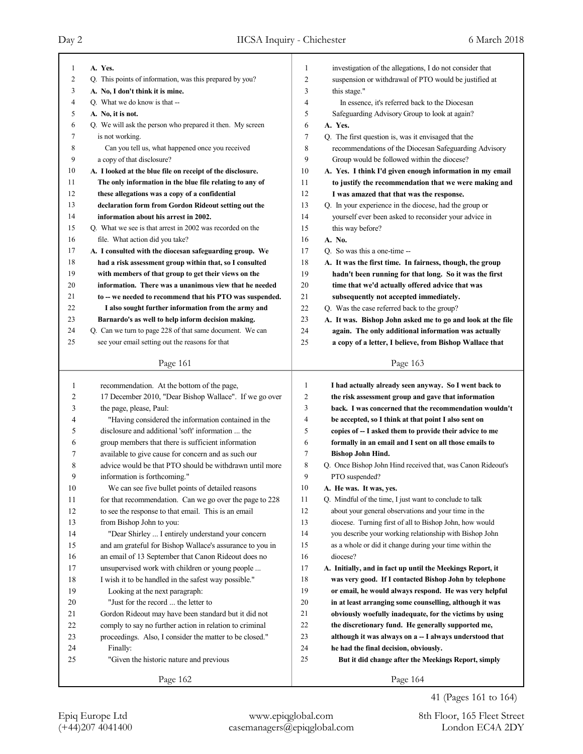A. **Yes.**

Q. This points of information, was this prepared by you?

A. **No, I don't think it is mine.**

Q. What we do know is that --

A. **No, it is not.**

Q. We will ask the person who prepared it then. My screen is not working.

Can you tell us, what happened once you received a copy of that disclosure?

A. **I looked at the blue file on receipt of the disclosure. The only information in the blue file relating to any of these allegations was a copy of a confidential declaration form from Gordon Rideout setting out the information about his arrest in 2002.**

Q. What we see is that arrest in 2002 was recorded on the file. What action did you take?

A. **I consulted with the diocesan safeguarding group. We had a risk assessment group within that, so I consulted with members of that group to get their views on the information. There was a unanimous view that he needed to -- we needed to recommend that his PTO was suspended.**

**I also sought further information from the army and Barnardo's as well to help inform decision making.**

Q. Can we turn to page 228 of that same document. We can see your email setting out the reasons for that recommendation. At the bottom of the page, 17 December 2010, "Dear Bishop Wallace". If we go over the page, please, Paul:

"Having considered the information contained in the disclosure and additional 'soft' information ... the group members that there is sufficient information available to give cause for concern and as such our advice would be that PTO should be withdrawn until more information is forthcoming."

We can see five bullet points of detailed reasons for that recommendation. Can we go over the page to 228 to see the response to that email. This is an email from Bishop John to you:

"Dear Shirley ... I entirely understand your concern and am grateful for Bishop Wallace's assurance to you in an email of 13 September that Canon Rideout does no unsupervised work with children or young people ... I wish it to be handled in the safest way possible."

Looking at the next paragraph:

"Just for the record ... the letter to Gordon Rideout may have been standard but it did not comply to say no further action in relation to criminal proceedings. Also, I consider the matter to be closed."

Finally:

"Given the historic nature and previous investigation of the allegations, I do not consider that suspension or withdrawal of PTO would be justified at this stage."

In essence, it's referred back to the Diocesan Safeguarding Advisory Group to look at again?

A. **Yes.**

Q. The first question is, was it envisaged that the recommendations of the Diocesan Safeguarding Advisory Group would be followed within the diocese?

A. **Yes. I think I'd given enough information in my email to justify the recommendation that we were making and I was amazed that that was the response.**

Q. In your experience in the diocese, had the group or yourself ever been asked to reconsider your advice in this way before?

A. **No.**

Q. So was this a one-time --

A. **It was the first time. In fairness, though, the group hadn't been running for that long. So it was the first time that we'd actually offered advice that was subsequently not accepted immediately.**

Q. Was the case referred back to the group?

A. **It was. Bishop John asked me to go and look at the file again. The only additional information was actually a copy of a letter, I believe, from Bishop Wallace that I had actually already seen anyway. So I went back to the risk assessment group and gave that information back. I was concerned that the recommendation wouldn't be accepted, so I think at that point I also sent on copies of -- I asked them to provide their advice to me formally in an email and I sent on all those emails to Bishop John Hind.**

Q. Once Bishop John Hind received that, was Canon Rideout's PTO suspended?

A. **He was. It was, yes.**

Q. Mindful of the time, I just want to conclude to talk about your general observations and your time in the diocese. Turning first of all to Bishop John, how would you describe your working relationship with Bishop John as a whole or did it change during your time within the diocese?

A. **Initially, and in fact up until the Meekings Report, it was very good. If I contacted Bishop John by telephone or email, he would always respond. He was very helpful in at least arranging some counselling, although it was obviously woefully inadequate, for the victims by using the discretionary fund. He generally supported me, although it was always on a -- I always understood that he had the final decision, obviously.**

**But it did change after the Meekings Report, simply**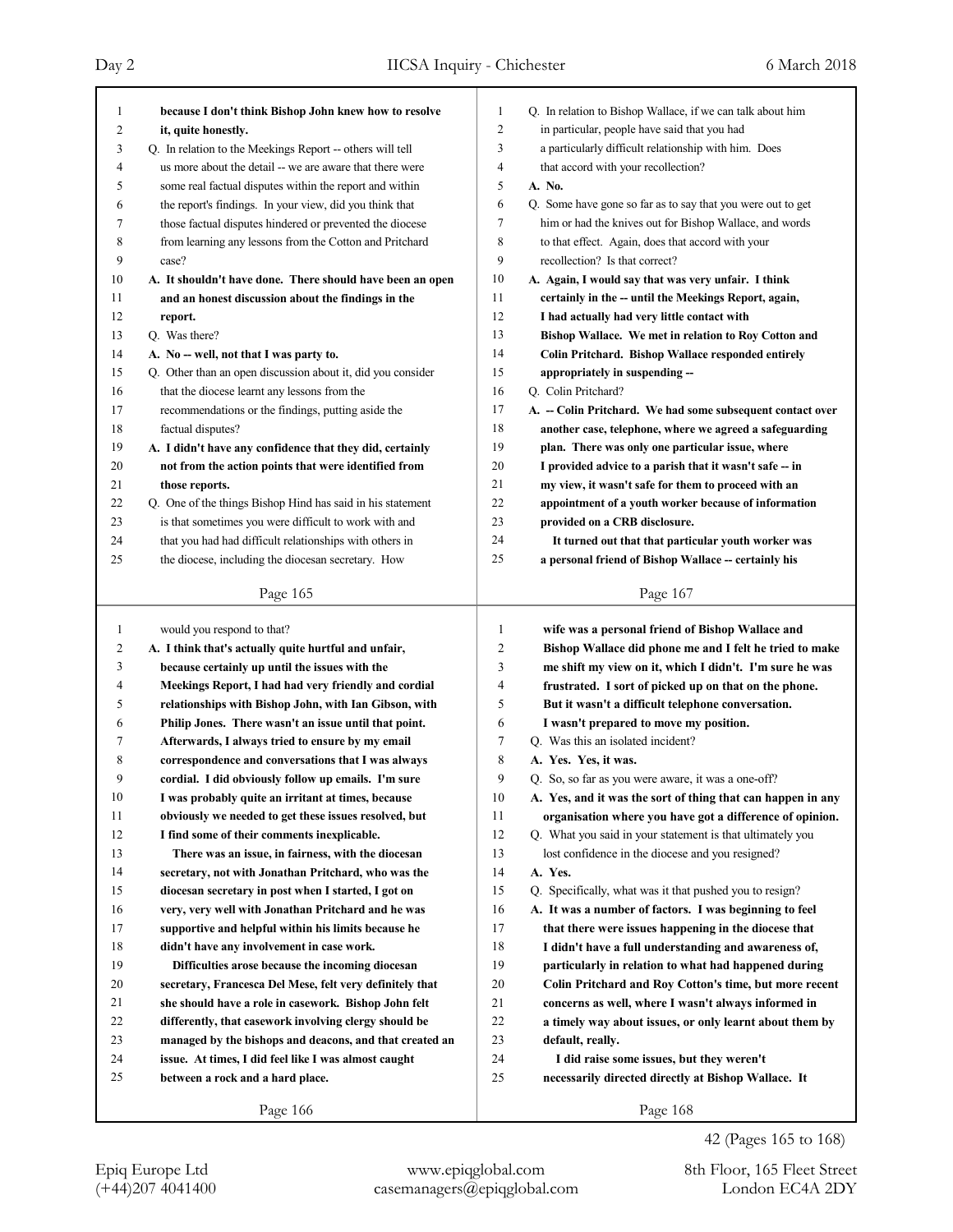because I don't think Bishop John knew how to resolve it, quite honestly.

Q. In relation to the Meekings Report -- others will tell us more about the detail -- we are aware that there were some real factual disputes within the report and within the report's findings. In your view, did you think that those factual disputes hindered or prevented the diocese from learning any lessons from the Cotton and Pritchard case?

A. It shouldn't have done. There should have been an open and an honest discussion about the findings in the report.

Q. Was there?

A. No -- well, not that I was party to.

Q. Other than an open discussion about it, did you consider that the diocese learnt any lessons from the recommendations or the findings, putting aside the factual disputes?

A. I didn't have any confidence that they did, certainly not from the action points that were identified from those reports.

Q. One of the things Bishop Hind has said in his statement is that sometimes you were difficult to work with and that you had had difficult relationships with others in the diocese, including the diocesan secretary. How would you respond to that?

A. I think that's actually quite hurtful and unfair, because certainly up until the issues with the Meekings Report, I had had very friendly and cordial relationships with Bishop John, with Ian Gibson, with Philip Jones. There wasn't an issue until that point. Afterwards, I always tried to ensure by my email correspondence and conversations that I was always cordial. I did obviously follow up emails. I'm sure I was probably quite an irritant at times, because obviously we needed to get these issues resolved, but I find some of their comments inexplicable.

There was an issue, in fairness, with the diocesan secretary, not with Jonathan Pritchard, who was the diocesan secretary in post when I started, I got on very, very well with Jonathan Pritchard and he was supportive and helpful within his limits because he didn't have any involvement in case work.

Difficulties arose because the incoming diocesan secretary, Francesca Del Mese, felt very definitely that she should have a role in casework. Bishop John felt differently, that casework involving clergy should be managed by the bishops and deacons, and that created an issue. At times, I did feel like I was almost caught between a rock and a hard place.

Q. In relation to Bishop Wallace, if we can talk about him in particular, people have said that you had a particularly difficult relationship with him. Does that accord with your recollection?

A. No.

Q. Some have gone so far as to say that you were out to get him or had the knives out for Bishop Wallace, and words to that effect. Again, does that accord with your recollection? Is that correct?

A. Again, I would say that was very unfair. I think certainly in the -- until the Meekings Report, again, I had actually had very little contact with Bishop Wallace. We met in relation to Roy Cotton and Colin Pritchard. Bishop Wallace responded entirely appropriately in suspending --

Q. Colin Pritchard?

A. -- Colin Pritchard. We had some subsequent contact over another case, telephone, where we agreed a safeguarding plan. There was only one particular issue, where I provided advice to a parish that it wasn't safe -- in my view, it wasn't safe for them to proceed with an appointment of a youth worker because of information provided on a CRB disclosure.

It turned out that that particular youth worker was a personal friend of Bishop Wallace -- certainly his wife was a personal friend of Bishop Wallace and Bishop Wallace did phone me and I felt he tried to make me shift my view on it, which I didn't. I'm sure he was frustrated. I sort of picked up on that on the phone. But it wasn't a difficult telephone conversation. I wasn't prepared to move my position.

Q. Was this an isolated incident?

A. Yes. Yes, it was.

Q. So, so far as you were aware, it was a one-off?

A. Yes, and it was the sort of thing that can happen in any organisation where you have got a difference of opinion.

Q. What you said in your statement is that ultimately you lost confidence in the diocese and you resigned?

A. Yes.

Q. Specifically, what was it that pushed you to resign?

A. It was a number of factors. I was beginning to feel that there were issues happening in the diocese that I didn't have a full understanding and awareness of, particularly in relation to what had happened during Colin Pritchard and Roy Cotton's time, but more recent concerns as well, where I wasn't always informed in a timely way about issues, or only learnt about them by default, really.

I did raise some issues, but they weren't necessarily directed directly at Bishop Wallace. It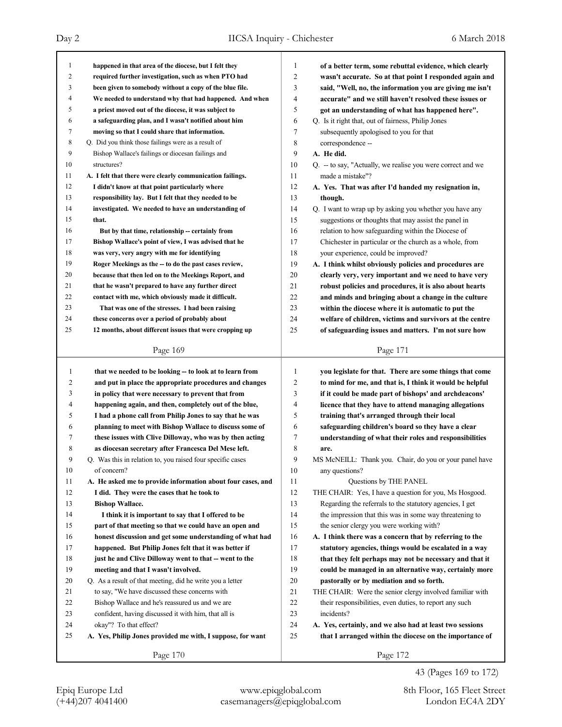happened in that area of the diocese, but I felt they required further investigation, such as when PTO had been given to somebody without a copy of the blue file. We needed to understand why that had happened. And when a priest moved out of the diocese, it was subject to a safeguarding plan, and I wasn't notified about him moving so that I could share that information.

Q. Did you think those failings were as a result of Bishop Wallace's failings or diocesan failings and structures?

**A. I felt that there were clearly communication failings. I didn't know at that point particularly where responsibility lay. But I felt that they needed to be investigated. We needed to have an understanding of that.**

**But by that time, relationship -- certainly from Bishop Wallace's point of view, I was advised that he was very, very angry with me for identifying Roger Meekings as the -- to do the past cases review, because that then led on to the Meekings Report, and that he wasn't prepared to have any further direct contact with me, which obviously made it difficult.**

**That was one of the stresses. I had been raising these concerns over a period of probably about 12 months, about different issues that were cropping up that we needed to be looking -- to look at to learn from and put in place the appropriate procedures and changes in policy that were necessary to prevent that from happening again, and then, completely out of the blue, I had a phone call from Philip Jones to say that he was planning to meet with Bishop Wallace to discuss some of these issues with Clive Dilloway, who was by then acting as diocesan secretary after Francesca Del Mese left.**

Q. Was this in relation to, you raised four specific cases of concern?

**A. He asked me to provide information about four cases, and I did. They were the cases that he took to Bishop Wallace.**

**I think it is important to say that I offered to be part of that meeting so that we could have an open and honest discussion and get some understanding of what had happened. But Philip Jones felt that it was better if just he and Clive Dilloway went to that -- went to the meeting and that I wasn't involved.**

Q. As a result of that meeting, did he write you a letter to say, "We have discussed these concerns with Bishop Wallace and he's reassured us and we are confident, having discussed it with him, that all is okay"? To that effect?

**A. Yes, Philip Jones provided me with, I suppose, for want of a better term, some rebuttal evidence, which clearly wasn't accurate. So at that point I responded again and said, "Well, no, the information you are giving me isn't accurate" and we still haven't resolved these issues or got an understanding of what has happened here".**

Q. Is it right that, out of fairness, Philip Jones subsequently apologised to you for that correspondence --

**A. He did.**

Q. -- to say, "Actually, we realise you were correct and we made a mistake"?

**A. Yes. That was after I'd handed my resignation in, though.**

Q. I want to wrap up by asking you whether you have any suggestions or thoughts that may assist the panel in relation to how safeguarding within the Diocese of Chichester in particular or the church as a whole, from your experience, could be improved?

**A. I think whilst obviously policies and procedures are clearly very, very important and we need to have very robust policies and procedures, it is also about hearts and minds and bringing about a change in the culture within the diocese where it is automatic to put the welfare of children, victims and survivors at the centre of safeguarding issues and matters. I'm not sure how you legislate for that. There are some things that come to mind for me, and that is, I think it would be helpful if it could be made part of bishops' and archdeacons' licence that they have to attend managing allegations training that's arranged through their local safeguarding children's board so they have a clear understanding of what their roles and responsibilities are.**

MS McNEILL: Thank you. Chair, do you or your panel have any questions?

## Questions by THE PANEL

THE CHAIR: Yes, I have a question for you, Ms Hosgood. Regarding the referrals to the statutory agencies, I get the impression that this was in some way threatening to the senior clergy you were working with?

**A. I think there was a concern that by referring to the statutory agencies, things would be escalated in a way that they felt perhaps may not be necessary and that it could be managed in an alternative way, certainly more pastorally or by mediation and so forth.**

THE CHAIR: Were the senior clergy involved familiar with their responsibilities, even duties, to report any such incidents?

**A. Yes, certainly, and we also had at least two sessions that I arranged within the diocese on the importance of**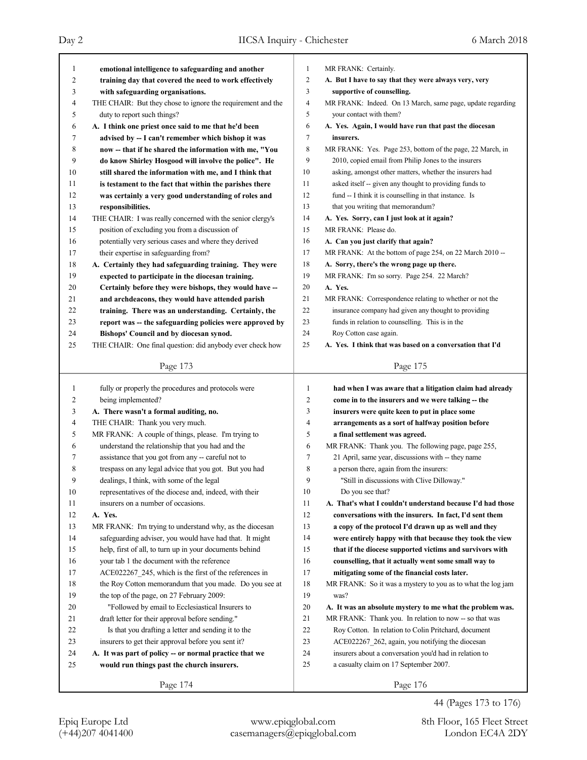emotional intelligence to safeguarding and another training day that covered the need to work effectively with safeguarding organisations.

THE CHAIR: But they chose to ignore the requirement and the duty to report such things?

**A. I think one priest once said to me that he'd been advised by -- I can't remember which bishop it was now -- that if he shared the information with me, "You do know Shirley Hosgood will involve the police". He still shared the information with me, and I think that is testament to the fact that within the parishes there was certainly a very good understanding of roles and responsibilities.**

THE CHAIR: I was really concerned with the senior clergy's position of excluding you from a discussion of potentially very serious cases and where they derived their expertise in safeguarding from?

**A. Certainly they had safeguarding training. They were expected to participate in the diocesan training. Certainly before they were bishops, they would have -- and archdeacons, they would have attended parish training. There was an understanding. Certainly, the report was -- the safeguarding policies were approved by Bishops' Council and by diocesan synod.**

THE CHAIR: One final question: did anybody ever check how fully or properly the procedures and protocols were being implemented?

**A. There wasn't a formal auditing, no.**

THE CHAIR: Thank you very much.

MR FRANK: A couple of things, please. I'm trying to understand the relationship that you had and the assistance that you got from any -- careful not to trespass on any legal advice that you got. But you had dealings, I think, with some of the legal representatives of the diocese and, indeed, with their insurers on a number of occasions.

**A. Yes.**

MR FRANK: I'm trying to understand why, as the diocesan safeguarding adviser, you would have had that. It might help, first of all, to turn up in your documents behind your tab 1 the document with the reference ACE022267_245, which is the first of the references in the Roy Cotton memorandum that you made. Do you see at the top of the page, on 27 February 2009:

"Followed by email to Ecclesiastical Insurers to draft letter for their approval before sending."

Is that you drafting a letter and sending it to the insurers to get their approval before you sent it?

**A. It was part of policy -- or normal practice that we would run things past the church insurers.**

MR FRANK: Certainly.

**A. But I have to say that they were always very, very supportive of counselling.**

MR FRANK: Indeed. On 13 March, same page, update regarding your contact with them?

**A. Yes. Again, I would have run that past the diocesan insurers.**

MR FRANK: Yes. Page 253, bottom of the page, 22 March, in 2010, copied email from Philip Jones to the insurers asking, amongst other matters, whether the insurers had asked itself -- given any thought to providing funds to fund -- I think it is counselling in that instance. Is that you writing that memorandum?

**A. Yes. Sorry, can I just look at it again?**

MR FRANK: Please do.

**A. Can you just clarify that again?**

MR FRANK: At the bottom of page 254, on 22 March 2010 --

**A. Sorry, there's the wrong page up there.**

MR FRANK: I'm so sorry. Page 254. 22 March?

**A. Yes.**

MR FRANK: Correspondence relating to whether or not the insurance company had given any thought to providing funds in relation to counselling. This is in the Roy Cotton case again.

**A. Yes. I think that was based on a conversation that I'd had when I was aware that a litigation claim had already come in to the insurers and we were talking -- the insurers were quite keen to put in place some arrangements as a sort of halfway position before a final settlement was agreed.**

MR FRANK: Thank you. The following page, page 255, 21 April, same year, discussions with -- they name a person there, again from the insurers:

"Still in discussions with Clive Dilloway."

Do you see that?

**A. That's what I couldn't understand because I'd had those conversations with the insurers. In fact, I'd sent them a copy of the protocol I'd drawn up as well and they were entirely happy with that because they took the view that if the diocese supported victims and survivors with counselling, that it actually went some small way to mitigating some of the financial costs later.**

MR FRANK: So it was a mystery to you as to what the log jam was?

**A. It was an absolute mystery to me what the problem was.**

MR FRANK: Thank you. In relation to now -- so that was Roy Cotton. In relation to Colin Pritchard, document ACE022267_262, again, you notifying the diocesan insurers about a conversation you'd had in relation to a casualty claim on 17 September 2007.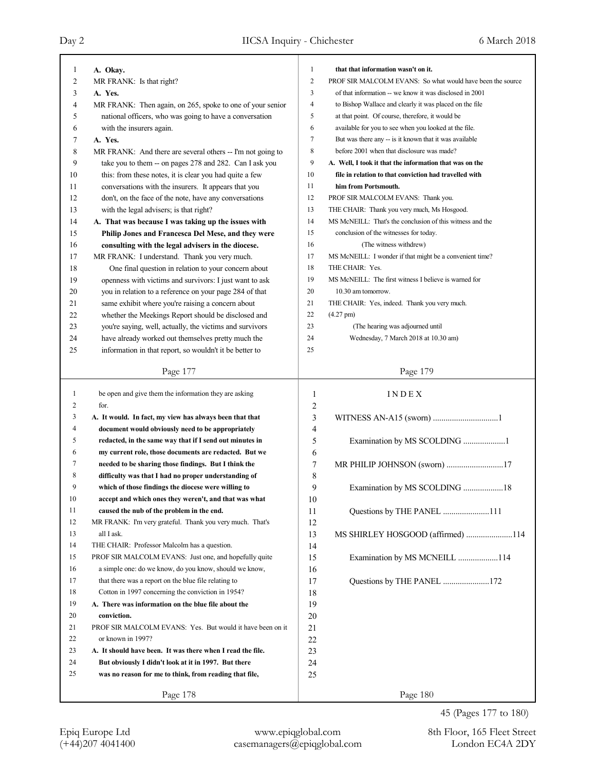A. Okay.

MR FRANK: Is that right?

A. Yes.

MR FRANK: Then again, on 265, spoke to one of your senior national officers, who was going to have a conversation with the insurers again.

A. Yes.

MR FRANK: And there are several others -- I'm not going to take you to them -- on pages 278 and 282. Can I ask you this: from these notes, it is clear you had quite a few conversations with the insurers. It appears that you don't, on the face of the note, have any conversations with the legal advisers; is that right?

**A. That was because I was taking up the issues with Philip Jones and Francesca Del Mese, and they were consulting with the legal advisers in the diocese.**

MR FRANK: I understand. Thank you very much.

One final question in relation to your concern about openness with victims and survivors: I just want to ask you in relation to a reference on your page 284 of that same exhibit where you're raising a concern about whether the Meekings Report should be disclosed and you're saying, well, actually, the victims and survivors have already worked out themselves pretty much the information in that report, so wouldn't it be better to be open and give them the information they are asking for.

**A. It would. In fact, my view has always been that that document would obviously need to be appropriately redacted, in the same way that if I send out minutes in my current role, those documents are redacted. But we needed to be sharing those findings. But I think the difficulty was that I had no proper understanding of which of those findings the diocese were willing to accept and which ones they weren't, and that was what caused the nub of the problem in the end.**

MR FRANK: I'm very grateful. Thank you very much. That's all I ask.

THE CHAIR: Professor Malcolm has a question.

PROF SIR MALCOLM EVANS: Just one, and hopefully quite a simple one: do we know, do you know, should we know, that there was a report on the blue file relating to Cotton in 1997 concerning the conviction in 1954?

**A. There was information on the blue file about the conviction.**

PROF SIR MALCOLM EVANS: Yes. But would it have been on it or known in 1997?

**A. It should have been. It was there when I read the file. But obviously I didn't look at it in 1997. But there was no reason for me to think, from reading that file, that that information wasn't on it.**

PROF SIR MALCOLM EVANS: So what would have been the source of that information -- we know it was disclosed in 2001 to Bishop Wallace and clearly it was placed on the file at that point. Of course, therefore, it would be available for you to see when you looked at the file. But was there any -- is it known that it was available before 2001 when that disclosure was made?

**A. Well, I took it that the information that was on the file in relation to that conviction had travelled with him from Portsmouth.**

PROF SIR MALCOLM EVANS: Thank you.

THE CHAIR: Thank you very much, Ms Hosgood.

MS McNEILL: That's the conclusion of this witness and the conclusion of the witnesses for today.

(The witness withdrew)

MS McNEILL: I wonder if that might be a convenient time?

THE CHAIR: Yes.

MS McNEILL: The first witness I believe is warned for 10.30 am tomorrow.

THE CHAIR: Yes, indeed. Thank you very much.

(4.27 pm)

(The hearing was adjourned until Wednesday, 7 March 2018 at 10.30 am)

# INDEX

WITNESS AN-A15 (sworn) ...............................1

Examination by MS SCOLDING ....................1

MR PHILIP JOHNSON (sworn) ...........................17

Examination by MS SCOLDING ...................18

Questions by THE PANEL ......................111

MS SHIRLEY HOSGOOD (affirmed) ......................114

Examination by MS MCNEILL ...................114

Questions by THE PANEL ......................172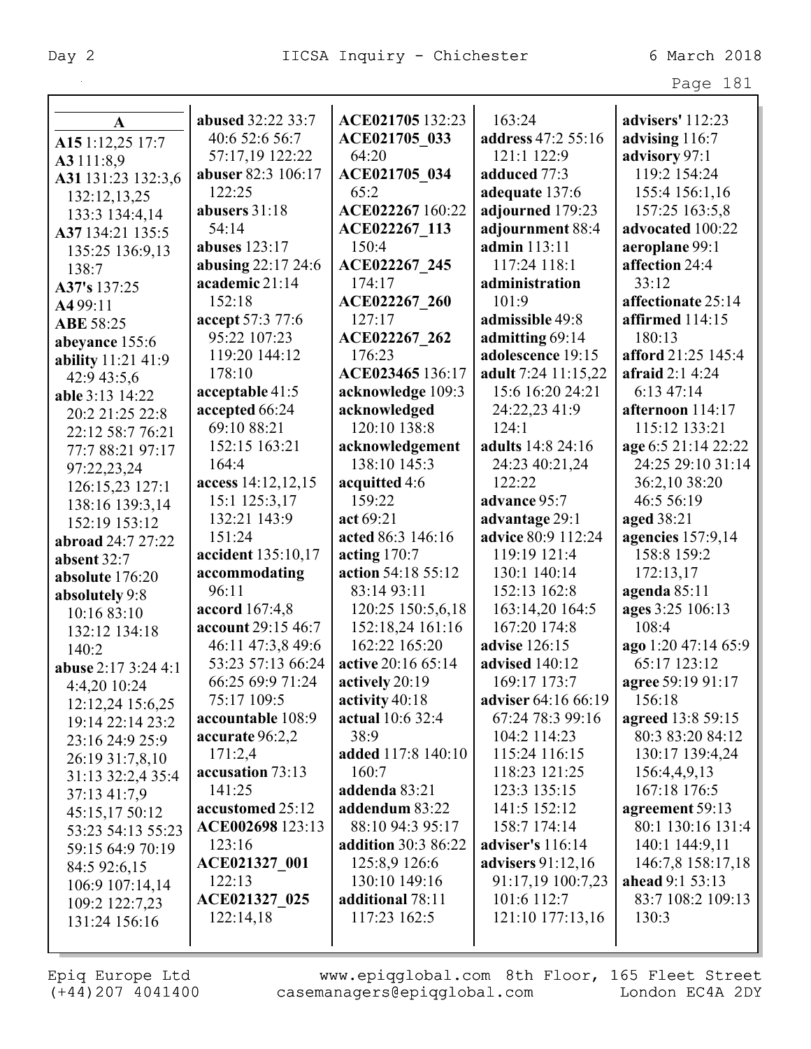**A**

**A15** 1:12,25 17:7
**A3** 111:8,9
**A31** 131:23 132:3,6 132:12,13,25 133:3 134:4,14
**A37** 134:21 135:5 135:25 136:9,13 138:7
**A37's** 137:25
**A4** 99:11
**ABE** 58:25
**abeyance** 155:6
**ability** 11:21 41:9 42:9 43:5,6
**able** 3:13 14:22 20:2 21:25 22:8 22:12 58:7 76:21 77:7 88:21 97:17 97:22,23,24 126:15,23 127:1 138:16 139:3,14 152:19 153:12
**abroad** 24:7 27:22
**absent** 32:7
**absolute** 176:20
**absolutely** 9:8 10:16 83:10 132:12 134:18 140:2
**abuse** 2:17 3:24 4:1 4:4,20 10:24 12:12,24 15:6,25 19:14 22:14 23:2 23:16 24:9 25:9 26:19 31:7,8,10 31:13 32:2,4 35:4 37:13 41:7,9 45:15,17 50:12 53:23 54:13 55:23 59:15 64:9 70:19 84:5 92:6,15 106:9 107:14,14 109:2 122:7,23 131:24 156:16
**abused** 32:22 33:7 40:6 52:6 56:7 57:17,19 122:22
**abuser** 82:3 106:17 122:25
**abusers** 31:18 54:14
**abuses** 123:17
**abusing** 22:17 24:6
**academic** 21:14 152:18
**accept** 57:3 77:6 95:22 107:23 119:20 144:12 178:10
**acceptable** 41:5
**accepted** 66:24 69:10 88:21 152:15 163:21 164:4
**access** 14:12,12,15 15:1 125:3,17 132:21 143:9 151:24
**accident** 135:10,17
**accommodating** 96:11
**accord** 167:4,8
**account** 29:15 46:7 46:11 47:3,8 49:6 53:23 57:13 66:24 66:25 69:9 71:24 75:17 109:5
**accountable** 108:9
**accurate** 96:2,2 171:2,4
**accusation** 73:13 141:25
**accustomed** 25:12
**ACE002698** 123:13 123:16
**ACE021327_001** 122:13
**ACE021327_025** 122:14,18
**ACE021705** 132:23
**ACE021705_033** 64:20
**ACE021705_034** 65:2
**ACE022267** 160:22
**ACE022267_113** 150:4
**ACE022267_245** 174:17
**ACE022267_260** 127:17
**ACE022267_262** 176:23
**ACE023465** 136:17
**acknowledge** 109:3
**acknowledged** 120:10 138:8
**acknowledgement** 138:10 145:3
**acquitted** 4:6 159:22
**act** 69:21
**acted** 86:3 146:16
**acting** 170:7
**action** 54:18 55:12 83:14 93:11 120:25 150:5,6,18 152:18,24 161:16 162:22 165:20
**active** 20:16 65:14
**actively** 20:19
**activity** 40:18
**actual** 10:6 32:4 38:9
**added** 117:8 140:10 160:7
**addenda** 83:21
**addendum** 83:22 88:10 94:3 95:17
**addition** 30:3 86:22 125:8,9 126:6 130:10 149:16
**additional** 78:11 117:23 162:5
163:24
**address** 47:2 55:16 121:1 122:9
**adduced** 77:3
**adequate** 137:6
**adjourned** 179:23
**adjournment** 88:4
**admin** 113:11 117:24 118:1
**administration** 101:9
**admissible** 49:8
**admitting** 69:14
**adolescence** 19:15
**adult** 7:24 11:15,22 15:6 16:20 24:21 24:22,23 41:9 124:1
**adults** 14:8 24:16 24:23 40:21,24 122:22
**advance** 95:7
**advantage** 29:1
**advice** 80:9 112:24 119:19 121:4 130:1 140:14 152:13 162:8 163:14,20 164:5 167:20 174:8
**advise** 126:15
**advised** 140:12 169:17 173:7
**adviser** 64:16 66:19 67:24 78:3 99:16 104:2 114:23 115:24 116:15 118:23 121:25 123:3 135:15 141:5 152:12 158:7 174:14
**adviser's** 116:14
**advisers** 91:12,16 91:17,19 100:7,23 101:6 112:7 121:10 177:13,16
**advisers'** 112:23
**advising** 116:7
**advisory** 97:1 119:2 154:24 155:4 156:1,16 157:25 163:5,8
**advocated** 100:22
**aeroplane** 99:1
**affection** 24:4 33:12
**affectionate** 25:14
**affirmed** 114:15 180:13
**afford** 21:25 145:4
**afraid** 2:1 4:24 6:13 47:14
**afternoon** 114:17 115:12 133:21
**age** 6:5 21:14 22:22 24:25 29:10 31:14 36:2,10 38:20 46:5 56:19
**aged** 38:21
**agencies** 157:9,14 158:8 159:2 172:13,17
**agenda** 85:11
**ages** 3:25 106:13 108:4
**ago** 1:20 47:14 65:9 65:17 123:12
**agree** 59:19 91:17 156:18
**agreed** 13:8 59:15 80:3 83:20 84:12 130:17 139:4,24 156:4,4,9,13 167:18 176:5
**agreement** 59:13 80:1 130:16 131:4 140:1 144:9,11 146:7,8 158:17,18
**ahead** 9:1 53:13 83:7 108:2 109:13 130:3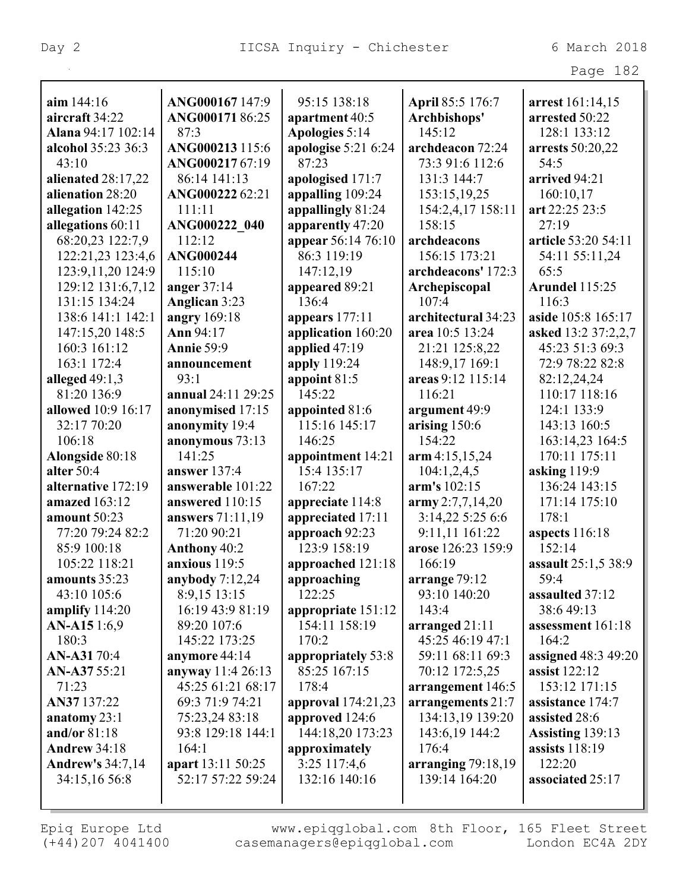**aim** 144:16
**aircraft** 34:22
**Alana** 94:17 102:14
**alcohol** 35:23 36:3 43:10
**alienated** 28:17,22
**alienation** 28:20
**allegation** 142:25
**allegations** 60:11 68:20,23 122:7,9 122:21,23 123:4,6 123:9,11,20 124:9 129:12 131:6,7,12 131:15 134:24 138:6 141:1 142:1 147:15,20 148:5 160:3 161:12 163:1 172:4
**alleged** 49:1,3 81:20 136:9
**allowed** 10:9 16:17 32:17 70:20 106:18
**Alongside** 80:18
**alter** 50:4
**alternative** 172:19
**amazed** 163:12
**amount** 50:23 77:20 79:24 82:2 85:9 100:18 105:22 118:21
**amounts** 35:23 43:10 105:6
**amplify** 114:20
**AN-A15** 1:6,9 180:3
**AN-A31** 70:4
**AN-A37** 55:21 71:23
**AN37** 137:22
**anatomy** 23:1
**and/or** 81:18
**Andrew** 34:18
**Andrew's** 34:7,14 34:15,16 56:8
**ANG000167** 147:9
**ANG000171** 86:25 87:3
**ANG000213** 115:6
**ANG000217** 67:19 86:14 141:13
**ANG000222** 62:21 111:11
**ANG000222_040** 112:12
**ANG000244** 115:10
**anger** 37:14
**Anglican** 3:23
**angry** 169:18
**Ann** 94:17
**Annie** 59:9
**announcement** 93:1
**annual** 24:11 29:25
**anonymised** 17:15
**anonymity** 19:4
**anonymous** 73:13 141:25
**answer** 137:4
**answerable** 101:22
**answered** 110:15
**answers** 71:11,19 71:20 90:21
**Anthony** 40:2
**anxious** 119:5
**anybody** 7:12,24 8:9,15 13:15 16:19 43:9 81:19 89:20 107:6 145:22 173:25
**anymore** 44:14
**anyway** 11:4 26:13 45:25 61:21 68:17 69:3 71:9 74:21 75:23,24 83:18 93:8 129:18 144:1 164:1
**apart** 13:11 50:25 52:17 57:22 59:24 95:15 138:18
**apartment** 40:5
**Apologies** 5:14
**apologise** 5:21 6:24 87:23
**apologised** 171:7
**appalling** 109:24
**appallingly** 81:24
**apparently** 47:20
**appear** 56:14 76:10 86:3 119:19 147:12,19
**appeared** 89:21 136:4
**appears** 177:11
**application** 160:20
**applied** 47:19
**apply** 119:24
**appoint** 81:5 145:22
**appointed** 81:6 115:16 145:17 146:25
**appointment** 14:21 15:4 135:17 167:22
**appreciate** 114:8
**appreciated** 17:11
**approach** 92:23 123:9 158:19
**approached** 121:18
**approaching** 122:25
**appropriate** 151:12 154:11 158:19 170:2
**appropriately** 53:8 85:25 167:15 178:4
**approval** 174:21,23
**approved** 124:6 144:18,20 173:23
**approximately** 3:25 117:4,6 132:16 140:16
**April** 85:5 176:7
**Archbishops'** 145:12
**archdeacon** 72:24 73:3 91:6 112:6 131:3 144:7 153:15,19,25 154:2,4,17 158:11 158:15
**archdeacons** 156:15 173:21
**archdeacons'** 172:3
**Archepiscopal** 107:4
**architectural** 34:23
**area** 10:5 13:24 21:21 125:8,22 148:9,17 169:1
**areas** 9:12 115:14 116:21
**argument** 49:9
**arising** 150:6 154:22
**arm** 4:15,15,24 104:1,2,4,5
**arm's** 102:15
**army** 2:7,7,14,20 3:14,22 5:25 6:6 9:11,11 161:22
**arose** 126:23 159:9 166:19
**arrange** 79:12 93:10 140:20 143:4
**arranged** 21:11 45:25 46:19 47:1 59:11 68:11 69:3 70:12 172:5,25
**arrangement** 146:5
**arrangements** 21:7 134:13,19 139:20 143:6,19 144:2 176:4
**arranging** 79:18,19 139:14 164:20
**arrest** 161:14,15
**arrested** 50:22 128:1 133:12
**arrests** 50:20,22 54:5
**arrived** 94:21 160:10,17
**art** 22:25 23:5 27:19
**article** 53:20 54:11 54:11 55:11,24 65:5
**Arundel** 115:25 116:3
**aside** 105:8 165:17
**asked** 13:2 37:2,2,7 45:23 51:3 69:3 72:9 78:22 82:8 82:12,24,24 110:17 118:16 124:1 133:9 143:13 160:5 163:14,23 164:5 170:11 175:11
**asking** 119:9 136:24 143:15 171:14 175:10 178:1
**aspects** 116:18 152:14
**assault** 25:1,5 38:9 59:4
**assaulted** 37:12 38:6 49:13
**assessment** 161:18 164:2
**assigned** 48:3 49:20
**assist** 122:12 153:12 171:15
**assistance** 174:7
**assisted** 28:6
**Assisting** 139:13
**assists** 118:19 122:20
**associated** 25:17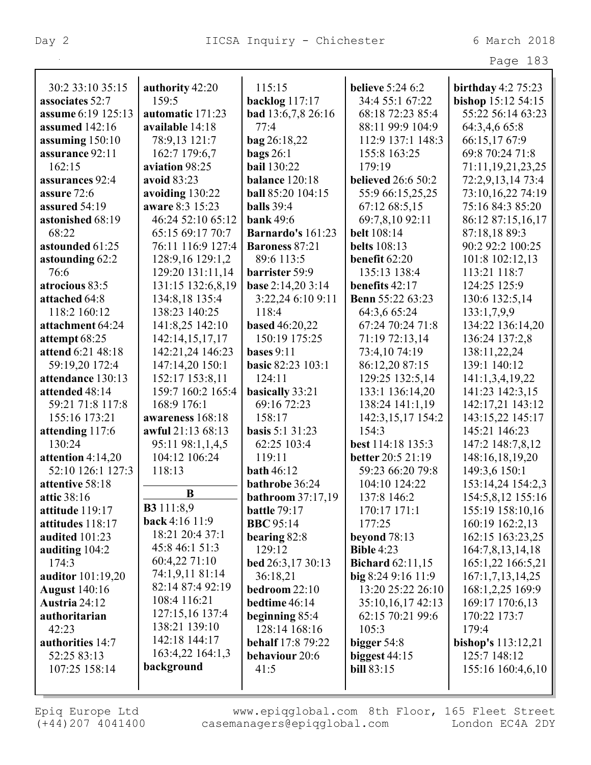30:2 33:10 35:15
**associates** 52:7
**assume** 6:19 125:13
**assumed** 142:16
**assuming** 150:10
**assurance** 92:11 162:15
**assurances** 92:4
**assure** 72:6
**assured** 54:19
**astonished** 68:19 68:22
**astounded** 61:25
**astounding** 62:2 76:6
**atrocious** 83:5
**attached** 64:8 118:2 160:12
**attachment** 64:24
**attempt** 68:25
**attend** 6:21 48:18 59:19,20 172:4
**attendance** 130:13
**attended** 48:14 59:21 71:8 117:8 155:16 173:21
**attending** 117:6 130:24
**attention** 4:14,20 52:10 126:1 127:3
**attentive** 58:18
**attic** 38:16
**attitude** 119:17
**attitudes** 118:17
**audited** 101:23
**auditing** 104:2 174:3
**auditor** 101:19,20
**August** 140:16
**Austria** 24:12
**authoritarian** 42:23
**authorities** 14:7 52:25 83:13 107:25 158:14
**authority** 42:20 159:5
**automatic** 171:23
**available** 14:18 78:9,13 121:7 162:7 179:6,7
**aviation** 98:25
**avoid** 83:23
**avoiding** 130:22
**aware** 8:3 15:23 46:24 52:10 65:12 65:15 69:17 70:7 76:11 116:9 127:4 128:9,16 129:1,2 129:20 131:11,14 131:15 132:6,8,19 134:8,18 135:4 138:23 140:25 141:8,25 142:10 142:14,15,17,17 142:21,24 146:23 147:14,20 150:1 152:17 153:8,11 159:7 160:2 165:4 168:9 176:1
**awareness** 168:18
**awful** 21:13 68:13 95:11 98:1,1,4,5 104:12 106:24 118:13

## B

**B3** 111:8,9
**back** 4:16 11:9 18:21 20:4 37:1 45:8 46:1 51:3 60:4,22 71:10 74:1,9,11 81:14 82:14 87:4 92:19 108:4 116:21 127:15,16 137:4 138:21 139:10 142:18 144:17 163:4,22 164:1,3
**background** 115:15
**backlog** 117:17
**bad** 13:6,7,8 26:16 77:4
**bag** 26:18,22
**bags** 26:1
**bail** 130:22
**balance** 120:18
**ball** 85:20 104:15
**balls** 39:4
**bank** 49:6
**Barnardo's** 161:23
**Baroness** 87:21 89:6 113:5
**barrister** 59:9
**base** 2:14,20 3:14 3:22,24 6:10 9:11 118:4
**based** 46:20,22 150:19 175:25
**bases** 9:11
**basic** 82:23 103:1 124:11
**basically** 33:21 69:16 72:23 158:17
**basis** 5:1 31:23 62:25 103:4 119:11
**bath** 46:12
**bathrobe** 36:24
**bathroom** 37:17,19
**battle** 79:17
**BBC** 95:14
**bearing** 82:8 129:12
**bed** 26:3,17 30:13 36:18,21
**bedroom** 22:10
**bedtime** 46:14
**beginning** 85:4 128:14 168:16
**behalf** 17:8 79:22
**behaviour** 20:6 41:5
**believe** 5:24 6:2 34:4 55:1 67:22 68:18 72:23 85:4 88:11 99:9 104:9 112:9 137:1 148:3 155:8 163:25 179:19
**believed** 26:6 50:2 55:9 66:15,25,25 67:12 68:5,15 69:7,8,10 92:11
**belt** 108:14
**belts** 108:13
**benefit** 62:20 135:13 138:4
**benefits** 42:17
**Benn** 55:22 63:23 64:3,6 65:24 67:24 70:24 71:8 71:19 72:13,14 73:4,10 74:19 86:12,20 87:15 129:25 132:5,14 133:1 136:14,20 138:24 141:1,19 142:3,15,17 154:2 154:3
**best** 114:18 135:3
**better** 20:5 21:19 59:23 66:20 79:8 104:10 124:22 137:8 146:2 170:17 171:1 177:25
**beyond** 78:13
**Bible** 4:23
**Bichard** 62:11,15
**big** 8:24 9:16 11:9 13:20 25:22 26:10 35:10,16,17 42:13 62:15 70:21 99:6 105:3
**bigger** 54:8
**biggest** 44:15
**bill** 83:15
**birthday** 4:2 75:23
**bishop** 15:12 54:15 55:22 56:14 63:23 64:3,4,6 65:8 66:15,17 67:9 69:8 70:24 71:8 71:11,19,21,23,25 72:2,9,13,14 73:4 73:10,16,22 74:19 75:16 84:3 85:20 86:12 87:15,16,17 87:18,18 89:3 90:2 92:2 100:25 101:8 102:12,13 113:21 118:7 124:25 125:9 130:6 132:5,14 133:1,7,9,9 134:22 136:14,20 136:24 137:2,8 138:11,22,24 139:1 140:12 141:1,3,4,19,22 141:23 142:3,15 142:17,21 143:12 143:15,22 145:17 145:21 146:23 147:2 148:7,8,12 148:16,18,19,20 149:3,6 150:1 153:14,24 154:2,3 154:5,8,12 155:16 155:19 158:10,16 160:19 162:2,13 162:15 163:23,25 164:7,8,13,14,18 165:1,22 166:5,21 167:1,7,13,14,25 168:1,2,25 169:9 169:17 170:6,13 170:22 173:7 179:4
**bishop's** 113:12,21 125:7 148:12 155:16 160:4,6,10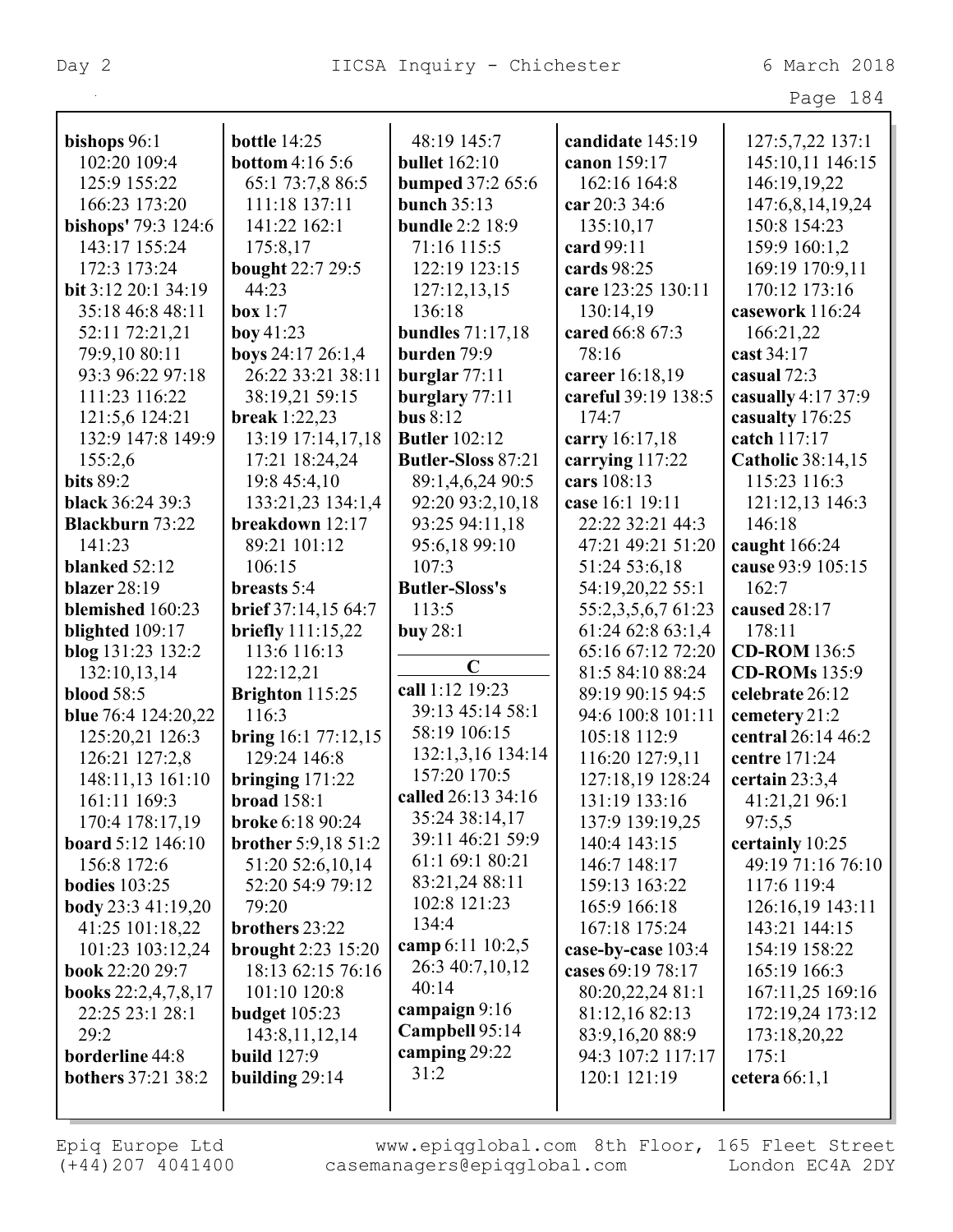**bishops** 96:1 102:20 109:4 125:9 155:22 166:23 173:20
**bishops'** 79:3 124:6 143:17 155:24 172:3 173:24
**bit** 3:12 20:1 34:19 35:18 46:8 48:11 52:11 72:21,21 79:9,10 80:11 93:3 96:22 97:18 111:23 116:22 121:5,6 124:21 132:9 147:8 149:9 155:2,6
**bits** 89:2
**black** 36:24 39:3
**Blackburn** 73:22 141:23
**blanked** 52:12
**blazer** 28:19
**blemished** 160:23
**blighted** 109:17
**blog** 131:23 132:2 132:10,13,14
**blood** 58:5
**blue** 76:4 124:20,22 125:20,21 126:3 126:21 127:2,8 148:11,13 161:10 161:11 169:3 170:4 178:17,19
**board** 5:12 146:10 156:8 172:6
**bodies** 103:25
**body** 23:3 41:19,20 41:25 101:18,22 101:23 103:12,24
**book** 22:20 29:7
**books** 22:2,4,7,8,17 22:25 23:1 28:1 29:2
**borderline** 44:8
**bothers** 37:21 38:2
**bottle** 14:25
**bottom** 4:16 5:6 65:1 73:7,8 86:5 111:18 137:11 141:22 162:1 175:8,17
**bought** 22:7 29:5 44:23
**box** 1:7
**boy** 41:23
**boys** 24:17 26:1,4 26:22 33:21 38:11 38:19,21 59:15
**break** 1:22,23 13:19 17:14,17,18 17:21 18:24,24 19:8 45:4,10 133:21,23 134:1,4
**breakdown** 12:17 89:21 101:12 106:15
**breasts** 5:4
**brief** 37:14,15 64:7
**briefly** 111:15,22 113:6 116:13 122:12,21
**Brighton** 115:25 116:3
**bring** 16:1 77:12,15 129:24 146:8
**bringing** 171:22
**broad** 158:1
**broke** 6:18 90:24
**brother** 5:9,18 51:2 51:20 52:6,10,14 52:20 54:9 79:12 79:20
**brothers** 23:22
**brought** 2:23 15:20 18:13 62:15 76:16 101:10 120:8
**budget** 105:23 143:8,11,12,14
**build** 127:9
**building** 29:14
48:19 145:7
**bullet** 162:10
**bumped** 37:2 65:6
**bunch** 35:13
**bundle** 2:2 18:9 71:16 115:5 122:19 123:15 127:12,13,15 136:18
**bundles** 71:17,18
**burden** 79:9
**burglar** 77:11
**burglary** 77:11
**bus** 8:12
**Butler** 102:12
**Butler-Sloss** 87:21 89:1,4,6,24 90:5 92:20 93:2,10,18 93:25 94:11,18 95:6,18 99:10 107:3
**Butler-Sloss's** 113:5
**buy** 28:1

## C

**call** 1:12 19:23 39:13 45:14 58:1 58:19 106:15 132:1,3,16 134:14 157:20 170:5
**called** 26:13 34:16 35:24 38:14,17 39:11 46:21 59:9 61:1 69:1 80:21 83:21,24 88:11 102:8 121:23 134:4
**camp** 6:11 10:2,5 26:3 40:7,10,12 40:14
**campaign** 9:16
**Campbell** 95:14
**camping** 29:22 31:2
**candidate** 145:19
**canon** 159:17 162:16 164:8
**car** 20:3 34:6 135:10,17
**card** 99:11
**cards** 98:25
**care** 123:25 130:11 130:14,19
**cared** 66:8 67:3 78:16
**career** 16:18,19
**careful** 39:19 138:5 174:7
**carry** 16:17,18
**carrying** 117:22
**cars** 108:13
**case** 16:1 19:11 22:22 32:21 44:3 47:21 49:21 51:20 51:24 53:6,18 54:19,20,22 55:1 55:2,3,5,6,7 61:23 61:24 62:8 63:1,4 65:16 67:12 72:20 81:5 84:10 88:24 89:19 90:15 94:5 94:6 100:8 101:11 105:18 112:9 116:20 127:9,11 127:18,19 128:24 131:19 133:16 137:9 139:19,25 140:4 143:15 146:7 148:17 159:13 163:22 165:9 166:18 167:18 175:24
**case-by-case** 103:4
**cases** 69:19 78:17 80:20,22,24 81:1 81:12,16 82:13 83:9,16,20 88:9 94:3 107:2 117:17 120:1 121:19
127:5,7,22 137:1 145:10,11 146:15 146:19,19,22 147:6,8,14,19,24 150:8 154:23 159:9 160:1,2 169:19 170:9,11 170:12 173:16
**casework** 116:24 166:21,22
**cast** 34:17
**casual** 72:3
**casually** 4:17 37:9
**casualty** 176:25
**catch** 117:17
**Catholic** 38:14,15 115:23 116:3 121:12,13 146:3 146:18
**caught** 166:24
**cause** 93:9 105:15 162:7
**caused** 28:17 178:11
**CD-ROM** 136:5
**CD-ROMs** 135:9
**celebrate** 26:12
**cemetery** 21:2
**central** 26:14 46:2
**centre** 171:24
**certain** 23:3,4 41:21,21 96:1 97:5,5
**certainly** 10:25 49:19 71:16 76:10 117:6 119:4 126:16,19 143:11 143:21 144:15 154:19 158:22 165:19 166:3 167:11,25 169:16 172:19,24 173:12 173:18,20,22 175:1
**cetera** 66:1,1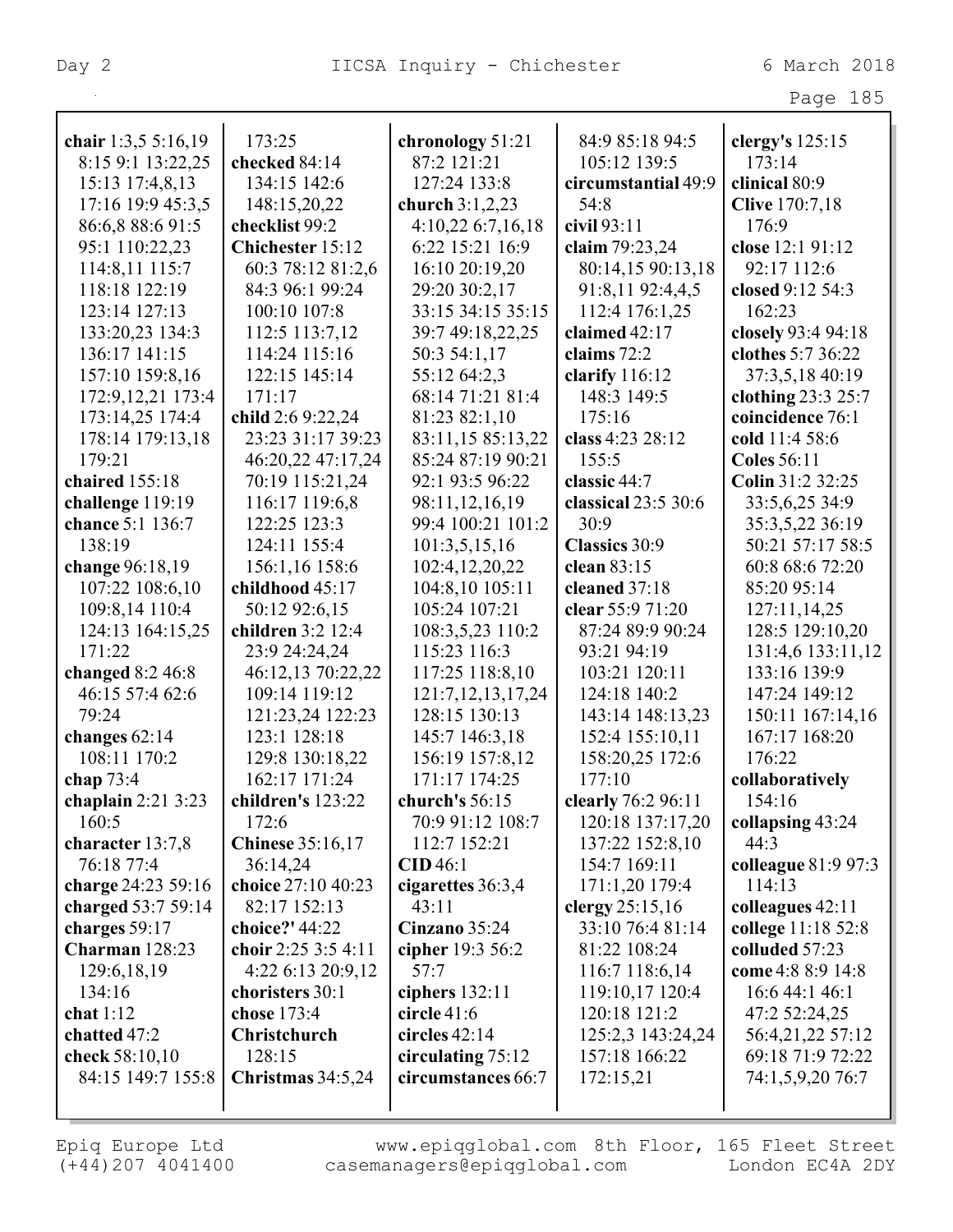**chair** 1:3,5 5:16,19 8:15 9:1 13:22,25 15:13 17:4,8,13 17:16 19:9 45:3,5 86:6,8 88:6 91:5 95:1 110:22,23 114:8,11 115:7 118:18 122:19 123:14 127:13 133:20,23 134:3 136:17 141:15 157:10 159:8,16 172:9,12,21 173:4 173:14,25 174:4 178:14 179:13,18 179:21
**chaired** 155:18
**challenge** 119:19
**chance** 5:1 136:7 138:19
**change** 96:18,19 107:22 108:6,10 109:8,14 110:4 124:13 164:15,25 171:22
**changed** 8:2 46:8 46:15 57:4 62:6 79:24
**changes** 62:14 108:11 170:2
**chap** 73:4
**chaplain** 2:21 3:23 160:5
**character** 13:7,8 76:18 77:4
**charge** 24:23 59:16
**charged** 53:7 59:14
**charges** 59:17
**Charman** 128:23 129:6,18,19 134:16
**chat** 1:12
**chatted** 47:2
**check** 58:10,10 84:15 149:7 155:8 173:25
**checked** 84:14 134:15 142:6 148:15,20,22
**checklist** 99:2
**Chichester** 15:12 60:3 78:12 81:2,6 84:3 96:1 99:24 100:10 107:8 112:5 113:7,12 114:24 115:16 122:15 145:14 171:17
**child** 2:6 9:22,24 23:23 31:17 39:23 46:20,22 47:17,24 70:19 115:21,24 116:17 119:6,8 122:25 123:3 124:11 155:4 156:1,16 158:6
**childhood** 45:17 50:12 92:6,15
**children** 3:2 12:4 23:9 24:24,24 46:12,13 70:22,22 109:14 119:12 121:23,24 122:23 123:1 128:18 129:8 130:18,22 162:17 171:24
**children's** 123:22 172:6
**Chinese** 35:16,17 36:14,24
**choice** 27:10 40:23 82:17 152:13
**choice?'** 44:22
**choir** 2:25 3:5 4:11 4:22 6:13 20:9,12
**choristers** 30:1
**chose** 173:4
**Christchurch** 128:15
**Christmas** 34:5,24
**chronology** 51:21 87:2 121:21 127:24 133:8
**church** 3:1,2,23 4:10,22 6:7,16,18 6:22 15:21 16:9 16:10 20:19,20 29:20 30:2,17 33:15 34:15 35:15 39:7 49:18,22,25 50:3 54:1,17 55:12 64:2,3 68:14 71:21 81:4 81:23 82:1,10 83:11,15 85:13,22 85:24 87:19 90:21 92:1 93:5 96:22 98:11,12,16,19 99:4 100:21 101:2 101:3,5,15,16 102:4,12,20,22 104:8,10 105:11 105:24 107:21 108:3,5,23 110:2 115:23 116:3 117:25 118:8,10 121:7,12,13,17,24 128:15 130:13 145:7 146:3,18 156:19 157:8,12 171:17 174:25
**church's** 56:15 70:9 91:12 108:7 112:7 152:21
**CID** 46:1
**cigarettes** 36:3,4 43:11
**Cinzano** 35:24
**cipher** 19:3 56:2 57:7
**ciphers** 132:11
**circle** 41:6
**circles** 42:14
**circulating** 75:12
**circumstances** 66:7 84:9 85:18 94:5 105:12 139:5
**circumstantial** 49:9 54:8
**civil** 93:11
**claim** 79:23,24 80:14,15 90:13,18 91:8,11 92:4,4,5 112:4 176:1,25
**claimed** 42:17
**claims** 72:2
**clarify** 116:12 148:3 149:5 175:16
**class** 4:23 28:12 155:5
**classic** 44:7
**classical** 23:5 30:6 30:9
**Classics** 30:9
**clean** 83:15
**cleaned** 37:18
**clear** 55:9 71:20 87:24 89:9 90:24 93:21 94:19 103:21 120:11 124:18 140:2 143:14 148:13,23 152:4 155:10,11 158:20,25 172:6 177:10
**clearly** 76:2 96:11 120:18 137:17,20 137:22 152:8,10 154:7 169:11 171:1,20 179:4
**clergy** 25:15,16 33:10 76:4 81:14 81:22 108:24 116:7 118:6,14 119:10,17 120:4 120:18 121:2 125:2,3 143:24,24 157:18 166:22 172:15,21
**clergy's** 125:15 173:14
**clinical** 80:9
**Clive** 170:7,18 176:9
**close** 12:1 91:12 92:17 112:6
**closed** 9:12 54:3 162:23
**closely** 93:4 94:18
**clothes** 5:7 36:22 37:3,5,18 40:19
**clothing** 23:3 25:7
**coincidence** 76:1
**cold** 11:4 58:6
**Coles** 56:11
**Colin** 31:2 32:25 33:5,6,25 34:9 35:3,5,22 36:19 50:21 57:17 58:5 60:8 68:6 72:20 85:20 95:14 127:11,14,25 128:5 129:10,20 131:4,6 133:11,12 133:16 139:9 147:24 149:12 150:11 167:14,16 167:17 168:20 176:22
**collaboratively** 154:16
**collapsing** 43:24 44:3
**colleague** 81:9 97:3 114:13
**colleagues** 42:11
**college** 11:18 52:8
**colluded** 57:23
**come** 4:8 8:9 14:8 16:6 44:1 46:1 47:2 52:24,25 56:4,21,22 57:12 69:18 71:9 72:22 74:1,5,9,20 76:7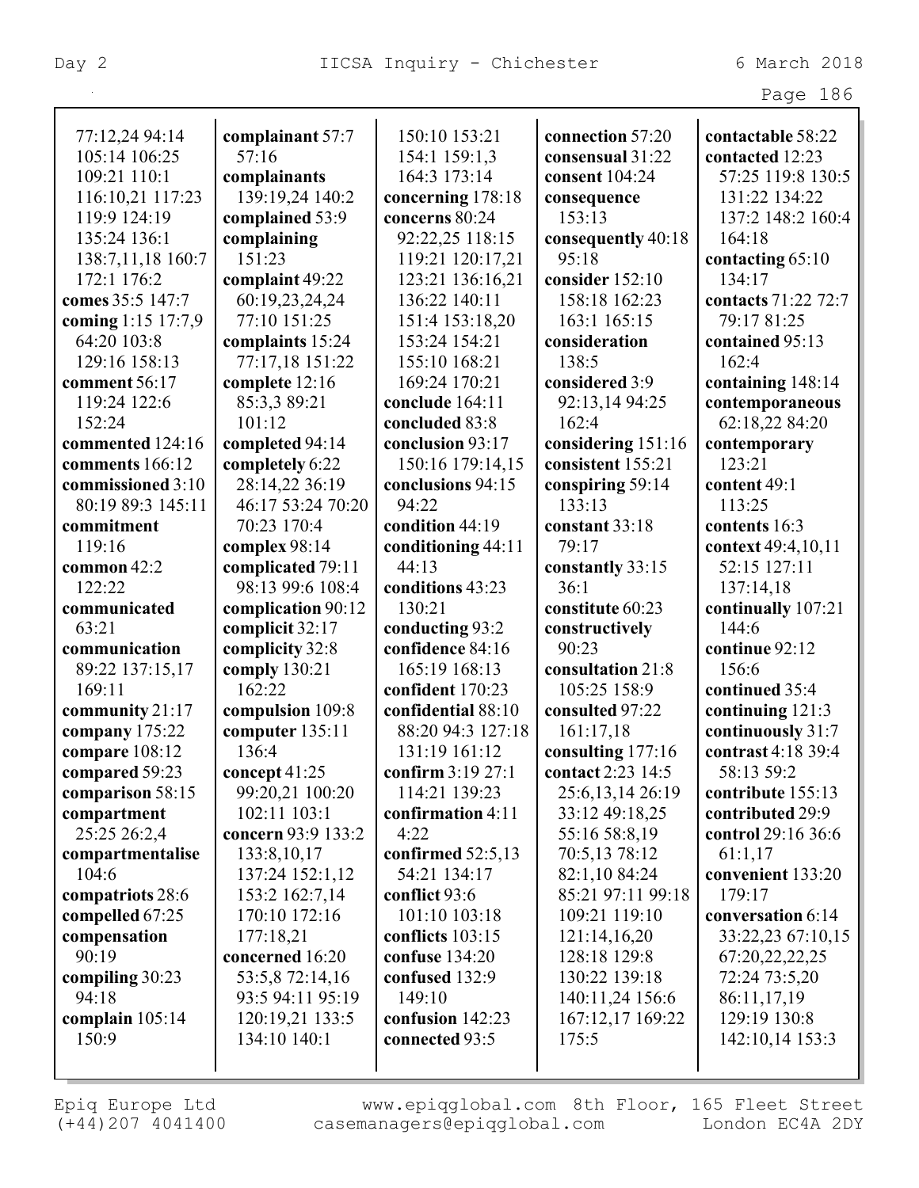77:12,24 94:14 105:14 106:25 109:21 110:1 116:10,21 117:23 119:9 124:19 135:24 136:1 138:7,11,18 160:7 172:1 176:2
**comes** 35:5 147:7
**coming** 1:15 17:7,9 64:20 103:8 129:16 158:13
**comment** 56:17 119:24 122:6 152:24
**commented** 124:16
**comments** 166:12
**commissioned** 3:10 80:19 89:3 145:11
**commitment** 119:16
**common** 42:2 122:22
**communicated** 63:21
**communication** 89:22 137:15,17 169:11
**community** 21:17
**company** 175:22
**compare** 108:12
**compared** 59:23
**comparison** 58:15
**compartment** 25:25 26:2,4
**compartmentalise** 104:6
**compatriots** 28:6
**compelled** 67:25
**compensation** 90:19
**compiling** 30:23 94:18
**complain** 105:14 150:9
**complainant** 57:7 57:16
**complainants** 139:19,24 140:2
**complained** 53:9
**complaining** 151:23
**complaint** 49:22 60:19,23,24,24 77:10 151:25
**complaints** 15:24 77:17,18 151:22
**complete** 12:16 85:3,3 89:21 101:12
**completed** 94:14
**completely** 6:22 28:14,22 36:19 46:17 53:24 70:20 70:23 170:4
**complex** 98:14
**complicated** 79:11 98:13 99:6 108:4
**complication** 90:12
**complicit** 32:17
**complicity** 32:8
**comply** 130:21 162:22
**compulsion** 109:8
**computer** 135:11 136:4
**concept** 41:25 99:20,21 100:20 102:11 103:1
**concern** 93:9 133:2 133:8,10,17 137:24 152:1,12 153:2 162:7,14 170:10 172:16 177:18,21
**concerned** 16:20 53:5,8 72:14,16 93:5 94:11 95:19 120:19,21 133:5 134:10 140:1 150:10 153:21 154:1 159:1,3 164:3 173:14
**concerning** 178:18
**concerns** 80:24 92:22,25 118:15 119:21 120:17,21 123:21 136:16,21 136:22 140:11 151:4 153:18,20 153:24 154:21 155:10 168:21 169:24 170:21
**conclude** 164:11
**concluded** 83:8
**conclusion** 93:17 150:16 179:14,15
**conclusions** 94:15 94:22
**condition** 44:19
**conditioning** 44:11 44:13
**conditions** 43:23 130:21
**conducting** 93:2
**confidence** 84:16 165:19 168:13
**confident** 170:23
**confidential** 88:10 88:20 94:3 127:18 131:19 161:12
**confirm** 3:19 27:1 114:21 139:23
**confirmation** 4:11 4:22
**confirmed** 52:5,13 54:21 134:17
**conflict** 93:6 101:10 103:18
**conflicts** 103:15
**confuse** 134:20
**confused** 132:9 149:10
**confusion** 142:23
**connected** 93:5
**connection** 57:20
**consensual** 31:22
**consent** 104:24
**consequence** 153:13
**consequently** 40:18 95:18
**consider** 152:10 158:18 162:23 163:1 165:15
**consideration** 138:5
**considered** 3:9 92:13,14 94:25 162:4
**considering** 151:16
**consistent** 155:21
**conspiring** 59:14 133:13
**constant** 33:18 79:17
**constantly** 33:15 36:1
**constitute** 60:23
**constructively** 90:23
**consultation** 21:8 105:25 158:9
**consulted** 97:22 161:17,18
**consulting** 177:16
**contact** 2:23 14:5 25:6,13,14 26:19 33:12 49:18,25 55:16 58:8,19 70:5,13 78:12 82:1,10 84:24 85:21 97:11 99:18 109:21 119:10 121:14,16,20 128:18 129:8 130:22 139:18 140:11,24 156:6 167:12,17 169:22 175:5
**contactable** 58:22
**contacted** 12:23 57:25 119:8 130:5 131:22 134:22 137:2 148:2 160:4 164:18
**contacting** 65:10 134:17
**contacts** 71:22 72:7 79:17 81:25
**contained** 95:13 162:4
**containing** 148:14
**contemporaneous** 62:18,22 84:20
**contemporary** 123:21
**content** 49:1 113:25
**contents** 16:3
**context** 49:4,10,11 52:15 127:11 137:14,18
**continually** 107:21 144:6
**continue** 92:12 156:6
**continued** 35:4
**continuing** 121:3
**continuously** 31:7
**contrast** 4:18 39:4 58:13 59:2
**contribute** 155:13
**contributed** 29:9
**control** 29:16 36:6 61:1,17
**convenient** 133:20 179:17
**conversation** 6:14 33:22,23 67:10,15 67:20,22,22,25 72:24 73:5,20 86:11,17,19 129:19 130:8 142:10,14 153:3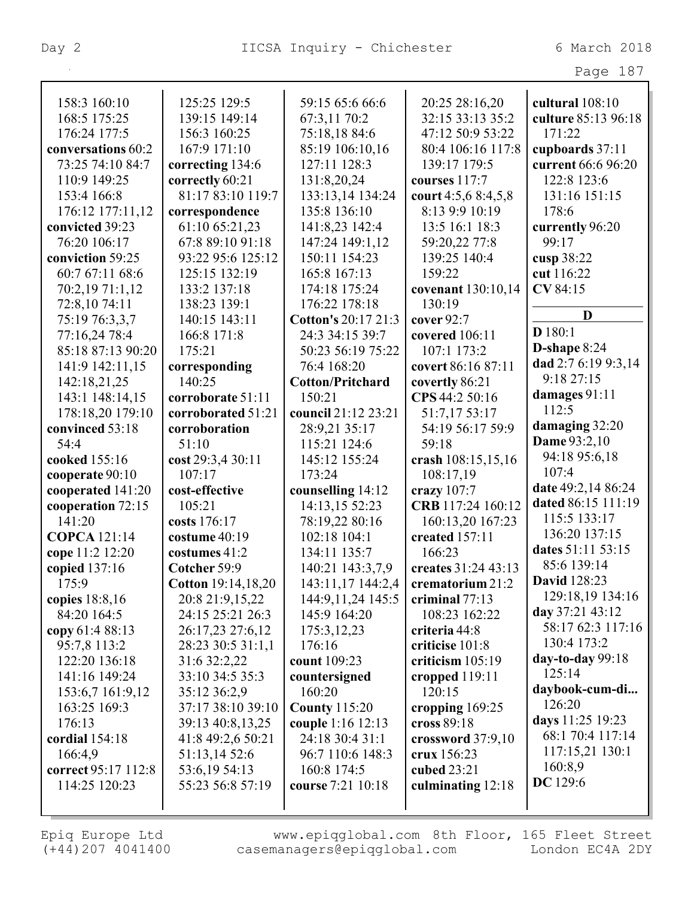158:3 160:10
168:5 175:25
176:24 177:5
**conversations** 60:2
73:25 74:10 84:7
110:9 149:25
153:4 166:8
176:12 177:11,12
**convicted** 39:23
76:20 106:17
**conviction** 59:25
60:7 67:11 68:6
70:2,19 71:1,12
72:8,10 74:11
75:19 76:3,3,7
77:16,24 78:4
85:18 87:13 90:20
141:9 142:11,15
142:18,21,25
143:1 148:14,15
178:18,20 179:10
**convinced** 53:18
54:4
**cooked** 155:16
**cooperate** 90:10
**cooperated** 141:20
**cooperation** 72:15
141:20
**COPCA** 121:14
**cope** 11:2 12:20
**copied** 137:16
175:9
**copies** 18:8,16
84:20 164:5
**copy** 61:4 88:13
95:7,8 113:2
122:20 136:18
141:16 149:24
153:6,7 161:9,12
163:25 169:3
176:13
**cordial** 154:18
166:4,9
**correct** 95:17 112:8
114:25 120:23
125:25 129:5
139:15 149:14
156:3 160:25
167:9 171:10
**correcting** 134:6
**correctly** 60:21
81:17 83:10 119:7
**correspondence**
61:10 65:21,23
67:8 89:10 91:18
93:22 95:6 125:12
125:15 132:19
133:2 137:18
138:23 139:1
140:15 143:11
166:8 171:8
175:21
**corresponding**
140:25
**corroborate** 51:11
**corroborated** 51:21
**corroboration**
51:10
**cost** 29:3,4 30:11
107:17
**cost-effective**
105:21
**costs** 176:17
**costume** 40:19
**costumes** 41:2
**Cotcher** 59:9
**Cotton** 19:14,18,20
20:8 21:9,15,22
24:15 25:21 26:3
26:17,23 27:6,12
28:23 30:5 31:1,1
31:6 32:2,22
33:10 34:5 35:3
35:12 36:2,9
37:17 38:10 39:10
39:13 40:8,13,25
41:8 49:2,6 50:21
51:13,14 52:6
53:6,19 54:13
55:23 56:8 57:19
59:15 65:6 66:6
67:3,11 70:2
75:18,18 84:6
85:19 106:10,16
127:11 128:3
131:8,20,24
133:13,14 134:24
135:8 136:10
141:8,23 142:4
147:24 149:1,12
150:11 154:23
165:8 167:13
174:18 175:24
176:22 178:18
**Cotton's** 20:17 21:3
24:3 34:15 39:7
50:23 56:19 75:22
76:4 168:20
**Cotton/Pritchard**
150:21
**council** 21:12 23:21
28:9,21 35:17
115:21 124:6
145:12 155:24
173:24
**counselling** 14:12
14:13,15 52:23
78:19,22 80:16
102:18 104:1
134:11 135:7
140:21 143:3,7,9
143:11,17 144:2,4
144:9,11,24 145:5
145:9 164:20
175:3,12,23
176:16
**count** 109:23
**countersigned**
160:20
**County** 115:20
**couple** 1:16 12:13
24:18 30:4 31:1
96:7 110:6 148:3
160:8 174:5
**course** 7:21 10:18
20:25 28:16,20
32:15 33:13 35:2
47:12 50:9 53:22
80:4 106:16 117:8
139:17 179:5
**courses** 117:7
**court** 4:5,6 8:4,5,8
8:13 9:9 10:19
13:5 16:1 18:3
59:20,22 77:8
139:25 140:4
159:22
**covenant** 130:10,14
130:19
**cover** 92:7
**covered** 106:11
107:1 173:2
**covert** 86:16 87:11
**covertly** 86:21
**CPS** 44:2 50:16
51:7,17 53:17
54:19 56:17 59:9
59:18
**crash** 108:15,15,16
108:17,19
**crazy** 107:7
**CRB** 117:24 160:12
160:13,20 167:23
**created** 157:11
166:23
**creates** 31:24 43:13
**crematorium** 21:2
**criminal** 77:13
108:23 162:22
**criteria** 44:8
**criticise** 101:8
**criticism** 105:19
**cropped** 119:11
120:15
**cropping** 169:25
**cross** 89:18
**crossword** 37:9,10
**crux** 156:23
**cubed** 23:21
**culminating** 12:18
**cultural** 108:10
**culture** 85:13 96:18
171:22
**cupboards** 37:11
**current** 66:6 96:20
122:8 123:6
131:16 151:15
178:6
**currently** 96:20
99:17
**cusp** 38:22
**cut** 116:22
**CV** 84:15

## D

**D** 180:1
**D-shape** 8:24
**dad** 2:7 6:19 9:3,14
9:18 27:15
**damages** 91:11
112:5
**damaging** 32:20
**Dame** 93:2,10
94:18 95:6,18
107:4
**date** 49:2,14 86:24
**dated** 86:15 111:19
115:5 133:17
136:20 137:15
**dates** 51:11 53:15
85:6 139:14
**David** 128:23
129:18,19 134:16
**day** 37:21 43:12
58:17 62:3 117:16
130:4 173:2
**day-to-day** 99:18
125:14
**daybook-cum-di...**
126:20
**days** 11:25 19:23
68:1 70:4 117:14
117:15,21 130:1
160:8,9
**DC** 129:6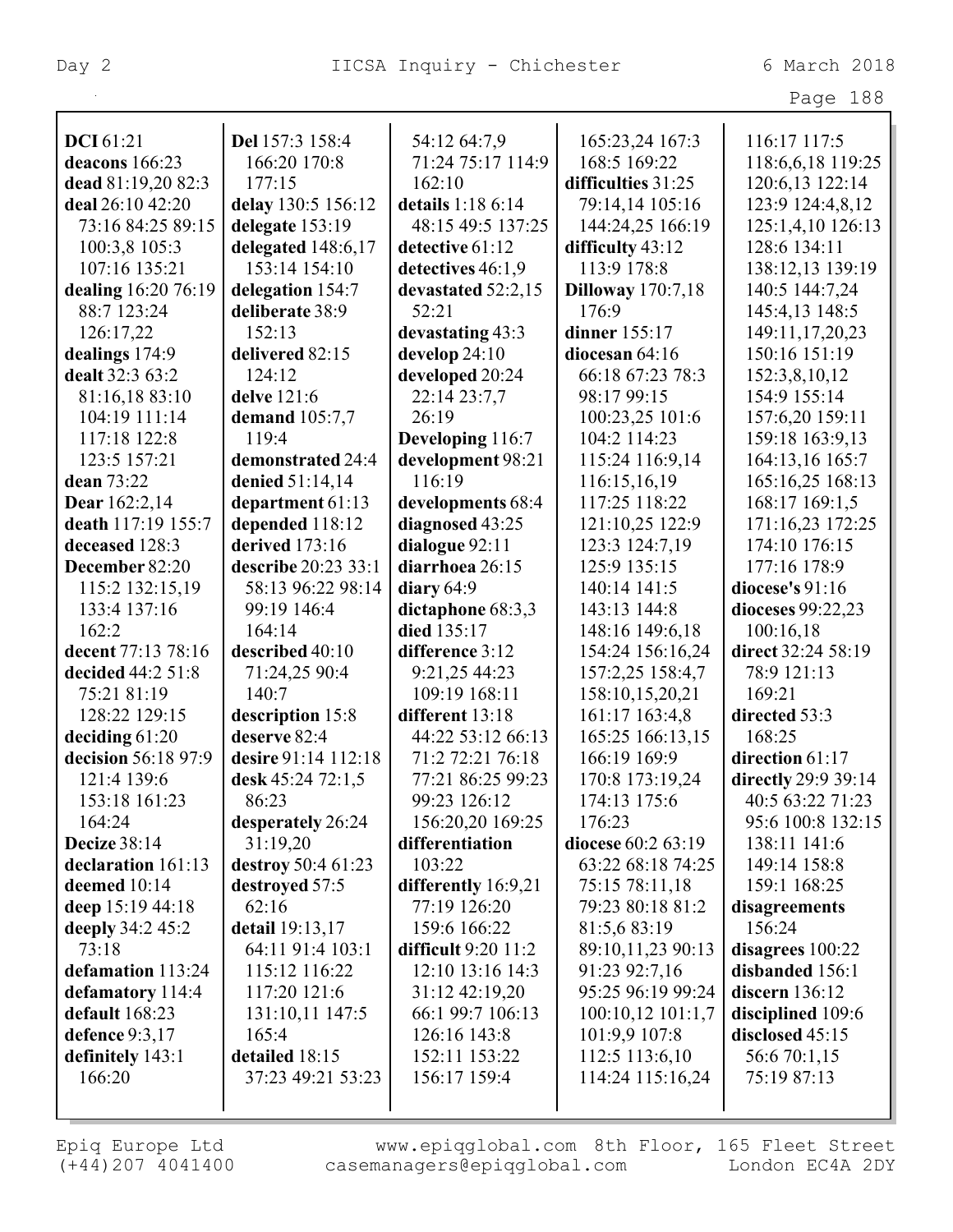**DCI** 61:21
**deacons** 166:23
**dead** 81:19,20 82:3
**deal** 26:10 42:20 73:16 84:25 89:15 100:3,8 105:3 107:16 135:21
**dealing** 16:20 76:19 88:7 123:24 126:17,22
**dealings** 174:9
**dealt** 32:3 63:2 81:16,18 83:10 104:19 111:14 117:18 122:8 123:5 157:21
**dean** 73:22
**Dear** 162:2,14
**death** 117:19 155:7
**deceased** 128:3
**December** 82:20 115:2 132:15,19 133:4 137:16 162:2
**decent** 77:13 78:16
**decided** 44:2 51:8 75:21 81:19 128:22 129:15
**deciding** 61:20
**decision** 56:18 97:9 121:4 139:6 153:18 161:23 164:24
**Decize** 38:14
**declaration** 161:13
**deemed** 10:14
**deep** 15:19 44:18
**deeply** 34:2 45:2 73:18
**defamation** 113:24
**defamatory** 114:4
**default** 168:23
**defence** 9:3,17
**definitely** 143:1 166:20
**Del** 157:3 158:4 166:20 170:8 177:15
**delay** 130:5 156:12
**delegate** 153:19
**delegated** 148:6,17 153:14 154:10
**delegation** 154:7
**deliberate** 38:9 152:13
**delivered** 82:15 124:12
**delve** 121:6
**demand** 105:7,7 119:4
**demonstrated** 24:4
**denied** 51:14,14
**department** 61:13
**depended** 118:12
**derived** 173:16
**describe** 20:23 33:1 58:13 96:22 98:14 99:19 146:4 164:14
**described** 40:10 71:24,25 90:4 140:7
**description** 15:8
**deserve** 82:4
**desire** 91:14 112:18
**desk** 45:24 72:1,5 86:23
**desperately** 26:24 31:19,20
**destroy** 50:4 61:23
**destroyed** 57:5 62:16
**detail** 19:13,17 64:11 91:4 103:1 115:12 116:22 117:20 121:6 131:10,11 147:5 165:4
**detailed** 18:15 37:23 49:21 53:23 54:12 64:7,9 71:24 75:17 114:9 162:10
**details** 1:18 6:14 48:15 49:5 137:25
**detective** 61:12
**detectives** 46:1,9
**devastated** 52:2,15 52:21
**devastating** 43:3
**develop** 24:10
**developed** 20:24 22:14 23:7,7 26:19
**Developing** 116:7
**development** 98:21 116:19
**developments** 68:4
**diagnosed** 43:25
**dialogue** 92:11
**diarrhoea** 26:15
**diary** 64:9
**dictaphone** 68:3,3
**died** 135:17
**difference** 3:12 9:21,25 44:23 109:19 168:11
**different** 13:18 44:22 53:12 66:13 71:2 72:21 76:18 77:21 86:25 99:23 99:23 126:12 156:20,20 169:25
**differentiation** 103:22
**differently** 16:9,21 77:19 126:20 159:6 166:22
**difficult** 9:20 11:2 12:10 13:16 14:3 31:12 42:19,20 66:1 99:7 106:13 126:16 143:8 152:11 153:22 156:17 159:4 165:23,24 167:3 168:5 169:22
**difficulties** 31:25 79:14,14 105:16 144:24,25 166:19
**difficulty** 43:12 113:9 178:8
**Dilloway** 170:7,18 176:9
**dinner** 155:17
**diocesan** 64:16 66:18 67:23 78:3 98:17 99:15 100:23,25 101:6 104:2 114:23 115:24 116:9,14 116:15,16,19 117:25 118:22 121:10,25 122:9 123:3 124:7,19 125:9 135:15 140:14 141:5 143:13 144:8 148:16 149:6,18 154:24 156:16,24 157:2,25 158:4,7 158:10,15,20,21 161:17 163:4,8 165:25 166:13,15 166:19 169:9 170:8 173:19,24 174:13 175:6 176:23
**diocese** 60:2 63:19 63:22 68:18 74:25 75:15 78:11,18 79:23 80:18 81:2 81:5,6 83:19 89:10,11,23 90:13 91:23 92:7,16 95:25 96:19 99:24 100:10,12 101:1,7 101:9,9 107:8 112:5 113:6,10 114:24 115:16,24 116:17 117:5 118:6,6,18 119:25 120:6,13 122:14 123:9 124:4,8,12 125:1,4,10 126:13 128:6 134:11 138:12,13 139:19 140:5 144:7,24 145:4,13 148:5 149:11,17,20,23 150:16 151:19 152:3,8,10,12 154:9 155:14 157:6,20 159:11 159:18 163:9,13 164:13,16 165:7 165:16,25 168:13 168:17 169:1,5 171:16,23 172:25 174:10 176:15 177:16 178:9
**diocese's** 91:16
**dioceses** 99:22,23 100:16,18
**direct** 32:24 58:19 78:9 121:13 169:21
**directed** 53:3 168:25
**direction** 61:17
**directly** 29:9 39:14 40:5 63:22 71:23 95:6 100:8 132:15 138:11 141:6 149:14 158:8 159:1 168:25
**disagreements** 156:24
**disagrees** 100:22
**disbanded** 156:1
**discern** 136:12
**disciplined** 109:6
**disclosed** 45:15 56:6 70:1,15 75:19 87:13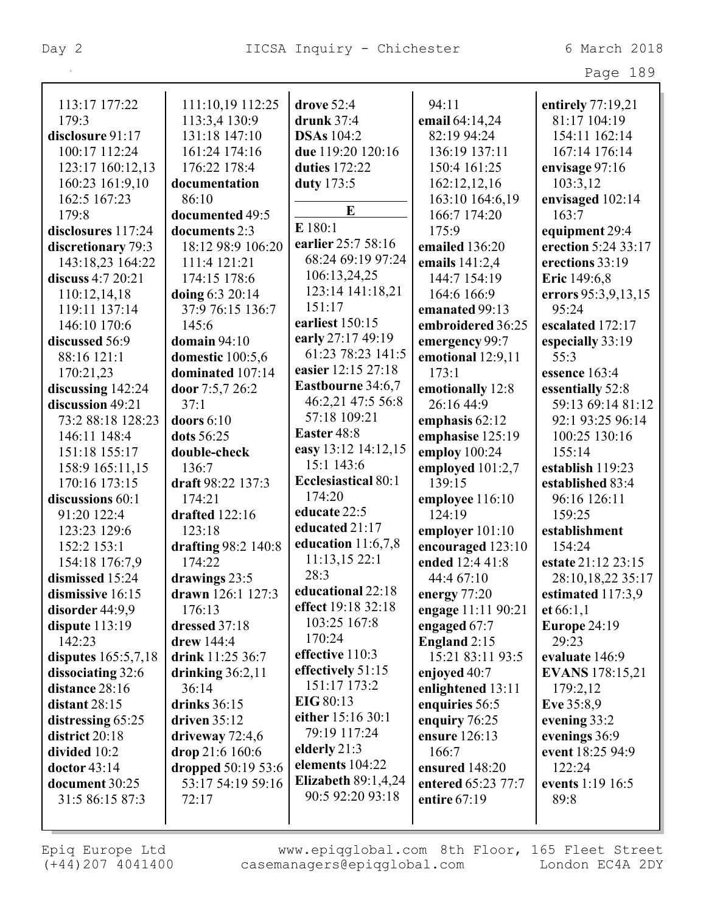113:17 177:22 179:3
**disclosure** 91:17 100:17 112:24 123:17 160:12,13 160:23 161:9,10 162:5 167:23 179:8
**disclosures** 117:24
**discretionary** 79:3 143:18,23 164:22
**discuss** 4:7 20:21 110:12,14,18 119:11 137:14 146:10 170:6
**discussed** 56:9 88:16 121:1 170:21,23
**discussing** 142:24
**discussion** 49:21 73:2 88:18 128:23 146:11 148:4 151:18 155:17 158:9 165:11,15 170:16 173:15
**discussions** 60:1 91:20 122:4 123:23 129:6 152:2 153:1 154:18 176:7,9
**dismissed** 15:24
**dismissive** 16:15
**disorder** 44:9,9
**dispute** 113:19 142:23
**disputes** 165:5,7,18
**dissociating** 32:6
**distance** 28:16
**distant** 28:15
**distressing** 65:25
**district** 20:18
**divided** 10:2
**doctor** 43:14
**document** 30:25 31:5 86:15 87:3 111:10,19 112:25 113:3,4 130:9 131:18 147:10 161:24 174:16 176:22 178:4
**documentation** 86:10
**documented** 49:5
**documents** 2:3 18:12 98:9 106:20 111:4 121:21 174:15 178:6
**doing** 6:3 20:14 37:9 76:15 136:7 145:6
**domain** 94:10
**domestic** 100:5,6
**dominated** 107:14
**door** 7:5,7 26:2 37:1
**doors** 6:10
**dots** 56:25
**double-check** 136:7
**draft** 98:22 137:3 174:21
**drafted** 122:16 123:18
**drafting** 98:2 140:8 174:22
**drawings** 23:5
**drawn** 126:1 127:3 176:13
**dressed** 37:18
**drew** 144:4
**drink** 11:25 36:7
**drinking** 36:2,11 36:14
**drinks** 36:15
**driven** 35:12
**driveway** 72:4,6
**drop** 21:6 160:6
**dropped** 50:19 53:6 53:17 54:19 59:16 72:17
**drove** 52:4
**drunk** 37:4
**DSAs** 104:2
**due** 119:20 120:16
**duties** 172:22
**duty** 173:5

**E**

**E** 180:1
**earlier** 25:7 58:16 68:24 69:19 97:24 106:13,24,25 123:14 141:18,21 151:17
**earliest** 150:15
**early** 27:17 49:19 61:23 78:23 141:5
**easier** 12:15 27:18
**Eastbourne** 34:6,7 46:2,21 47:5 56:8 57:18 109:21
**Easter** 48:8
**easy** 13:12 14:12,15 15:1 143:6
**Ecclesiastical** 80:1 174:20
**educate** 22:5
**educated** 21:17
**education** 11:6,7,8 11:13,15 22:1 28:3
**educational** 22:18
**effect** 19:18 32:18 103:25 167:8 170:24
**effective** 110:3
**effectively** 51:15 151:17 173:2
**EIG** 80:13
**either** 15:16 30:1 79:19 117:24
**elderly** 21:3
**elements** 104:22
**Elizabeth** 89:1,4,24 90:5 92:20 93:18 94:11
**email** 64:14,24 82:19 94:24 136:19 137:11 150:4 161:25 162:12,12,16 163:10 164:6,19 166:7 174:20 175:9
**emailed** 136:20
**emails** 141:2,4 144:7 154:19 164:6 166:9
**emanated** 99:13
**embroidered** 36:25
**emergency** 99:7
**emotional** 12:9,11 173:1
**emotionally** 12:8 26:16 44:9
**emphasis** 62:12
**emphasise** 125:19
**employ** 100:24
**employed** 101:2,7 139:15
**employee** 116:10 124:19
**employer** 101:10
**encouraged** 123:10
**ended** 12:4 41:8 44:4 67:10
**energy** 77:20
**engage** 11:11 90:21
**engaged** 67:7
**England** 2:15 15:21 83:11 93:5
**enjoyed** 40:7
**enlightened** 13:11
**enquiries** 56:5
**enquiry** 76:25
**ensure** 126:13 166:7
**ensured** 148:20
**entered** 65:23 77:7
**entire** 67:19
**entirely** 77:19,21 81:17 104:19 154:11 162:14 167:14 176:14
**envisage** 97:16 103:3,12
**envisaged** 102:14 163:7
**equipment** 29:4
**erection** 5:24 33:17
**erections** 33:19
**Eric** 149:6,8
**errors** 95:3,9,13,15 95:24
**escalated** 172:17
**especially** 33:19 55:3
**essence** 163:4
**essentially** 52:8 59:13 69:14 81:12 92:1 93:25 96:14 100:25 130:16 155:14
**establish** 119:23
**established** 83:4 96:16 126:11 159:25
**establishment** 154:24
**estate** 21:12 23:15 28:10,18,22 35:17
**estimated** 117:3,9
**et** 66:1,1
**Europe** 24:19 29:23
**evaluate** 146:9
**EVANS** 178:15,21 179:2,12
**Eve** 35:8,9
**evening** 33:2
**evenings** 36:9
**event** 18:25 94:9 122:24
**events** 1:19 16:5 89:8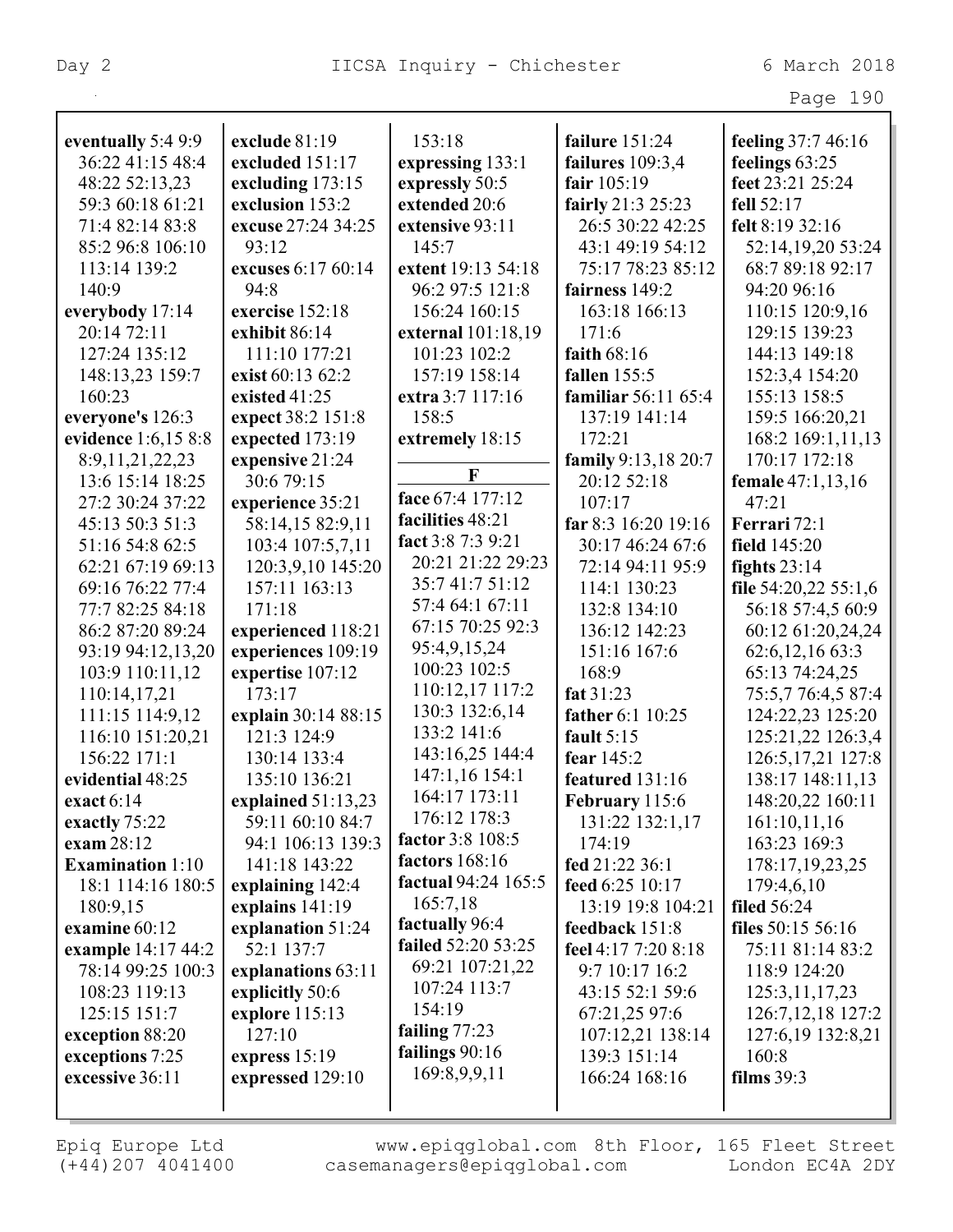**eventually** 5:4 9:9 36:22 41:15 48:4 48:22 52:13,23 59:3 60:18 61:21 71:4 82:14 83:8 85:2 96:8 106:10 113:14 139:2 140:9
**everybody** 17:14 20:14 72:11 127:24 135:12 148:13,23 159:7 160:23
**everyone's** 126:3
**evidence** 1:6,15 8:8 8:9,11,21,22,23 13:6 15:14 18:25 27:2 30:24 37:22 45:13 50:3 51:3 51:16 54:8 62:5 62:21 67:19 69:13 69:16 76:22 77:4 77:7 82:25 84:18 86:2 87:20 89:24 93:19 94:12,13,20 103:9 110:11,12 110:14,17,21 111:15 114:9,12 116:10 151:20,21 156:22 171:1
**evidential** 48:25
**exact** 6:14
**exactly** 75:22
**exam** 28:12
**Examination** 1:10 18:1 114:16 180:5 180:9,15
**examine** 60:12
**example** 14:17 44:2 78:14 99:25 100:3 108:23 119:13 125:15 151:7
**exception** 88:20
**exceptions** 7:25
**excessive** 36:11
**exclude** 81:19
**excluded** 151:17
**excluding** 173:15
**exclusion** 153:2
**excuse** 27:24 34:25 93:12
**excuses** 6:17 60:14 94:8
**exercise** 152:18
**exhibit** 86:14 111:10 177:21
**exist** 60:13 62:2
**existed** 41:25
**expect** 38:2 151:8
**expected** 173:19
**expensive** 21:24 30:6 79:15
**experience** 35:21 58:14,15 82:9,11 103:4 107:5,7,11 120:3,9,10 145:20 157:11 163:13 171:18
**experienced** 118:21
**experiences** 109:19
**expertise** 107:12 173:17
**explain** 30:14 88:15 121:3 124:9 130:14 133:4 135:10 136:21
**explained** 51:13,23 59:11 60:10 84:7 94:1 106:13 139:3 141:18 143:22
**explaining** 142:4
**explains** 141:19
**explanation** 51:24 52:1 137:7
**explanations** 63:11
**explicitly** 50:6
**explore** 115:13 127:10
**express** 15:19
**expressed** 129:10 153:18
**expressing** 133:1
**expressly** 50:5
**extended** 20:6
**extensive** 93:11 145:7
**extent** 19:13 54:18 96:2 97:5 121:8 156:24 160:15
**external** 101:18,19 101:23 102:2 157:19 158:14
**extra** 3:7 117:16 158:5
**extremely** 18:15

**F**

**face** 67:4 177:12
**facilities** 48:21
**fact** 3:8 7:3 9:21 20:21 21:22 29:23 35:7 41:7 51:12 57:4 64:1 67:11 67:15 70:25 92:3 95:4,9,15,24 100:23 102:5 110:12,17 117:2 130:3 132:6,14 133:2 141:6 143:16,25 144:4 147:1,16 154:1 164:17 173:11 176:12 178:3
**factor** 3:8 108:5
**factors** 168:16
**factual** 94:24 165:5 165:7,18
**factually** 96:4
**failed** 52:20 53:25 69:21 107:21,22 107:24 113:7 154:19
**failing** 77:23
**failings** 90:16 169:8,9,9,11
**failure** 151:24
**failures** 109:3,4
**fair** 105:19
**fairly** 21:3 25:23 26:5 30:22 42:25 43:1 49:19 54:12 75:17 78:23 85:12
**fairness** 149:2 163:18 166:13 171:6
**faith** 68:16
**fallen** 155:5
**familiar** 56:11 65:4 137:19 141:14 172:21
**family** 9:13,18 20:7 20:12 52:18 107:17
**far** 8:3 16:20 19:16 30:17 46:24 67:6 72:14 94:11 95:9 114:1 130:23 132:8 134:10 136:12 142:23 151:16 167:6 168:9
**fat** 31:23
**father** 6:1 10:25
**fault** 5:15
**fear** 145:2
**featured** 131:16
**February** 115:6 131:22 132:1,17 174:19
**fed** 21:22 36:1
**feed** 6:25 10:17 13:19 19:8 104:21
**feedback** 151:8
**feel** 4:17 7:20 8:18 9:7 10:17 16:2 43:15 52:1 59:6 67:21,25 97:6 107:12,21 138:14 139:3 151:14 166:24 168:16
**feeling** 37:7 46:16
**feelings** 63:25
**feet** 23:21 25:24
**fell** 52:17
**felt** 8:19 32:16 52:14,19,20 53:24 68:7 89:18 92:17 94:20 96:16 110:15 120:9,16 129:15 139:23 144:13 149:18 152:3,4 154:20 155:13 158:5 159:5 166:20,21 168:2 169:1,11,13 170:17 172:18
**female** 47:1,13,16 47:21
**Ferrari** 72:1
**field** 145:20
**fights** 23:14
**file** 54:20,22 55:1,6 56:18 57:4,5 60:9 60:12 61:20,24,24 62:6,12,16 63:3 65:13 74:24,25 75:5,7 76:4,5 87:4 124:22,23 125:20 125:21,22 126:3,4 126:5,17,21 127:8 138:17 148:11,13 148:20,22 160:11 161:10,11,16 163:23 169:3 178:17,19,23,25 179:4,6,10
**filed** 56:24
**files** 50:15 56:16 75:11 81:14 83:2 118:9 124:20 125:3,11,17,23 126:7,12,18 127:2 127:6,19 132:8,21 160:8
**films** 39:3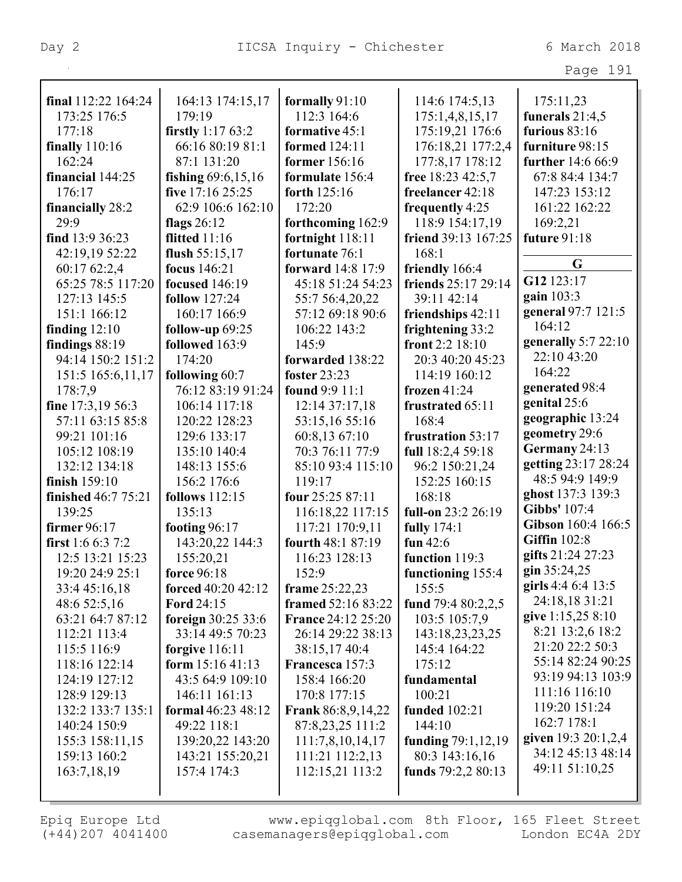**final** 112:22 164:24 173:25 176:5 177:18
**finally** 110:16 162:24
**financial** 144:25 176:17
**financially** 28:2 29:9
**find** 13:9 36:23 42:19,19 52:22 60:17 62:2,4 65:25 78:5 117:20 127:13 145:5 151:1 166:12
**finding** 12:10
**findings** 88:19 94:14 150:2 151:2 151:5 165:6,11,17 178:7,9
**fine** 17:3,19 56:3 57:11 63:15 85:8 99:21 101:16 105:12 108:19 132:12 134:18
**finish** 159:10
**finished** 46:7 75:21 139:25
**firmer** 96:17
**first** 1:6 6:3 7:2 12:5 13:21 15:23 19:20 24:9 25:1 33:4 45:16,18 48:6 52:5,16 63:21 64:7 87:12 112:21 113:4 115:5 116:9 118:16 122:14 124:19 127:12 128:9 129:13 132:2 133:7 135:1 140:24 150:9 155:3 158:11,15 159:13 160:2 163:7,18,19 164:13 174:15,17 179:19
**firstly** 1:17 63:2 66:16 80:19 81:1 87:1 131:20
**fishing** 69:6,15,16
**five** 17:16 25:25 62:9 106:6 162:10
**flags** 26:12
**flitted** 11:16
**flush** 55:15,17
**focus** 146:21
**focused** 146:19
**follow** 127:24 160:17 166:9
**follow-up** 69:25
**followed** 163:9 174:20
**following** 60:7 76:12 83:19 91:24 106:14 117:18 120:22 128:23 129:6 133:17 135:10 140:4 148:13 155:6 156:2 176:6
**follows** 112:15 135:13
**footing** 96:17 143:20,22 144:3 155:20,21
**force** 96:18
**forced** 40:20 42:12
**Ford** 24:15
**foreign** 30:25 33:6 33:14 49:5 70:23
**forgive** 116:11
**form** 15:16 41:13 43:5 64:9 109:10 146:11 161:13
**formal** 46:23 48:12 49:22 118:1 139:20,22 143:20 143:21 155:20,21 157:4 174:3
**formally** 91:10 112:3 164:6
**formative** 45:1
**formed** 124:11
**former** 156:16
**formulate** 156:4
**forth** 125:16 172:20
**forthcoming** 162:9
**fortnight** 118:11
**fortunate** 76:1
**forward** 14:8 17:9 45:18 51:24 54:23 55:7 56:4,20,22 57:12 69:18 90:6 106:22 143:2 145:9
**forwarded** 138:22
**foster** 23:23
**found** 9:9 11:1 12:14 37:17,18 53:15,16 55:16 60:8,13 67:10 70:3 76:11 77:9 85:10 93:4 115:10 119:17
**four** 25:25 87:11 116:18,22 117:15 117:21 170:9,11
**fourth** 48:1 87:19 116:23 128:13 152:9
**frame** 25:22,23
**framed** 52:16 83:22
**France** 24:12 25:20 26:14 29:22 38:13 38:15,17 40:4
**Francesca** 157:3 158:4 166:20 170:8 177:15
**Frank** 86:8,9,14,22 87:8,23,25 111:2 111:7,8,10,14,17 111:21 112:2,13 112:15,21 113:2 114:6 174:5,13 175:1,4,8,15,17 175:19,21 176:6 176:18,21 177:2,4 177:8,17 178:12
**free** 18:23 42:5,7
**freelancer** 42:18
**frequently** 4:25 118:9 154:17,19
**friend** 39:13 167:25 168:1
**friendly** 166:4
**friends** 25:17 29:14 39:11 42:14
**friendships** 42:11
**frightening** 33:2
**front** 2:2 18:10 20:3 40:20 45:23 114:19 160:12
**frozen** 41:24
**frustrated** 65:11 168:4
**frustration** 53:17
**full** 18:2,4 59:18 96:2 150:21,24 152:25 160:15 168:18
**full-on** 23:2 26:19
**fully** 174:1
**fun** 42:6
**function** 119:3
**functioning** 155:4 155:5
**fund** 79:4 80:2,2,5 103:5 105:7,9 143:18,23,23,25 145:4 164:22 175:12
**fundamental** 100:21
**funded** 102:21 144:10
**funding** 79:1,12,19 80:3 143:16,16
**funds** 79:2,2 80:13 175:11,23
**funerals** 21:4,5
**furious** 83:16
**furniture** 98:15
**further** 14:6 66:9 67:8 84:4 134:7 147:23 153:12 161:22 162:22 169:2,21
**future** 91:18

## G

**G12** 123:17
**gain** 103:3
**general** 97:7 121:5 164:12
**generally** 5:7 22:10 22:10 43:20 164:22
**generated** 98:4
**genital** 25:6
**geographic** 13:24
**geometry** 29:6
**Germany** 24:13
**getting** 23:17 28:24 48:5 94:9 149:9
**ghost** 137:3 139:3
**Gibbs'** 107:4
**Gibson** 160:4 166:5
**Giffin** 102:8
**gifts** 21:24 27:23
**gin** 35:24,25
**girls** 4:4 6:4 13:5 24:18,18 31:21
**give** 1:15,25 8:10 8:21 13:2,6 18:2 21:20 22:2 50:3 55:14 82:24 90:25 93:19 94:13 103:9 111:16 116:10 119:20 151:24 162:7 178:1
**given** 19:3 20:1,2,4 34:12 45:13 48:14 49:11 51:10,25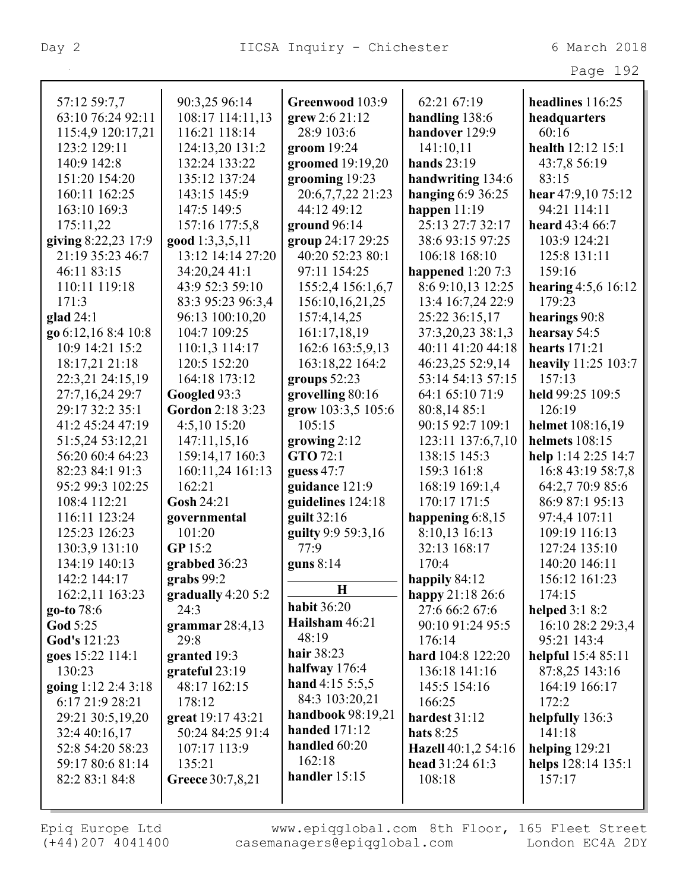57:12 59:7,7
63:10 76:24 92:11
115:4,9 120:17,21
123:2 129:11
140:9 142:8
151:20 154:20
160:11 162:25
163:10 169:3
175:11,22

**giving** 8:22,23 17:9
21:19 35:23 46:7
46:11 83:15
110:11 119:18
171:3

**glad** 24:1

**go** 6:12,16 8:4 10:8
10:9 14:21 15:2
18:17,21 21:18
22:3,21 24:15,19
27:7,16,24 29:7
29:17 32:2 35:1
41:2 45:24 47:19
51:5,24 53:12,21
56:20 60:4 64:23
82:23 84:1 91:3
95:2 99:3 102:25
108:4 112:21
116:11 123:24
125:23 126:23
130:3,9 131:10
134:19 140:13
142:2 144:17
162:2,11 163:23

**go-to** 78:6

**God** 5:25

**God's** 121:23

**goes** 15:22 114:1
130:23

**going** 1:12 2:4 3:18
6:17 21:9 28:21
29:21 30:5,19,20
32:4 40:16,17
52:8 54:20 58:23
59:17 80:6 81:14
82:2 83:1 84:8
90:3,25 96:14
108:17 114:11,13
116:21 118:14
124:13,20 131:2
132:24 133:22
135:12 137:24
143:15 145:9
147:5 149:5
157:16 177:5,8

**good** 1:3,3,5,11
13:12 14:14 27:20
34:20,24 41:1
43:9 52:3 59:10
83:3 95:23 96:3,4
96:13 100:10,20
104:7 109:25
110:1,3 114:17
120:5 152:20
164:18 173:12

**Googled** 93:3

**Gordon** 2:18 3:23
4:5,10 15:20
147:11,15,16
159:14,17 160:3
160:11,24 161:13
162:21

**Gosh** 24:21

**governmental**
101:20

**GP** 15:2

**grabbed** 36:23

**grabs** 99:2

**gradually** 4:20 5:2
24:3

**grammar** 28:4,13
29:8

**granted** 19:3

**grateful** 23:19
48:17 162:15
178:12

**great** 19:17 43:21
50:24 84:25 91:4
107:17 113:9
135:21

**Greece** 30:7,8,21

**Greenwood** 103:9

**grew** 2:6 21:12
28:9 103:6

**groom** 19:24

**groomed** 19:19,20

**grooming** 19:23
20:6,7,7,22 21:23
44:12 49:12

**ground** 96:14

**group** 24:17 29:25
40:20 52:23 80:1
97:11 154:25
155:2,4 156:1,6,7
156:10,16,21,25
157:4,14,25
161:17,18,19
162:6 163:5,9,13
163:18,22 164:2

**groups** 52:23

**grovelling** 80:16

**grow** 103:3,5 105:6
105:15

**growing** 2:12

**GTO** 72:1

**guess** 47:7

**guidance** 121:9

**guidelines** 124:18

**guilt** 32:16

**guilty** 9:9 59:3,16
77:9

**guns** 8:14

## H

**habit** 36:20

**Hailsham** 46:21
48:19

**hair** 38:23

**halfway** 176:4

**hand** 4:15 5:5,5
84:3 103:20,21

**handbook** 98:19,21

**handed** 171:12

**handled** 60:20
162:18

**handler** 15:15
62:21 67:19

**handling** 138:6

**handover** 129:9
141:10,11

**hands** 23:19

**handwriting** 134:6

**hanging** 6:9 36:25

**happen** 11:19
25:13 27:7 32:17
38:6 93:15 97:25
106:18 168:10

**happened** 1:20 7:3
8:6 9:10,13 12:25
13:4 16:7,24 22:9
25:22 36:15,17
37:3,20,23 38:1,3
40:11 41:20 44:18
46:23,25 52:9,14
53:14 54:13 57:15
64:1 65:10 71:9
80:8,14 85:1
90:15 92:7 109:1
123:11 137:6,7,10
138:15 145:3
159:3 161:8
168:19 169:1,4
170:17 171:5

**happening** 6:8,15
8:10,13 16:13
32:13 168:17
170:4

**happily** 84:12

**happy** 21:18 26:6
27:6 66:2 67:6
90:10 91:24 95:5
176:14

**hard** 104:8 122:20
136:18 141:16
145:5 154:16
166:25

**hardest** 31:12

**hats** 8:25

**Hazell** 40:1,2 54:16

**head** 31:24 61:3
108:18

**headlines** 116:25

**headquarters**
60:16

**health** 12:12 15:1
43:7,8 56:19
83:15

**hear** 47:9,10 75:12
94:21 114:11

**heard** 43:4 66:7
103:9 124:21
125:8 131:11
159:16

**hearing** 4:5,6 16:12
179:23

**hearings** 90:8

**hearsay** 54:5

**hearts** 171:21

**heavily** 11:25 103:7
157:13

**held** 99:25 109:5
126:19

**helmet** 108:16,19

**helmets** 108:15

**help** 1:14 2:25 14:7
16:8 43:19 58:7,8
64:2,7 70:9 85:6
86:9 87:1 95:13
97:4,4 107:11
109:19 116:13
127:24 135:10
140:20 146:11
156:12 161:23
174:15

**helped** 3:1 8:2
16:10 28:2 29:3,4
95:21 143:4

**helpful** 15:4 85:11
87:8,25 143:16
164:19 166:17
172:2

**helpfully** 136:3
141:18

**helping** 129:21

**helps** 128:14 135:1
157:17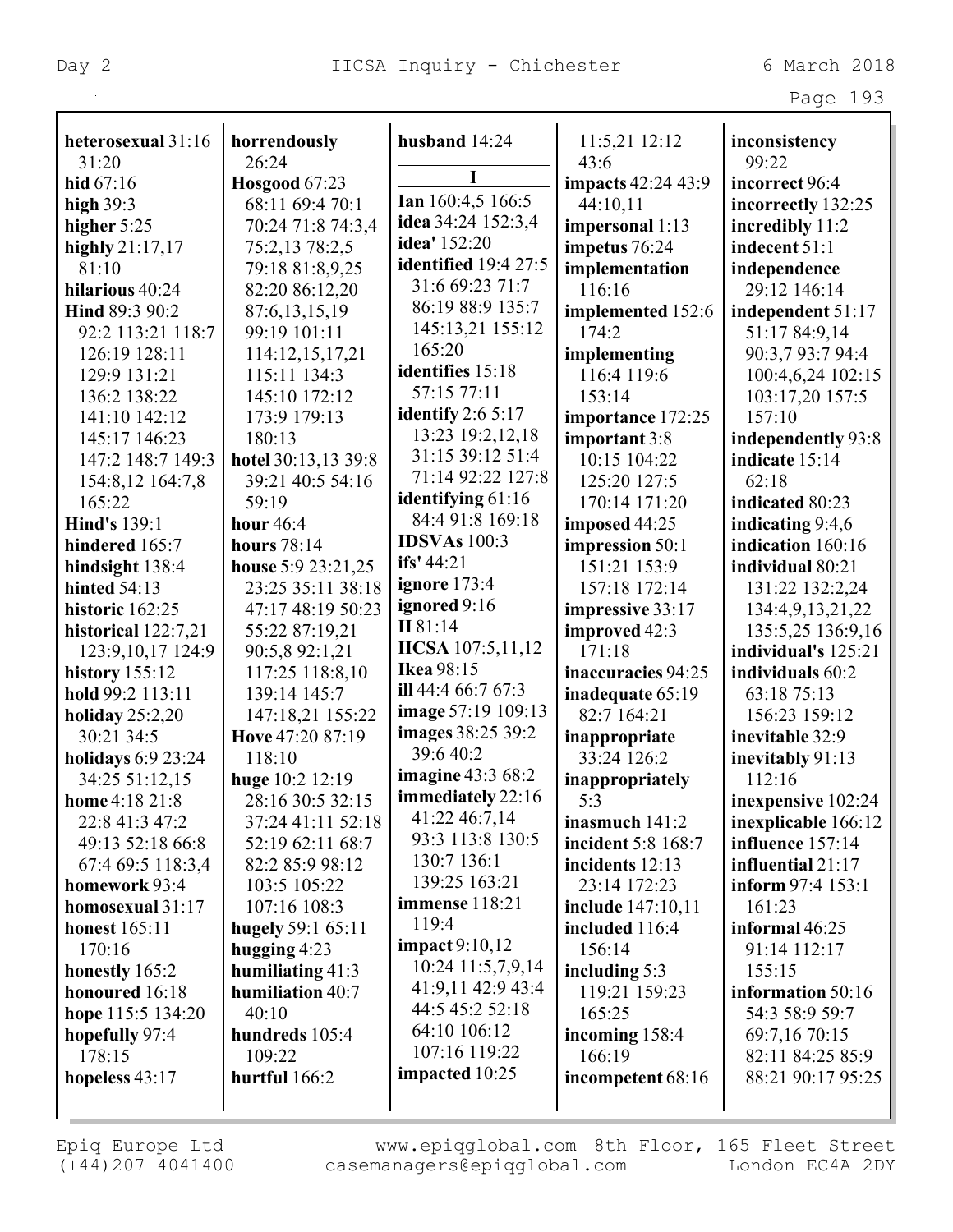**heterosexual** 31:16 31:20
**hid** 67:16
**high** 39:3
**higher** 5:25
**highly** 21:17,17 81:10
**hilarious** 40:24
**Hind** 89:3 90:2 92:2 113:21 118:7 126:19 128:11 129:9 131:21 136:2 138:22 141:10 142:12 145:17 146:23 147:2 148:7 149:3 154:8,12 164:7,8 165:22
**Hind's** 139:1
**hindered** 165:7
**hindsight** 138:4
**hinted** 54:13
**historic** 162:25
**historical** 122:7,21 123:9,10,17 124:9
**history** 155:12
**hold** 99:2 113:11
**holiday** 25:2,20 30:21 34:5
**holidays** 6:9 23:24 34:25 51:12,15
**home** 4:18 21:8 22:8 41:3 47:2 49:13 52:18 66:8 67:4 69:5 118:3,4
**homework** 93:4
**homosexual** 31:17
**honest** 165:11 170:16
**honestly** 165:2
**honoured** 16:18
**hope** 115:5 134:20
**hopefully** 97:4 178:15
**hopeless** 43:17
**horrendously** 26:24
**Hosgood** 67:23 68:11 69:4 70:1 70:24 71:8 74:3,4 75:2,13 78:2,5 79:18 81:8,9,25 82:20 86:12,20 87:6,13,15,19 99:19 101:11 114:12,15,17,21 115:11 134:3 145:10 172:12 173:9 179:13 180:13
**hotel** 30:13,13 39:8 39:21 40:5 54:16 59:19
**hour** 46:4
**hours** 78:14
**house** 5:9 23:21,25 23:25 35:11 38:18 47:17 48:19 50:23 55:22 87:19,21 90:5,8 92:1,21 117:25 118:8,10 139:14 145:7 147:18,21 155:22
**Hove** 47:20 87:19 118:10
**huge** 10:2 12:19 28:16 30:5 32:15 37:24 41:11 52:18 52:19 62:11 68:7 82:2 85:9 98:12 103:5 105:22 107:16 108:3
**hugely** 59:1 65:11
**hugging** 4:23
**humiliating** 41:3
**humiliation** 40:7 40:10
**hundreds** 105:4 109:22
**hurtful** 166:2
**husband** 14:24

**I**

**Ian** 160:4,5 166:5
**idea** 34:24 152:3,4
**idea'** 152:20
**identified** 19:4 27:5 31:6 69:23 71:7 86:19 88:9 135:7 145:13,21 155:12 165:20
**identifies** 15:18 57:15 77:11
**identify** 2:6 5:17 13:23 19:2,12,18 31:15 39:12 51:4 71:14 92:22 127:8
**identifying** 61:16 84:4 91:8 169:18
**IDSVAs** 100:3
**ifs'** 44:21
**ignore** 173:4
**ignored** 9:16
**II** 81:14
**IICSA** 107:5,11,12
**Ikea** 98:15
**ill** 44:4 66:7 67:3
**image** 57:19 109:13
**images** 38:25 39:2 39:6 40:2
**imagine** 43:3 68:2
**immediately** 22:16 41:22 46:7,14 93:3 113:8 130:5 130:7 136:1 139:25 163:21
**immense** 118:21 119:4
**impact** 9:10,12 10:24 11:5,7,9,14 41:9,11 42:9 43:4 44:5 45:2 52:18 64:10 106:12 107:16 119:22
**impacted** 10:25 11:5,21 12:12 43:6
**impacts** 42:24 43:9 44:10,11
**impersonal** 1:13
**impetus** 76:24
**implementation** 116:16
**implemented** 152:6 174:2
**implementing** 116:4 119:6 153:14
**importance** 172:25
**important** 3:8 10:15 104:22 125:20 127:5 170:14 171:20
**imposed** 44:25
**impression** 50:1 151:21 153:9 157:18 172:14
**impressive** 33:17
**improved** 42:3 171:18
**inaccuracies** 94:25
**inadequate** 65:19 82:7 164:21
**inappropriate** 33:24 126:2
**inappropriately** 5:3
**inasmuch** 141:2
**incident** 5:8 168:7
**incidents** 12:13 23:14 172:23
**include** 147:10,11
**included** 116:4 156:14
**including** 5:3 119:21 159:23 165:25
**incoming** 158:4 166:19
**incompetent** 68:16
**inconsistency** 99:22
**incorrect** 96:4
**incorrectly** 132:25
**incredibly** 11:2
**indecent** 51:1
**independence** 29:12 146:14
**independent** 51:17 51:17 84:9,14 90:3,7 93:7 94:4 100:4,6,24 102:15 103:17,20 157:5 157:10
**independently** 93:8
**indicate** 15:14 62:18
**indicated** 80:23
**indicating** 9:4,6
**indication** 160:16
**individual** 80:21 131:22 132:2,24 134:4,9,13,21,22 135:5,25 136:9,16
**individual's** 125:21
**individuals** 60:2 63:18 75:13 156:23 159:12
**inevitable** 32:9
**inevitably** 91:13 112:16
**inexpensive** 102:24
**inexplicable** 166:12
**influence** 157:14
**influential** 21:17
**inform** 97:4 153:1 161:23
**informal** 46:25 91:14 112:17 155:15
**information** 50:16 54:3 58:9 59:7 69:7,16 70:15 82:11 84:25 85:9 88:21 90:17 95:25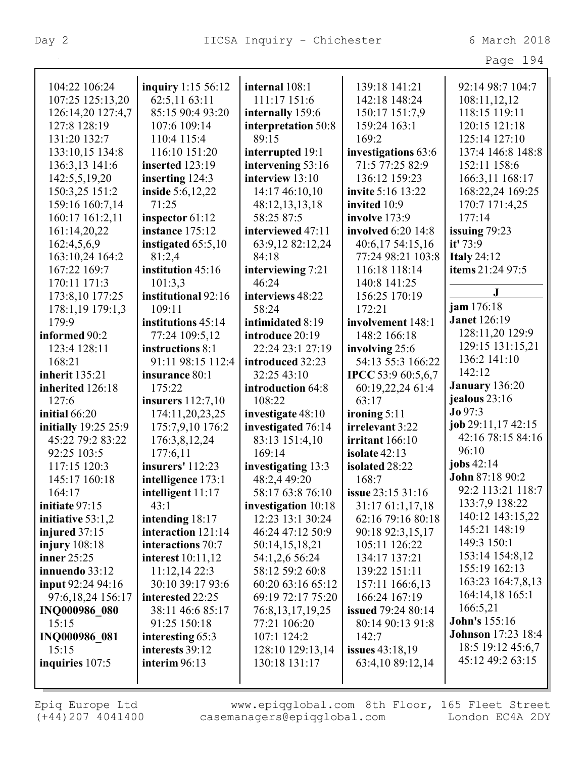104:22 106:24
107:25 125:13,20
126:14,20 127:4,7
127:8 128:19
131:20 132:7
133:10,15 134:8
136:3,13 141:6
142:5,5,19,20
150:3,25 151:2
159:16 160:7,14
160:17 161:2,11
161:14,20,22
162:4,5,6,9
163:10,24 164:2
167:22 169:7
170:11 171:3
173:8,10 177:25
178:1,19 179:1,3
179:9

**informed** 90:2
123:4 128:11
168:21

**inherit** 135:21

**inherited** 126:18
127:6

**initial** 66:20

**initially** 19:25 25:9
45:22 79:2 83:22
92:25 103:5
117:15 120:3
145:17 160:18
164:17

**initiate** 97:15

**initiative** 53:1,2

**injured** 37:15

**injury** 108:18

**inner** 25:25

**innuendo** 33:12

**input** 92:24 94:16
97:6,18,24 156:17

**INQ000986_080**
15:15

**INQ000986_081**
15:15

**inquiries** 107:5

**inquiry** 1:15 56:12
62:5,11 63:11
85:15 90:4 93:20
107:6 109:14
110:4 115:4
116:10 151:20

**inserted** 123:19

**inserting** 124:3

**inside** 5:6,12,22
71:25

**inspector** 61:12

**instance** 175:12

**instigated** 65:5,10
81:2,4

**institution** 45:16
101:3,3

**institutional** 92:16
109:11

**institutions** 45:14
77:24 109:5,12

**instructions** 8:1
91:11 98:15 112:4

**insurance** 80:1
175:22

**insurers** 112:7,10
174:11,20,23,25
175:7,9,10 176:2
176:3,8,12,24
177:6,11

**insurers'** 112:23

**intelligence** 173:1

**intelligent** 11:17
43:1

**intending** 18:17

**interaction** 121:14

**interactions** 70:7

**interest** 10:11,12
11:12,14 22:3
30:10 39:17 93:6

**interested** 22:25
38:11 46:6 85:17
91:25 150:18

**interesting** 65:3

**interests** 39:12

**interim** 96:13

**internal** 108:1
111:17 151:6

**internally** 159:6

**interpretation** 50:8
89:15

**interrupted** 19:1

**intervening** 53:16

**interview** 13:10
14:17 46:10,10
48:12,13,13,18
58:25 87:5

**interviewed** 47:11
63:9,12 82:12,24
84:18

**interviewing** 7:21
46:24

**interviews** 48:22
58:24

**intimidated** 8:19

**introduce** 20:19
22:24 23:1 27:19

**introduced** 32:23
32:25 43:10

**introduction** 64:8
108:22

**investigate** 48:10

**investigated** 76:14
83:13 151:4,10
169:14

**investigating** 13:3
48:2,4 49:20
58:17 63:8 76:10

**investigation** 10:18
12:23 13:1 30:24
46:24 47:12 50:9
50:14,15,18,21
54:1,2,6 56:24
58:12 59:2 60:8
60:20 63:16 65:12
69:19 72:17 75:20
76:8,13,17,19,25
77:21 106:20
107:1 124:2
128:10 129:13,14
130:18 131:17
139:18 141:21
142:18 148:24
150:17 151:7,9
159:24 163:1
169:2

**investigations** 63:6
71:5 77:25 82:9
136:12 159:23

**invite** 5:16 13:22

**invited** 10:9

**involve** 173:9

**involved** 6:20 14:8
40:6,17 54:15,16
77:24 98:21 103:8
116:18 118:14
140:8 141:25
156:25 170:19
172:21

**involvement** 148:1
148:2 166:18

**involving** 25:6
54:13 55:3 166:22

**IPCC** 53:9 60:5,6,7
60:19,22,24 61:4
63:17

**ironing** 5:11

**irrelevant** 3:22

**irritant** 166:10

**isolate** 42:13

**isolated** 28:22
168:7

**issue** 23:15 31:16
31:17 61:1,17,18
62:16 79:16 80:18
90:18 92:3,15,17
105:11 126:22
134:17 137:21
139:22 151:11
157:11 166:6,13
166:24 167:19

**issued** 79:24 80:14
80:14 90:13 91:8
142:7

**issues** 43:18,19
63:4,10 89:12,14
92:14 98:7 104:7
108:11,12,12
118:15 119:11
120:15 121:18
125:14 127:10
137:4 146:8 148:8
152:11 158:6
166:3,11 168:17
168:22,24 169:25
170:7 171:4,25
177:14

**issuing** 79:23

**it'** 73:9

**Italy** 24:12

**items** 21:24 97:5

## J

**jam** 176:18

**Janet** 126:19
128:11,20 129:9
129:15 131:15,21
136:2 141:10
142:12

**January** 136:20

**jealous** 23:16

**Jo** 97:3

**job** 29:11,17 42:15
42:16 78:15 84:16
96:10

**jobs** 42:14

**John** 87:18 90:2
92:2 113:21 118:7
133:7,9 138:22
140:12 143:15,22
145:21 148:19
149:3 150:1
153:14 154:8,12
155:19 162:13
163:23 164:7,8,13
164:14,18 165:1
166:5,21

**John's** 155:16

**Johnson** 17:23 18:4
18:5 19:12 45:6,7
45:12 49:2 63:15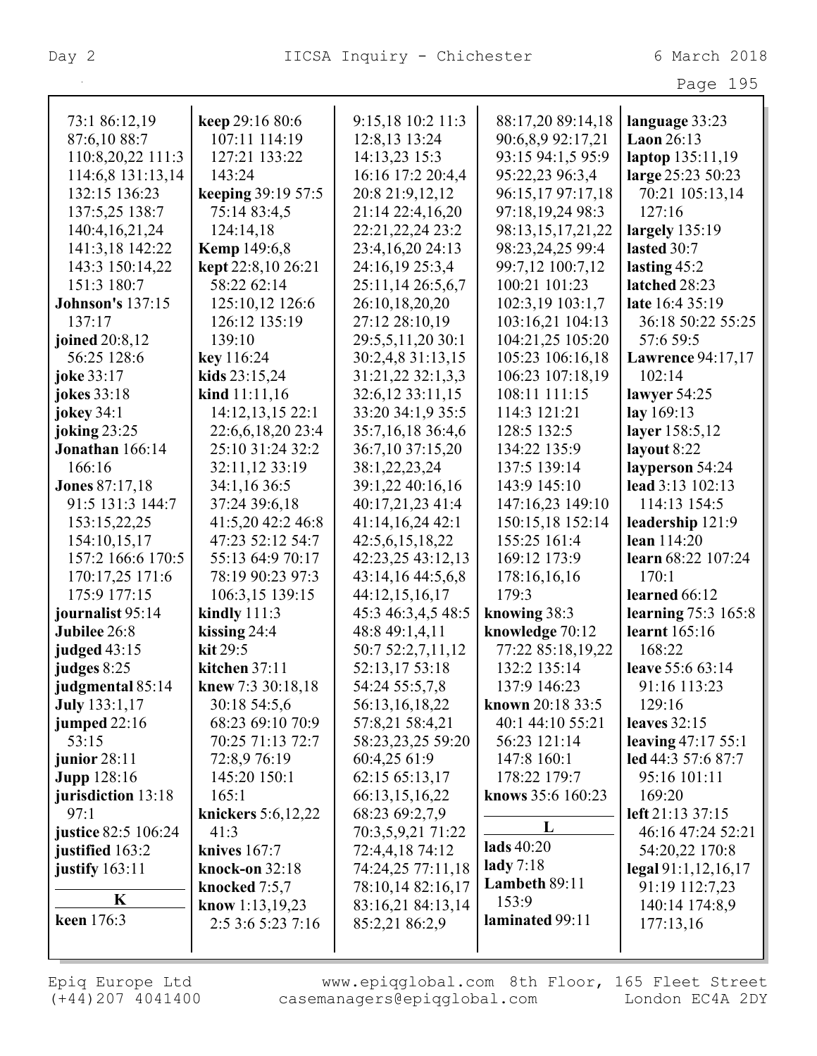73:1 86:12,19 87:6,10 88:7 110:8,20,22 111:3 114:6,8 131:13,14 132:15 136:23 137:5,25 138:7 140:4,16,21,24 141:3,18 142:22 143:3 150:14,22 151:3 180:7

**Johnson's** 137:15 137:17

**joined** 20:8,12 56:25 128:6

**joke** 33:17

**jokes** 33:18

**jokey** 34:1

**joking** 23:25

**Jonathan** 166:14 166:16

**Jones** 87:17,18 91:5 131:3 144:7 153:15,22,25 154:10,15,17 157:2 166:6 170:5 170:17,25 171:6 175:9 177:15

**journalist** 95:14

**Jubilee** 26:8

**judged** 43:15

**judges** 8:25

**judgmental** 85:14

**July** 133:1,17

**jumped** 22:16 53:15

**junior** 28:11

**Jupp** 128:16

**jurisdiction** 13:18 97:1

**justice** 82:5 106:24

**justified** 163:2

**justify** 163:11

**K**

**keen** 176:3

**keep** 29:16 80:6 107:11 114:19 127:21 133:22 143:24

**keeping** 39:19 57:5 75:14 83:4,5 124:14,18

**Kemp** 149:6,8

**kept** 22:8,10 26:21 58:22 62:14 125:10,12 126:6 126:12 135:19 139:10

**key** 116:24

**kids** 23:15,24

**kind** 11:11,16 14:12,13,15 22:1 22:6,6,18,20 23:4 25:10 31:24 32:2 32:11,12 33:19 34:1,16 36:5 37:24 39:6,18 41:5,20 42:2 46:8 47:23 52:12 54:7 55:13 64:9 70:17 78:19 90:23 97:3 106:3,15 139:15

**kindly** 111:3

**kissing** 24:4

**kit** 29:5

**kitchen** 37:11

**knew** 7:3 30:18,18 30:18 54:5,6 68:23 69:10 70:9 70:25 71:13 72:7 72:8,9 76:19 145:20 150:1 165:1

**knickers** 5:6,12,22 41:3

**knives** 167:7

**knock-on** 32:18

**knocked** 7:5,7

**know** 1:13,19,23 2:5 3:6 5:23 7:16 9:15,18 10:2 11:3 12:8,13 13:24 14:13,23 15:3 16:16 17:2 20:4,4 20:8 21:9,12,12 21:14 22:4,16,20 22:21,22,24 23:2 23:4,16,20 24:13 24:16,19 25:3,4 25:11,14 26:5,6,7 26:10,18,20,20 27:12 28:10,19 29:5,5,11,20 30:1 30:2,4,8 31:13,15 31:21,22 32:1,3,3 32:6,12 33:11,15 33:20 34:1,9 35:5 35:7,16,18 36:4,6 36:7,10 37:15,20 38:1,22,23,24 39:1,22 40:16,16 40:17,21,23 41:4 41:14,16,24 42:1 42:5,6,15,18,22 42:23,25 43:12,13 43:14,16 44:5,6,8 44:12,15,16,17 45:3 46:3,4,5 48:5 48:8 49:1,4,11 50:7 52:2,7,11,12 52:13,17 53:18 54:24 55:5,7,8 56:13,16,18,22 57:8,21 58:4,21 58:23,23,25 59:20 60:4,25 61:9 62:15 65:13,17 66:13,15,16,22 68:23 69:2,7,9 70:3,5,9,21 71:22 72:4,4,18 74:12 74:24,25 77:11,18 78:10,14 82:16,17 83:16,21 84:13,14 85:2,21 86:2,9 88:17,20 89:14,18 90:6,8,9 92:17,21 93:15 94:1,5 95:9 95:22,23 96:3,4 96:15,17 97:17,18 97:18,19,24 98:3 98:13,15,17,21,22 98:23,24,25 99:4 99:7,12 100:7,12 100:21 101:23 102:3,19 103:1,7 103:16,21 104:13 104:21,25 105:20 105:23 106:16,18 106:23 107:18,19 108:11 111:15 114:3 121:21 128:5 132:5 134:22 135:9 137:5 139:14 143:9 145:10 147:16,23 149:10 150:15,18 152:14 155:25 161:4 169:12 173:9 178:16,16,16 179:3

**knowing** 38:3

**knowledge** 70:12 77:22 85:18,19,22 132:2 135:14 137:9 146:23

**known** 20:18 33:5 40:1 44:10 55:21 56:23 121:14 147:8 160:1 178:22 179:7

**knows** 35:6 160:23

**L**

**lads** 40:20

**lady** 7:18

**Lambeth** 89:11 153:9

**laminated** 99:11

**language** 33:23

**Laon** 26:13

**laptop** 135:11,19

**large** 25:23 50:23 70:21 105:13,14 127:16

**largely** 135:19

**lasted** 30:7

**lasting** 45:2

**latched** 28:23

**late** 16:4 35:19 36:18 50:22 55:25 57:6 59:5

**Lawrence** 94:17,17 102:14

**lawyer** 54:25

**lay** 169:13

**layer** 158:5,12

**layout** 8:22

**layperson** 54:24

**lead** 3:13 102:13 114:13 154:5

**leadership** 121:9

**lean** 114:20

**learn** 68:22 107:24 170:1

**learned** 66:12

**learning** 75:3 165:8

**learnt** 165:16 168:22

**leave** 55:6 63:14 91:16 113:23 129:16

**leaves** 32:15

**leaving** 47:17 55:1

**led** 44:3 57:6 87:7 95:16 101:11 169:20

**left** 21:13 37:15 46:16 47:24 52:21 54:20,22 170:8

**legal** 91:1,12,16,17 91:19 112:7,23 140:14 174:8,9 177:13,16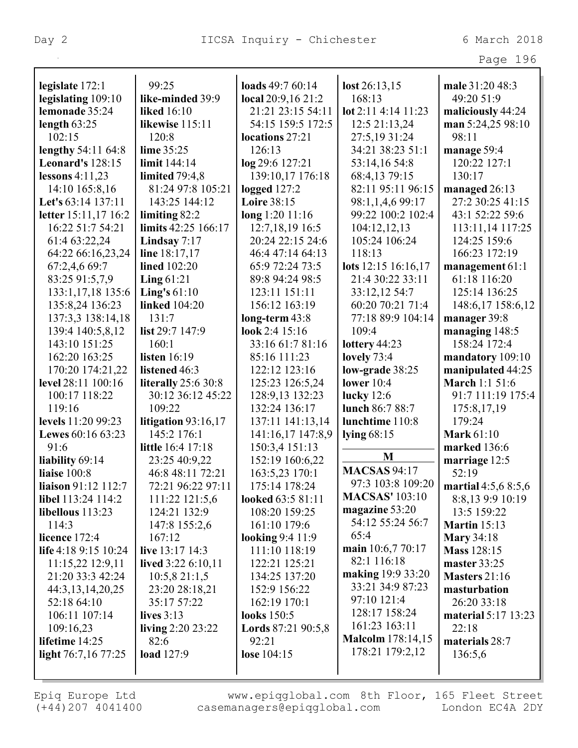**legislate** 172:1
**legislating** 109:10
**lemonade** 35:24
**length** 63:25 102:15
**lengthy** 54:11 64:8
**Leonard's** 128:15
**lessons** 4:11,23 14:10 165:8,16
**Let's** 63:14 137:11
**letter** 15:11,17 16:2 16:22 51:7 54:21 61:4 63:22,24 64:22 66:16,23,24 67:2,4,6 69:7 83:25 91:5,7,9 133:1,17,18 135:6 135:8,24 136:23 137:3,3 138:14,18 139:4 140:5,8,12 143:10 151:25 162:20 163:25 170:20 174:21,22
**level** 28:11 100:16 100:17 118:22 119:16
**levels** 11:20 99:23
**Lewes** 60:16 63:23 91:6
**liability** 69:14
**liaise** 100:8
**liaison** 91:12 112:7
**libel** 113:24 114:2
**libellous** 113:23 114:3
**licence** 172:4
**life** 4:18 9:15 10:24 11:15,22 12:9,11 21:20 33:3 42:24 44:3,13,14,20,25 52:18 64:10 106:11 107:14 109:16,23
**lifetime** 14:25
**light** 76:7,16 77:25 99:25
**like-minded** 39:9
**liked** 16:10
**likewise** 115:11 120:8
**lime** 35:25
**limit** 144:14
**limited** 79:4,8 81:24 97:8 105:21 143:25 144:12
**limiting** 82:2
**limits** 42:25 166:17
**Lindsay** 7:17
**line** 18:17,17
**lined** 102:20
**Ling** 61:21
**Ling's** 61:10
**linked** 104:20 131:7
**list** 29:7 147:9 160:1
**listen** 16:19
**listened** 46:3
**literally** 25:6 30:8 30:12 36:12 45:22 109:22
**litigation** 93:16,17 145:2 176:1
**little** 16:4 17:18 23:25 40:9,22 46:8 48:11 72:21 72:21 96:22 97:11 111:22 121:5,6 124:21 132:9 147:8 155:2,6 167:12
**live** 13:17 14:3
**lived** 3:22 6:10,11 10:5,8 21:1,5 23:20 28:18,21 35:17 57:22
**lives** 3:13
**living** 2:20 23:22 82:6
**load** 127:9
**loads** 49:7 60:14
**local** 20:9,16 21:2 21:21 23:15 54:11 54:15 159:5 172:5
**locations** 27:21 126:13
**log** 29:6 127:21 139:10,17 176:18
**logged** 127:2
**Loire** 38:15
**long** 1:20 11:16 12:7,18,19 16:5 20:24 22:15 24:6 46:4 47:14 64:13 65:9 72:24 73:5 89:8 94:24 98:5 123:11 151:11 156:12 163:19
**long-term** 43:8
**look** 2:4 15:16 33:16 61:7 81:16 85:16 111:23 122:12 123:16 125:23 126:5,24 128:9,13 132:23 132:24 136:17 137:11 141:13,14 141:16,17 147:8,9 150:3,4 151:13 152:19 160:6,22 163:5,23 170:1 175:14 178:24
**looked** 63:5 81:11 108:20 159:25 161:10 179:6
**looking** 9:4 11:9 111:10 118:19 122:21 125:21 134:25 137:20 152:9 156:22 162:19 170:1
**looks** 150:5
**Lords** 87:21 90:5,8 92:21
**lose** 104:15
**lost** 26:13,15 168:13
**lot** 2:11 4:14 11:23 12:5 21:13,24 27:5,19 31:24 34:21 38:23 51:1 53:14,16 54:8 68:4,13 79:15 82:11 95:11 96:15 98:1,1,4,6 99:17 99:22 100:2 102:4 104:12,12,13 105:24 106:24 118:13
**lots** 12:15 16:16,17 21:4 30:22 33:11 33:12,12 54:7 60:20 70:21 71:4 77:18 89:9 104:14 109:4
**lottery** 44:23
**lovely** 73:4
**low-grade** 38:25
**lower** 10:4
**lucky** 12:6
**lunch** 86:7 88:7
**lunchtime** 110:8
**lying** 68:15

## M

**MACSAS** 94:17 97:3 103:8 109:20
**MACSAS'** 103:10
**magazine** 53:20 54:12 55:24 56:7 65:4
**main** 10:6,7 70:17 82:1 116:18
**making** 19:9 33:20 33:21 34:9 87:23 97:10 121:4 128:17 158:24 161:23 163:11
**Malcolm** 178:14,15 178:21 179:2,12
**male** 31:20 48:3 49:20 51:9
**maliciously** 44:24
**man** 5:24,25 98:10 98:11
**manage** 59:4 120:22 127:1 130:17
**managed** 26:13 27:2 30:25 41:15 43:1 52:22 59:6 113:11,14 117:25 124:25 159:6 166:23 172:19
**management** 61:1 61:18 116:20 125:14 136:25 148:6,17 158:6,12
**manager** 39:8
**managing** 148:5 158:24 172:4
**mandatory** 109:10
**manipulated** 44:25
**March** 1:1 51:6 91:7 111:19 175:4 175:8,17,19 179:24
**Mark** 61:10
**marked** 136:6
**marriage** 12:5 52:19
**martial** 4:5,6 8:5,6 8:8,13 9:9 10:19 13:5 159:22
**Martin** 15:13
**Mary** 34:18
**Mass** 128:15
**master** 33:25
**Masters** 21:16
**masturbation** 26:20 33:18
**material** 5:17 13:23 22:18
**materials** 28:7 136:5,6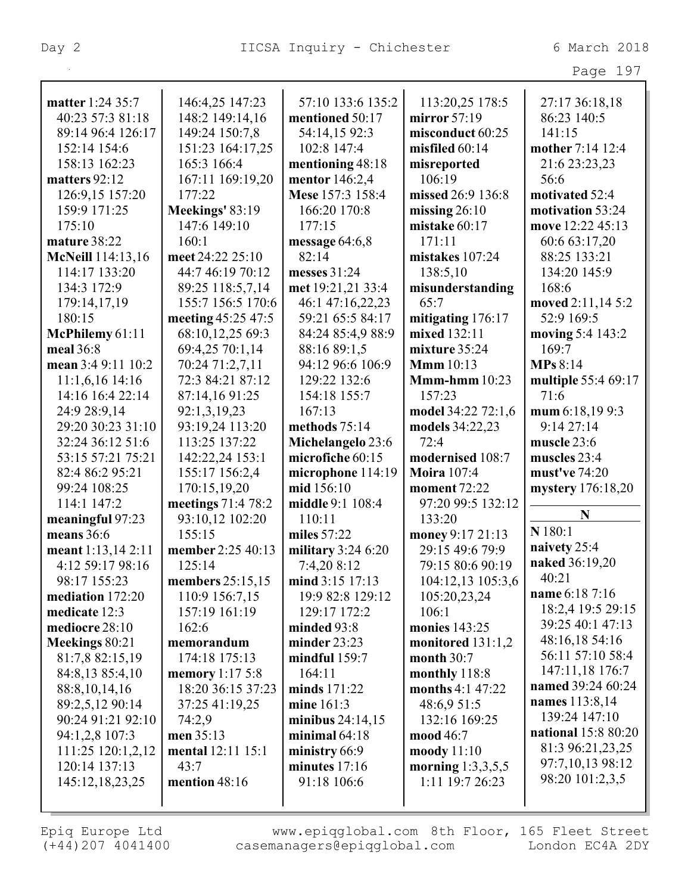**matter** 1:24 35:7 40:23 57:3 81:18 89:14 96:4 126:17 152:14 154:6 158:13 162:23
**matters** 92:12 126:9,15 157:20 159:9 171:25 175:10
**mature** 38:22
**McNeill** 114:13,16 114:17 133:20 134:3 172:9 179:14,17,19 180:15
**McPhilemy** 61:11
**meal** 36:8
**mean** 3:4 9:11 10:2 11:1,6,16 14:16 14:16 16:4 22:14 24:9 28:9,14 29:20 30:23 31:10 32:24 36:12 51:6 53:15 57:21 75:21 82:4 86:2 95:21 99:24 108:25 114:1 147:2
**meaningful** 97:23
**means** 36:6
**meant** 1:13,14 2:11 4:12 59:17 98:16 98:17 155:23
**mediation** 172:20
**medicate** 12:3
**mediocre** 28:10
**Meekings** 80:21 81:7,8 82:15,19 84:8,13 85:4,10 88:8,10,14,16 89:2,5,12 90:14 90:24 91:21 92:10 94:1,2,8 107:3 111:25 120:1,2,12 120:14 137:13 145:12,18,23,25 146:4,25 147:23 148:2 149:14,16 149:24 150:7,8 151:23 164:17,25 165:3 166:4 167:11 169:19,20 177:22
**Meekings'** 83:19 147:6 149:10 160:1
**meet** 24:22 25:10 44:7 46:19 70:12 89:25 118:5,7,14 155:7 156:5 170:6
**meeting** 45:25 47:5 68:10,12,25 69:3 69:4,25 70:1,14 70:24 71:2,7,11 72:3 84:21 87:12 87:14,16 91:25 92:1,3,19,23 93:19,24 113:20 113:25 137:22 142:22,24 153:1 155:17 156:2,4 170:15,19,20
**meetings** 71:4 78:2 93:10,12 102:20 155:15
**member** 2:25 40:13 125:14
**members** 25:15,15 110:9 156:7,15 157:19 161:19 162:6
**memorandum** 174:18 175:13
**memory** 1:17 5:8 18:20 36:15 37:23 37:25 41:19,25 74:2,9
**men** 35:13
**mental** 12:11 15:1 43:7
**mention** 48:16 57:10 133:6 135:2
**mentioned** 50:17 54:14,15 92:3 102:8 147:4
**mentioning** 48:18
**mentor** 146:2,4
**Mese** 157:3 158:4 166:20 170:8 177:15
**message** 64:6,8 82:14
**messes** 31:24
**met** 19:21,21 33:4 46:1 47:16,22,23 59:21 65:5 84:17 84:24 85:4,9 88:9 88:16 89:1,5 94:12 96:6 106:9 129:22 132:6 154:18 155:7 167:13
**methods** 75:14
**Michelangelo** 23:6
**microfiche** 60:15
**microphone** 114:19
**mid** 156:10
**middle** 9:1 108:4 110:11
**miles** 57:22
**military** 3:24 6:20 7:4,20 8:12
**mind** 3:15 17:13 19:9 82:8 129:12 129:17 172:2
**minded** 93:8
**minder** 23:23
**mindful** 159:7 164:11
**minds** 171:22
**mine** 161:3
**minibus** 24:14,15
**minimal** 64:18
**ministry** 66:9
**minutes** 17:16 91:18 106:6 113:20,25 178:5
**mirror** 57:19
**misconduct** 60:25
**misfiled** 60:14
**misreported** 106:19
**missed** 26:9 136:8
**missing** 26:10
**mistake** 60:17 171:11
**mistakes** 107:24 138:5,10
**misunderstanding** 65:7
**mitigating** 176:17
**mixed** 132:11
**mixture** 35:24
**Mmm** 10:13
**Mmm-hmm** 10:23 157:23
**model** 34:22 72:1,6
**models** 34:22,23 72:4
**modernised** 108:7
**Moira** 107:4
**moment** 72:22 97:20 99:5 132:12 133:20
**money** 9:17 21:13 29:15 49:6 79:9 79:15 80:6 90:19 104:12,13 105:3,6 105:20,23,24 106:1
**monies** 143:25
**monitored** 131:1,2
**month** 30:7
**monthly** 118:8
**months** 4:1 47:22 48:6,9 51:5 132:16 169:25
**mood** 46:7
**moody** 11:10
**morning** 1:3,3,5,5 1:11 19:7 26:23 27:17 36:18,18 86:23 140:5 141:15
**mother** 7:14 12:4 21:6 23:23,23 56:6
**motivated** 52:4
**motivation** 53:24
**move** 12:22 45:13 60:6 63:17,20 88:25 133:21 134:20 145:9 168:6
**moved** 2:11,14 5:2 52:9 169:5
**moving** 5:4 143:2 169:7
**MPs** 8:14
**multiple** 55:4 69:17 71:6
**mum** 6:18,19 9:3 9:14 27:14
**muscle** 23:6
**muscles** 23:4
**must've** 74:20
**mystery** 176:18,20

**N**

**N** 180:1
**naivety** 25:4
**naked** 36:19,20 40:21
**name** 6:18 7:16 18:2,4 19:5 29:15 39:25 40:1 47:13 48:16,18 54:16 56:11 57:10 58:4 147:11,18 176:7
**named** 39:24 60:24
**names** 113:8,14 139:24 147:10
**national** 15:8 80:20 81:3 96:21,23,25 97:7,10,13 98:12 98:20 101:2,3,5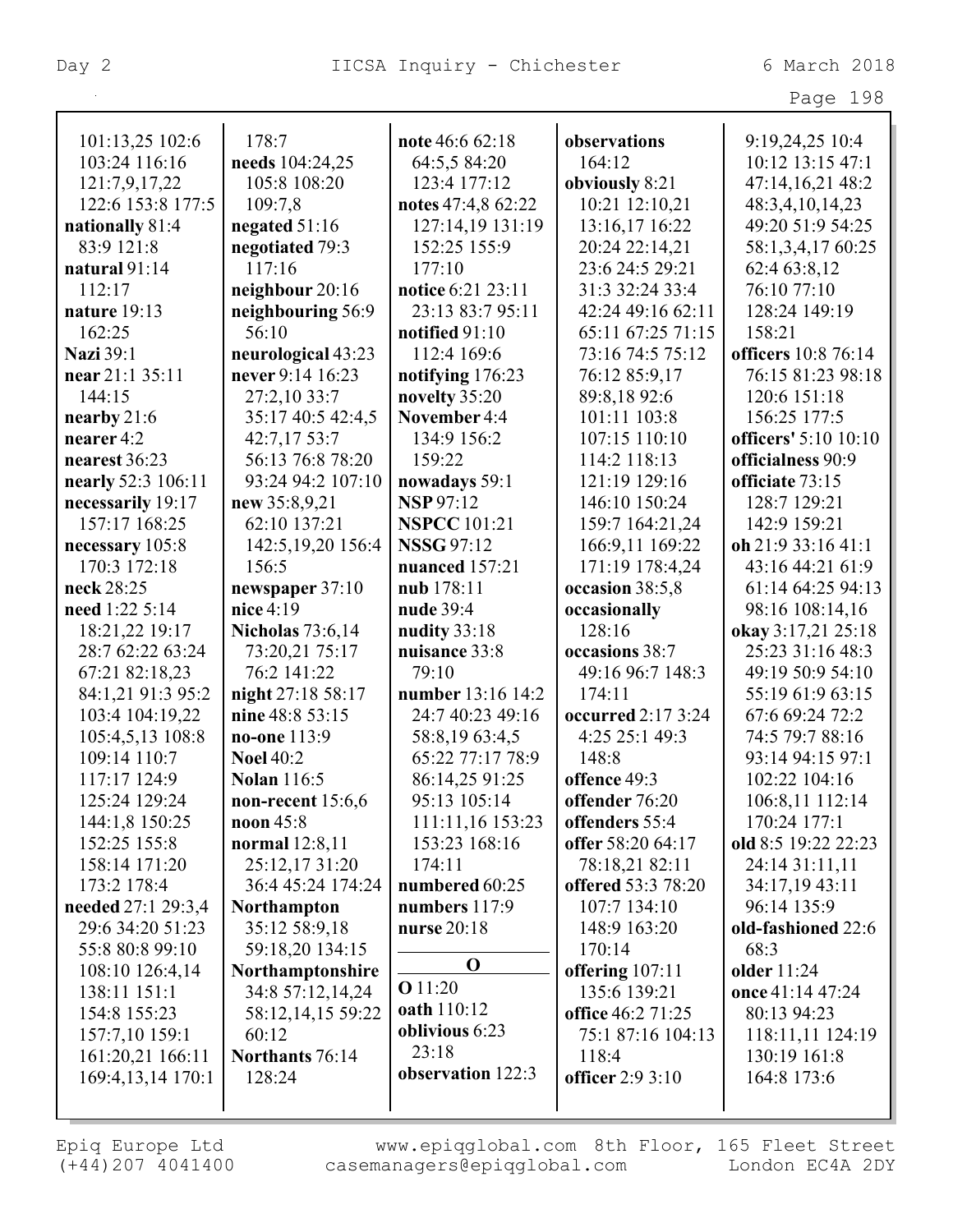101:13,25 102:6 103:24 116:16 121:7,9,17,22 122:6 153:8 177:5
**nationally** 81:4 83:9 121:8
**natural** 91:14 112:17
**nature** 19:13 162:25
**Nazi** 39:1
**near** 21:1 35:11 144:15
**nearby** 21:6
**nearer** 4:2
**nearest** 36:23
**nearly** 52:3 106:11
**necessarily** 19:17 157:17 168:25
**necessary** 105:8 170:3 172:18
**neck** 28:25
**need** 1:22 5:14 18:21,22 19:17 28:7 62:22 63:24 67:21 82:18,23 84:1,21 91:3 95:2 103:4 104:19,22 105:4,5,13 108:8 109:14 110:7 117:17 124:9 125:24 129:24 144:1,8 150:25 152:25 155:8 158:14 171:20 173:2 178:4
**needed** 27:1 29:3,4 29:6 34:20 51:23 55:8 80:8 99:10 108:10 126:4,14 138:11 151:1 154:8 155:23 157:7,10 159:1 161:20,21 166:11 169:4,13,14 170:1 178:7
**needs** 104:24,25 105:8 108:20 109:7,8
**negated** 51:16
**negotiated** 79:3 117:16
**neighbour** 20:16
**neighbouring** 56:9 56:10
**neurological** 43:23
**never** 9:14 16:23 27:2,10 33:7 35:17 40:5 42:4,5 42:7,17 53:7 56:13 76:8 78:20 93:24 94:2 107:10
**new** 35:8,9,21 62:10 137:21 142:5,19,20 156:4 156:5
**newspaper** 37:10
**nice** 4:19
**Nicholas** 73:6,14 73:20,21 75:17 76:2 141:22
**night** 27:18 58:17
**nine** 48:8 53:15
**no-one** 113:9
**Noel** 40:2
**Nolan** 116:5
**non-recent** 15:6,6
**noon** 45:8
**normal** 12:8,11 25:12,17 31:20 36:4 45:24 174:24
**Northampton** 35:12 58:9,18 59:18,20 134:15
**Northamptonshire** 34:8 57:12,14,24 58:12,14,15 59:22 60:12
**Northants** 76:14 128:24
**note** 46:6 62:18 64:5,5 84:20 123:4 177:12
**notes** 47:4,8 62:22 127:14,19 131:19 152:25 155:9 177:10
**notice** 6:21 23:11 23:13 83:7 95:11
**notified** 91:10 112:4 169:6
**notifying** 176:23
**novelty** 35:20
**November** 4:4 134:9 156:2 159:22
**nowadays** 59:1
**NSP** 97:12
**NSPCC** 101:21
**NSSG** 97:12
**nuanced** 157:21
**nub** 178:11
**nude** 39:4
**nudity** 33:18
**nuisance** 33:8 79:10
**number** 13:16 14:2 24:7 40:23 49:16 58:8,19 63:4,5 65:22 77:17 78:9 86:14,25 91:25 95:13 105:14 111:11,16 153:23 153:23 168:16 174:11
**numbered** 60:25
**numbers** 117:9
**nurse** 20:18

## O

**O** 11:20
**oath** 110:12
**oblivious** 6:23 23:18
**observation** 122:3
**observations** 164:12
**obviously** 8:21 10:21 12:10,21 13:16,17 16:22 20:24 22:14,21 23:6 24:5 29:21 31:3 32:24 33:4 42:24 49:16 62:11 65:11 67:25 71:15 73:16 74:5 75:12 76:12 85:9,17 89:8,18 92:6 101:11 103:8 107:15 110:10 114:2 118:13 121:19 129:16 146:10 150:24 159:7 164:21,24 166:9,11 169:22 171:19 178:4,24
**occasion** 38:5,8
**occasionally** 128:16
**occasions** 38:7 49:16 96:7 148:3 174:11
**occurred** 2:17 3:24 4:25 25:1 49:3 148:8
**offence** 49:3
**offender** 76:20
**offenders** 55:4
**offer** 58:20 64:17 78:18,21 82:11
**offered** 53:3 78:20 107:7 134:10 148:9 163:20 170:14
**offering** 107:11 135:6 139:21
**office** 46:2 71:25 75:1 87:16 104:13 118:4
**officer** 2:9 3:10 9:19,24,25 10:4 10:12 13:15 47:1 47:14,16,21 48:2 48:3,4,10,14,23 49:20 51:9 54:25 58:1,3,4,17 60:25 62:4 63:8,12 76:10 77:10 128:24 149:19 158:21
**officers** 10:8 76:14 76:15 81:23 98:18 120:6 151:18 156:25 177:5
**officers'** 5:10 10:10
**officialness** 90:9
**officiate** 73:15 128:7 129:21 142:9 159:21
**oh** 21:9 33:16 41:1 43:16 44:21 61:9 61:14 64:25 94:13 98:16 108:14,16
**okay** 3:17,21 25:18 25:23 31:16 48:3 49:19 50:9 54:10 55:19 61:9 63:15 67:6 69:24 72:2 74:5 79:7 88:16 93:14 94:15 97:1 102:22 104:16 106:8,11 112:14 170:24 177:1
**old** 8:5 19:22 22:23 24:14 31:11,11 34:17,19 43:11 96:14 135:9
**old-fashioned** 22:6 68:3
**older** 11:24
**once** 41:14 47:24 80:13 94:23 118:11,11 124:19 130:19 161:8 164:8 173:6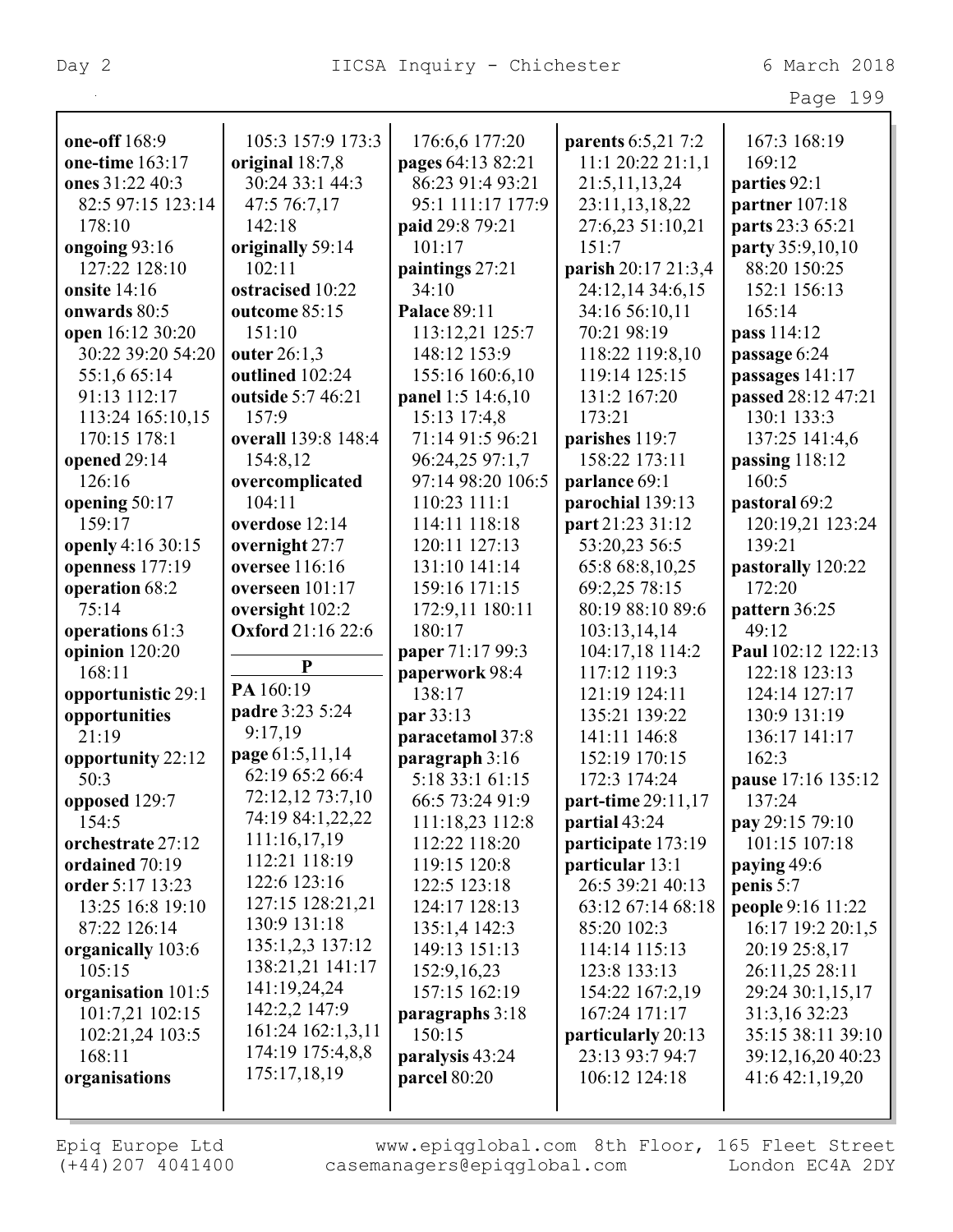**one-off** 168:9
**one-time** 163:17
**ones** 31:22 40:3 82:5 97:15 123:14 178:10
**ongoing** 93:16 127:22 128:10
**onsite** 14:16
**onwards** 80:5
**open** 16:12 30:20 30:22 39:20 54:20 55:1,6 65:14 91:13 112:17 113:24 165:10,15 170:15 178:1
**opened** 29:14 126:16
**opening** 50:17 159:17
**openly** 4:16 30:15
**openness** 177:19
**operation** 68:2 75:14
**operations** 61:3
**opinion** 120:20 168:11
**opportunistic** 29:1
**opportunities** 21:19
**opportunity** 22:12 50:3
**opposed** 129:7 154:5
**orchestrate** 27:12
**ordained** 70:19
**order** 5:17 13:23 13:25 16:8 19:10 87:22 126:14
**organically** 103:6 105:15
**organisation** 101:5 101:7,21 102:15 102:21,24 103:5 168:11
**organisations** 105:3 157:9 173:3
**original** 18:7,8 30:24 33:1 44:3 47:5 76:7,17 142:18
**originally** 59:14 102:11
**ostracised** 10:22
**outcome** 85:15 151:10
**outer** 26:1,3
**outlined** 102:24
**outside** 5:7 46:21 157:9
**overall** 139:8 148:4 154:8,12
**overcomplicated** 104:11
**overdose** 12:14
**overnight** 27:7
**oversee** 116:16
**overseen** 101:17
**oversight** 102:2
**Oxford** 21:16 22:6

**P**

**PA** 160:19
**padre** 3:23 5:24 9:17,19
**page** 61:5,11,14 62:19 65:2 66:4 72:12,12 73:7,10 74:19 84:1,22,22 111:16,17,19 112:21 118:19 122:6 123:16 127:15 128:21,21 130:9 131:18 135:1,2,3 137:12 138:21,21 141:17 141:19,24,24 142:2,2 147:9 161:24 162:1,3,11 174:19 175:4,8,8 175:17,18,19 176:6,6 177:20
**pages** 64:13 82:21 86:23 91:4 93:21 95:1 111:17 177:9
**paid** 29:8 79:21 101:17
**paintings** 27:21 34:10
**Palace** 89:11 113:12,21 125:7 148:12 153:9 155:16 160:6,10
**panel** 1:5 14:6,10 15:13 17:4,8 71:14 91:5 96:21 96:24,25 97:1,7 97:14 98:20 106:5 110:23 111:1 114:11 118:18 120:11 127:13 131:10 141:14 159:16 171:15 172:9,11 180:11 180:17
**paper** 71:17 99:3
**paperwork** 98:4 138:17
**par** 33:13
**paracetamol** 37:8
**paragraph** 3:16 5:18 33:1 61:15 66:5 73:24 91:9 111:18,23 112:8 112:22 118:20 119:15 120:8 122:5 123:18 124:17 128:13 135:1,4 142:3 149:13 151:13 152:9,16,23 157:15 162:19
**paragraphs** 3:18 150:15
**paralysis** 43:24
**parcel** 80:20
**parents** 6:5,21 7:2 11:1 20:22 21:1,1 21:5,11,13,24 23:11,13,18,22 27:6,23 51:10,21 151:7
**parish** 20:17 21:3,4 24:12,14 34:6,15 34:16 56:10,11 70:21 98:19 118:22 119:8,10 119:14 125:15 131:2 167:20 173:21
**parishes** 119:7 158:22 173:11
**parlance** 69:1
**parochial** 139:13
**part** 21:23 31:12 53:20,23 56:5 65:8 68:8,10,25 69:2,25 78:15 80:19 88:10 89:6 103:13,14,14 104:17,18 114:2 117:12 119:3 121:19 124:11 135:21 139:22 141:11 146:8 152:19 170:15 172:3 174:24
**part-time** 29:11,17
**partial** 43:24
**participate** 173:19
**particular** 13:1 26:5 39:21 40:13 63:12 67:14 68:18 85:20 102:3 114:14 115:13 123:8 133:13 154:22 167:2,19 167:24 171:17
**particularly** 20:13 23:13 93:7 94:7 106:12 124:18 167:3 168:19 169:12
**parties** 92:1
**partner** 107:18
**parts** 23:3 65:21
**party** 35:9,10,10 88:20 150:25 152:1 156:13 165:14
**pass** 114:12
**passage** 6:24
**passages** 141:17
**passed** 28:12 47:21 130:1 133:3 137:25 141:4,6
**passing** 118:12 160:5
**pastoral** 69:2 120:19,21 123:24 139:21
**pastorally** 120:22 172:20
**pattern** 36:25 49:12
**Paul** 102:12 122:13 122:18 123:13 124:14 127:17 130:9 131:19 136:17 141:17 162:3
**pause** 17:16 135:12 137:24
**pay** 29:15 79:10 101:15 107:18
**paying** 49:6
**penis** 5:7
**people** 9:16 11:22 16:17 19:2 20:1,5 20:19 25:8,17 26:11,25 28:11 29:24 30:1,15,17 31:3,16 32:23 35:15 38:11 39:10 39:12,16,20 40:23 41:6 42:1,19,20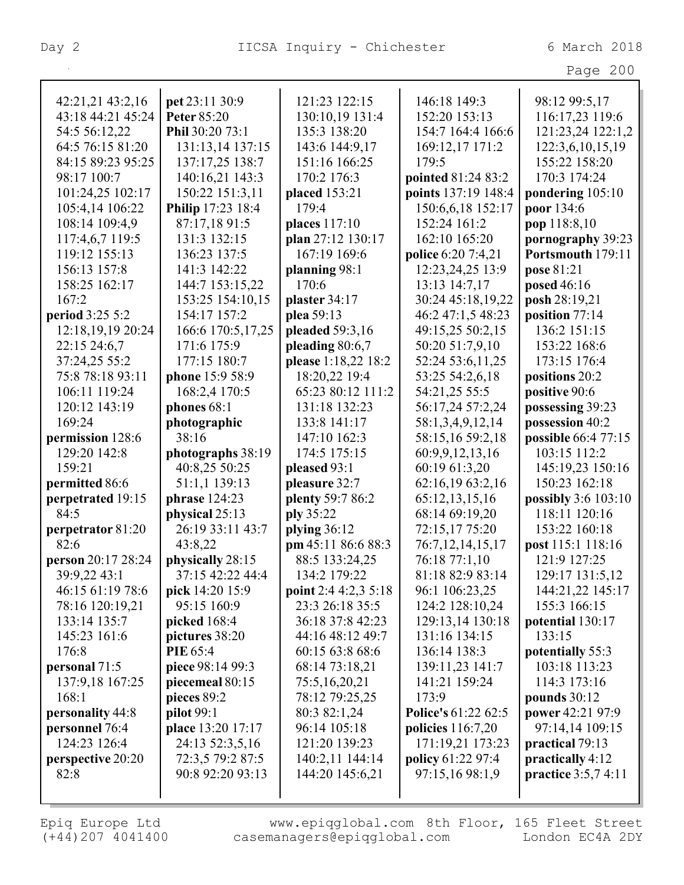42:21,21 43:2,16
43:18 44:21 45:24
54:5 56:12,22
64:5 76:15 81:20
84:15 89:23 95:25
98:17 100:7
101:24,25 102:17
105:4,14 106:22
108:14 109:4,9
117:4,6,7 119:5
119:12 155:13
156:13 157:8
158:25 162:17
167:2

**period** 3:25 5:2
12:18,19,19 20:24
22:15 24:6,7
37:24,25 55:2
75:8 78:18 93:11
106:11 119:24
120:12 143:19
169:24

**permission** 128:6
129:20 142:8
159:21

**permitted** 86:6

**perpetrated** 19:15
84:5

**perpetrator** 81:20
82:6

**person** 20:17 28:24
39:9,22 43:1
46:15 61:19 78:6
78:16 120:19,21
133:14 135:7
145:23 161:6
176:8

**personal** 71:5
137:9,18 167:25
168:1

**personality** 44:8

**personnel** 76:4
124:23 126:4

**perspective** 20:20
82:8

**pet** 23:11 30:9

**Peter** 85:20

**Phil** 30:20 73:1
131:13,14 137:15
137:17,25 138:7
140:16,21 143:3
150:22 151:3,11

**Philip** 17:23 18:4
87:17,18 91:5
131:3 132:15
136:23 137:5
141:3 142:22
144:7 153:15,22
153:25 154:10,15
154:17 157:2
166:6 170:5,17,25
171:6 175:9
177:15 180:7

**phone** 15:9 58:9
168:2,4 170:5

**phones** 68:1

**photographic**
38:16

**photographs** 38:19
40:8,25 50:25
51:1,1 139:13

**phrase** 124:23

**physical** 25:13
26:19 33:11 43:7
43:8,22

**physically** 28:15
37:15 42:22 44:4

**pick** 14:20 15:9
95:15 160:9

**picked** 168:4

**pictures** 38:20

**PIE** 65:4

**piece** 98:14 99:3

**piecemeal** 80:15

**pieces** 89:2

**pilot** 99:1

**place** 13:20 17:17
24:13 52:3,5,16
72:3,5 79:2 87:5
90:8 92:20 93:13
121:23 122:15
130:10,19 131:4
135:3 138:20
143:6 144:9,17
151:16 166:25
170:2 176:3

**placed** 153:21
179:4

**places** 117:10

**plan** 27:12 130:17
167:19 169:6

**planning** 98:1
170:6

**plaster** 34:17

**plea** 59:13

**pleaded** 59:3,16

**pleading** 80:6,7

**please** 1:18,22 18:2
18:20,22 19:4
65:23 80:12 111:2
131:18 132:23
133:8 141:17
147:10 162:3
174:5 175:15

**pleased** 93:1

**pleasure** 32:7

**plenty** 59:7 86:2

**ply** 35:22

**plying** 36:12

**pm** 45:11 86:6 88:3
88:5 133:24,25
134:2 179:22

**point** 2:4 4:2,3 5:18
23:3 26:18 35:5
36:18 37:8 42:23
44:16 48:12 49:7
60:15 63:8 68:6
68:14 73:18,21
75:5,16,20,21
78:12 79:25,25
80:3 82:1,24
96:14 105:18
121:20 139:23
140:2,11 144:14
144:20 145:6,21
146:18 149:3
152:20 153:13
154:7 164:4 166:6
169:12,17 171:2
179:5

**pointed** 81:24 83:2

**points** 137:19 148:4
150:6,6,18 152:17
152:24 161:2
162:10 165:20

**police** 6:20 7:4,21
12:23,24,25 13:9
13:13 14:7,17
30:24 45:18,19,22
46:2 47:1,5 48:23
49:15,25 50:2,15
50:20 51:7,9,10
52:24 53:6,11,25
53:25 54:2,6,18
54:21,25 55:5
56:17,24 57:2,24
58:1,3,4,9,12,14
58:15,16 59:2,18
60:9,9,12,13,16
60:19 61:3,20
62:16,19 63:2,16
65:12,13,15,16
68:14 69:19,20
72:15,17 75:20
76:7,12,14,15,17
76:18 77:1,10
81:18 82:9 83:14
96:1 106:23,25
124:2 128:10,24
129:13,14 130:18
131:16 134:15
136:14 138:3
139:11,23 141:7
141:21 159:24
173:9

**Police's** 61:22 62:5

**policies** 116:7,20
171:19,21 173:23

**policy** 61:22 97:4
97:15,16 98:1,9
98:12 99:5,17
116:17,23 119:6
121:23,24 122:1,2
122:3,6,10,15,19
155:22 158:20
170:3 174:24

**pondering** 105:10

**poor** 134:6

**pop** 118:8,10

**pornography** 39:23

**Portsmouth** 179:11

**pose** 81:21

**posed** 46:16

**posh** 28:19,21

**position** 77:14
136:2 151:15
153:22 168:6
173:15 176:4

**positions** 20:2

**positive** 90:6

**possessing** 39:23

**possession** 40:2

**possible** 66:4 77:15
103:15 112:2
145:19,23 150:16
150:23 162:18

**possibly** 3:6 103:10
118:11 120:16
153:22 160:18

**post** 115:1 118:16
121:9 127:25
129:17 131:5,12
144:21,22 145:17
155:3 166:15

**potential** 130:17
133:15

**potentially** 55:3
103:18 113:23
114:3 173:16

**pounds** 30:12

**power** 42:21 97:9
97:14,14 109:15

**practical** 79:13

**practically** 4:12

**practice** 3:5,7 4:11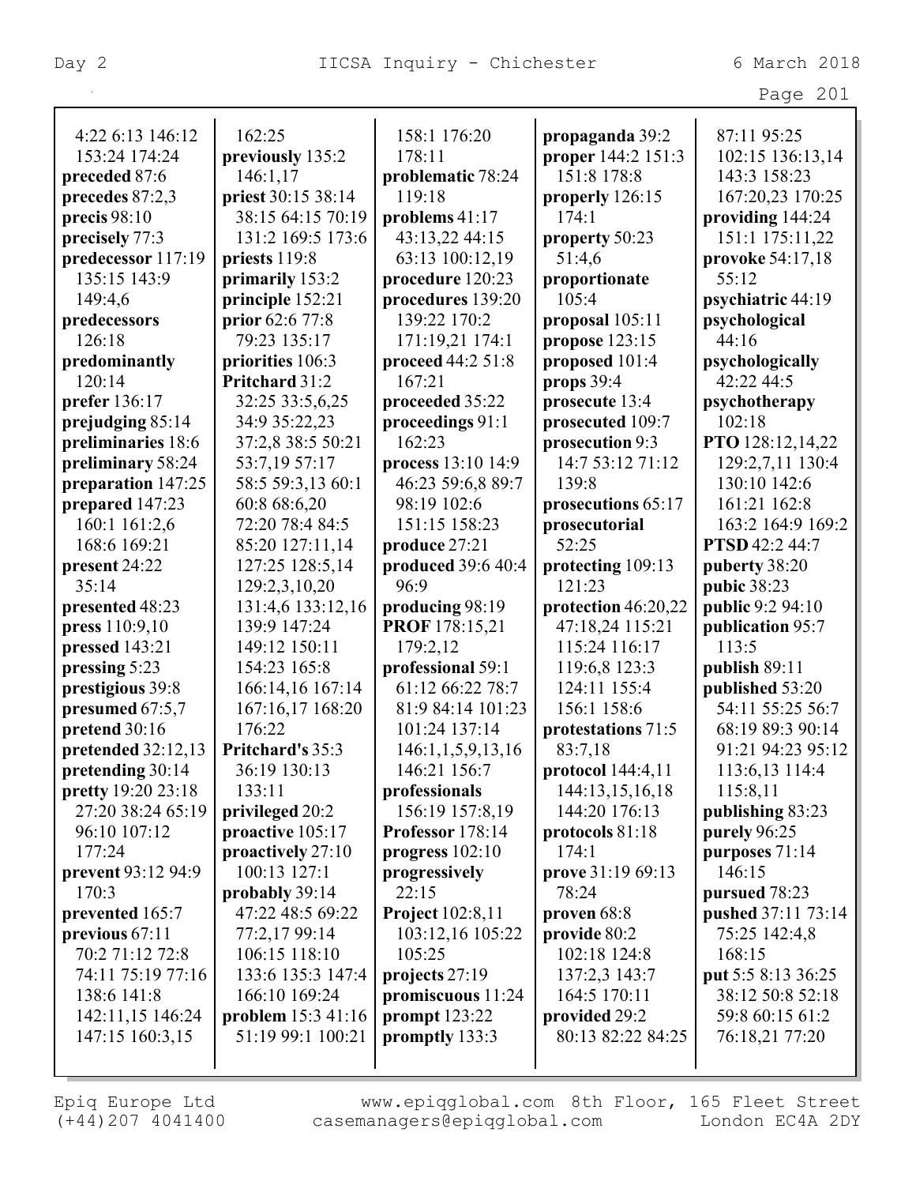4:22 6:13 146:12 153:24 174:24
**preceded** 87:6
**precedes** 87:2,3
**precis** 98:10
**precisely** 77:3
**predecessor** 117:19 135:15 143:9 149:4,6
**predecessors** 126:18
**predominantly** 120:14
**prefer** 136:17
**prejudging** 85:14
**preliminaries** 18:6
**preliminary** 58:24
**preparation** 147:25
**prepared** 147:23 160:1 161:2,6 168:6 169:21
**present** 24:22 35:14
**presented** 48:23
**press** 110:9,10
**pressed** 143:21
**pressing** 5:23
**prestigious** 39:8
**presumed** 67:5,7
**pretend** 30:16
**pretended** 32:12,13
**pretending** 30:14
**pretty** 19:20 23:18 27:20 38:24 65:19 96:10 107:12 177:24
**prevent** 93:12 94:9 170:3
**prevented** 165:7
**previous** 67:11 70:2 71:12 72:8 74:11 75:19 77:16 138:6 141:8 142:11,15 146:24 147:15 160:3,15

162:25
**previously** 135:2 146:1,17
**priest** 30:15 38:14 38:15 64:15 70:19 131:2 169:5 173:6
**priests** 119:8
**primarily** 153:2
**principle** 152:21
**prior** 62:6 77:8 79:23 135:17
**priorities** 106:3
**Pritchard** 31:2 32:25 33:5,6,25 34:9 35:22,23 37:2,8 38:5 50:21 53:7,19 57:17 58:5 59:3,13 60:1 60:8 68:6,20 72:20 78:4 84:5 85:20 127:11,14 127:25 128:5,14 129:2,3,10,20 131:4,6 133:12,16 139:9 147:24 149:12 150:11 154:23 165:8 166:14,16 167:14 167:16,17 168:20 176:22
**Pritchard's** 35:3 36:19 130:13 133:11
**privileged** 20:2
**proactive** 105:17
**proactively** 27:10 100:13 127:1
**probably** 39:14 47:22 48:5 69:22 77:2,17 99:14 106:15 118:10 133:6 135:3 147:4 166:10 169:24
**problem** 15:3 41:16 51:19 99:1 100:21

158:1 176:20 178:11
**problematic** 78:24 119:18
**problems** 41:17 43:13,22 44:15 63:13 100:12,19
**procedure** 120:23
**procedures** 139:20 139:22 170:2 171:19,21 174:1
**proceed** 44:2 51:8 167:21
**proceeded** 35:22
**proceedings** 91:1 162:23
**process** 13:10 14:9 46:23 59:6,8 89:7 98:19 102:6 151:15 158:23
**produce** 27:21
**produced** 39:6 40:4 96:9
**producing** 98:19
**PROF** 178:15,21 179:2,12
**professional** 59:1 61:12 66:22 78:7 81:9 84:14 101:23 101:24 137:14 146:1,1,5,9,13,16 146:21 156:7
**professionals** 156:19 157:8,19
**Professor** 178:14
**progress** 102:10
**progressively** 22:15
**Project** 102:8,11 103:12,16 105:22 105:25
**projects** 27:19
**promiscuous** 11:24
**prompt** 123:22
**promptly** 133:3

**propaganda** 39:2
**proper** 144:2 151:3 151:8 178:8
**properly** 126:15 174:1
**property** 50:23 51:4,6
**proportionate** 105:4
**proposal** 105:11
**propose** 123:15
**proposed** 101:4
**props** 39:4
**prosecute** 13:4
**prosecuted** 109:7
**prosecution** 9:3 14:7 53:12 71:12 139:8
**prosecutions** 65:17
**prosecutorial** 52:25
**protecting** 109:13 121:23
**protection** 46:20,22 47:18,24 115:21 115:24 116:17 119:6,8 123:3 124:11 155:4 156:1 158:6
**protestations** 71:5 83:7,18
**protocol** 144:4,11 144:13,15,16,18 144:20 176:13
**protocols** 81:18 174:1
**prove** 31:19 69:13 78:24
**proven** 68:8
**provide** 80:2 102:18 124:8 137:2,3 143:7 164:5 170:11
**provided** 29:2 80:13 82:22 84:25

87:11 95:25 102:15 136:13,14 143:3 158:23 167:20,23 170:25
**providing** 144:24 151:1 175:11,22
**provoke** 54:17,18 55:12
**psychiatric** 44:19
**psychological** 44:16
**psychologically** 42:22 44:5
**psychotherapy** 102:18
**PTO** 128:12,14,22 129:2,7,11 130:4 130:10 142:6 161:21 162:8 163:2 164:9 169:2
**PTSD** 42:2 44:7
**puberty** 38:20
**pubic** 38:23
**public** 9:2 94:10
**publication** 95:7 113:5
**publish** 89:11
**published** 53:20 54:11 55:25 56:7 68:19 89:3 90:14 91:21 94:23 95:12 113:6,13 114:4 115:8,11
**publishing** 83:23
**purely** 96:25
**purposes** 71:14 146:15
**pursued** 78:23
**pushed** 37:11 73:14 75:25 142:4,8 168:15
**put** 5:5 8:13 36:25 38:12 50:8 52:18 59:8 60:15 61:2 76:18,21 77:20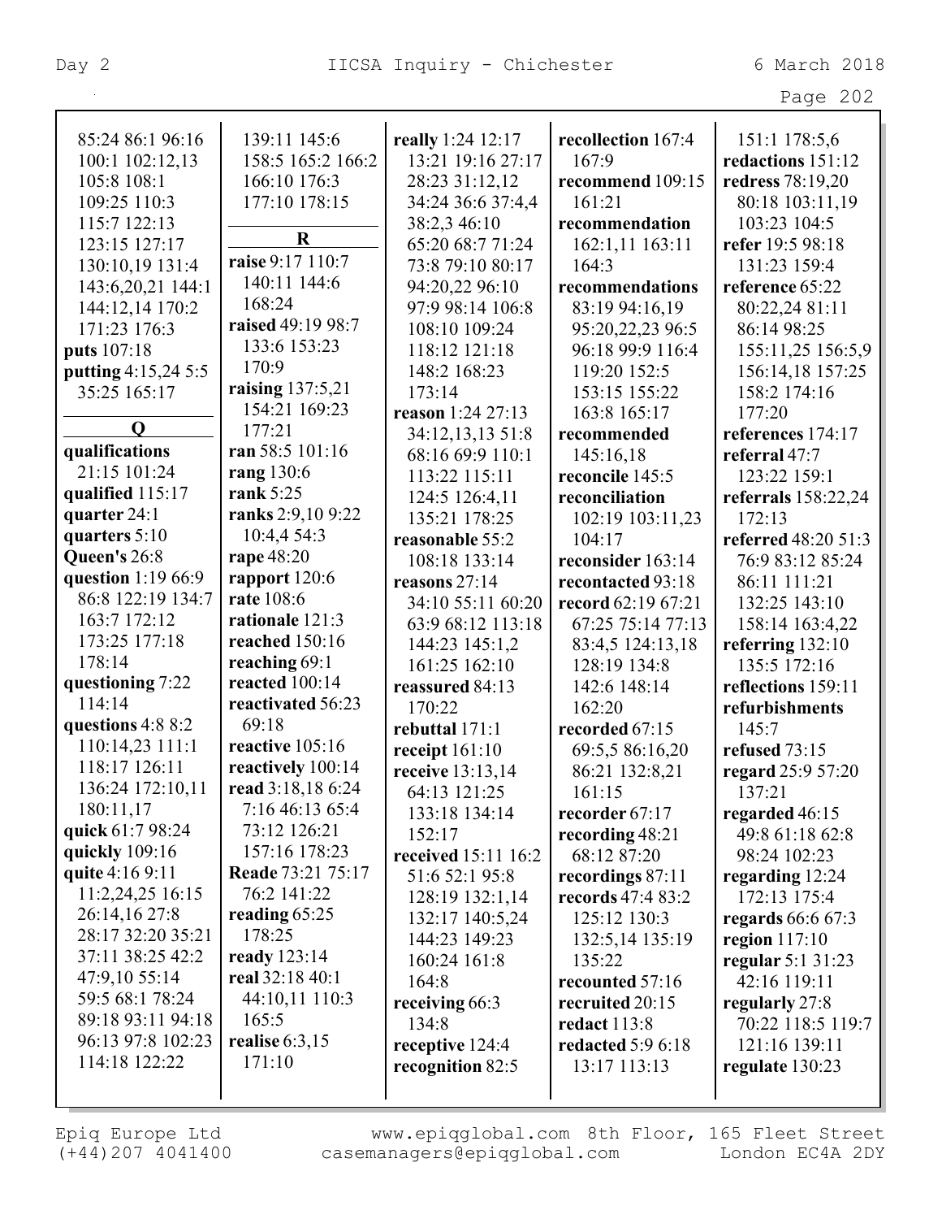85:24 86:1 96:16
100:1 102:12,13
105:8 108:1
109:25 110:3
115:7 122:13
123:15 127:17
130:10,19 131:4
143:6,20,21 144:1
144:12,14 170:2
171:23 176:3
**puts** 107:18
**putting** 4:15,24 5:5
35:25 165:17

**Q**

**qualifications**
21:15 101:24
**qualified** 115:17
**quarter** 24:1
**quarters** 5:10
**Queen's** 26:8
**question** 1:19 66:9
86:8 122:19 134:7
163:7 172:12
173:25 177:18
178:14
**questioning** 7:22
114:14
**questions** 4:8 8:2
110:14,23 111:1
118:17 126:11
136:24 172:10,11
180:11,17
**quick** 61:7 98:24
**quickly** 109:16
**quite** 4:16 9:11
11:2,24,25 16:15
26:14,16 27:8
28:17 32:20 35:21
37:11 38:25 42:2
47:9,10 55:14
59:5 68:1 78:24
89:18 93:11 94:18
96:13 97:8 102:23
114:18 122:22

139:11 145:6
158:5 165:2 166:2
166:10 176:3
177:10 178:15

**R**

**raise** 9:17 110:7
140:11 144:6
168:24
**raised** 49:19 98:7
133:6 153:23
170:9
**raising** 137:5,21
154:21 169:23
177:21
**ran** 58:5 101:16
**rang** 130:6
**rank** 5:25
**ranks** 2:9,10 9:22
10:4,4 54:3
**rape** 48:20
**rapport** 120:6
**rate** 108:6
**rationale** 121:3
**reached** 150:16
**reaching** 69:1
**reacted** 100:14
**reactivated** 56:23
69:18
**reactive** 105:16
**reactively** 100:14
**read** 3:18,18 6:24
7:16 46:13 65:4
73:12 126:21
157:16 178:23
**Reade** 73:21 75:17
76:2 141:22
**reading** 65:25
178:25
**ready** 123:14
**real** 32:18 40:1
44:10,11 110:3
165:5
**realise** 6:3,15
171:10

**really** 1:24 12:17
13:21 19:16 27:17
28:23 31:12,12
34:24 36:6 37:4,4
38:2,3 46:10
65:20 68:7 71:24
73:8 79:10 80:17
94:20,22 96:10
97:9 98:14 106:8
108:10 109:24
118:12 121:18
148:2 168:23
173:14
**reason** 1:24 27:13
34:12,13,13 51:8
68:16 69:9 110:1
113:22 115:11
124:5 126:4,11
135:21 178:25
**reasonable** 55:2
108:18 133:14
**reasons** 27:14
34:10 55:11 60:20
63:9 68:12 113:18
144:23 145:1,2
161:25 162:10
**reassured** 84:13
170:22
**rebuttal** 171:1
**receipt** 161:10
**receive** 13:13,14
64:13 121:25
133:18 134:14
152:17
**received** 15:11 16:2
51:6 52:1 95:8
128:19 132:1,14
132:17 140:5,24
144:23 149:23
160:24 161:8
164:8
**receiving** 66:3
134:8
**receptive** 124:4
**recognition** 82:5

**recollection** 167:4
167:9
**recommend** 109:15
161:21
**recommendation**
162:1,11 163:11
164:3
**recommendations**
83:19 94:16,19
95:20,22,23 96:5
96:18 99:9 116:4
119:20 152:5
153:15 155:22
163:8 165:17
**recommended**
145:16,18
**reconcile** 145:5
**reconciliation**
102:19 103:11,23
104:17
**reconsider** 163:14
**recontacted** 93:18
**record** 62:19 67:21
67:25 75:14 77:13
83:4,5 124:13,18
128:19 134:8
142:6 148:14
162:20
**recorded** 67:15
69:5,5 86:16,20
86:21 132:8,21
161:15
**recorder** 67:17
**recording** 48:21
68:12 87:20
**recordings** 87:11
**records** 47:4 83:2
125:12 130:3
132:5,14 135:19
135:22
**recounted** 57:16
**recruited** 20:15
**redact** 113:8
**redacted** 5:9 6:18
13:17 113:13

151:1 178:5,6
**redactions** 151:12
**redress** 78:19,20
80:18 103:11,19
103:23 104:5
**refer** 19:5 98:18
131:23 159:4
**reference** 65:22
80:22,24 81:11
86:14 98:25
155:11,25 156:5,9
156:14,18 157:25
158:2 174:16
177:20
**references** 174:17
**referral** 47:7
123:22 159:1
**referrals** 158:22,24
172:13
**referred** 48:20 51:3
76:9 83:12 85:24
86:11 111:21
132:25 143:10
158:14 163:4,22
**referring** 132:10
135:5 172:16
**reflections** 159:11
**refurbishments**
145:7
**refused** 73:15
**regard** 25:9 57:20
137:21
**regarded** 46:15
49:8 61:18 62:8
98:24 102:23
**regarding** 12:24
172:13 175:4
**regards** 66:6 67:3
**region** 117:10
**regular** 5:1 31:23
42:16 119:11
**regularly** 27:8
70:22 118:5 119:7
121:16 139:11
**regulate** 130:23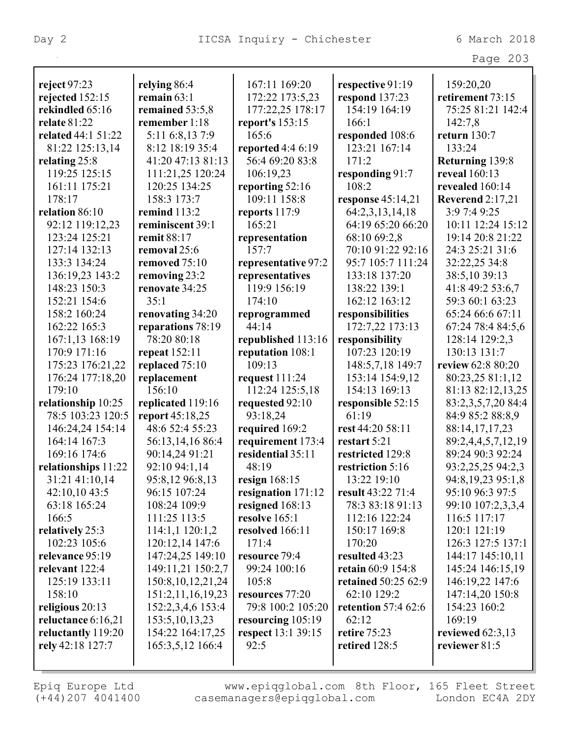**reject** 97:23
**rejected** 152:15
**rekindled** 65:16
**relate** 81:22
**related** 44:1 51:22
81:22 125:13,14
**relating** 25:8
119:25 125:15
161:11 175:21
178:17
**relation** 86:10
92:12 119:12,23
123:24 125:21
127:14 132:13
133:3 134:24
136:19,23 143:2
148:23 150:3
152:21 154:6
158:2 160:24
162:22 165:3
167:1,13 168:19
170:9 171:16
175:23 176:21,22
176:24 177:18,20
179:10
**relationship** 10:25
78:5 103:23 120:5
146:24,24 154:14
164:14 167:3
169:16 174:6
**relationships** 11:22
31:21 41:10,14
42:10,10 43:5
63:18 165:24
166:5
**relatively** 25:3
102:23 105:6
**relevance** 95:19
**relevant** 122:4
125:19 133:11
158:10
**religious** 20:13
**reluctance** 6:16,21
**reluctantly** 119:20
**rely** 42:18 127:7
**relying** 86:4
**remain** 63:1
**remained** 53:5,8
**remember** 1:18
5:11 6:8,13 7:9
8:12 18:19 35:4
41:20 47:13 81:13
111:21,25 120:24
120:25 134:25
158:3 173:7
**remind** 113:2
**reminiscent** 39:1
**remit** 88:17
**removal** 25:6
**removed** 75:10
**removing** 23:2
**renovate** 34:25
35:1
**renovating** 34:20
**reparations** 78:19
78:20 80:18
**repeat** 152:11
**replaced** 75:10
**replacement**
156:10
**replicated** 119:16
**report** 45:18,25
48:6 52:4 55:23
56:13,14,16 86:4
90:14,24 91:21
92:10 94:1,14
95:8,12 96:8,13
96:15 107:24
108:24 109:9
111:25 113:5
114:1,1 120:1,2
120:12,14 147:6
147:24,25 149:10
149:11,21 150:2,7
150:8,10,12,21,24
151:2,11,16,19,23
152:2,3,4,6 153:4
153:5,10,13,23
154:22 164:17,25
165:3,5,12 166:4
167:11 169:20
172:22 173:5,23
177:22,25 178:17
**report's** 153:15
165:6
**reported** 4:4 6:19
56:4 69:20 83:8
106:19,23
**reporting** 52:16
109:11 158:8
**reports** 117:9
165:21
**representation**
157:7
**representative** 97:2
**representatives**
119:9 156:19
174:10
**reprogrammed**
44:14
**republished** 113:16
**reputation** 108:1
109:13
**request** 111:24
112:24 125:5,18
**requested** 92:10
93:18,24
**required** 169:2
**requirement** 173:4
**residential** 35:11
48:19
**resign** 168:15
**resignation** 171:12
**resigned** 168:13
**resolve** 165:1
**resolved** 166:11
171:4
**resource** 79:4
99:24 100:16
105:8
**resources** 77:20
79:8 100:2 105:20
**resourcing** 105:19
**respect** 13:1 39:15
92:5
**respective** 91:19
**respond** 137:23
154:19 164:19
166:1
**responded** 108:6
123:21 167:14
171:2
**responding** 91:7
108:2
**response** 45:14,21
64:2,3,13,14,18
64:19 65:20 66:20
68:10 69:2,8
70:10 91:22 92:16
95:7 105:7 111:24
133:18 137:20
138:22 139:1
162:12 163:12
**responsibilities**
172:7,22 173:13
**responsibility**
107:23 120:19
148:5,7,18 149:7
153:14 154:9,12
154:13 169:13
**responsible** 52:15
61:19
**rest** 44:20 58:11
**restart** 5:21
**restricted** 129:8
**restriction** 5:16
13:22 19:10
**result** 43:22 71:4
78:3 83:18 91:13
112:16 122:24
150:17 169:8
170:20
**resulted** 43:23
**retain** 60:9 154:8
**retained** 50:25 62:9
62:10 129:2
**retention** 57:4 62:6
62:12
**retire** 75:23
**retired** 128:5
159:20,20
**retirement** 73:15
75:25 81:21 142:4
142:7,8
**return** 130:7
133:24
**Returning** 139:8
**reveal** 160:13
**revealed** 160:14
**Reverend** 2:17,21
3:9 7:4 9:25
10:11 12:24 15:12
19:14 20:8 21:22
24:3 25:21 31:6
32:22,25 34:8
38:5,10 39:13
41:8 49:2 53:6,7
59:3 60:1 63:23
65:24 66:6 67:11
67:24 78:4 84:5,6
128:14 129:2,3
130:13 131:7
**review** 62:8 80:20
80:23,25 81:1,12
81:13 82:12,13,25
83:2,3,5,7,20 84:4
84:9 85:2 88:8,9
88:14,17,17,23
89:2,4,4,5,7,12,19
89:24 90:3 92:24
93:2,25,25 94:2,3
94:8,19,23 95:1,8
95:10 96:3 97:5
99:10 107:2,3,3,4
116:5 117:17
120:1 121:19
126:3 127:5 137:1
144:17 145:10,11
145:24 146:15,19
146:19,22 147:6
147:14,20 150:8
154:23 160:2
169:19
**reviewed** 62:3,13
**reviewer** 81:5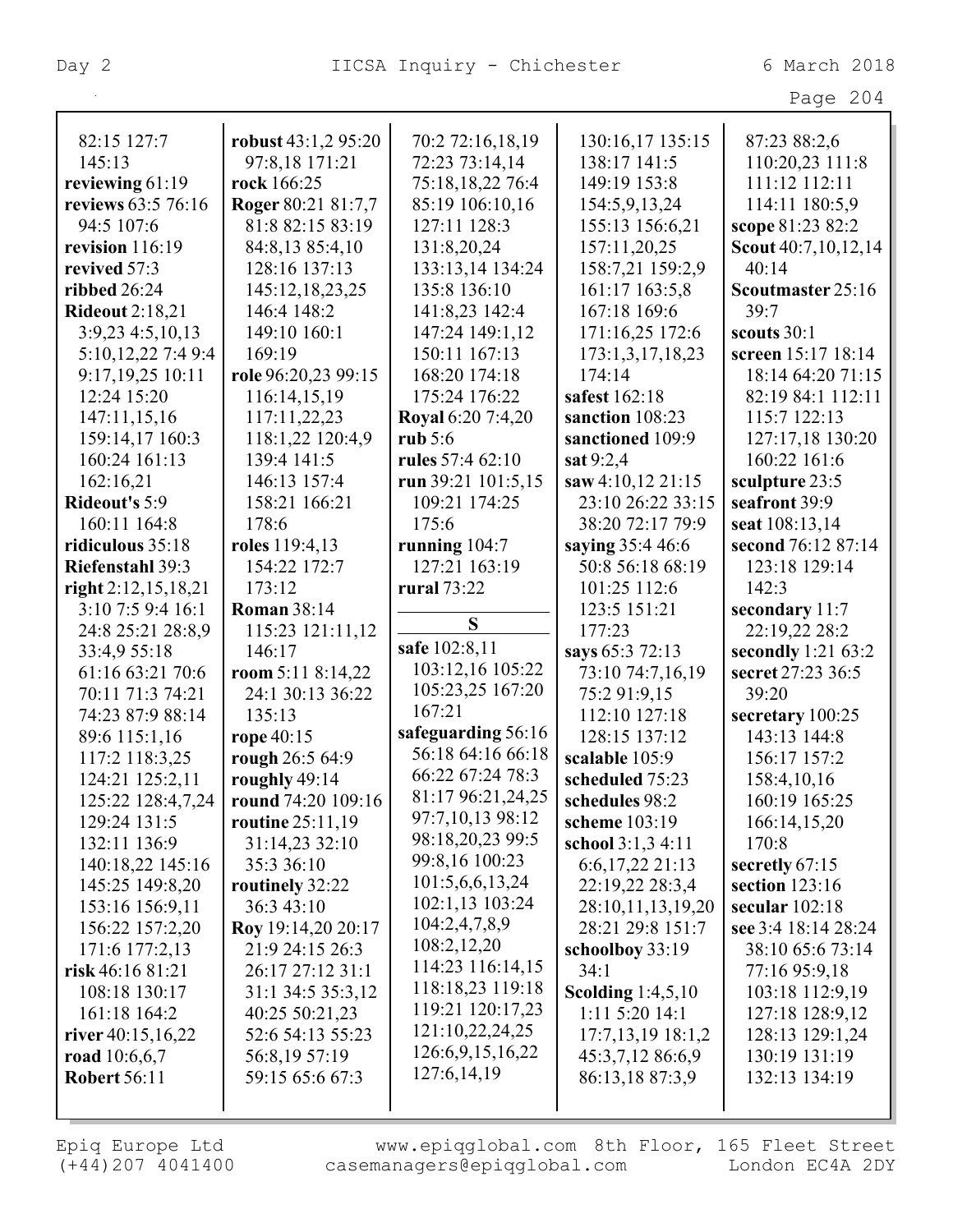82:15 127:7
145:13
**reviewing** 61:19
**reviews** 63:5 76:16
94:5 107:6
**revision** 116:19
**revived** 57:3
**ribbed** 26:24
**Rideout** 2:18,21
3:9,23 4:5,10,13
5:10,12,22 7:4 9:4
9:17,19,25 10:11
12:24 15:20
147:11,15,16
159:14,17 160:3
160:24 161:13
162:16,21
**Rideout's** 5:9
160:11 164:8
**ridiculous** 35:18
**Riefenstahl** 39:3
**right** 2:12,15,18,21
3:10 7:5 9:4 16:1
24:8 25:21 28:8,9
33:4,9 55:18
61:16 63:21 70:6
70:11 71:3 74:21
74:23 87:9 88:14
89:6 115:1,16
117:2 118:3,25
124:21 125:2,11
125:22 128:4,7,24
129:24 131:5
132:11 136:9
140:18,22 145:16
145:25 149:8,20
153:16 156:9,11
156:22 157:2,20
171:6 177:2,13
**risk** 46:16 81:21
108:18 130:17
161:18 164:2
**river** 40:15,16,22
**road** 10:6,6,7
**Robert** 56:11
**robust** 43:1,2 95:20
97:8,18 171:21
**rock** 166:25
**Roger** 80:21 81:7,7
81:8 82:15 83:19
84:8,13 85:4,10
128:16 137:13
145:12,18,23,25
146:4 148:2
149:10 160:1
169:19
**role** 96:20,23 99:15
116:14,15,19
117:11,22,23
118:1,22 120:4,9
139:4 141:5
146:13 157:4
158:21 166:21
178:6
**roles** 119:4,13
154:22 172:7
173:12
**Roman** 38:14
115:23 121:11,12
146:17
**room** 5:11 8:14,22
24:1 30:13 36:22
135:13
**rope** 40:15
**rough** 26:5 64:9
**roughly** 49:14
**round** 74:20 109:16
**routine** 25:11,19
31:14,23 32:10
35:3 36:10
**routinely** 32:22
36:3 43:10
**Roy** 19:14,20 20:17
21:9 24:15 26:3
26:17 27:12 31:1
31:1 34:5 35:3,12
40:25 50:21,23
52:6 54:13 55:23
56:8,19 57:19
59:15 65:6 67:3
70:2 72:16,18,19
72:23 73:14,14
75:18,18,22 76:4
85:19 106:10,16
127:11 128:3
131:8,20,24
133:13,14 134:24
135:8 136:10
141:8,23 142:4
147:24 149:1,12
150:11 167:13
168:20 174:18
175:24 176:22
**Royal** 6:20 7:4,20
**rub** 5:6
**rules** 57:4 62:10
**run** 39:21 101:5,15
109:21 174:25
175:6
**running** 104:7
127:21 163:19
**rural** 73:22

## S

**safe** 102:8,11
103:12,16 105:22
105:23,25 167:20
167:21
**safeguarding** 56:16
56:18 64:16 66:18
66:22 67:24 78:3
81:17 96:21,24,25
97:7,10,13 98:12
98:18,20,23 99:5
99:8,16 100:23
101:5,6,6,13,24
102:1,13 103:24
104:2,4,7,8,9
108:2,12,20
114:23 116:14,15
118:18,23 119:18
119:21 120:17,23
121:10,22,24,25
126:6,9,15,16,22
127:6,14,19
130:16,17 135:15
138:17 141:5
149:19 153:8
154:5,9,13,24
155:13 156:6,21
157:11,20,25
158:7,21 159:2,9
161:17 163:5,8
167:18 169:6
171:16,25 172:6
173:1,3,17,18,23
174:14
**safest** 162:18
**sanction** 108:23
**sanctioned** 109:9
**sat** 9:2,4
**saw** 4:10,12 21:15
23:10 26:22 33:15
38:20 72:17 79:9
**saying** 35:4 46:6
50:8 56:18 68:19
101:25 112:6
123:5 151:21
177:23
**says** 65:3 72:13
73:10 74:7,16,19
75:2 91:9,15
112:10 127:18
128:15 137:12
**scalable** 105:9
**scheduled** 75:23
**schedules** 98:2
**scheme** 103:19
**school** 3:1,3 4:11
6:6,17,22 21:13
22:19,22 28:3,4
28:10,11,13,19,20
28:21 29:8 151:7
**schoolboy** 33:19
34:1
**Scolding** 1:4,5,10
1:11 5:20 14:1
17:7,13,19 18:1,2
45:3,7,12 86:6,9
86:13,18 87:3,9
87:23 88:2,6
110:20,23 111:8
111:12 112:11
114:11 180:5,9
**scope** 81:23 82:2
**Scout** 40:7,10,12,14
40:14
**Scoutmaster** 25:16
39:7
**scouts** 30:1
**screen** 15:17 18:14
18:14 64:20 71:15
82:19 84:1 112:11
115:7 122:13
127:17,18 130:20
160:22 161:6
**sculpture** 23:5
**seafront** 39:9
**seat** 108:13,14
**second** 76:12 87:14
123:18 129:14
142:3
**secondary** 11:7
22:19,22 28:2
**secondly** 1:21 63:2
**secret** 27:23 36:5
39:20
**secretary** 100:25
143:13 144:8
156:17 157:2
158:4,10,16
160:19 165:25
166:14,15,20
170:8
**secretly** 67:15
**section** 123:16
**secular** 102:18
**see** 3:4 18:14 28:24
38:10 65:6 73:14
77:16 95:9,18
103:18 112:9,19
127:18 128:9,12
128:13 129:1,24
130:19 131:19
132:13 134:19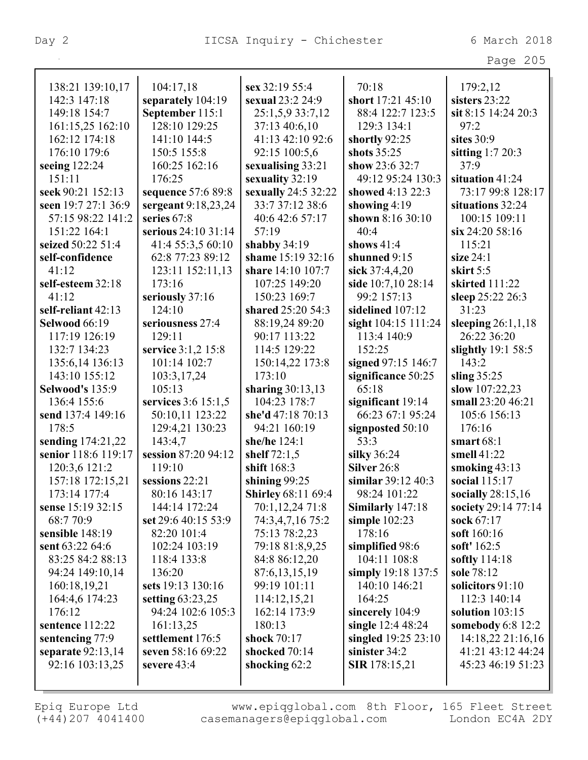138:21 139:10,17
142:3 147:18
149:18 154:7
161:15,25 162:10
162:12 174:18
176:10 179:6
**seeing** 122:24
151:11
**seek** 90:21 152:13
**seen** 19:7 27:1 36:9
57:15 98:22 141:2
151:22 164:1
**seized** 50:22 51:4
**self-confidence**
41:12
**self-esteem** 32:18
41:12
**self-reliant** 42:13
**Selwood** 66:19
117:19 126:19
132:7 134:23
135:6,14 136:13
143:10 155:12
**Selwood's** 135:9
136:4 155:6
**send** 137:4 149:16
178:5
**sending** 174:21,22
**senior** 118:6 119:17
120:3,6 121:2
157:18 172:15,21
173:14 177:4
**sense** 15:19 32:15
68:7 70:9
**sensible** 148:19
**sent** 63:22 64:6
83:25 84:2 88:13
94:24 149:10,14
160:18,19,21
164:4,6 174:23
176:12
**sentence** 112:22
**sentencing** 77:9
**separate** 92:13,14
92:16 103:13,25

104:17,18
**separately** 104:19
**September** 115:1
128:10 129:25
141:10 144:5
150:5 155:8
160:25 162:16
176:25
**sequence** 57:6 89:8
**sergeant** 9:18,23,24
**series** 67:8
**serious** 24:10 31:14
41:4 55:3,5 60:10
62:8 77:23 89:12
123:11 152:11,13
173:16
**seriously** 37:16
124:10
**seriousness** 27:4
129:11
**service** 3:1,2 15:8
101:14 102:7
103:3,17,24
105:13
**services** 3:6 15:1,5
50:10,11 123:22
129:4,21 130:23
143:4,7
**session** 87:20 94:12
119:10
**sessions** 22:21
80:16 143:17
144:14 172:24
**set** 29:6 40:15 53:9
82:20 101:4
102:24 103:19
118:4 133:8
136:20
**sets** 19:13 130:16
**setting** 63:23,25
94:24 102:6 105:3
161:13,25
**settlement** 176:5
**seven** 58:16 69:22
**severe** 43:4

**sex** 32:19 55:4
**sexual** 23:2 24:9
25:1,5,9 33:7,12
37:13 40:6,10
41:13 42:10 92:6
92:15 100:5,6
**sexualising** 33:21
**sexuality** 32:19
**sexually** 24:5 32:22
33:7 37:12 38:6
40:6 42:6 57:17
57:19
**shabby** 34:19
**shame** 15:19 32:16
**share** 14:10 107:7
107:25 149:20
150:23 169:7
**shared** 25:20 54:3
88:19,24 89:20
90:17 113:22
114:5 129:22
150:14,22 173:8
173:10
**sharing** 30:13,13
104:23 178:7
**she'd** 47:18 70:13
94:21 160:19
**she/he** 124:1
**shelf** 72:1,5
**shift** 168:3
**shining** 99:25
**Shirley** 68:11 69:4
70:1,12,24 71:8
74:3,4,7,16 75:2
75:13 78:2,23
79:18 81:8,9,25
84:8 86:12,20
87:6,13,15,19
99:19 101:11
114:12,15,21
162:14 173:9
180:13
**shock** 70:17
**shocked** 70:14
**shocking** 62:2

70:18
**short** 17:21 45:10
88:4 122:7 123:5
129:3 134:1
**shortly** 92:25
**shots** 35:25
**show** 23:6 32:7
49:12 95:24 130:3
**showed** 4:13 22:3
**showing** 4:19
**shown** 8:16 30:10
40:4
**shows** 41:4
**shunned** 9:15
**sick** 37:4,4,20
**side** 10:7,10 28:14
99:2 157:13
**sidelined** 107:12
**sight** 104:15 111:24
113:4 140:9
152:25
**signed** 97:15 146:7
**significance** 50:25
65:18
**significant** 19:14
66:23 67:1 95:24
**signposted** 50:10
53:3
**silky** 36:24
**Silver** 26:8
**similar** 39:12 40:3
98:24 101:22
**Similarly** 147:18
**simple** 102:23
178:16
**simplified** 98:6
104:11 108:8
**simply** 19:18 137:5
140:10 146:21
164:25
**sincerely** 104:9
**single** 12:4 48:24
**singled** 19:25 23:10
**sinister** 34:2
**SIR** 178:15,21

179:2,12
**sisters** 23:22
**sit** 8:15 14:24 20:3
97:2
**sites** 30:9
**sitting** 1:7 20:3
37:9
**situation** 41:24
73:17 99:8 128:17
**situations** 32:24
100:15 109:11
**six** 24:20 58:16
115:21
**size** 24:1
**skirt** 5:5
**skirted** 111:22
**sleep** 25:22 26:3
31:23
**sleeping** 26:1,1,18
26:22 36:20
**slightly** 19:1 58:5
143:2
**sling** 35:25
**slow** 107:22,23
**small** 23:20 46:21
105:6 156:13
176:16
**smart** 68:1
**smell** 41:22
**smoking** 43:13
**social** 115:17
**socially** 28:15,16
**society** 29:14 77:14
**sock** 67:17
**soft** 160:16
**soft'** 162:5
**softly** 114:18
**sole** 78:12
**solicitors** 91:10
112:3 140:14
**solution** 103:15
**somebody** 6:8 12:2
14:18,22 21:16,16
41:21 43:12 44:24
45:23 46:19 51:23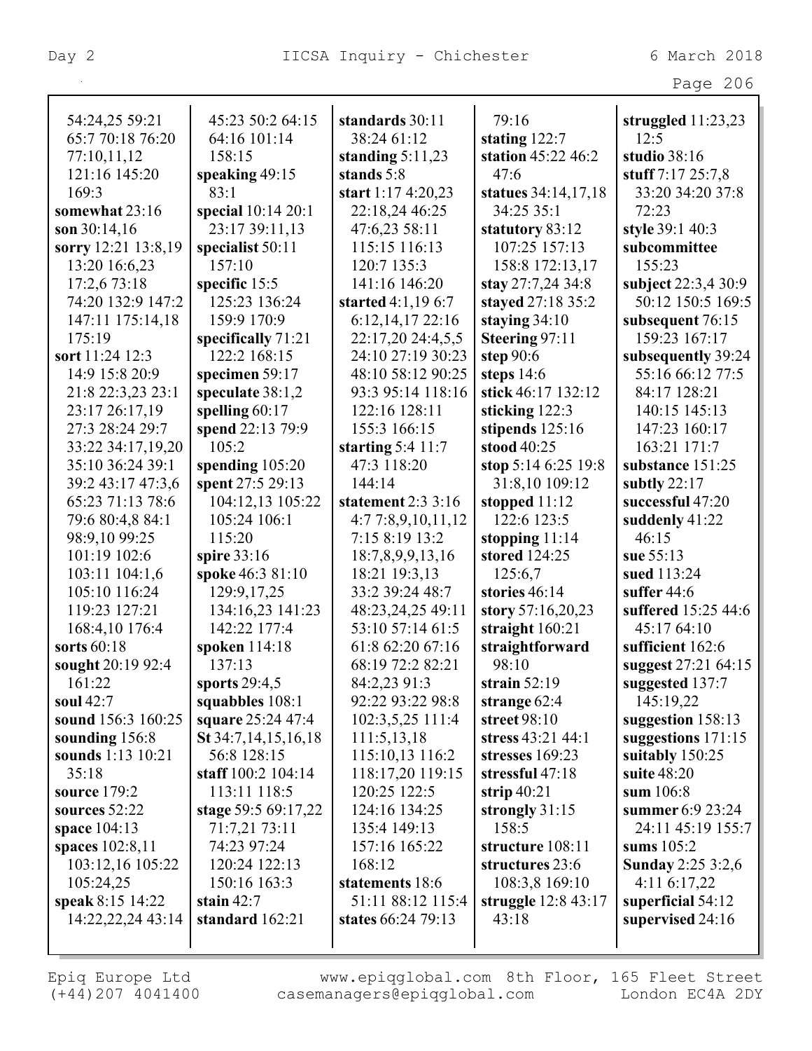54:24,25 59:21 65:7 70:18 76:20 77:10,11,12 121:16 145:20 169:3
**somewhat** 23:16
**son** 30:14,16
**sorry** 12:21 13:8,19 13:20 16:6,23 17:2,6 73:18 74:20 132:9 147:2 147:11 175:14,18 175:19
**sort** 11:24 12:3 14:9 15:8 20:9 21:8 22:3,23 23:1 23:17 26:17,19 27:3 28:24 29:7 33:22 34:17,19,20 35:10 36:24 39:1 39:2 43:17 47:3,6 65:23 71:13 78:6 79:6 80:4,8 84:1 98:9,10 99:25 101:19 102:6 103:11 104:1,6 105:10 116:24 119:23 127:21 168:4,10 176:4
**sorts** 60:18
**sought** 20:19 92:4 161:22
**soul** 42:7
**sound** 156:3 160:25
**sounding** 156:8
**sounds** 1:13 10:21 35:18
**source** 179:2
**sources** 52:22
**space** 104:13
**spaces** 102:8,11 103:12,16 105:22 105:24,25
**speak** 8:15 14:22 14:22,22,24 43:14 45:23 50:2 64:15 64:16 101:14 158:15
**speaking** 49:15 83:1
**special** 10:14 20:1 23:17 39:11,13
**specialist** 50:11 157:10
**specific** 15:5 125:23 136:24 159:9 170:9
**specifically** 71:21 122:2 168:15
**specimen** 59:17
**speculate** 38:1,2
**spelling** 60:17
**spend** 22:13 79:9 105:2
**spending** 105:20
**spent** 27:5 29:13 104:12,13 105:22 105:24 106:1 115:20
**spire** 33:16
**spoke** 46:3 81:10 129:9,17,25 134:16,23 141:23 142:22 177:4
**spoken** 114:18 137:13
**sports** 29:4,5
**squabbles** 108:1
**square** 25:24 47:4
**St** 34:7,14,15,16,18 56:8 128:15
**staff** 100:2 104:14 113:11 118:5
**stage** 59:5 69:17,22 71:7,21 73:11 74:23 97:24 120:24 122:13 150:16 163:3
**stain** 42:7
**standard** 162:21
**standards** 30:11 38:24 61:12
**standing** 5:11,23
**stands** 5:8
**start** 1:17 4:20,23 22:18,24 46:25 47:6,23 58:11 115:15 116:13 120:7 135:3 141:16 146:20
**started** 4:1,19 6:7 6:12,14,17 22:16 22:17,20 24:4,5,5 24:10 27:19 30:23 48:10 58:12 90:25 93:3 95:14 118:16 122:16 128:11 155:3 166:15
**starting** 5:4 11:7 47:3 118:20 144:14
**statement** 2:3 3:16 4:7 7:8,9,10,11,12 7:15 8:19 13:2 18:7,8,9,9,13,16 18:21 19:3,13 33:2 39:24 48:7 48:23,24,25 49:11 53:10 57:14 61:5 61:8 62:20 67:16 68:19 72:2 82:21 84:2,23 91:3 92:22 93:22 98:8 102:3,5,25 111:4 111:5,13,18 115:10,13 116:2 118:17,20 119:15 120:25 122:5 124:16 134:25 135:4 149:13 157:16 165:22 168:12
**statements** 18:6 51:11 88:12 115:4
**states** 66:24 79:13 79:16
**stating** 122:7
**station** 45:22 46:2 47:6
**statues** 34:14,17,18 34:25 35:1
**statutory** 83:12 107:25 157:13 158:8 172:13,17
**stay** 27:7,24 34:8
**stayed** 27:18 35:2
**staying** 34:10
**Steering** 97:11
**step** 90:6
**steps** 14:6
**stick** 46:17 132:12
**sticking** 122:3
**stipends** 125:16
**stood** 40:25
**stop** 5:14 6:25 19:8 31:8,10 109:12
**stopped** 11:12 122:6 123:5
**stopping** 11:14
**stored** 124:25 125:6,7
**stories** 46:14
**story** 57:16,20,23
**straight** 160:21
**straightforward** 98:10
**strain** 52:19
**strange** 62:4
**street** 98:10
**stress** 43:21 44:1
**stresses** 169:23
**stressful** 47:18
**strip** 40:21
**strongly** 31:15 158:5
**structure** 108:11
**structures** 23:6 108:3,8 169:10
**struggle** 12:8 43:17 43:18
**struggled** 11:23,23 12:5
**studio** 38:16
**stuff** 7:17 25:7,8 33:20 34:20 37:8 72:23
**style** 39:1 40:3
**subcommittee** 155:23
**subject** 22:3,4 30:9 50:12 150:5 169:5
**subsequent** 76:15 159:23 167:17
**subsequently** 39:24 55:16 66:12 77:5 84:17 128:21 140:15 145:13 147:23 160:17 163:21 171:7
**substance** 151:25
**subtly** 22:17
**successful** 47:20
**suddenly** 41:22 46:15
**sue** 55:13
**sued** 113:24
**suffer** 44:6
**suffered** 15:25 44:6 45:17 64:10
**sufficient** 162:6
**suggest** 27:21 64:15
**suggested** 137:7 145:19,22
**suggestion** 158:13
**suggestions** 171:15
**suitably** 150:25
**suite** 48:20
**sum** 106:8
**summer** 6:9 23:24 24:11 45:19 155:7
**sums** 105:2
**Sunday** 2:25 3:2,6 4:11 6:17,22
**superficial** 54:12
**supervised** 24:16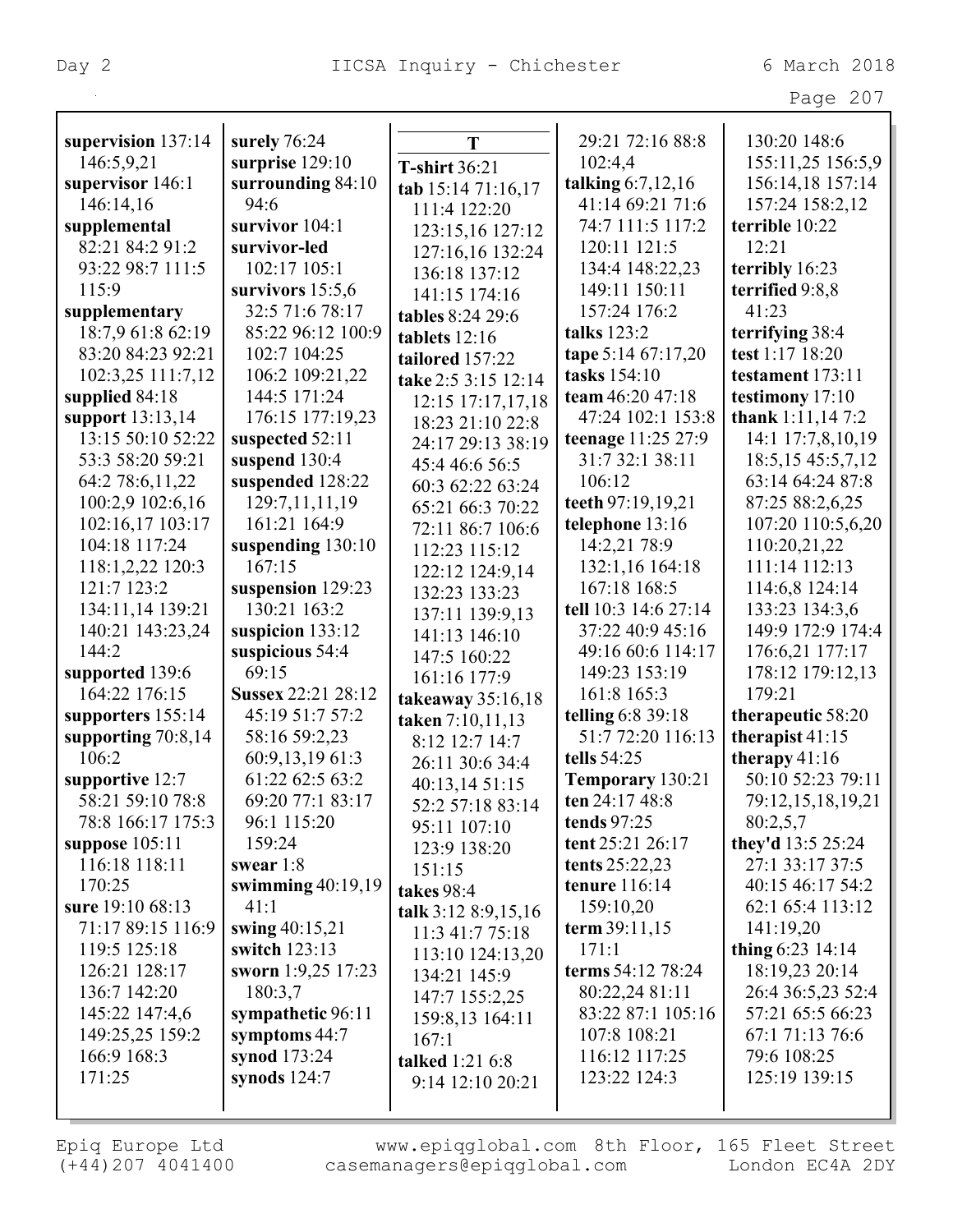**supervision** 137:14 146:5,9,21
**supervisor** 146:1 146:14,16
**supplemental** 82:21 84:2 91:2 93:22 98:7 111:5 115:9
**supplementary** 18:7,9 61:8 62:19 83:20 84:23 92:21 102:3,25 111:7,12
**supplied** 84:18
**support** 13:13,14 13:15 50:10 52:22 53:3 58:20 59:21 64:2 78:6,11,22 100:2,9 102:6,16 102:16,17 103:17 104:18 117:24 118:1,2,22 120:3 121:7 123:2 134:11,14 139:21 140:21 143:23,24 144:2
**supported** 139:6 164:22 176:15
**supporters** 155:14
**supporting** 70:8,14 106:2
**supportive** 12:7 58:21 59:10 78:8 78:8 166:17 175:3
**suppose** 105:11 116:18 118:11 170:25
**sure** 19:10 68:13 71:17 89:15 116:9 119:5 125:18 126:21 128:17 136:7 142:20 145:22 147:4,6 149:25,25 159:2 166:9 168:3 171:25
**surely** 76:24
**surprise** 129:10
**surrounding** 84:10 94:6
**survivor** 104:1
**survivor-led** 102:17 105:1
**survivors** 15:5,6 32:5 71:6 78:17 85:22 96:12 100:9 102:7 104:25 106:2 109:21,22 144:5 171:24 176:15 177:19,23
**suspected** 52:11
**suspend** 130:4
**suspended** 128:22 129:7,11,11,19 161:21 164:9
**suspending** 130:10 167:15
**suspension** 129:23 130:21 163:2
**suspicion** 133:12
**suspicious** 54:4 69:15
**Sussex** 22:21 28:12 45:19 51:7 57:2 58:16 59:2,23 60:9,13,19 61:3 61:22 62:5 63:2 69:20 77:1 83:17 96:1 115:20 159:24
**swear** 1:8
**swimming** 40:19,19 41:1
**swing** 40:15,21
**switch** 123:13
**sworn** 1:9,25 17:23 180:3,7
**sympathetic** 96:11
**symptoms** 44:7
**synod** 173:24
**synods** 124:7

## T

**T-shirt** 36:21
**tab** 15:14 71:16,17 111:4 122:20 123:15,16 127:12 127:16,16 132:24 136:18 137:12 141:15 174:16
**tables** 8:24 29:6
**tablets** 12:16
**tailored** 157:22
**take** 2:5 3:15 12:14 12:15 17:17,17,18 18:23 21:10 22:8 24:17 29:13 38:19 45:4 46:6 56:5 60:3 62:22 63:24 65:21 66:3 70:22 72:11 86:7 106:6 112:23 115:12 122:12 124:9,14 132:23 133:23 137:11 139:9,13 141:13 146:10 147:5 160:22 161:16 177:9
**takeaway** 35:16,18
**taken** 7:10,11,13 8:12 12:7 14:7 26:11 30:6 34:4 40:13,14 51:15 52:2 57:18 83:14 95:11 107:10 123:9 138:20 151:15
**takes** 98:4
**talk** 3:12 8:9,15,16 11:3 41:7 75:18 113:10 124:13,20 134:21 145:9 147:7 155:2,25 159:8,13 164:11 167:1
**talked** 1:21 6:8 9:14 12:10 20:21 29:21 72:16 88:8 102:4,4
**talking** 6:7,12,16 41:14 69:21 71:6 74:7 111:5 117:2 120:11 121:5 134:4 148:22,23 149:11 150:11 157:24 176:2
**talks** 123:2
**tape** 5:14 67:17,20
**tasks** 154:10
**team** 46:20 47:18 47:24 102:1 153:8
**teenage** 11:25 27:9 31:7 32:1 38:11 106:12
**teeth** 97:19,19,21
**telephone** 13:16 14:2,21 78:9 132:1,16 164:18 167:18 168:5
**tell** 10:3 14:6 27:14 37:22 40:9 45:16 49:16 60:6 114:17 149:23 153:19 161:8 165:3
**telling** 6:8 39:18 51:7 72:20 116:13
**tells** 54:25
**Temporary** 130:21
**ten** 24:17 48:8
**tends** 97:25
**tent** 25:21 26:17
**tents** 25:22,23
**tenure** 116:14 159:10,20
**term** 39:11,15 171:1
**terms** 54:12 78:24 80:22,24 81:11 83:22 87:1 105:16 107:8 108:21 116:12 117:25 123:22 124:3 130:20 148:6 155:11,25 156:5,9 156:14,18 157:14 157:24 158:2,12
**terrible** 10:22 12:21
**terribly** 16:23
**terrified** 9:8,8 41:23
**terrifying** 38:4
**test** 1:17 18:20
**testament** 173:11
**testimony** 17:10
**thank** 1:11,14 7:2 14:1 17:7,8,10,19 18:5,15 45:5,7,12 63:14 64:24 87:8 87:25 88:2,6,25 107:20 110:5,6,20 110:20,21,22 111:14 112:13 114:6,8 124:14 133:23 134:3,6 149:9 172:9 174:4 176:6,21 177:17 178:12 179:12,13 179:21
**therapeutic** 58:20
**therapist** 41:15
**therapy** 41:16 50:10 52:23 79:11 79:12,15,18,19,21 80:2,5,7
**they'd** 13:5 25:24 27:1 33:17 37:5 40:15 46:17 54:2 62:1 65:4 113:12 141:19,20
**thing** 6:23 14:14 18:19,23 20:14 26:4 36:5,23 52:4 57:21 65:5 66:23 67:1 71:13 76:6 79:6 108:25 125:19 139:15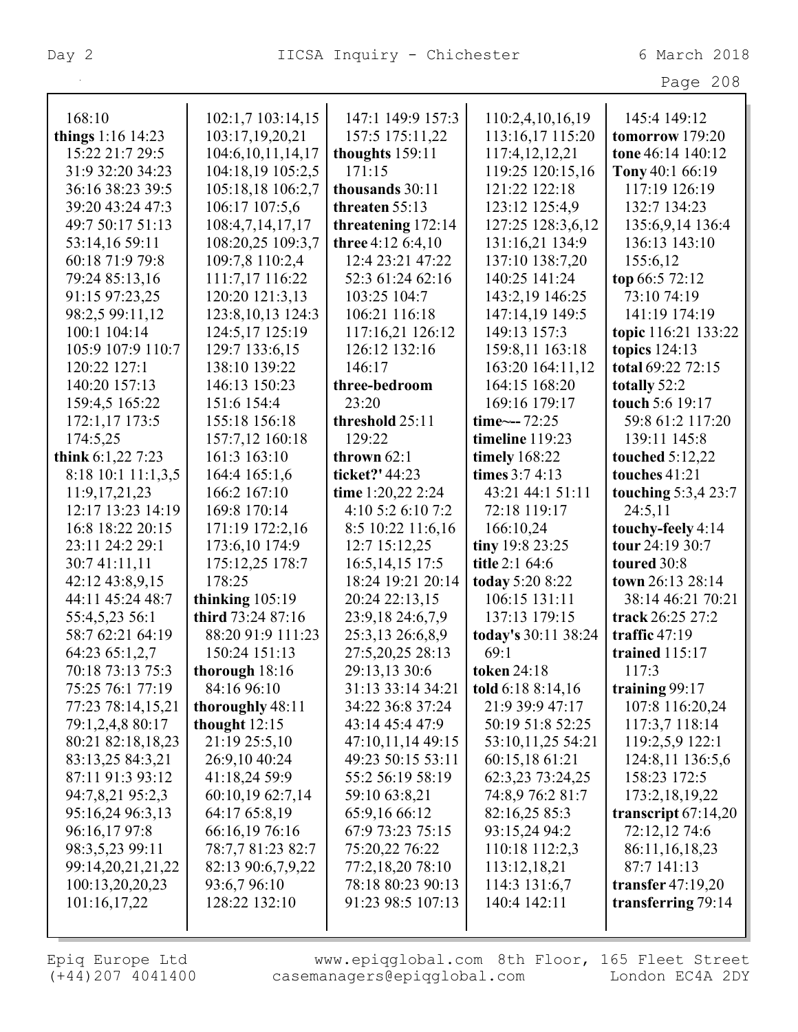168:10
**things** 1:16 14:23 15:22 21:7 29:5 31:9 32:20 34:23 36:16 38:23 39:5 39:20 43:24 47:3 49:7 50:17 51:13 53:14,16 59:11 60:18 71:9 79:8 79:24 85:13,16 91:15 97:23,25 98:2,5 99:11,12 100:1 104:14 105:9 107:9 110:7 120:22 127:1 140:20 157:13 159:4,5 165:22 172:1,17 173:5 174:5,25
**think** 6:1,22 7:23 8:18 10:1 11:1,3,5 11:9,17,21,23 12:17 13:23 14:19 16:8 18:22 20:15 23:11 24:2 29:1 30:7 41:11,11 42:12 43:8,9,15 44:11 45:24 48:7 55:4,5,23 56:1 58:7 62:21 64:19 64:23 65:1,2,7 70:18 73:13 75:3 75:25 76:1 77:19 77:23 78:14,15,21 79:1,2,4,8 80:17 80:21 82:18,18,23 83:13,25 84:3,21 87:11 91:3 93:12 94:7,8,21 95:2,3 95:16,24 96:3,13 96:16,17 97:8 98:3,5,23 99:11 99:14,20,21,21,22 100:13,20,20,23 101:16,17,22 102:1,7 103:14,15 103:17,19,20,21 104:6,10,11,14,17 104:18,19 105:2,5 105:18,18 106:2,7 106:17 107:5,6 108:4,7,14,17,17 108:20,25 109:3,7 109:7,8 110:2,4 111:7,17 116:22 120:20 121:3,13 123:8,10,13 124:3 124:5,17 125:19 129:7 133:6,15 138:10 139:22 146:13 150:23 151:6 154:4 155:18 156:18 157:7,12 160:18 161:3 163:10 164:4 165:1,6 166:2 167:10 169:8 170:14 171:19 172:2,16 173:6,10 174:9 175:12,25 178:7 178:25
**thinking** 105:19
**third** 73:24 87:16 88:20 91:9 111:23 150:24 151:13
**thorough** 18:16 84:16 96:10
**thoroughly** 48:11
**thought** 12:15 21:19 25:5,10 26:9,10 40:24 41:18,24 59:9 60:10,19 62:7,14 64:17 65:8,19 66:16,19 76:16 78:7,7 81:23 82:7 82:13 90:6,7,9,22 93:6,7 96:10 128:22 132:10 147:1 149:9 157:3 157:5 175:11,22
**thoughts** 159:11 171:15
**thousands** 30:11
**threaten** 55:13
**threatening** 172:14
**three** 4:12 6:4,10 12:4 23:21 47:22 52:3 61:24 62:16 103:25 104:7 106:21 116:18 117:16,21 126:12 126:12 132:16 146:17
**three-bedroom** 23:20
**threshold** 25:11 129:22
**thrown** 62:1
**ticket?'** 44:23
**time** 1:20,22 2:24 4:10 5:2 6:10 7:2 8:5 10:22 11:6,16 12:7 15:12,25 16:5,14,15 17:5 18:24 19:21 20:14 20:24 22:13,15 23:9,18 24:6,7,9 25:3,13 26:6,8,9 27:5,20,25 28:13 29:13,13 30:6 31:13 33:14 34:21 34:22 36:8 37:24 43:14 45:4 47:9 47:10,11,14 49:15 49:23 50:15 53:11 55:2 56:19 58:19 59:10 63:8,21 65:9,16 66:12 67:9 73:23 75:15 75:20,22 76:22 77:2,18,20 78:10 78:18 80:23 90:13 91:23 98:5 107:13 110:2,4,10,16,19 113:16,17 115:20 117:4,12,12,21 119:25 120:15,16 121:22 122:18 123:12 125:4,9 127:25 128:3,6,12 131:16,21 134:9 137:10 138:7,20 140:25 141:24 143:2,19 146:25 147:14,19 149:5 149:13 157:3 159:8,11 163:18 163:20 164:11,12 164:15 168:20 169:16 179:17
**time~--** 72:25
**timeline** 119:23
**timely** 168:22
**times** 3:7 4:13 43:21 44:1 51:11 72:18 119:17 166:10,24
**tiny** 19:8 23:25
**title** 2:1 64:6
**today** 5:20 8:22 106:15 131:11 137:13 179:15
**today's** 30:11 38:24 69:1
**token** 24:18
**told** 6:18 8:14,16 21:9 39:9 47:17 50:19 51:8 52:25 53:10,11,25 54:21 60:15,18 61:21 62:3,23 73:24,25 74:8,9 76:2 81:7 82:16,25 85:3 93:15,24 94:2 110:18 112:2,3 113:12,18,21 114:3 131:6,7 140:4 142:11 145:4 149:12
**tomorrow** 179:20
**tone** 46:14 140:12
**Tony** 40:1 66:19 117:19 126:19 132:7 134:23 135:6,9,14 136:4 136:13 143:10 155:6,12
**top** 66:5 72:12 73:10 74:19 141:19 174:19
**topic** 116:21 133:22
**topics** 124:13
**total** 69:22 72:15
**totally** 52:2
**touch** 5:6 19:17 59:8 61:2 117:20 139:11 145:8
**touched** 5:12,22
**touches** 41:21
**touching** 5:3,4 23:7 24:5,11
**touchy-feely** 4:14
**tour** 24:19 30:7
**toured** 30:8
**town** 26:13 28:14 38:14 46:21 70:21
**track** 26:25 27:2
**traffic** 47:19
**trained** 115:17 117:3
**training** 99:17 107:8 116:20,24 117:3,7 118:14 119:2,5,9 122:1 124:8,11 136:5,6 158:23 172:5 173:2,18,19,22
**transcript** 67:14,20 72:12,12 74:6 86:11,16,18,23 87:7 141:13
**transfer** 47:19,20
**transferring** 79:14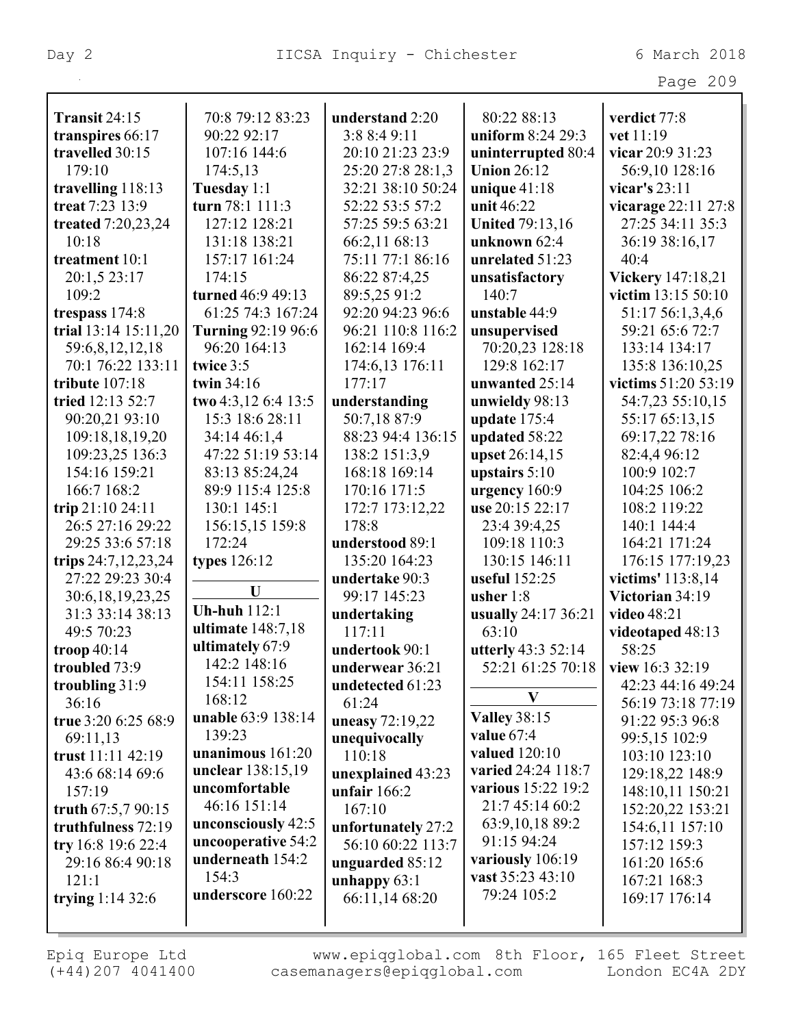**Transit** 24:15
**transpires** 66:17
**travelled** 30:15 179:10
**travelling** 118:13
**treat** 7:23 13:9
**treated** 7:20,23,24 10:18
**treatment** 10:1 20:1,5 23:17 109:2
**trespass** 174:8
**trial** 13:14 15:11,20 59:6,8,12,12,18 70:1 76:22 133:11
**tribute** 107:18
**tried** 12:13 52:7 90:20,21 93:10 109:18,18,19,20 109:23,25 136:3 154:16 159:21 166:7 168:2
**trip** 21:10 24:11 26:5 27:16 29:22 29:25 33:6 57:18
**trips** 24:7,12,23,24 27:22 29:23 30:4 30:6,18,19,23,25 31:3 33:14 38:13 49:5 70:23
**troop** 40:14
**troubled** 73:9
**troubling** 31:9 36:16
**true** 3:20 6:25 68:9 69:11,13
**trust** 11:11 42:19 43:6 68:14 69:6 157:19
**truth** 67:5,7 90:15
**truthfulness** 72:19
**try** 16:8 19:6 22:4 29:16 86:4 90:18 121:1
**trying** 1:14 32:6 70:8 79:12 83:23 90:22 92:17 107:16 144:6 174:5,13
**Tuesday** 1:1
**turn** 78:1 111:3 127:12 128:21 131:18 138:21 157:17 161:24 174:15
**turned** 46:9 49:13 61:25 74:3 167:24
**Turning** 92:19 96:6 96:20 164:13
**twice** 3:5
**twin** 34:16
**two** 4:3,12 6:4 13:5 15:3 18:6 28:11 34:14 46:1,4 47:22 51:19 53:14 83:13 85:24,24 89:9 115:4 125:8 130:1 145:1 156:15,15 159:8 172:24
**types** 126:12

**U**

**Uh-huh** 112:1
**ultimate** 148:7,18
**ultimately** 67:9 142:2 148:16 154:11 158:25 168:12
**unable** 63:9 138:14 139:23
**unanimous** 161:20
**unclear** 138:15,19
**uncomfortable** 46:16 151:14
**unconsciously** 42:5
**uncooperative** 54:2
**underneath** 154:2 154:3
**underscore** 160:22
**understand** 2:20 3:8 8:4 9:11 20:10 21:23 23:9 25:20 27:8 28:1,3 32:21 38:10 50:24 52:22 53:5 57:2 57:25 59:5 63:21 66:2,11 68:13 75:11 77:1 86:16 86:22 87:4,25 89:5,25 91:2 92:20 94:23 96:6 96:21 110:8 116:2 162:14 169:4 174:6,13 176:11 177:17
**understanding** 50:7,18 87:9 88:23 94:4 136:15 138:2 151:3,9 168:18 169:14 170:16 171:5 172:7 173:12,22 178:8
**understood** 89:1 135:20 164:23
**undertake** 90:3 99:17 145:23
**undertaking** 117:11
**undertook** 90:1
**underwear** 36:21
**undetected** 61:23 61:24
**uneasy** 72:19,22
**unequivocally** 110:18
**unexplained** 43:23
**unfair** 166:2 167:10
**unfortunately** 27:2 56:10 60:22 113:7
**unguarded** 85:12
**unhappy** 63:1 66:11,14 68:20 80:22 88:13
**uniform** 8:24 29:3
**uninterrupted** 80:4
**Union** 26:12
**unique** 41:18
**unit** 46:22
**United** 79:13,16
**unknown** 62:4
**unrelated** 51:23
**unsatisfactory** 140:7
**unstable** 44:9
**unsupervised** 70:20,23 128:18 129:8 162:17
**unwanted** 25:14
**unwieldy** 98:13
**update** 175:4
**updated** 58:22
**upset** 26:14,15
**upstairs** 5:10
**urgency** 160:9
**use** 20:15 22:17 23:4 39:4,25 109:18 110:3 130:15 146:11
**useful** 152:25
**usher** 1:8
**usually** 24:17 36:21 63:10
**utterly** 43:3 52:14 52:21 61:25 70:18

**V**

**Valley** 38:15
**value** 67:4
**valued** 120:10
**varied** 24:24 118:7
**various** 15:22 19:2 21:7 45:14 60:2 63:9,10,18 89:2 91:15 94:24
**variously** 106:19
**vast** 35:23 43:10 79:24 105:2
**verdict** 77:8
**vet** 11:19
**vicar** 20:9 31:23 56:9,10 128:16
**vicar's** 23:11
**vicarage** 22:11 27:8 27:25 34:11 35:3 36:19 38:16,17 40:4
**Vickery** 147:18,21
**victim** 13:15 50:10 51:17 56:1,3,4,6 59:21 65:6 72:7 133:14 134:17 135:8 136:10,25
**victims** 51:20 53:19 54:7,23 55:10,15 55:17 65:13,15 69:17,22 78:16 82:4,4 96:12 100:9 102:7 104:25 106:2 108:2 119:22 140:1 144:4 164:21 171:24 176:15 177:19,23
**victims'** 113:8,14
**Victorian** 34:19
**video** 48:21
**videotaped** 48:13 58:25
**view** 16:3 32:19 42:23 44:16 49:24 56:19 73:18 77:19 91:22 95:3 96:8 99:5,15 102:9 103:10 123:10 129:18,22 148:9 148:10,11 150:21 152:20,22 153:21 154:6,11 157:10 157:12 159:3 161:20 165:6 167:21 168:3 169:17 176:14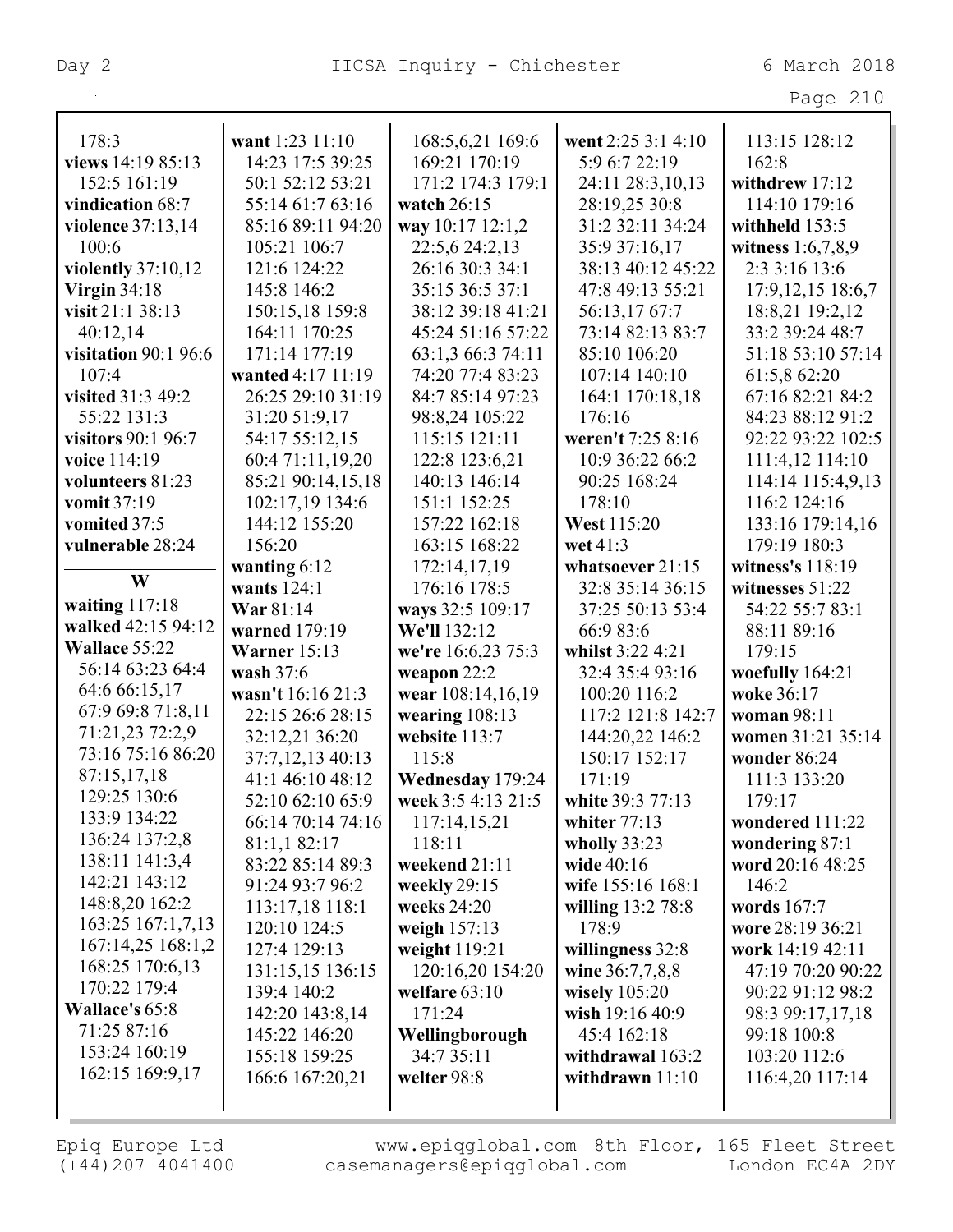178:3
**views** 14:19 85:13 152:5 161:19
**vindication** 68:7
**violence** 37:13,14 100:6
**violently** 37:10,12
**Virgin** 34:18
**visit** 21:1 38:13 40:12,14
**visitation** 90:1 96:6 107:4
**visited** 31:3 49:2 55:22 131:3
**visitors** 90:1 96:7
**voice** 114:19
**volunteers** 81:23
**vomit** 37:19
**vomited** 37:5
**vulnerable** 28:24

**W**

**waiting** 117:18
**walked** 42:15 94:12
**Wallace** 55:22 56:14 63:23 64:4 64:6 66:15,17 67:9 69:8 71:8,11 71:21,23 72:2,9 73:16 75:16 86:20 87:15,17,18 129:25 130:6 133:9 134:22 136:24 137:2,8 138:11 141:3,4 142:21 143:12 148:8,20 162:2 163:25 167:1,7,13 167:14,25 168:1,2 168:25 170:6,13 170:22 179:4
**Wallace's** 65:8 71:25 87:16 153:24 160:19 162:15 169:9,17
**want** 1:23 11:10 14:23 17:5 39:25 50:1 52:12 53:21 55:14 61:7 63:16 85:16 89:11 94:20 105:21 106:7 121:6 124:22 145:8 146:2 150:15,18 159:8 164:11 170:25 171:14 177:19
**wanted** 4:17 11:19 26:25 29:10 31:19 31:20 51:9,17 54:17 55:12,15 60:4 71:11,19,20 85:21 90:14,15,18 102:17,19 134:6 144:12 155:20 156:20
**wanting** 6:12
**wants** 124:1
**War** 81:14
**warned** 179:19
**Warner** 15:13
**wash** 37:6
**wasn't** 16:16 21:3 22:15 26:6 28:15 32:12,21 36:20 37:7,12,13 40:13 41:1 46:10 48:12 52:10 62:10 65:9 66:14 70:14 74:16 81:1,1 82:17 83:22 85:14 89:3 91:24 93:7 96:2 113:17,18 118:1 120:10 124:5 127:4 129:13 131:15,15 136:15 139:4 140:2 142:20 143:8,14 145:22 146:20 155:18 159:25 166:6 167:20,21 168:5,6,21 169:6 169:21 170:19 171:2 174:3 179:1
**watch** 26:15
**way** 10:17 12:1,2 22:5,6 24:2,13 26:16 30:3 34:1 35:15 36:5 37:1 38:12 39:18 41:21 45:24 51:16 57:22 63:1,3 66:3 74:11 74:20 77:4 83:23 84:7 85:14 97:23 98:8,24 105:22 115:15 121:11 122:8 123:6,21 140:13 146:14 151:1 152:25 157:22 162:18 163:15 168:22 172:14,17,19 176:16 178:5
**ways** 32:5 109:17
**We'll** 132:12
**we're** 16:6,23 75:3
**weapon** 22:2
**wear** 108:14,16,19
**wearing** 108:13
**website** 113:7 115:8
**Wednesday** 179:24
**week** 3:5 4:13 21:5 117:14,15,21 118:11
**weekend** 21:11
**weekly** 29:15
**weeks** 24:20
**weigh** 157:13
**weight** 119:21 120:16,20 154:20
**welfare** 63:10 171:24
**Wellingborough** 34:7 35:11
**welter** 98:8
**went** 2:25 3:1 4:10 5:9 6:7 22:19 24:11 28:3,10,13 28:19,25 30:8 31:2 32:11 34:24 35:9 37:16,17 38:13 40:12 45:22 47:8 49:13 55:21 56:13,17 67:7 73:14 82:13 83:7 85:10 106:20 107:14 140:10 164:1 170:18,18 176:16
**weren't** 7:25 8:16 10:9 36:22 66:2 90:25 168:24 178:10
**West** 115:20
**wet** 41:3
**whatsoever** 21:15 32:8 35:14 36:15 37:25 50:13 53:4 66:9 83:6
**whilst** 3:22 4:21 32:4 35:4 93:16 100:20 116:2 117:2 121:8 142:7 144:20,22 146:2 150:17 152:17 171:19
**white** 39:3 77:13
**whiter** 77:13
**wholly** 33:23
**wide** 40:16
**wife** 155:16 168:1
**willing** 13:2 78:8 178:9
**willingness** 32:8
**wine** 36:7,7,8,8
**wisely** 105:20
**wish** 19:16 40:9 45:4 162:18
**withdrawal** 163:2
**withdrawn** 11:10 113:15 128:12 162:8
**withdrew** 17:12 114:10 179:16
**withheld** 153:5
**witness** 1:6,7,8,9 2:3 3:16 13:6 17:9,12,15 18:6,7 18:8,21 19:2,12 33:2 39:24 48:7 51:18 53:10 57:14 61:5,8 62:20 67:16 82:21 84:2 84:23 88:12 91:2 92:22 93:22 102:5 111:4,12 114:10 114:14 115:4,9,13 116:2 124:16 133:16 179:14,16 179:19 180:3
**witness's** 118:19
**witnesses** 51:22 54:22 55:7 83:1 88:11 89:16 179:15
**woefully** 164:21
**woke** 36:17
**woman** 98:11
**women** 31:21 35:14
**wonder** 86:24 111:3 133:20 179:17
**wondered** 111:22
**wondering** 87:1
**word** 20:16 48:25 146:2
**words** 167:7
**wore** 28:19 36:21
**work** 14:19 42:11 47:19 70:20 90:22 90:22 91:12 98:2 98:3 99:17,17,18 99:18 100:8 103:20 112:6 116:4,20 117:14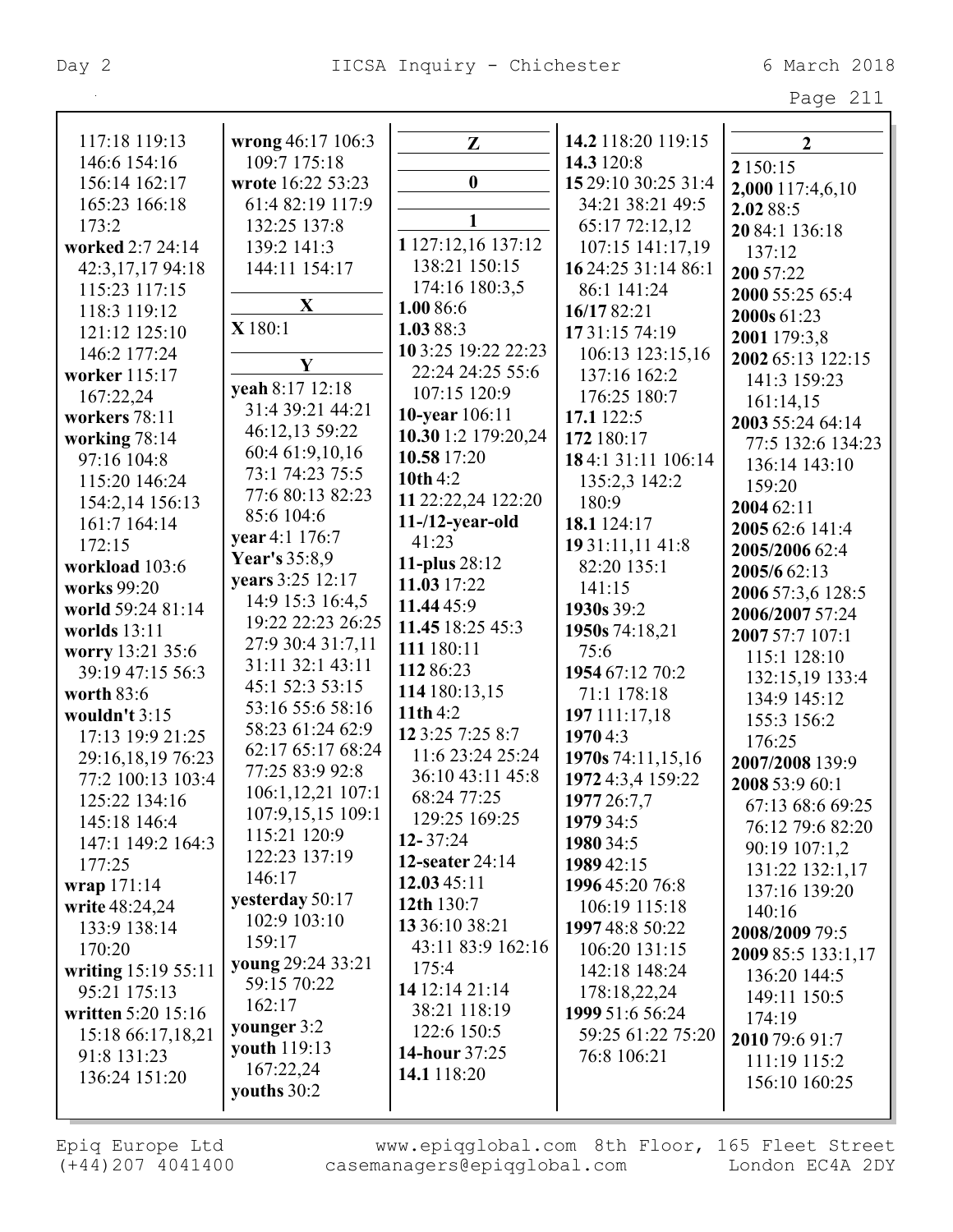117:18 119:13 146:6 154:16 156:14 162:17 165:23 166:18 173:2
**worked** 2:7 24:14 42:3,17,17 94:18 115:23 117:15 118:3 119:12 121:12 125:10 146:2 177:24
**worker** 115:17 167:22,24
**workers** 78:11
**working** 78:14 97:16 104:8 115:20 146:24 154:2,14 156:13 161:7 164:14 172:15
**workload** 103:6
**works** 99:20
**world** 59:24 81:14
**worlds** 13:11
**worry** 13:21 35:6 39:19 47:15 56:3
**worth** 83:6
**wouldn't** 3:15 17:13 19:9 21:25 29:16,18,19 76:23 77:2 100:13 103:4 125:22 134:16 145:18 146:4 147:1 149:2 164:3 177:25
**wrap** 171:14
**write** 48:24,24 133:9 138:14 170:20
**writing** 15:19 55:11 95:21 175:13
**written** 5:20 15:16 15:18 66:17,18,21 91:8 131:23 136:24 151:20
**wrong** 46:17 106:3 109:7 175:18
**wrote** 16:22 53:23 61:4 82:19 117:9 132:25 137:8 139:2 141:3 144:11 154:17

**X**

**X** 180:1

**Y**

**yeah** 8:17 12:18 31:4 39:21 44:21 46:12,13 59:22 60:4 61:9,10,16 73:1 74:23 75:5 77:6 80:13 82:23 85:6 104:6
**year** 4:1 176:7
**Year's** 35:8,9
**years** 3:25 12:17 14:9 15:3 16:4,5 19:22 22:23 26:25 27:9 30:4 31:7,11 31:11 32:1 43:11 45:1 52:3 53:15 53:16 55:6 58:16 58:23 61:24 62:9 62:17 65:17 68:24 77:25 83:9 92:8 106:1,12,21 107:1 107:9,15,15 109:1 115:21 120:9 122:23 137:19 146:17
**yesterday** 50:17 102:9 103:10 159:17
**young** 29:24 33:21 59:15 70:22 162:17
**younger** 3:2
**youth** 119:13 167:22,24
**youths** 30:2

**Z**

**0**

**1**

**1** 127:12,16 137:12 138:21 150:15 174:16 180:3,5
**1.00** 86:6
**1.03** 88:3
**10** 3:25 19:22 22:23 22:24 24:25 55:6 107:15 120:9
**10-year** 106:11
**10.30** 1:2 179:20,24
**10.58** 17:20
**10th** 4:2
**11** 22:22,24 122:20
**11-/12-year-old** 41:23
**11-plus** 28:12
**11.03** 17:22
**11.44** 45:9
**11.45** 18:25 45:3
**111** 180:11
**112** 86:23
**114** 180:13,15
**11th** 4:2
**12** 3:25 7:25 8:7 11:6 23:24 25:24 36:10 43:11 45:8 68:24 77:25 129:25 169:25
**12-** 37:24
**12-seater** 24:14
**12.03** 45:11
**12th** 130:7
**13** 36:10 38:21 43:11 83:9 162:16 175:4
**14** 12:14 21:14 38:21 118:19 122:6 150:5
**14-hour** 37:25
**14.1** 118:20
**14.2** 118:20 119:15
**14.3** 120:8
**15** 29:10 30:25 31:4 34:21 38:21 49:5 65:17 72:12,12 107:15 141:17,19
**16** 24:25 31:14 86:1 86:1 141:24
**16/17** 82:21
**17** 31:15 74:19 106:13 123:15,16 137:16 162:2 176:25 180:7
**17.1** 122:5
**172** 180:17
**18** 4:1 31:11 106:14 135:2,3 142:2 180:9
**18.1** 124:17
**19** 31:11,11 41:8 82:20 135:1 141:15
**1930s** 39:2
**1950s** 74:18,21 75:6
**1954** 67:12 70:2 71:1 178:18
**197** 111:17,18
**1970** 4:3
**1970s** 74:11,15,16
**1972** 4:3,4 159:22
**1977** 26:7,7
**1979** 34:5
**1980** 34:5
**1989** 42:15
**1996** 45:20 76:8 106:19 115:18
**1997** 48:8 50:22 106:20 131:15 142:18 148:24 178:18,22,24
**1999** 51:6 56:24 59:25 61:22 75:20 76:8 106:21

**2**

**2** 150:15
**2,000** 117:4,6,10
**2.02** 88:5
**20** 84:1 136:18 137:12
**200** 57:22
**2000** 55:25 65:4
**2000s** 61:23
**2001** 179:3,8
**2002** 65:13 122:15 141:3 159:23 161:14,15
**2003** 55:24 64:14 77:5 132:6 134:23 136:14 143:10 159:20
**2004** 62:11
**2005** 62:6 141:4
**2005/2006** 62:4
**2005/6** 62:13
**2006** 57:3,6 128:5
**2006/2007** 57:24
**2007** 57:7 107:1 115:1 128:10 132:15,19 133:4 134:9 145:12 155:3 156:2 176:25
**2007/2008** 139:9
**2008** 53:9 60:1 67:13 68:6 69:25 76:12 79:6 82:20 90:19 107:1,2 131:22 132:1,17 137:16 139:20 140:16
**2008/2009** 79:5
**2009** 85:5 133:1,17 136:20 144:5 149:11 150:5 174:19
**2010** 79:6 91:7 111:19 115:2 156:10 160:25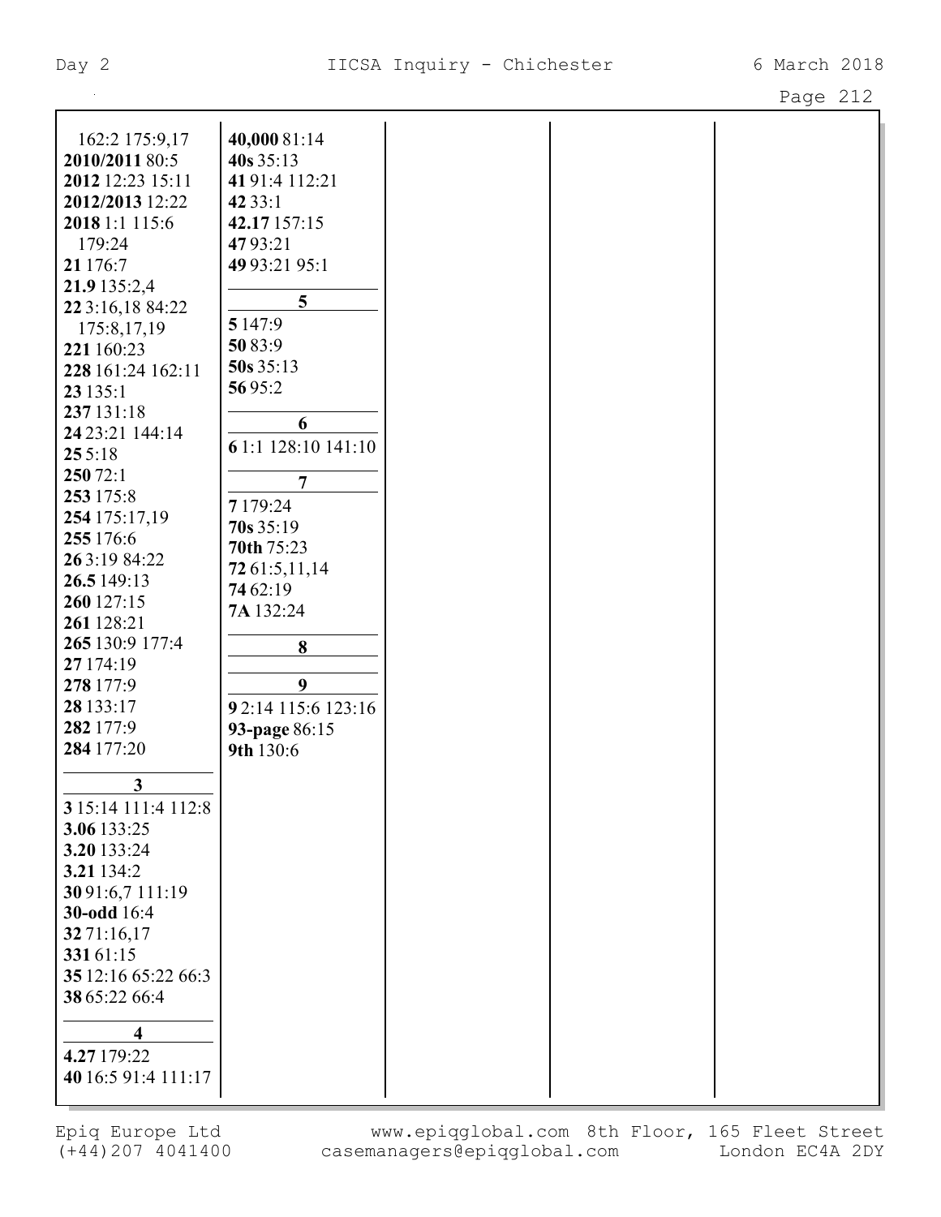162:2 175:9,17
**2010/2011** 80:5
**2012** 12:23 15:11
**2012/2013** 12:22
**2018** 1:1 115:6 179:24
**21** 176:7
**21.9** 135:2,4
**22** 3:16,18 84:22 175:8,17,19
**221** 160:23
**228** 161:24 162:11
**23** 135:1
**237** 131:18
**24** 23:21 144:14
**25** 5:18
**250** 72:1
**253** 175:8
**254** 175:17,19
**255** 176:6
**26** 3:19 84:22
**26.5** 149:13
**260** 127:15
**261** 128:21
**265** 130:9 177:4
**27** 174:19
**278** 177:9
**28** 133:17
**282** 177:9
**284** 177:20

**3**

**3** 15:14 111:4 112:8
**3.06** 133:25
**3.20** 133:24
**3.21** 134:2
**30** 91:6,7 111:19
**30-odd** 16:4
**32** 71:16,17
**331** 61:15
**35** 12:16 65:22 66:3
**38** 65:22 66:4

**4**

**4.27** 179:22
**40** 16:5 91:4 111:17
**40,000** 81:14
**40s** 35:13
**41** 91:4 112:21
**42** 33:1
**42.17** 157:15
**47** 93:21
**49** 93:21 95:1

**5**

**5** 147:9
**50** 83:9
**50s** 35:13
**56** 95:2

**6**

**6** 1:1 128:10 141:10

**7**

**7** 179:24
**70s** 35:19
**70th** 75:23
**72** 61:5,11,14
**74** 62:19
**7A** 132:24

**8**

**9**

**9** 2:14 115:6 123:16
**93-page** 86:15
**9th** 130:6